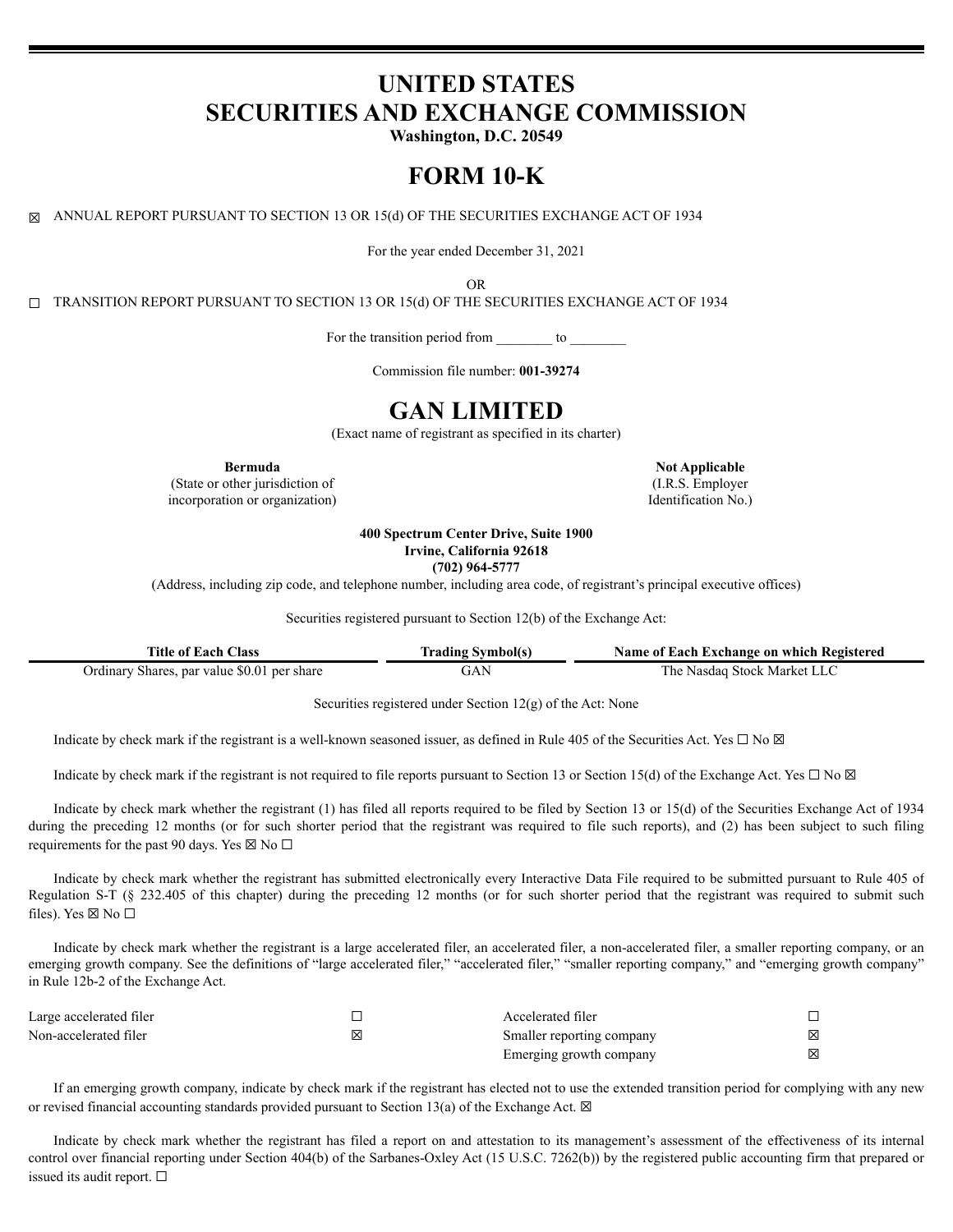# UNITED STATES
# SECURITIES AND EXCHANGE COMMISSION

**Washington, D.C. 20549**

# FORM 10-K

☒ ANNUAL REPORT PURSUANT TO SECTION 13 OR 15(d) OF THE SECURITIES EXCHANGE ACT OF 1934

For the year ended December 31, 2021

OR

☐ TRANSITION REPORT PURSUANT TO SECTION 13 OR 15(d) OF THE SECURITIES EXCHANGE ACT OF 1934

For the transition period from ________ to ________

Commission file number: **001-39274**

# GAN LIMITED

(Exact name of registrant as specified in its charter)

| **Bermuda** | **Not Applicable** |
|---|---|
| (State or other jurisdiction of incorporation or organization) | (I.R.S. Employer Identification No.) |

**400 Spectrum Center Drive, Suite 1900**
**Irvine, California 92618**
**(702) 964-5777**

(Address, including zip code, and telephone number, including area code, of registrant's principal executive offices)

Securities registered pursuant to Section 12(b) of the Exchange Act:

| Title of Each Class | Trading Symbol(s) | Name of Each Exchange on which Registered |
|---|---|---|
| Ordinary Shares, par value $0.01 per share | GAN | The Nasdaq Stock Market LLC |

Securities registered under Section 12(g) of the Act: None

Indicate by check mark if the registrant is a well-known seasoned issuer, as defined in Rule 405 of the Securities Act. Yes ☐ No ☒

Indicate by check mark if the registrant is not required to file reports pursuant to Section 13 or Section 15(d) of the Exchange Act. Yes ☐ No ☒

Indicate by check mark whether the registrant (1) has filed all reports required to be filed by Section 13 or 15(d) of the Securities Exchange Act of 1934 during the preceding 12 months (or for such shorter period that the registrant was required to file such reports), and (2) has been subject to such filing requirements for the past 90 days. Yes ☒ No ☐

Indicate by check mark whether the registrant has submitted electronically every Interactive Data File required to be submitted pursuant to Rule 405 of Regulation S-T (§ 232.405 of this chapter) during the preceding 12 months (or for such shorter period that the registrant was required to submit such files). Yes ☒ No ☐

Indicate by check mark whether the registrant is a large accelerated filer, an accelerated filer, a non-accelerated filer, a smaller reporting company, or an emerging growth company. See the definitions of "large accelerated filer," "accelerated filer," "smaller reporting company," and "emerging growth company" in Rule 12b-2 of the Exchange Act.

| | | | |
|---|---|---|---|
| Large accelerated filer | ☐ | Accelerated filer | ☐ |
| Non-accelerated filer | ☒ | Smaller reporting company | ☒ |
| | | Emerging growth company | ☒ |

If an emerging growth company, indicate by check mark if the registrant has elected not to use the extended transition period for complying with any new or revised financial accounting standards provided pursuant to Section 13(a) of the Exchange Act. ☒

Indicate by check mark whether the registrant has filed a report on and attestation to its management's assessment of the effectiveness of its internal control over financial reporting under Section 404(b) of the Sarbanes-Oxley Act (15 U.S.C. 7262(b)) by the registered public accounting firm that prepared or issued its audit report. ☐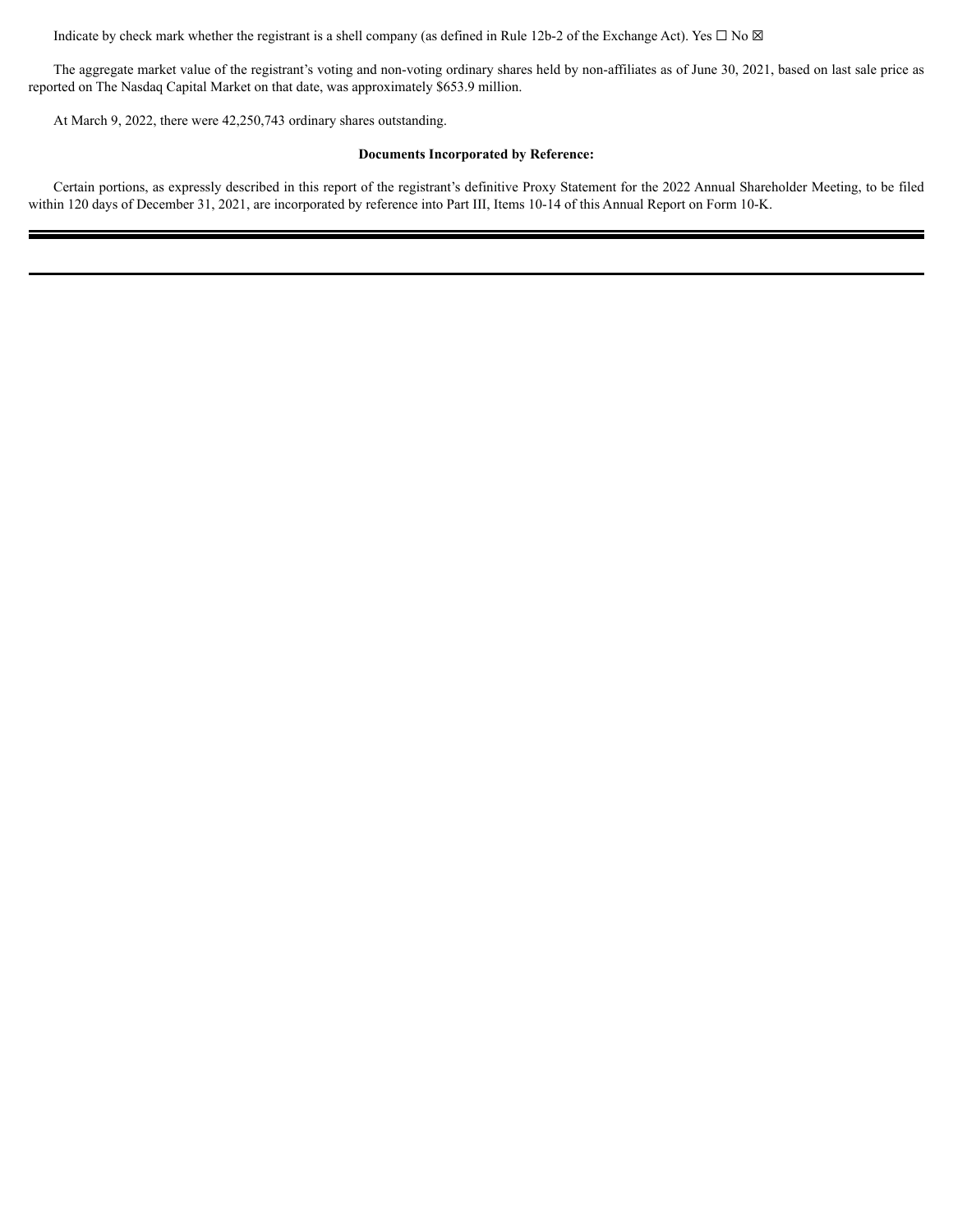Indicate by check mark whether the registrant is a shell company (as defined in Rule 12b-2 of the Exchange Act). Yes ☐ No ☒

The aggregate market value of the registrant's voting and non-voting ordinary shares held by non-affiliates as of June 30, 2021, based on last sale price as reported on The Nasdaq Capital Market on that date, was approximately $653.9 million.

At March 9, 2022, there were 42,250,743 ordinary shares outstanding.

**Documents Incorporated by Reference:**

Certain portions, as expressly described in this report of the registrant's definitive Proxy Statement for the 2022 Annual Shareholder Meeting, to be filed within 120 days of December 31, 2021, are incorporated by reference into Part III, Items 10-14 of this Annual Report on Form 10-K.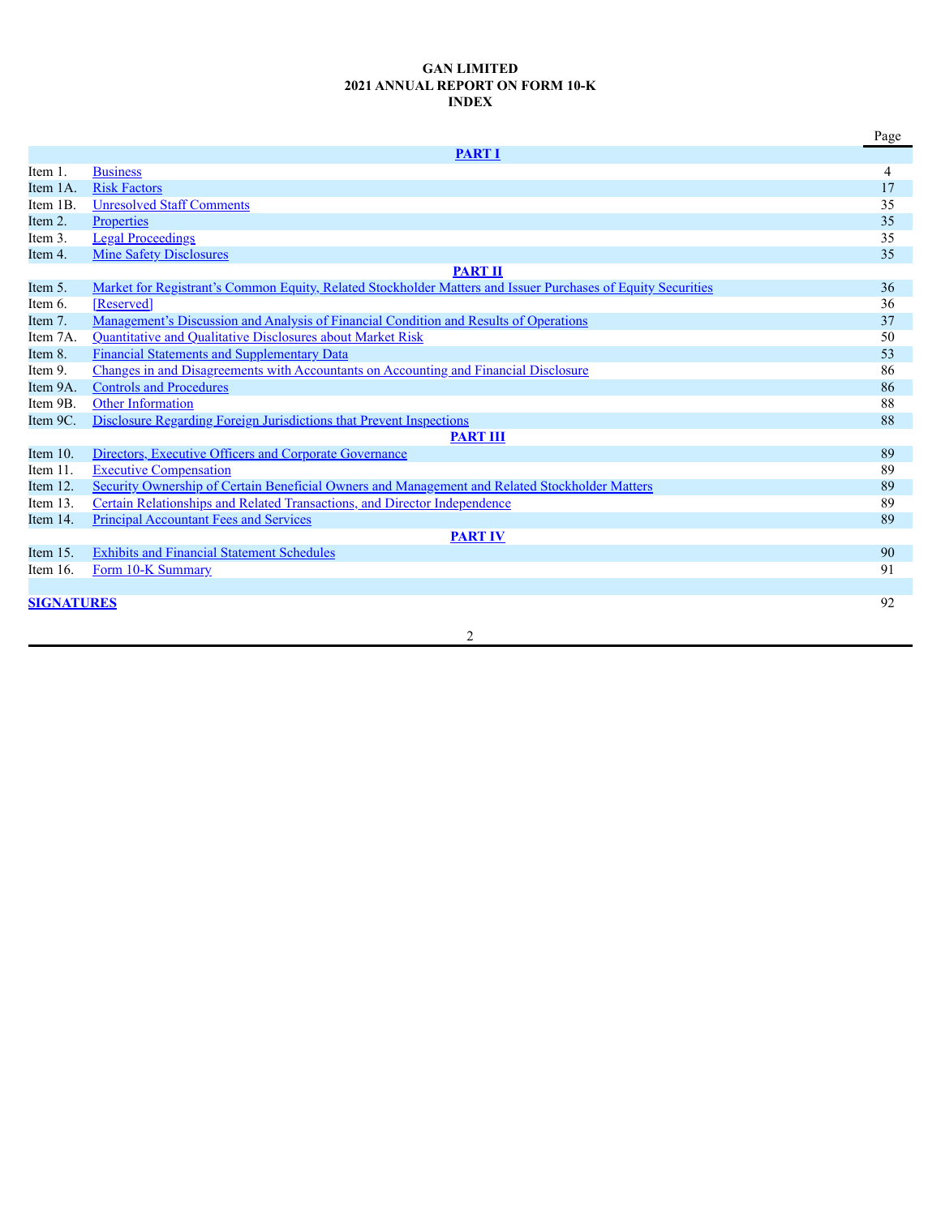**GAN LIMITED**
**2021 ANNUAL REPORT ON FORM 10-K**
**INDEX**

| | | Page |
|---|---|---|
| | **PART I** | |
| Item 1. | Business | 4 |
| Item 1A. | Risk Factors | 17 |
| Item 1B. | Unresolved Staff Comments | 35 |
| Item 2. | Properties | 35 |
| Item 3. | Legal Proceedings | 35 |
| Item 4. | Mine Safety Disclosures | 35 |
| | **PART II** | |
| Item 5. | Market for Registrant's Common Equity, Related Stockholder Matters and Issuer Purchases of Equity Securities | 36 |
| Item 6. | [Reserved] | 36 |
| Item 7. | Management's Discussion and Analysis of Financial Condition and Results of Operations | 37 |
| Item 7A. | Quantitative and Qualitative Disclosures about Market Risk | 50 |
| Item 8. | Financial Statements and Supplementary Data | 53 |
| Item 9. | Changes in and Disagreements with Accountants on Accounting and Financial Disclosure | 86 |
| Item 9A. | Controls and Procedures | 86 |
| Item 9B. | Other Information | 88 |
| Item 9C. | Disclosure Regarding Foreign Jurisdictions that Prevent Inspections | 88 |
| | **PART III** | |
| Item 10. | Directors, Executive Officers and Corporate Governance | 89 |
| Item 11. | Executive Compensation | 89 |
| Item 12. | Security Ownership of Certain Beneficial Owners and Management and Related Stockholder Matters | 89 |
| Item 13. | Certain Relationships and Related Transactions, and Director Independence | 89 |
| Item 14. | Principal Accountant Fees and Services | 89 |
| | **PART IV** | |
| Item 15. | Exhibits and Financial Statement Schedules | 90 |
| Item 16. | Form 10-K Summary | 91 |
| | | |
| **SIGNATURES** | | 92 |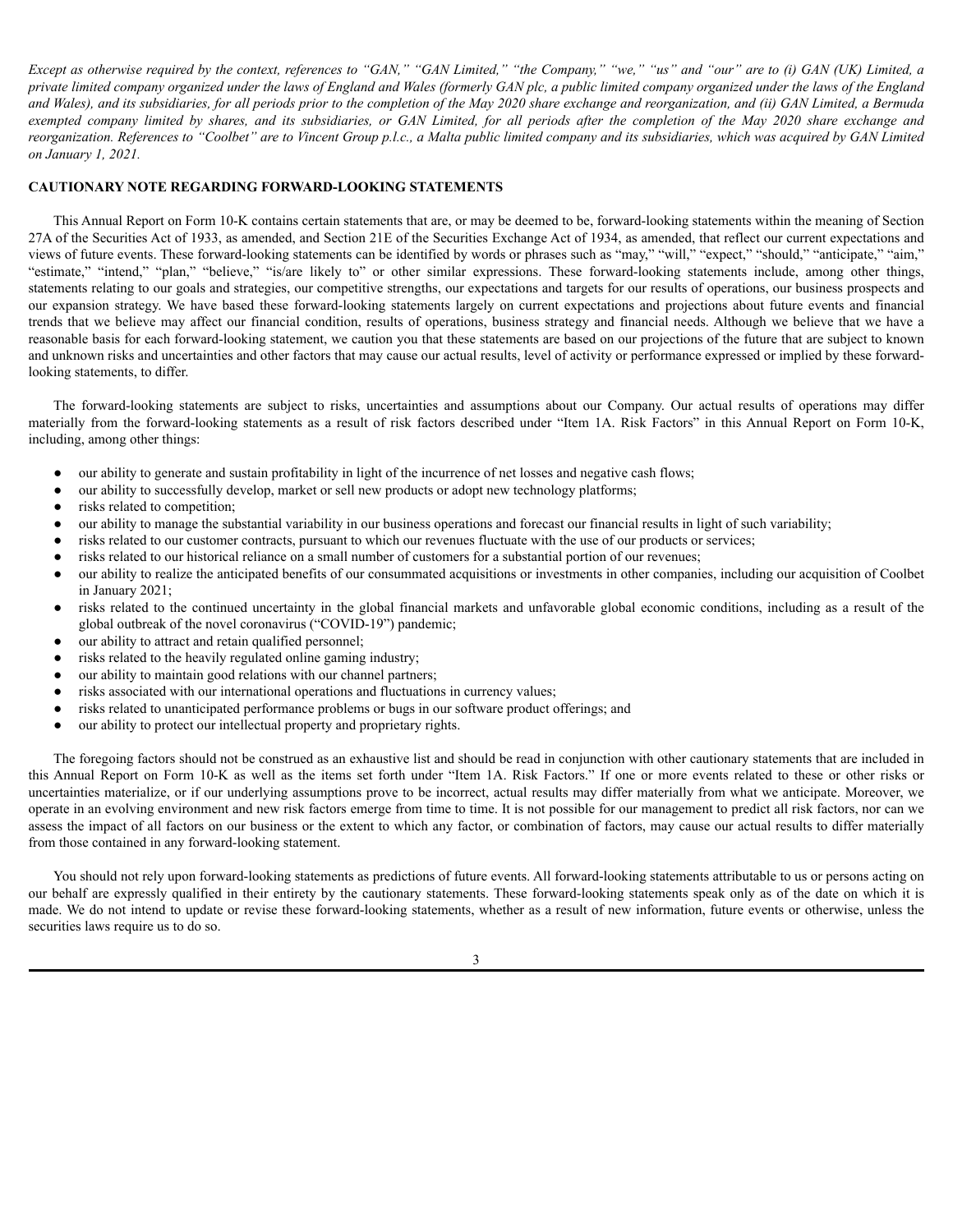*Except as otherwise required by the context, references to "GAN," "GAN Limited," "the Company," "we," "us" and "our" are to (i) GAN (UK) Limited, a private limited company organized under the laws of England and Wales (formerly GAN plc, a public limited company organized under the laws of the England and Wales), and its subsidiaries, for all periods prior to the completion of the May 2020 share exchange and reorganization, and (ii) GAN Limited, a Bermuda exempted company limited by shares, and its subsidiaries, or GAN Limited, for all periods after the completion of the May 2020 share exchange and reorganization. References to "Coolbet" are to Vincent Group p.l.c., a Malta public limited company and its subsidiaries, which was acquired by GAN Limited on January 1, 2021.*

## CAUTIONARY NOTE REGARDING FORWARD-LOOKING STATEMENTS

This Annual Report on Form 10-K contains certain statements that are, or may be deemed to be, forward-looking statements within the meaning of Section 27A of the Securities Act of 1933, as amended, and Section 21E of the Securities Exchange Act of 1934, as amended, that reflect our current expectations and views of future events. These forward-looking statements can be identified by words or phrases such as "may," "will," "expect," "should," "anticipate," "aim," "estimate," "intend," "plan," "believe," "is/are likely to" or other similar expressions. These forward-looking statements include, among other things, statements relating to our goals and strategies, our competitive strengths, our expectations and targets for our results of operations, our business prospects and our expansion strategy. We have based these forward-looking statements largely on current expectations and projections about future events and financial trends that we believe may affect our financial condition, results of operations, business strategy and financial needs. Although we believe that we have a reasonable basis for each forward-looking statement, we caution you that these statements are based on our projections of the future that are subject to known and unknown risks and uncertainties and other factors that may cause our actual results, level of activity or performance expressed or implied by these forward-looking statements, to differ.

The forward-looking statements are subject to risks, uncertainties and assumptions about our Company. Our actual results of operations may differ materially from the forward-looking statements as a result of risk factors described under "Item 1A. Risk Factors" in this Annual Report on Form 10-K, including, among other things:

- our ability to generate and sustain profitability in light of the incurrence of net losses and negative cash flows;
- our ability to successfully develop, market or sell new products or adopt new technology platforms;
- risks related to competition;
- our ability to manage the substantial variability in our business operations and forecast our financial results in light of such variability;
- risks related to our customer contracts, pursuant to which our revenues fluctuate with the use of our products or services;
- risks related to our historical reliance on a small number of customers for a substantial portion of our revenues;
- our ability to realize the anticipated benefits of our consummated acquisitions or investments in other companies, including our acquisition of Coolbet in January 2021;
- risks related to the continued uncertainty in the global financial markets and unfavorable global economic conditions, including as a result of the global outbreak of the novel coronavirus ("COVID-19") pandemic;
- our ability to attract and retain qualified personnel;
- risks related to the heavily regulated online gaming industry;
- our ability to maintain good relations with our channel partners;
- risks associated with our international operations and fluctuations in currency values;
- risks related to unanticipated performance problems or bugs in our software product offerings; and
- our ability to protect our intellectual property and proprietary rights.

The foregoing factors should not be construed as an exhaustive list and should be read in conjunction with other cautionary statements that are included in this Annual Report on Form 10-K as well as the items set forth under "Item 1A. Risk Factors." If one or more events related to these or other risks or uncertainties materialize, or if our underlying assumptions prove to be incorrect, actual results may differ materially from what we anticipate. Moreover, we operate in an evolving environment and new risk factors emerge from time to time. It is not possible for our management to predict all risk factors, nor can we assess the impact of all factors on our business or the extent to which any factor, or combination of factors, may cause our actual results to differ materially from those contained in any forward-looking statement.

You should not rely upon forward-looking statements as predictions of future events. All forward-looking statements attributable to us or persons acting on our behalf are expressly qualified in their entirety by the cautionary statements. These forward-looking statements speak only as of the date on which it is made. We do not intend to update or revise these forward-looking statements, whether as a result of new information, future events or otherwise, unless the securities laws require us to do so.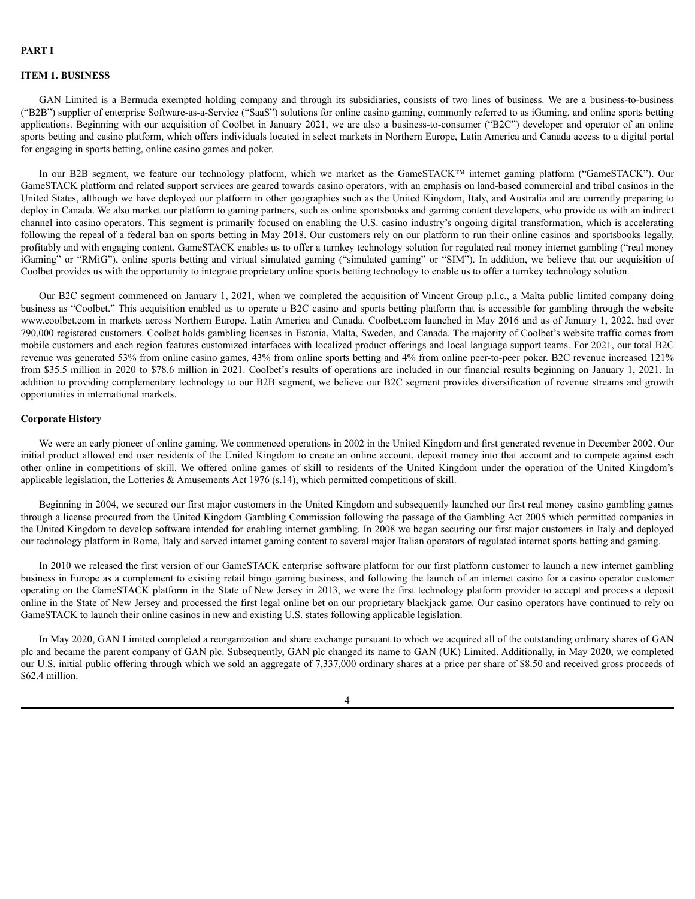# PART I

## ITEM 1. BUSINESS

GAN Limited is a Bermuda exempted holding company and through its subsidiaries, consists of two lines of business. We are a business-to-business ("B2B") supplier of enterprise Software-as-a-Service ("SaaS") solutions for online casino gaming, commonly referred to as iGaming, and online sports betting applications. Beginning with our acquisition of Coolbet in January 2021, we are also a business-to-consumer ("B2C") developer and operator of an online sports betting and casino platform, which offers individuals located in select markets in Northern Europe, Latin America and Canada access to a digital portal for engaging in sports betting, online casino games and poker.

In our B2B segment, we feature our technology platform, which we market as the GameSTACK™ internet gaming platform ("GameSTACK"). Our GameSTACK platform and related support services are geared towards casino operators, with an emphasis on land-based commercial and tribal casinos in the United States, although we have deployed our platform in other geographies such as the United Kingdom, Italy, and Australia and are currently preparing to deploy in Canada. We also market our platform to gaming partners, such as online sportsbooks and gaming content developers, who provide us with an indirect channel into casino operators. This segment is primarily focused on enabling the U.S. casino industry's ongoing digital transformation, which is accelerating following the repeal of a federal ban on sports betting in May 2018. Our customers rely on our platform to run their online casinos and sportsbooks legally, profitably and with engaging content. GameSTACK enables us to offer a turnkey technology solution for regulated real money internet gambling ("real money iGaming" or "RMiG"), online sports betting and virtual simulated gaming ("simulated gaming" or "SIM"). In addition, we believe that our acquisition of Coolbet provides us with the opportunity to integrate proprietary online sports betting technology to enable us to offer a turnkey technology solution.

Our B2C segment commenced on January 1, 2021, when we completed the acquisition of Vincent Group p.l.c., a Malta public limited company doing business as "Coolbet." This acquisition enabled us to operate a B2C casino and sports betting platform that is accessible for gambling through the website www.coolbet.com in markets across Northern Europe, Latin America and Canada. Coolbet.com launched in May 2016 and as of January 1, 2022, had over 790,000 registered customers. Coolbet holds gambling licenses in Estonia, Malta, Sweden, and Canada. The majority of Coolbet's website traffic comes from mobile customers and each region features customized interfaces with localized product offerings and local language support teams. For 2021, our total B2C revenue was generated 53% from online casino games, 43% from online sports betting and 4% from online peer-to-peer poker. B2C revenue increased 121% from $35.5 million in 2020 to $78.6 million in 2021. Coolbet's results of operations are included in our financial results beginning on January 1, 2021. In addition to providing complementary technology to our B2B segment, we believe our B2C segment provides diversification of revenue streams and growth opportunities in international markets.

### Corporate History

We were an early pioneer of online gaming. We commenced operations in 2002 in the United Kingdom and first generated revenue in December 2002. Our initial product allowed end user residents of the United Kingdom to create an online account, deposit money into that account and to compete against each other online in competitions of skill. We offered online games of skill to residents of the United Kingdom under the operation of the United Kingdom's applicable legislation, the Lotteries & Amusements Act 1976 (s.14), which permitted competitions of skill.

Beginning in 2004, we secured our first major customers in the United Kingdom and subsequently launched our first real money casino gambling games through a license procured from the United Kingdom Gambling Commission following the passage of the Gambling Act 2005 which permitted companies in the United Kingdom to develop software intended for enabling internet gambling. In 2008 we began securing our first major customers in Italy and deployed our technology platform in Rome, Italy and served internet gaming content to several major Italian operators of regulated internet sports betting and gaming.

In 2010 we released the first version of our GameSTACK enterprise software platform for our first platform customer to launch a new internet gambling business in Europe as a complement to existing retail bingo gaming business, and following the launch of an internet casino for a casino operator customer operating on the GameSTACK platform in the State of New Jersey in 2013, we were the first technology platform provider to accept and process a deposit online in the State of New Jersey and processed the first legal online bet on our proprietary blackjack game. Our casino operators have continued to rely on GameSTACK to launch their online casinos in new and existing U.S. states following applicable legislation.

In May 2020, GAN Limited completed a reorganization and share exchange pursuant to which we acquired all of the outstanding ordinary shares of GAN plc and became the parent company of GAN plc. Subsequently, GAN plc changed its name to GAN (UK) Limited. Additionally, in May 2020, we completed our U.S. initial public offering through which we sold an aggregate of 7,337,000 ordinary shares at a price per share of $8.50 and received gross proceeds of $62.4 million.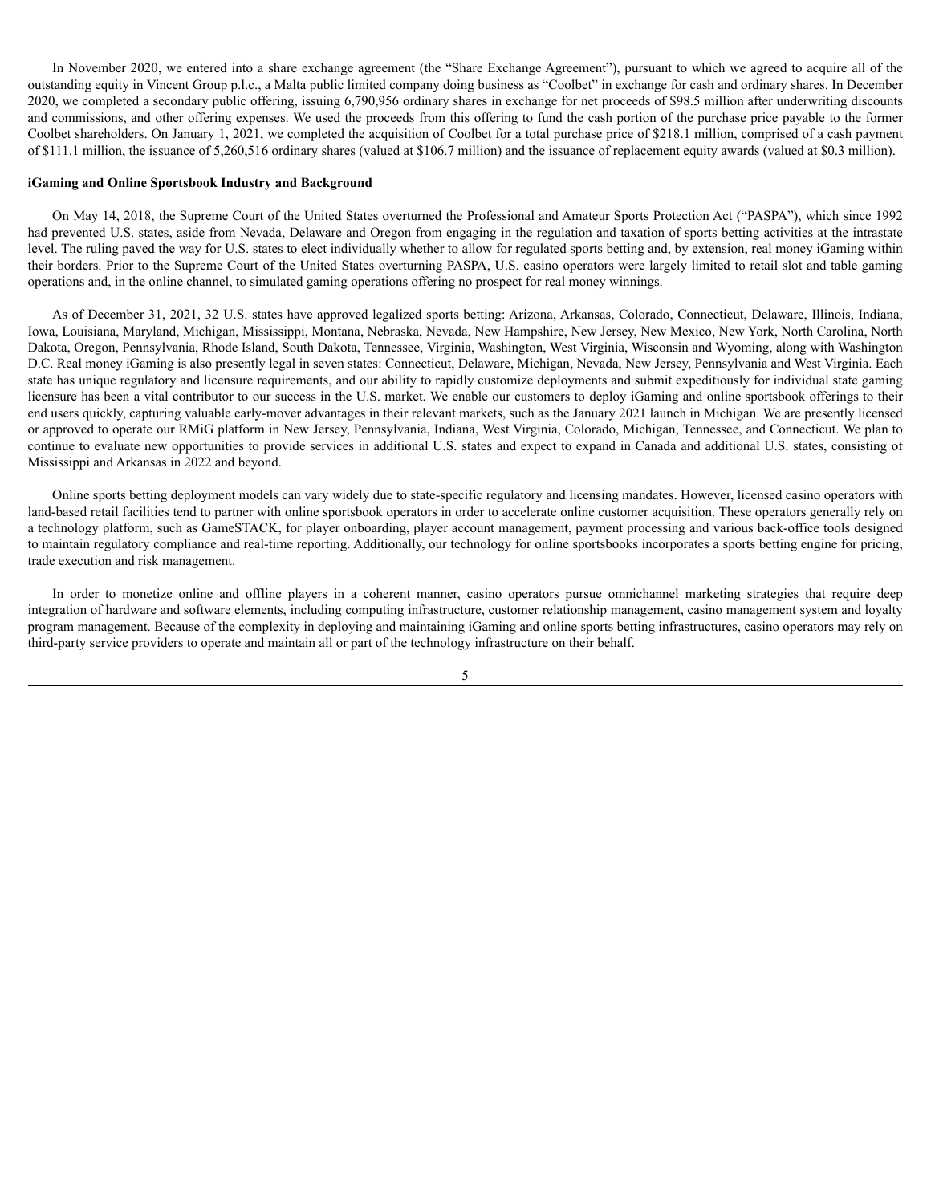In November 2020, we entered into a share exchange agreement (the "Share Exchange Agreement"), pursuant to which we agreed to acquire all of the outstanding equity in Vincent Group p.l.c., a Malta public limited company doing business as "Coolbet" in exchange for cash and ordinary shares. In December 2020, we completed a secondary public offering, issuing 6,790,956 ordinary shares in exchange for net proceeds of $98.5 million after underwriting discounts and commissions, and other offering expenses. We used the proceeds from this offering to fund the cash portion of the purchase price payable to the former Coolbet shareholders. On January 1, 2021, we completed the acquisition of Coolbet for a total purchase price of $218.1 million, comprised of a cash payment of $111.1 million, the issuance of 5,260,516 ordinary shares (valued at $106.7 million) and the issuance of replacement equity awards (valued at $0.3 million).

**iGaming and Online Sportsbook Industry and Background**

On May 14, 2018, the Supreme Court of the United States overturned the Professional and Amateur Sports Protection Act ("PASPA"), which since 1992 had prevented U.S. states, aside from Nevada, Delaware and Oregon from engaging in the regulation and taxation of sports betting activities at the intrastate level. The ruling paved the way for U.S. states to elect individually whether to allow for regulated sports betting and, by extension, real money iGaming within their borders. Prior to the Supreme Court of the United States overturning PASPA, U.S. casino operators were largely limited to retail slot and table gaming operations and, in the online channel, to simulated gaming operations offering no prospect for real money winnings.

As of December 31, 2021, 32 U.S. states have approved legalized sports betting: Arizona, Arkansas, Colorado, Connecticut, Delaware, Illinois, Indiana, Iowa, Louisiana, Maryland, Michigan, Mississippi, Montana, Nebraska, Nevada, New Hampshire, New Jersey, New Mexico, New York, North Carolina, North Dakota, Oregon, Pennsylvania, Rhode Island, South Dakota, Tennessee, Virginia, Washington, West Virginia, Wisconsin and Wyoming, along with Washington D.C. Real money iGaming is also presently legal in seven states: Connecticut, Delaware, Michigan, Nevada, New Jersey, Pennsylvania and West Virginia. Each state has unique regulatory and licensure requirements, and our ability to rapidly customize deployments and submit expeditiously for individual state gaming licensure has been a vital contributor to our success in the U.S. market. We enable our customers to deploy iGaming and online sportsbook offerings to their end users quickly, capturing valuable early-mover advantages in their relevant markets, such as the January 2021 launch in Michigan. We are presently licensed or approved to operate our RMiG platform in New Jersey, Pennsylvania, Indiana, West Virginia, Colorado, Michigan, Tennessee, and Connecticut. We plan to continue to evaluate new opportunities to provide services in additional U.S. states and expect to expand in Canada and additional U.S. states, consisting of Mississippi and Arkansas in 2022 and beyond.

Online sports betting deployment models can vary widely due to state-specific regulatory and licensing mandates. However, licensed casino operators with land-based retail facilities tend to partner with online sportsbook operators in order to accelerate online customer acquisition. These operators generally rely on a technology platform, such as GameSTACK, for player onboarding, player account management, payment processing and various back-office tools designed to maintain regulatory compliance and real-time reporting. Additionally, our technology for online sportsbooks incorporates a sports betting engine for pricing, trade execution and risk management.

In order to monetize online and offline players in a coherent manner, casino operators pursue omnichannel marketing strategies that require deep integration of hardware and software elements, including computing infrastructure, customer relationship management, casino management system and loyalty program management. Because of the complexity in deploying and maintaining iGaming and online sports betting infrastructures, casino operators may rely on third-party service providers to operate and maintain all or part of the technology infrastructure on their behalf.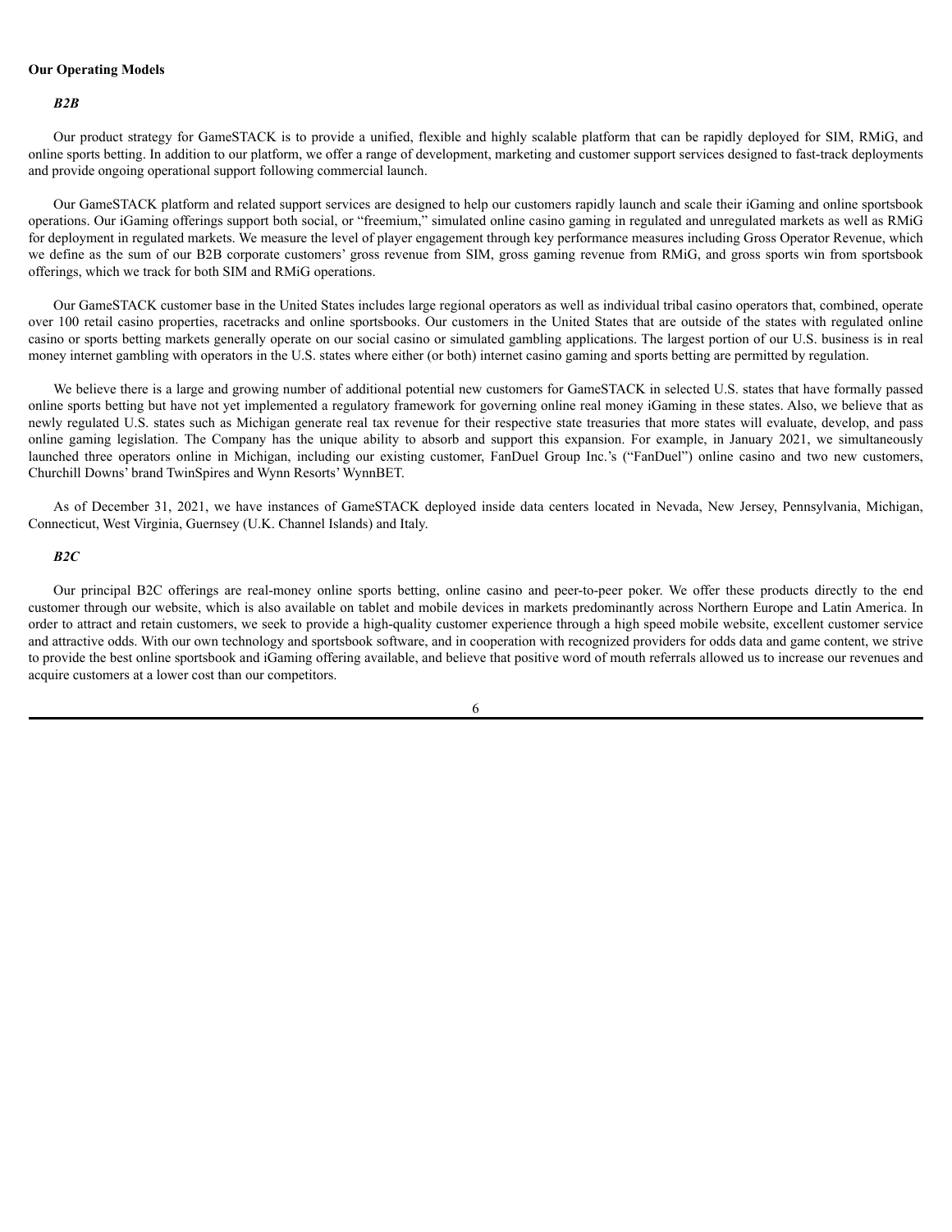**Our Operating Models**

***B2B***

Our product strategy for GameSTACK is to provide a unified, flexible and highly scalable platform that can be rapidly deployed for SIM, RMiG, and online sports betting. In addition to our platform, we offer a range of development, marketing and customer support services designed to fast-track deployments and provide ongoing operational support following commercial launch.

Our GameSTACK platform and related support services are designed to help our customers rapidly launch and scale their iGaming and online sportsbook operations. Our iGaming offerings support both social, or "freemium," simulated online casino gaming in regulated and unregulated markets as well as RMiG for deployment in regulated markets. We measure the level of player engagement through key performance measures including Gross Operator Revenue, which we define as the sum of our B2B corporate customers' gross revenue from SIM, gross gaming revenue from RMiG, and gross sports win from sportsbook offerings, which we track for both SIM and RMiG operations.

Our GameSTACK customer base in the United States includes large regional operators as well as individual tribal casino operators that, combined, operate over 100 retail casino properties, racetracks and online sportsbooks. Our customers in the United States that are outside of the states with regulated online casino or sports betting markets generally operate on our social casino or simulated gambling applications. The largest portion of our U.S. business is in real money internet gambling with operators in the U.S. states where either (or both) internet casino gaming and sports betting are permitted by regulation.

We believe there is a large and growing number of additional potential new customers for GameSTACK in selected U.S. states that have formally passed online sports betting but have not yet implemented a regulatory framework for governing online real money iGaming in these states. Also, we believe that as newly regulated U.S. states such as Michigan generate real tax revenue for their respective state treasuries that more states will evaluate, develop, and pass online gaming legislation. The Company has the unique ability to absorb and support this expansion. For example, in January 2021, we simultaneously launched three operators online in Michigan, including our existing customer, FanDuel Group Inc.'s ("FanDuel") online casino and two new customers, Churchill Downs' brand TwinSpires and Wynn Resorts' WynnBET.

As of December 31, 2021, we have instances of GameSTACK deployed inside data centers located in Nevada, New Jersey, Pennsylvania, Michigan, Connecticut, West Virginia, Guernsey (U.K. Channel Islands) and Italy.

***B2C***

Our principal B2C offerings are real-money online sports betting, online casino and peer-to-peer poker. We offer these products directly to the end customer through our website, which is also available on tablet and mobile devices in markets predominantly across Northern Europe and Latin America. In order to attract and retain customers, we seek to provide a high-quality customer experience through a high speed mobile website, excellent customer service and attractive odds. With our own technology and sportsbook software, and in cooperation with recognized providers for odds data and game content, we strive to provide the best online sportsbook and iGaming offering available, and believe that positive word of mouth referrals allowed us to increase our revenues and acquire customers at a lower cost than our competitors.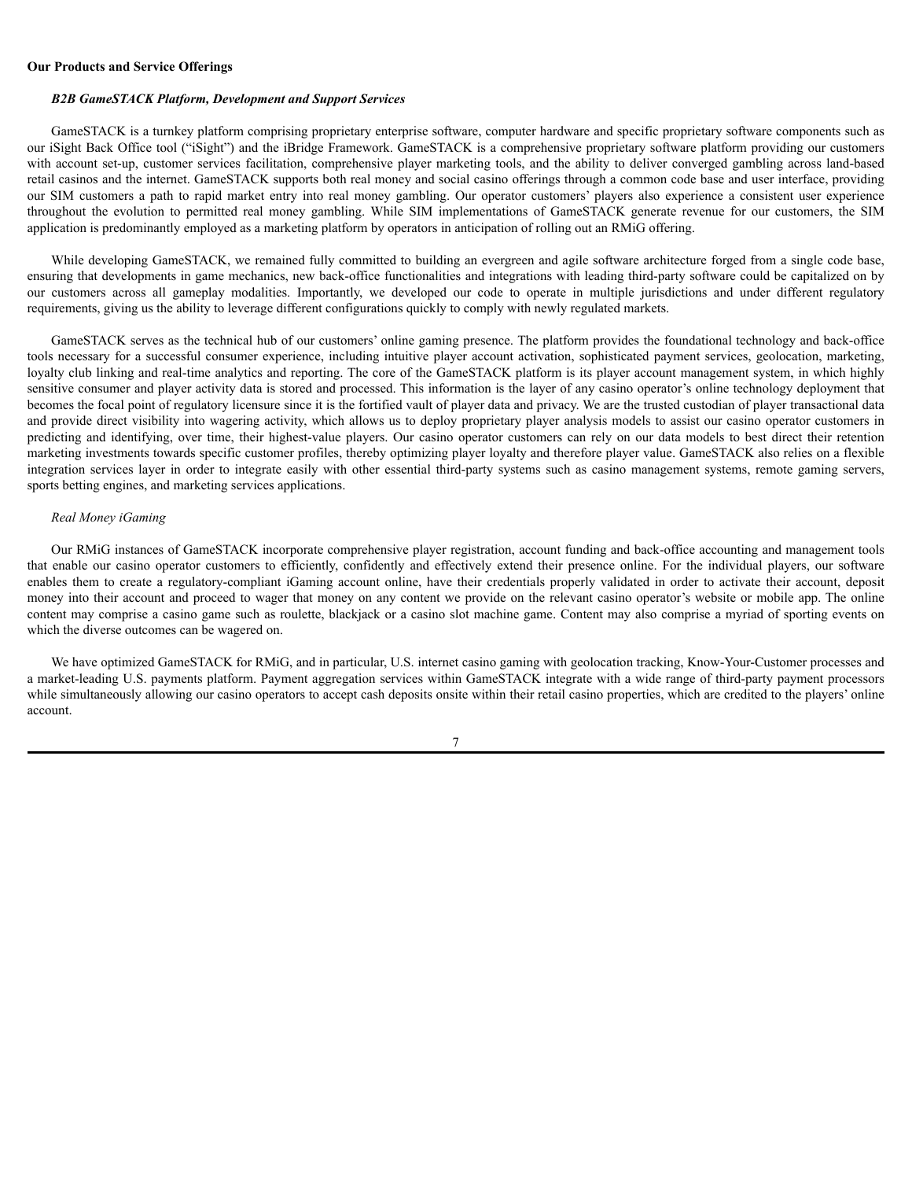**Our Products and Service Offerings**

***B2B GameSTACK Platform, Development and Support Services***

GameSTACK is a turnkey platform comprising proprietary enterprise software, computer hardware and specific proprietary software components such as our iSight Back Office tool ("iSight") and the iBridge Framework. GameSTACK is a comprehensive proprietary software platform providing our customers with account set-up, customer services facilitation, comprehensive player marketing tools, and the ability to deliver converged gambling across land-based retail casinos and the internet. GameSTACK supports both real money and social casino offerings through a common code base and user interface, providing our SIM customers a path to rapid market entry into real money gambling. Our operator customers' players also experience a consistent user experience throughout the evolution to permitted real money gambling. While SIM implementations of GameSTACK generate revenue for our customers, the SIM application is predominantly employed as a marketing platform by operators in anticipation of rolling out an RMiG offering.

While developing GameSTACK, we remained fully committed to building an evergreen and agile software architecture forged from a single code base, ensuring that developments in game mechanics, new back-office functionalities and integrations with leading third-party software could be capitalized on by our customers across all gameplay modalities. Importantly, we developed our code to operate in multiple jurisdictions and under different regulatory requirements, giving us the ability to leverage different configurations quickly to comply with newly regulated markets.

GameSTACK serves as the technical hub of our customers' online gaming presence. The platform provides the foundational technology and back-office tools necessary for a successful consumer experience, including intuitive player account activation, sophisticated payment services, geolocation, marketing, loyalty club linking and real-time analytics and reporting. The core of the GameSTACK platform is its player account management system, in which highly sensitive consumer and player activity data is stored and processed. This information is the layer of any casino operator's online technology deployment that becomes the focal point of regulatory licensure since it is the fortified vault of player data and privacy. We are the trusted custodian of player transactional data and provide direct visibility into wagering activity, which allows us to deploy proprietary player analysis models to assist our casino operator customers in predicting and identifying, over time, their highest-value players. Our casino operator customers can rely on our data models to best direct their retention marketing investments towards specific customer profiles, thereby optimizing player loyalty and therefore player value. GameSTACK also relies on a flexible integration services layer in order to integrate easily with other essential third-party systems such as casino management systems, remote gaming servers, sports betting engines, and marketing services applications.

*Real Money iGaming*

Our RMiG instances of GameSTACK incorporate comprehensive player registration, account funding and back-office accounting and management tools that enable our casino operator customers to efficiently, confidently and effectively extend their presence online. For the individual players, our software enables them to create a regulatory-compliant iGaming account online, have their credentials properly validated in order to activate their account, deposit money into their account and proceed to wager that money on any content we provide on the relevant casino operator's website or mobile app. The online content may comprise a casino game such as roulette, blackjack or a casino slot machine game. Content may also comprise a myriad of sporting events on which the diverse outcomes can be wagered on.

We have optimized GameSTACK for RMiG, and in particular, U.S. internet casino gaming with geolocation tracking, Know-Your-Customer processes and a market-leading U.S. payments platform. Payment aggregation services within GameSTACK integrate with a wide range of third-party payment processors while simultaneously allowing our casino operators to accept cash deposits onsite within their retail casino properties, which are credited to the players' online account.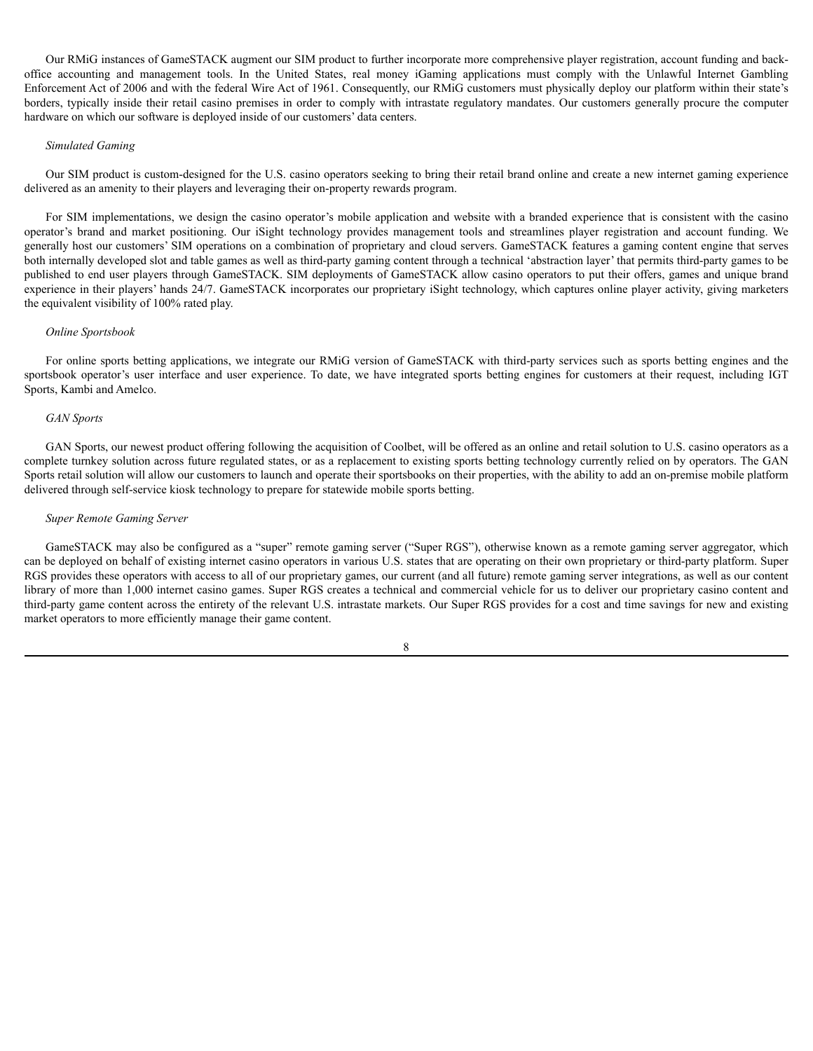Our RMiG instances of GameSTACK augment our SIM product to further incorporate more comprehensive player registration, account funding and back-office accounting and management tools. In the United States, real money iGaming applications must comply with the Unlawful Internet Gambling Enforcement Act of 2006 and with the federal Wire Act of 1961. Consequently, our RMiG customers must physically deploy our platform within their state's borders, typically inside their retail casino premises in order to comply with intrastate regulatory mandates. Our customers generally procure the computer hardware on which our software is deployed inside of our customers' data centers.

*Simulated Gaming*

Our SIM product is custom-designed for the U.S. casino operators seeking to bring their retail brand online and create a new internet gaming experience delivered as an amenity to their players and leveraging their on-property rewards program.

For SIM implementations, we design the casino operator's mobile application and website with a branded experience that is consistent with the casino operator's brand and market positioning. Our iSight technology provides management tools and streamlines player registration and account funding. We generally host our customers' SIM operations on a combination of proprietary and cloud servers. GameSTACK features a gaming content engine that serves both internally developed slot and table games as well as third-party gaming content through a technical 'abstraction layer' that permits third-party games to be published to end user players through GameSTACK. SIM deployments of GameSTACK allow casino operators to put their offers, games and unique brand experience in their players' hands 24/7. GameSTACK incorporates our proprietary iSight technology, which captures online player activity, giving marketers the equivalent visibility of 100% rated play.

*Online Sportsbook*

For online sports betting applications, we integrate our RMiG version of GameSTACK with third-party services such as sports betting engines and the sportsbook operator's user interface and user experience. To date, we have integrated sports betting engines for customers at their request, including IGT Sports, Kambi and Amelco.

*GAN Sports*

GAN Sports, our newest product offering following the acquisition of Coolbet, will be offered as an online and retail solution to U.S. casino operators as a complete turnkey solution across future regulated states, or as a replacement to existing sports betting technology currently relied on by operators. The GAN Sports retail solution will allow our customers to launch and operate their sportsbooks on their properties, with the ability to add an on-premise mobile platform delivered through self-service kiosk technology to prepare for statewide mobile sports betting.

*Super Remote Gaming Server*

GameSTACK may also be configured as a "super" remote gaming server ("Super RGS"), otherwise known as a remote gaming server aggregator, which can be deployed on behalf of existing internet casino operators in various U.S. states that are operating on their own proprietary or third-party platform. Super RGS provides these operators with access to all of our proprietary games, our current (and all future) remote gaming server integrations, as well as our content library of more than 1,000 internet casino games. Super RGS creates a technical and commercial vehicle for us to deliver our proprietary casino content and third-party game content across the entirety of the relevant U.S. intrastate markets. Our Super RGS provides for a cost and time savings for new and existing market operators to more efficiently manage their game content.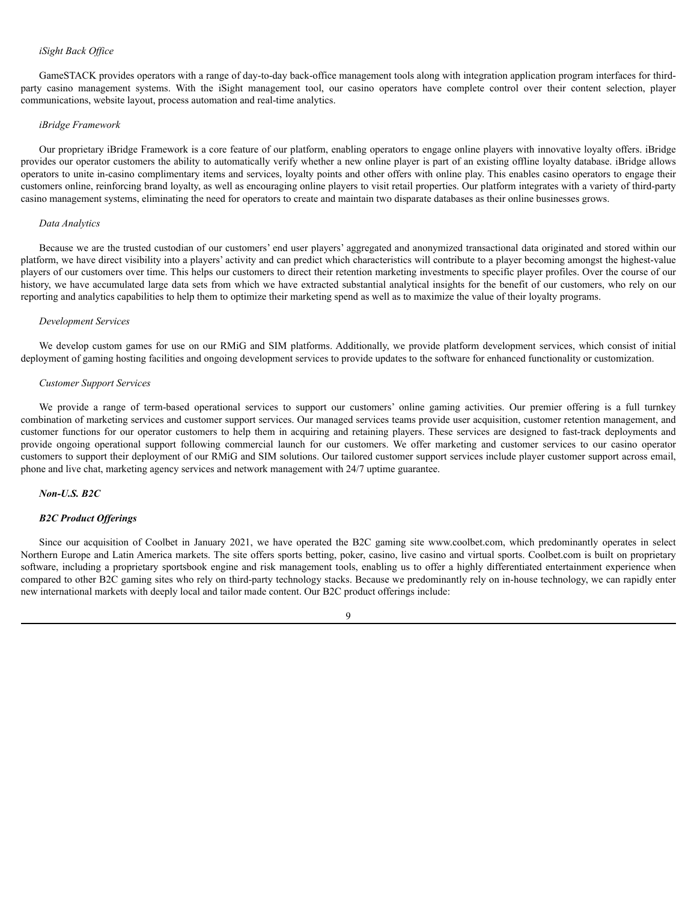*iSight Back Office*

GameSTACK provides operators with a range of day-to-day back-office management tools along with integration application program interfaces for third-party casino management systems. With the iSight management tool, our casino operators have complete control over their content selection, player communications, website layout, process automation and real-time analytics.

*iBridge Framework*

Our proprietary iBridge Framework is a core feature of our platform, enabling operators to engage online players with innovative loyalty offers. iBridge provides our operator customers the ability to automatically verify whether a new online player is part of an existing offline loyalty database. iBridge allows operators to unite in-casino complimentary items and services, loyalty points and other offers with online play. This enables casino operators to engage their customers online, reinforcing brand loyalty, as well as encouraging online players to visit retail properties. Our platform integrates with a variety of third-party casino management systems, eliminating the need for operators to create and maintain two disparate databases as their online businesses grows.

*Data Analytics*

Because we are the trusted custodian of our customers' end user players' aggregated and anonymized transactional data originated and stored within our platform, we have direct visibility into a players' activity and can predict which characteristics will contribute to a player becoming amongst the highest-value players of our customers over time. This helps our customers to direct their retention marketing investments to specific player profiles. Over the course of our history, we have accumulated large data sets from which we have extracted substantial analytical insights for the benefit of our customers, who rely on our reporting and analytics capabilities to help them to optimize their marketing spend as well as to maximize the value of their loyalty programs.

*Development Services*

We develop custom games for use on our RMiG and SIM platforms. Additionally, we provide platform development services, which consist of initial deployment of gaming hosting facilities and ongoing development services to provide updates to the software for enhanced functionality or customization.

*Customer Support Services*

We provide a range of term-based operational services to support our customers' online gaming activities. Our premier offering is a full turnkey combination of marketing services and customer support services. Our managed services teams provide user acquisition, customer retention management, and customer functions for our operator customers to help them in acquiring and retaining players. These services are designed to fast-track deployments and provide ongoing operational support following commercial launch for our customers. We offer marketing and customer services to our casino operator customers to support their deployment of our RMiG and SIM solutions. Our tailored customer support services include player customer support across email, phone and live chat, marketing agency services and network management with 24/7 uptime guarantee.

***Non-U.S. B2C***

***B2C Product Offerings***

Since our acquisition of Coolbet in January 2021, we have operated the B2C gaming site www.coolbet.com, which predominantly operates in select Northern Europe and Latin America markets. The site offers sports betting, poker, casino, live casino and virtual sports. Coolbet.com is built on proprietary software, including a proprietary sportsbook engine and risk management tools, enabling us to offer a highly differentiated entertainment experience when compared to other B2C gaming sites who rely on third-party technology stacks. Because we predominantly rely on in-house technology, we can rapidly enter new international markets with deeply local and tailor made content. Our B2C product offerings include: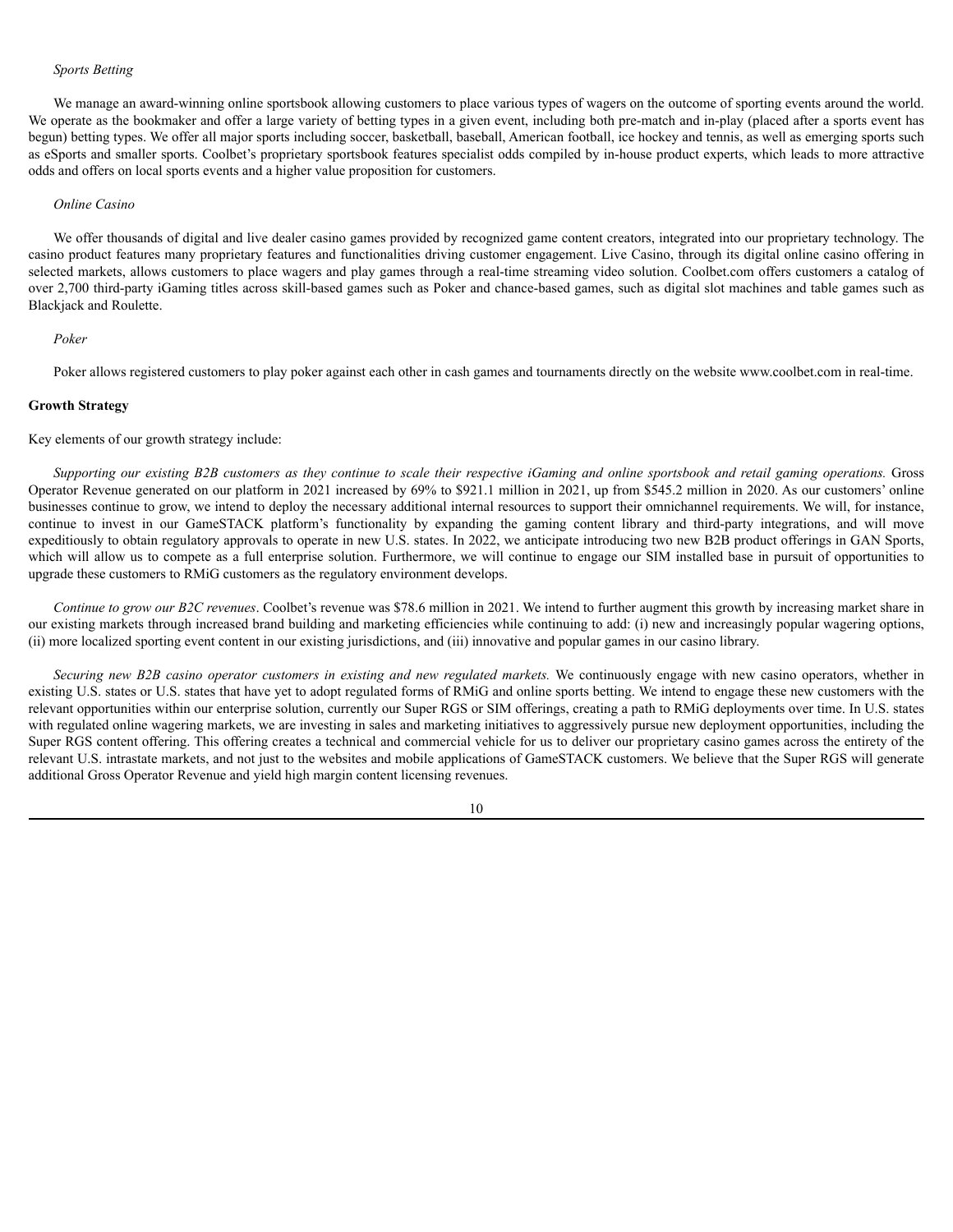*Sports Betting*

We manage an award-winning online sportsbook allowing customers to place various types of wagers on the outcome of sporting events around the world. We operate as the bookmaker and offer a large variety of betting types in a given event, including both pre-match and in-play (placed after a sports event has begun) betting types. We offer all major sports including soccer, basketball, baseball, American football, ice hockey and tennis, as well as emerging sports such as eSports and smaller sports. Coolbet's proprietary sportsbook features specialist odds compiled by in-house product experts, which leads to more attractive odds and offers on local sports events and a higher value proposition for customers.

*Online Casino*

We offer thousands of digital and live dealer casino games provided by recognized game content creators, integrated into our proprietary technology. The casino product features many proprietary features and functionalities driving customer engagement. Live Casino, through its digital online casino offering in selected markets, allows customers to place wagers and play games through a real-time streaming video solution. Coolbet.com offers customers a catalog of over 2,700 third-party iGaming titles across skill-based games such as Poker and chance-based games, such as digital slot machines and table games such as Blackjack and Roulette.

*Poker*

Poker allows registered customers to play poker against each other in cash games and tournaments directly on the website www.coolbet.com in real-time.

**Growth Strategy**

Key elements of our growth strategy include:

*Supporting our existing B2B customers as they continue to scale their respective iGaming and online sportsbook and retail gaming operations.* Gross Operator Revenue generated on our platform in 2021 increased by 69% to $921.1 million in 2021, up from $545.2 million in 2020. As our customers' online businesses continue to grow, we intend to deploy the necessary additional internal resources to support their omnichannel requirements. We will, for instance, continue to invest in our GameSTACK platform's functionality by expanding the gaming content library and third-party integrations, and will move expeditiously to obtain regulatory approvals to operate in new U.S. states. In 2022, we anticipate introducing two new B2B product offerings in GAN Sports, which will allow us to compete as a full enterprise solution. Furthermore, we will continue to engage our SIM installed base in pursuit of opportunities to upgrade these customers to RMiG customers as the regulatory environment develops.

*Continue to grow our B2C revenues*. Coolbet's revenue was $78.6 million in 2021. We intend to further augment this growth by increasing market share in our existing markets through increased brand building and marketing efficiencies while continuing to add: (i) new and increasingly popular wagering options, (ii) more localized sporting event content in our existing jurisdictions, and (iii) innovative and popular games in our casino library.

*Securing new B2B casino operator customers in existing and new regulated markets.* We continuously engage with new casino operators, whether in existing U.S. states or U.S. states that have yet to adopt regulated forms of RMiG and online sports betting. We intend to engage these new customers with the relevant opportunities within our enterprise solution, currently our Super RGS or SIM offerings, creating a path to RMiG deployments over time. In U.S. states with regulated online wagering markets, we are investing in sales and marketing initiatives to aggressively pursue new deployment opportunities, including the Super RGS content offering. This offering creates a technical and commercial vehicle for us to deliver our proprietary casino games across the entirety of the relevant U.S. intrastate markets, and not just to the websites and mobile applications of GameSTACK customers. We believe that the Super RGS will generate additional Gross Operator Revenue and yield high margin content licensing revenues.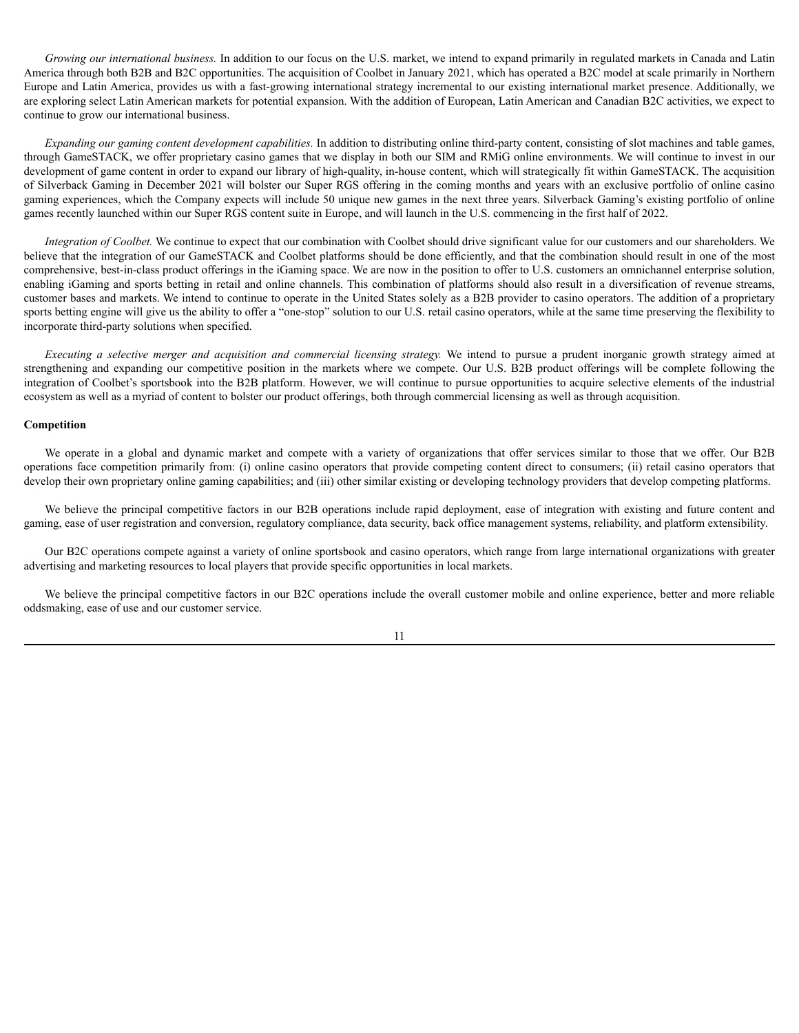*Growing our international business.* In addition to our focus on the U.S. market, we intend to expand primarily in regulated markets in Canada and Latin America through both B2B and B2C opportunities. The acquisition of Coolbet in January 2021, which has operated a B2C model at scale primarily in Northern Europe and Latin America, provides us with a fast-growing international strategy incremental to our existing international market presence. Additionally, we are exploring select Latin American markets for potential expansion. With the addition of European, Latin American and Canadian B2C activities, we expect to continue to grow our international business.

*Expanding our gaming content development capabilities.* In addition to distributing online third-party content, consisting of slot machines and table games, through GameSTACK, we offer proprietary casino games that we display in both our SIM and RMiG online environments. We will continue to invest in our development of game content in order to expand our library of high-quality, in-house content, which will strategically fit within GameSTACK. The acquisition of Silverback Gaming in December 2021 will bolster our Super RGS offering in the coming months and years with an exclusive portfolio of online casino gaming experiences, which the Company expects will include 50 unique new games in the next three years. Silverback Gaming's existing portfolio of online games recently launched within our Super RGS content suite in Europe, and will launch in the U.S. commencing in the first half of 2022.

*Integration of Coolbet.* We continue to expect that our combination with Coolbet should drive significant value for our customers and our shareholders. We believe that the integration of our GameSTACK and Coolbet platforms should be done efficiently, and that the combination should result in one of the most comprehensive, best-in-class product offerings in the iGaming space. We are now in the position to offer to U.S. customers an omnichannel enterprise solution, enabling iGaming and sports betting in retail and online channels. This combination of platforms should also result in a diversification of revenue streams, customer bases and markets. We intend to continue to operate in the United States solely as a B2B provider to casino operators. The addition of a proprietary sports betting engine will give us the ability to offer a "one-stop" solution to our U.S. retail casino operators, while at the same time preserving the flexibility to incorporate third-party solutions when specified.

*Executing a selective merger and acquisition and commercial licensing strategy.* We intend to pursue a prudent inorganic growth strategy aimed at strengthening and expanding our competitive position in the markets where we compete. Our U.S. B2B product offerings will be complete following the integration of Coolbet's sportsbook into the B2B platform. However, we will continue to pursue opportunities to acquire selective elements of the industrial ecosystem as well as a myriad of content to bolster our product offerings, both through commercial licensing as well as through acquisition.

**Competition**

We operate in a global and dynamic market and compete with a variety of organizations that offer services similar to those that we offer. Our B2B operations face competition primarily from: (i) online casino operators that provide competing content direct to consumers; (ii) retail casino operators that develop their own proprietary online gaming capabilities; and (iii) other similar existing or developing technology providers that develop competing platforms.

We believe the principal competitive factors in our B2B operations include rapid deployment, ease of integration with existing and future content and gaming, ease of user registration and conversion, regulatory compliance, data security, back office management systems, reliability, and platform extensibility.

Our B2C operations compete against a variety of online sportsbook and casino operators, which range from large international organizations with greater advertising and marketing resources to local players that provide specific opportunities in local markets.

We believe the principal competitive factors in our B2C operations include the overall customer mobile and online experience, better and more reliable oddsmaking, ease of use and our customer service.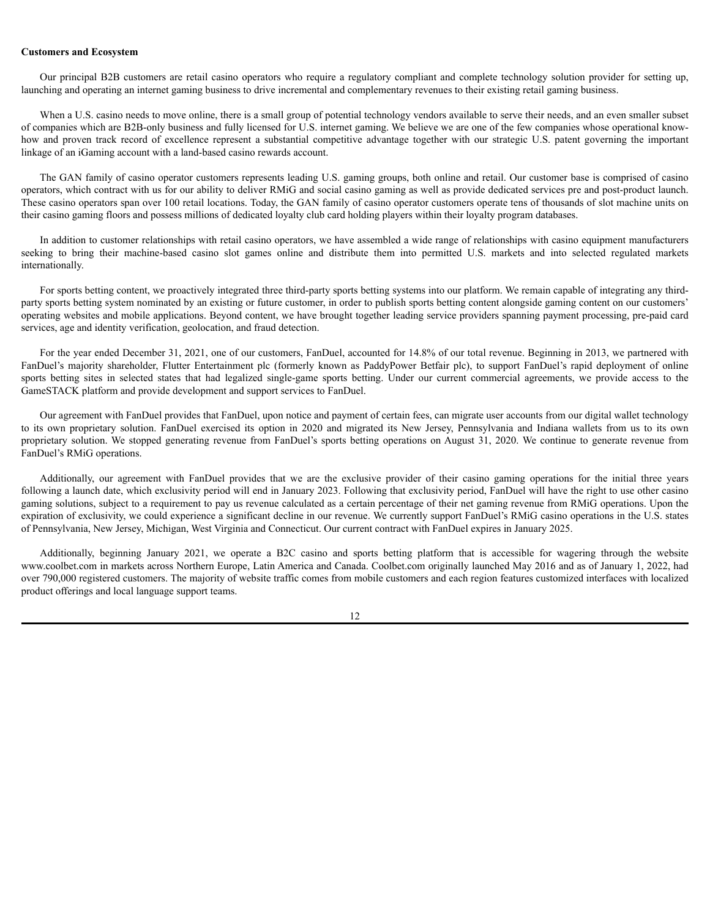**Customers and Ecosystem**

Our principal B2B customers are retail casino operators who require a regulatory compliant and complete technology solution provider for setting up, launching and operating an internet gaming business to drive incremental and complementary revenues to their existing retail gaming business.

When a U.S. casino needs to move online, there is a small group of potential technology vendors available to serve their needs, and an even smaller subset of companies which are B2B-only business and fully licensed for U.S. internet gaming. We believe we are one of the few companies whose operational know-how and proven track record of excellence represent a substantial competitive advantage together with our strategic U.S. patent governing the important linkage of an iGaming account with a land-based casino rewards account.

The GAN family of casino operator customers represents leading U.S. gaming groups, both online and retail. Our customer base is comprised of casino operators, which contract with us for our ability to deliver RMiG and social casino gaming as well as provide dedicated services pre and post-product launch. These casino operators span over 100 retail locations. Today, the GAN family of casino operator customers operate tens of thousands of slot machine units on their casino gaming floors and possess millions of dedicated loyalty club card holding players within their loyalty program databases.

In addition to customer relationships with retail casino operators, we have assembled a wide range of relationships with casino equipment manufacturers seeking to bring their machine-based casino slot games online and distribute them into permitted U.S. markets and into selected regulated markets internationally.

For sports betting content, we proactively integrated three third-party sports betting systems into our platform. We remain capable of integrating any third-party sports betting system nominated by an existing or future customer, in order to publish sports betting content alongside gaming content on our customers' operating websites and mobile applications. Beyond content, we have brought together leading service providers spanning payment processing, pre-paid card services, age and identity verification, geolocation, and fraud detection.

For the year ended December 31, 2021, one of our customers, FanDuel, accounted for 14.8% of our total revenue. Beginning in 2013, we partnered with FanDuel's majority shareholder, Flutter Entertainment plc (formerly known as PaddyPower Betfair plc), to support FanDuel's rapid deployment of online sports betting sites in selected states that had legalized single-game sports betting. Under our current commercial agreements, we provide access to the GameSTACK platform and provide development and support services to FanDuel.

Our agreement with FanDuel provides that FanDuel, upon notice and payment of certain fees, can migrate user accounts from our digital wallet technology to its own proprietary solution. FanDuel exercised its option in 2020 and migrated its New Jersey, Pennsylvania and Indiana wallets from us to its own proprietary solution. We stopped generating revenue from FanDuel's sports betting operations on August 31, 2020. We continue to generate revenue from FanDuel's RMiG operations.

Additionally, our agreement with FanDuel provides that we are the exclusive provider of their casino gaming operations for the initial three years following a launch date, which exclusivity period will end in January 2023. Following that exclusivity period, FanDuel will have the right to use other casino gaming solutions, subject to a requirement to pay us revenue calculated as a certain percentage of their net gaming revenue from RMiG operations. Upon the expiration of exclusivity, we could experience a significant decline in our revenue. We currently support FanDuel's RMiG casino operations in the U.S. states of Pennsylvania, New Jersey, Michigan, West Virginia and Connecticut. Our current contract with FanDuel expires in January 2025.

Additionally, beginning January 2021, we operate a B2C casino and sports betting platform that is accessible for wagering through the website www.coolbet.com in markets across Northern Europe, Latin America and Canada. Coolbet.com originally launched May 2016 and as of January 1, 2022, had over 790,000 registered customers. The majority of website traffic comes from mobile customers and each region features customized interfaces with localized product offerings and local language support teams.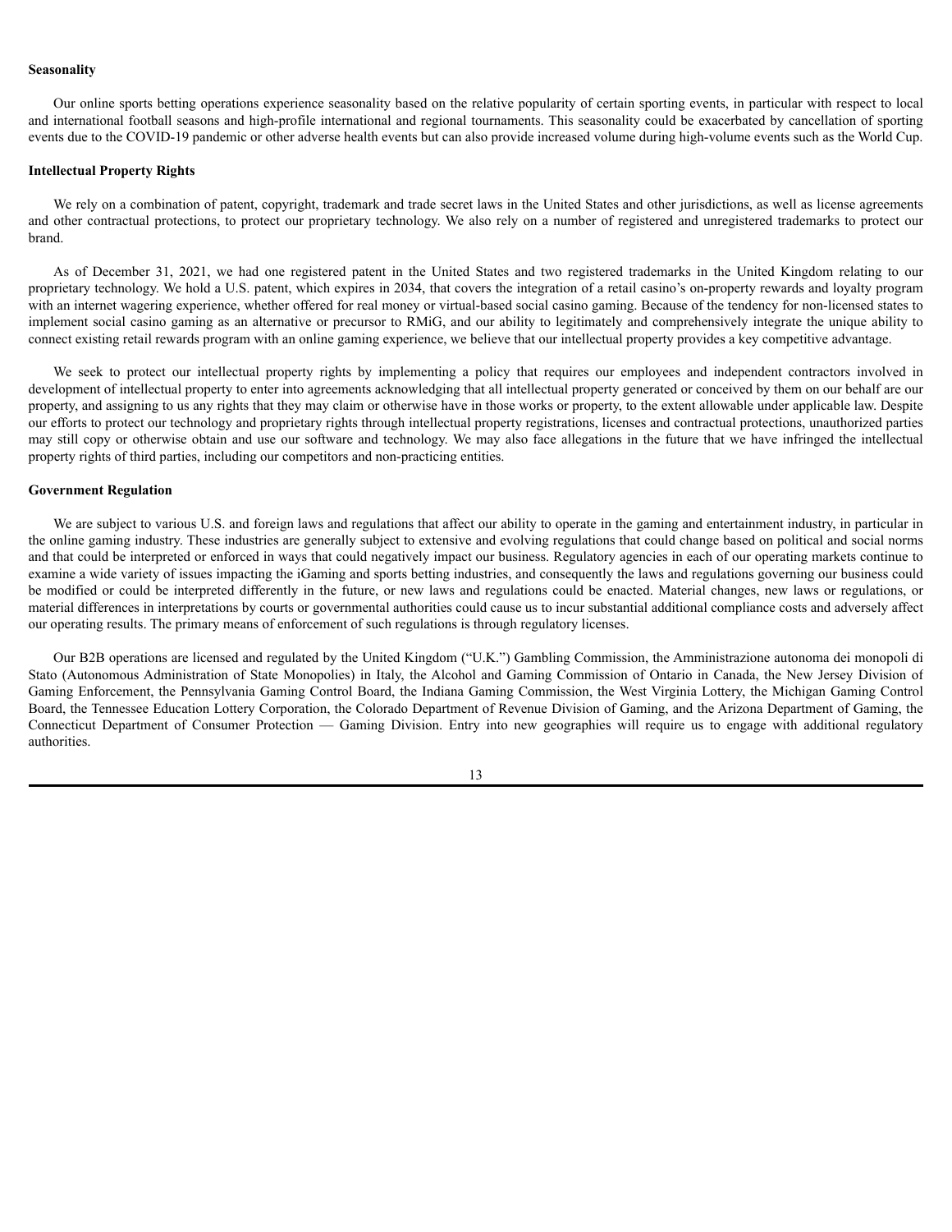### Seasonality

Our online sports betting operations experience seasonality based on the relative popularity of certain sporting events, in particular with respect to local and international football seasons and high-profile international and regional tournaments. This seasonality could be exacerbated by cancellation of sporting events due to the COVID-19 pandemic or other adverse health events but can also provide increased volume during high-volume events such as the World Cup.

### Intellectual Property Rights

We rely on a combination of patent, copyright, trademark and trade secret laws in the United States and other jurisdictions, as well as license agreements and other contractual protections, to protect our proprietary technology. We also rely on a number of registered and unregistered trademarks to protect our brand.

As of December 31, 2021, we had one registered patent in the United States and two registered trademarks in the United Kingdom relating to our proprietary technology. We hold a U.S. patent, which expires in 2034, that covers the integration of a retail casino's on-property rewards and loyalty program with an internet wagering experience, whether offered for real money or virtual-based social casino gaming. Because of the tendency for non-licensed states to implement social casino gaming as an alternative or precursor to RMiG, and our ability to legitimately and comprehensively integrate the unique ability to connect existing retail rewards program with an online gaming experience, we believe that our intellectual property provides a key competitive advantage.

We seek to protect our intellectual property rights by implementing a policy that requires our employees and independent contractors involved in development of intellectual property to enter into agreements acknowledging that all intellectual property generated or conceived by them on our behalf are our property, and assigning to us any rights that they may claim or otherwise have in those works or property, to the extent allowable under applicable law. Despite our efforts to protect our technology and proprietary rights through intellectual property registrations, licenses and contractual protections, unauthorized parties may still copy or otherwise obtain and use our software and technology. We may also face allegations in the future that we have infringed the intellectual property rights of third parties, including our competitors and non-practicing entities.

### Government Regulation

We are subject to various U.S. and foreign laws and regulations that affect our ability to operate in the gaming and entertainment industry, in particular in the online gaming industry. These industries are generally subject to extensive and evolving regulations that could change based on political and social norms and that could be interpreted or enforced in ways that could negatively impact our business. Regulatory agencies in each of our operating markets continue to examine a wide variety of issues impacting the iGaming and sports betting industries, and consequently the laws and regulations governing our business could be modified or could be interpreted differently in the future, or new laws and regulations could be enacted. Material changes, new laws or regulations, or material differences in interpretations by courts or governmental authorities could cause us to incur substantial additional compliance costs and adversely affect our operating results. The primary means of enforcement of such regulations is through regulatory licenses.

Our B2B operations are licensed and regulated by the United Kingdom ("U.K.") Gambling Commission, the Amministrazione autonoma dei monopoli di Stato (Autonomous Administration of State Monopolies) in Italy, the Alcohol and Gaming Commission of Ontario in Canada, the New Jersey Division of Gaming Enforcement, the Pennsylvania Gaming Control Board, the Indiana Gaming Commission, the West Virginia Lottery, the Michigan Gaming Control Board, the Tennessee Education Lottery Corporation, the Colorado Department of Revenue Division of Gaming, and the Arizona Department of Gaming, the Connecticut Department of Consumer Protection — Gaming Division. Entry into new geographies will require us to engage with additional regulatory authorities.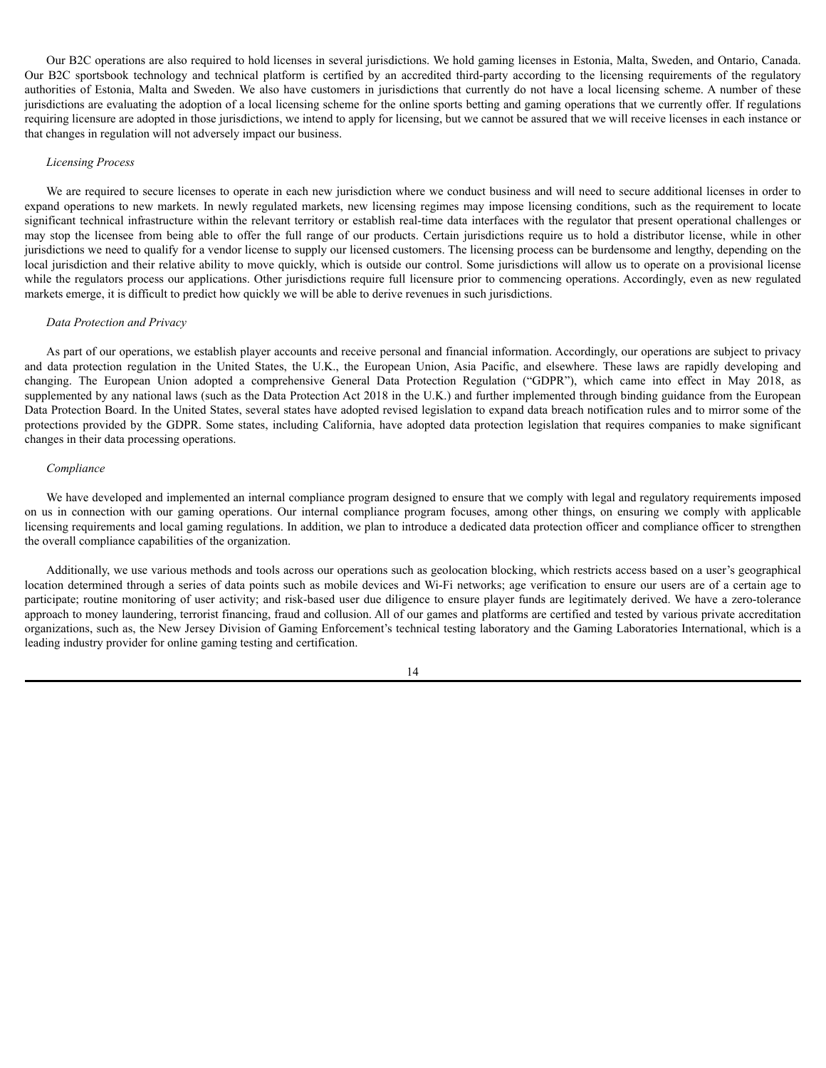Our B2C operations are also required to hold licenses in several jurisdictions. We hold gaming licenses in Estonia, Malta, Sweden, and Ontario, Canada. Our B2C sportsbook technology and technical platform is certified by an accredited third-party according to the licensing requirements of the regulatory authorities of Estonia, Malta and Sweden. We also have customers in jurisdictions that currently do not have a local licensing scheme. A number of these jurisdictions are evaluating the adoption of a local licensing scheme for the online sports betting and gaming operations that we currently offer. If regulations requiring licensure are adopted in those jurisdictions, we intend to apply for licensing, but we cannot be assured that we will receive licenses in each instance or that changes in regulation will not adversely impact our business.

*Licensing Process*

We are required to secure licenses to operate in each new jurisdiction where we conduct business and will need to secure additional licenses in order to expand operations to new markets. In newly regulated markets, new licensing regimes may impose licensing conditions, such as the requirement to locate significant technical infrastructure within the relevant territory or establish real-time data interfaces with the regulator that present operational challenges or may stop the licensee from being able to offer the full range of our products. Certain jurisdictions require us to hold a distributor license, while in other jurisdictions we need to qualify for a vendor license to supply our licensed customers. The licensing process can be burdensome and lengthy, depending on the local jurisdiction and their relative ability to move quickly, which is outside our control. Some jurisdictions will allow us to operate on a provisional license while the regulators process our applications. Other jurisdictions require full licensure prior to commencing operations. Accordingly, even as new regulated markets emerge, it is difficult to predict how quickly we will be able to derive revenues in such jurisdictions.

*Data Protection and Privacy*

As part of our operations, we establish player accounts and receive personal and financial information. Accordingly, our operations are subject to privacy and data protection regulation in the United States, the U.K., the European Union, Asia Pacific, and elsewhere. These laws are rapidly developing and changing. The European Union adopted a comprehensive General Data Protection Regulation ("GDPR"), which came into effect in May 2018, as supplemented by any national laws (such as the Data Protection Act 2018 in the U.K.) and further implemented through binding guidance from the European Data Protection Board. In the United States, several states have adopted revised legislation to expand data breach notification rules and to mirror some of the protections provided by the GDPR. Some states, including California, have adopted data protection legislation that requires companies to make significant changes in their data processing operations.

*Compliance*

We have developed and implemented an internal compliance program designed to ensure that we comply with legal and regulatory requirements imposed on us in connection with our gaming operations. Our internal compliance program focuses, among other things, on ensuring we comply with applicable licensing requirements and local gaming regulations. In addition, we plan to introduce a dedicated data protection officer and compliance officer to strengthen the overall compliance capabilities of the organization.

Additionally, we use various methods and tools across our operations such as geolocation blocking, which restricts access based on a user's geographical location determined through a series of data points such as mobile devices and Wi-Fi networks; age verification to ensure our users are of a certain age to participate; routine monitoring of user activity; and risk-based user due diligence to ensure player funds are legitimately derived. We have a zero-tolerance approach to money laundering, terrorist financing, fraud and collusion. All of our games and platforms are certified and tested by various private accreditation organizations, such as, the New Jersey Division of Gaming Enforcement's technical testing laboratory and the Gaming Laboratories International, which is a leading industry provider for online gaming testing and certification.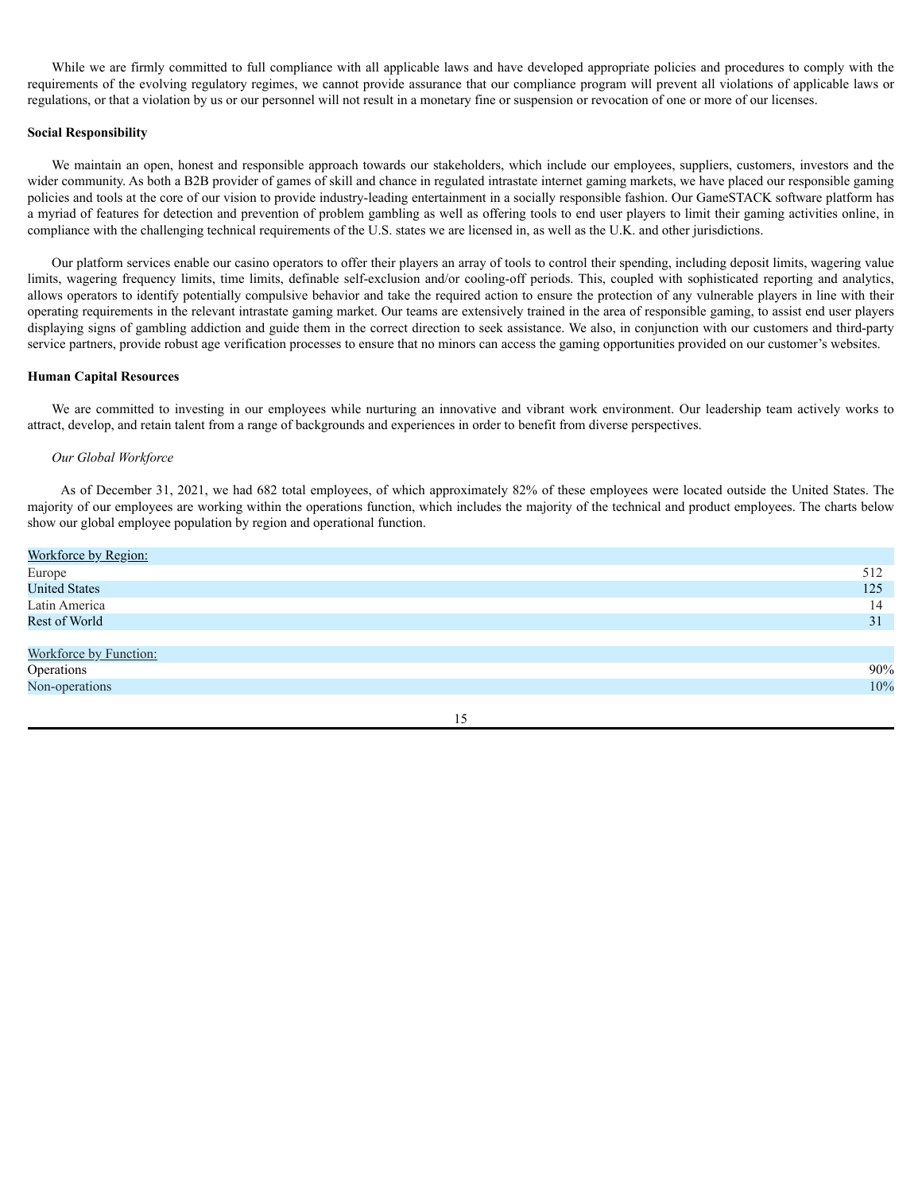While we are firmly committed to full compliance with all applicable laws and have developed appropriate policies and procedures to comply with the requirements of the evolving regulatory regimes, we cannot provide assurance that our compliance program will prevent all violations of applicable laws or regulations, or that a violation by us or our personnel will not result in a monetary fine or suspension or revocation of one or more of our licenses.

**Social Responsibility**

We maintain an open, honest and responsible approach towards our stakeholders, which include our employees, suppliers, customers, investors and the wider community. As both a B2B provider of games of skill and chance in regulated intrastate internet gaming markets, we have placed our responsible gaming policies and tools at the core of our vision to provide industry-leading entertainment in a socially responsible fashion. Our GameSTACK software platform has a myriad of features for detection and prevention of problem gambling as well as offering tools to end user players to limit their gaming activities online, in compliance with the challenging technical requirements of the U.S. states we are licensed in, as well as the U.K. and other jurisdictions.

Our platform services enable our casino operators to offer their players an array of tools to control their spending, including deposit limits, wagering value limits, wagering frequency limits, time limits, definable self-exclusion and/or cooling-off periods. This, coupled with sophisticated reporting and analytics, allows operators to identify potentially compulsive behavior and take the required action to ensure the protection of any vulnerable players in line with their operating requirements in the relevant intrastate gaming market. Our teams are extensively trained in the area of responsible gaming, to assist end user players displaying signs of gambling addiction and guide them in the correct direction to seek assistance. We also, in conjunction with our customers and third-party service partners, provide robust age verification processes to ensure that no minors can access the gaming opportunities provided on our customer's websites.

**Human Capital Resources**

We are committed to investing in our employees while nurturing an innovative and vibrant work environment. Our leadership team actively works to attract, develop, and retain talent from a range of backgrounds and experiences in order to benefit from diverse perspectives.

*Our Global Workforce*

As of December 31, 2021, we had 682 total employees, of which approximately 82% of these employees were located outside the United States. The majority of our employees are working within the operations function, which includes the majority of the technical and product employees. The charts below show our global employee population by region and operational function.

| Workforce by Region: | |
|---|---|
| Europe | 512 |
| United States | 125 |
| Latin America | 14 |
| Rest of World | 31 |
| | |
| Workforce by Function: | |
| Operations | 90% |
| Non-operations | 10% |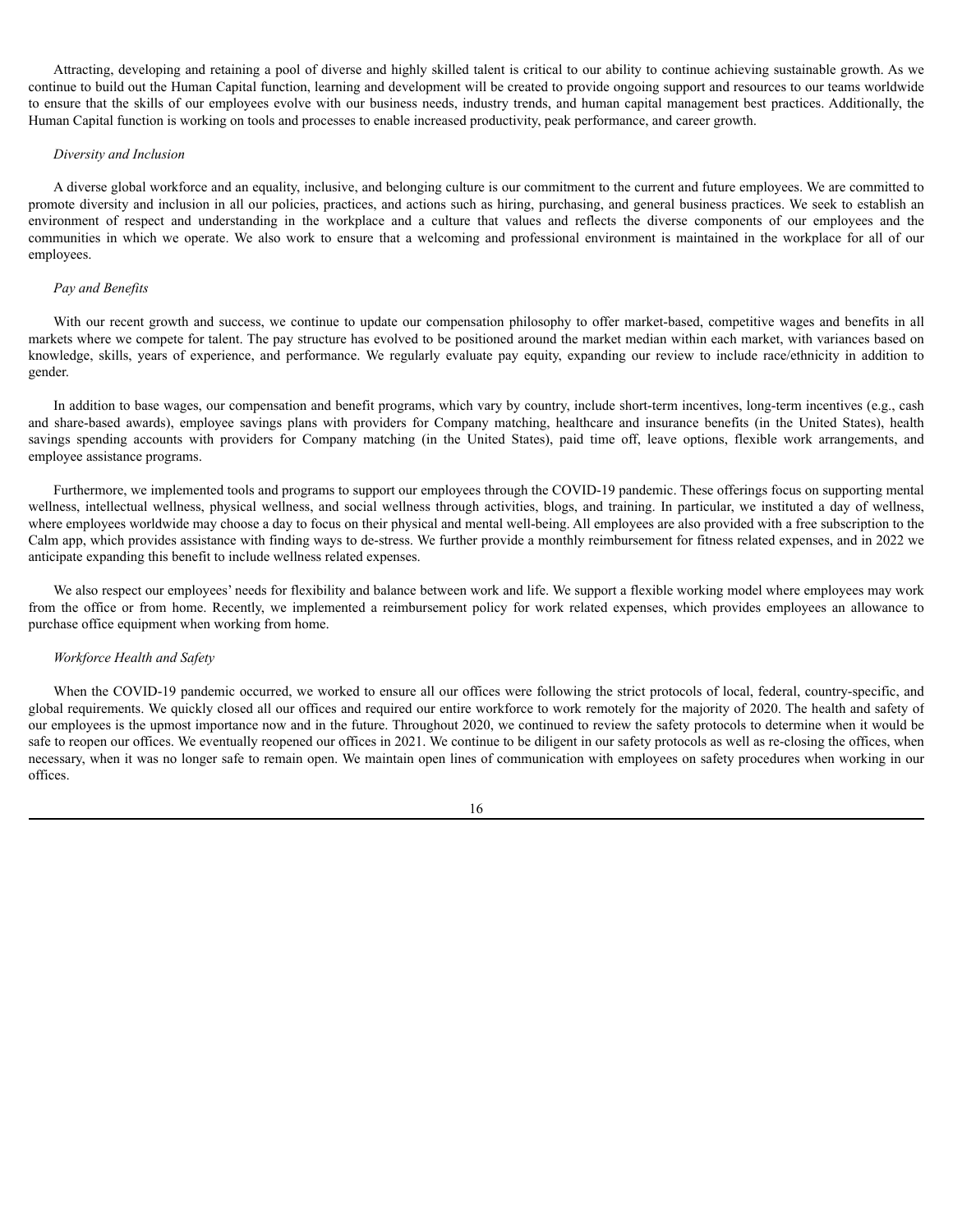Attracting, developing and retaining a pool of diverse and highly skilled talent is critical to our ability to continue achieving sustainable growth. As we continue to build out the Human Capital function, learning and development will be created to provide ongoing support and resources to our teams worldwide to ensure that the skills of our employees evolve with our business needs, industry trends, and human capital management best practices. Additionally, the Human Capital function is working on tools and processes to enable increased productivity, peak performance, and career growth.

*Diversity and Inclusion*

A diverse global workforce and an equality, inclusive, and belonging culture is our commitment to the current and future employees. We are committed to promote diversity and inclusion in all our policies, practices, and actions such as hiring, purchasing, and general business practices. We seek to establish an environment of respect and understanding in the workplace and a culture that values and reflects the diverse components of our employees and the communities in which we operate. We also work to ensure that a welcoming and professional environment is maintained in the workplace for all of our employees.

*Pay and Benefits*

With our recent growth and success, we continue to update our compensation philosophy to offer market-based, competitive wages and benefits in all markets where we compete for talent. The pay structure has evolved to be positioned around the market median within each market, with variances based on knowledge, skills, years of experience, and performance. We regularly evaluate pay equity, expanding our review to include race/ethnicity in addition to gender.

In addition to base wages, our compensation and benefit programs, which vary by country, include short-term incentives, long-term incentives (e.g., cash and share-based awards), employee savings plans with providers for Company matching, healthcare and insurance benefits (in the United States), health savings spending accounts with providers for Company matching (in the United States), paid time off, leave options, flexible work arrangements, and employee assistance programs.

Furthermore, we implemented tools and programs to support our employees through the COVID-19 pandemic. These offerings focus on supporting mental wellness, intellectual wellness, physical wellness, and social wellness through activities, blogs, and training. In particular, we instituted a day of wellness, where employees worldwide may choose a day to focus on their physical and mental well-being. All employees are also provided with a free subscription to the Calm app, which provides assistance with finding ways to de-stress. We further provide a monthly reimbursement for fitness related expenses, and in 2022 we anticipate expanding this benefit to include wellness related expenses.

We also respect our employees' needs for flexibility and balance between work and life. We support a flexible working model where employees may work from the office or from home. Recently, we implemented a reimbursement policy for work related expenses, which provides employees an allowance to purchase office equipment when working from home.

*Workforce Health and Safety*

When the COVID-19 pandemic occurred, we worked to ensure all our offices were following the strict protocols of local, federal, country-specific, and global requirements. We quickly closed all our offices and required our entire workforce to work remotely for the majority of 2020. The health and safety of our employees is the upmost importance now and in the future. Throughout 2020, we continued to review the safety protocols to determine when it would be safe to reopen our offices. We eventually reopened our offices in 2021. We continue to be diligent in our safety protocols as well as re-closing the offices, when necessary, when it was no longer safe to remain open. We maintain open lines of communication with employees on safety procedures when working in our offices.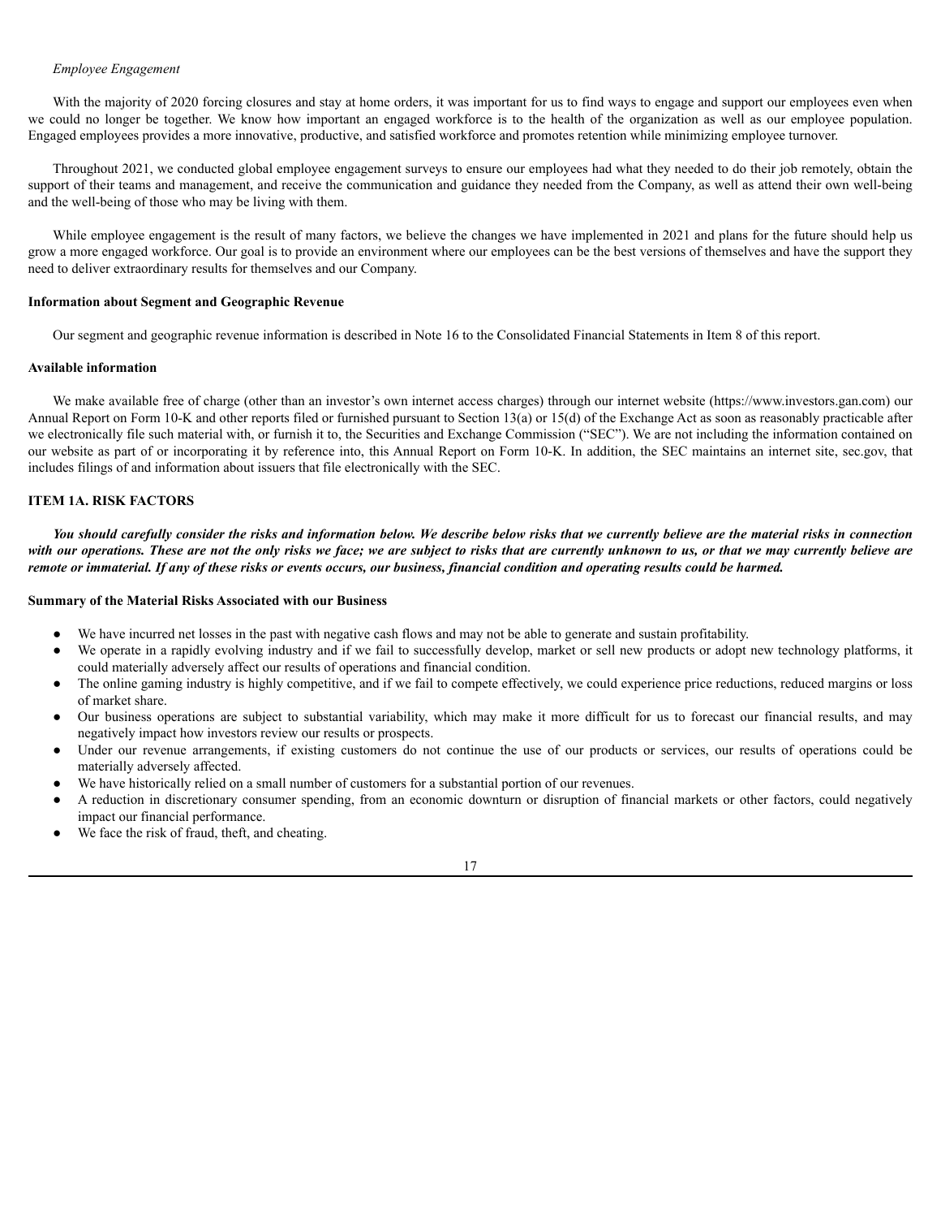*Employee Engagement*

With the majority of 2020 forcing closures and stay at home orders, it was important for us to find ways to engage and support our employees even when we could no longer be together. We know how important an engaged workforce is to the health of the organization as well as our employee population. Engaged employees provides a more innovative, productive, and satisfied workforce and promotes retention while minimizing employee turnover.

Throughout 2021, we conducted global employee engagement surveys to ensure our employees had what they needed to do their job remotely, obtain the support of their teams and management, and receive the communication and guidance they needed from the Company, as well as attend their own well-being and the well-being of those who may be living with them.

While employee engagement is the result of many factors, we believe the changes we have implemented in 2021 and plans for the future should help us grow a more engaged workforce. Our goal is to provide an environment where our employees can be the best versions of themselves and have the support they need to deliver extraordinary results for themselves and our Company.

**Information about Segment and Geographic Revenue**

Our segment and geographic revenue information is described in Note 16 to the Consolidated Financial Statements in Item 8 of this report.

**Available information**

We make available free of charge (other than an investor's own internet access charges) through our internet website (https://www.investors.gan.com) our Annual Report on Form 10-K and other reports filed or furnished pursuant to Section 13(a) or 15(d) of the Exchange Act as soon as reasonably practicable after we electronically file such material with, or furnish it to, the Securities and Exchange Commission ("SEC"). We are not including the information contained on our website as part of or incorporating it by reference into, this Annual Report on Form 10-K. In addition, the SEC maintains an internet site, sec.gov, that includes filings of and information about issuers that file electronically with the SEC.

## ITEM 1A. RISK FACTORS

***You should carefully consider the risks and information below. We describe below risks that we currently believe are the material risks in connection with our operations. These are not the only risks we face; we are subject to risks that are currently unknown to us, or that we may currently believe are remote or immaterial. If any of these risks or events occurs, our business, financial condition and operating results could be harmed.***

**Summary of the Material Risks Associated with our Business**

- We have incurred net losses in the past with negative cash flows and may not be able to generate and sustain profitability.
- We operate in a rapidly evolving industry and if we fail to successfully develop, market or sell new products or adopt new technology platforms, it could materially adversely affect our results of operations and financial condition.
- The online gaming industry is highly competitive, and if we fail to compete effectively, we could experience price reductions, reduced margins or loss of market share.
- Our business operations are subject to substantial variability, which may make it more difficult for us to forecast our financial results, and may negatively impact how investors review our results or prospects.
- Under our revenue arrangements, if existing customers do not continue the use of our products or services, our results of operations could be materially adversely affected.
- We have historically relied on a small number of customers for a substantial portion of our revenues.
- A reduction in discretionary consumer spending, from an economic downturn or disruption of financial markets or other factors, could negatively impact our financial performance.
- We face the risk of fraud, theft, and cheating.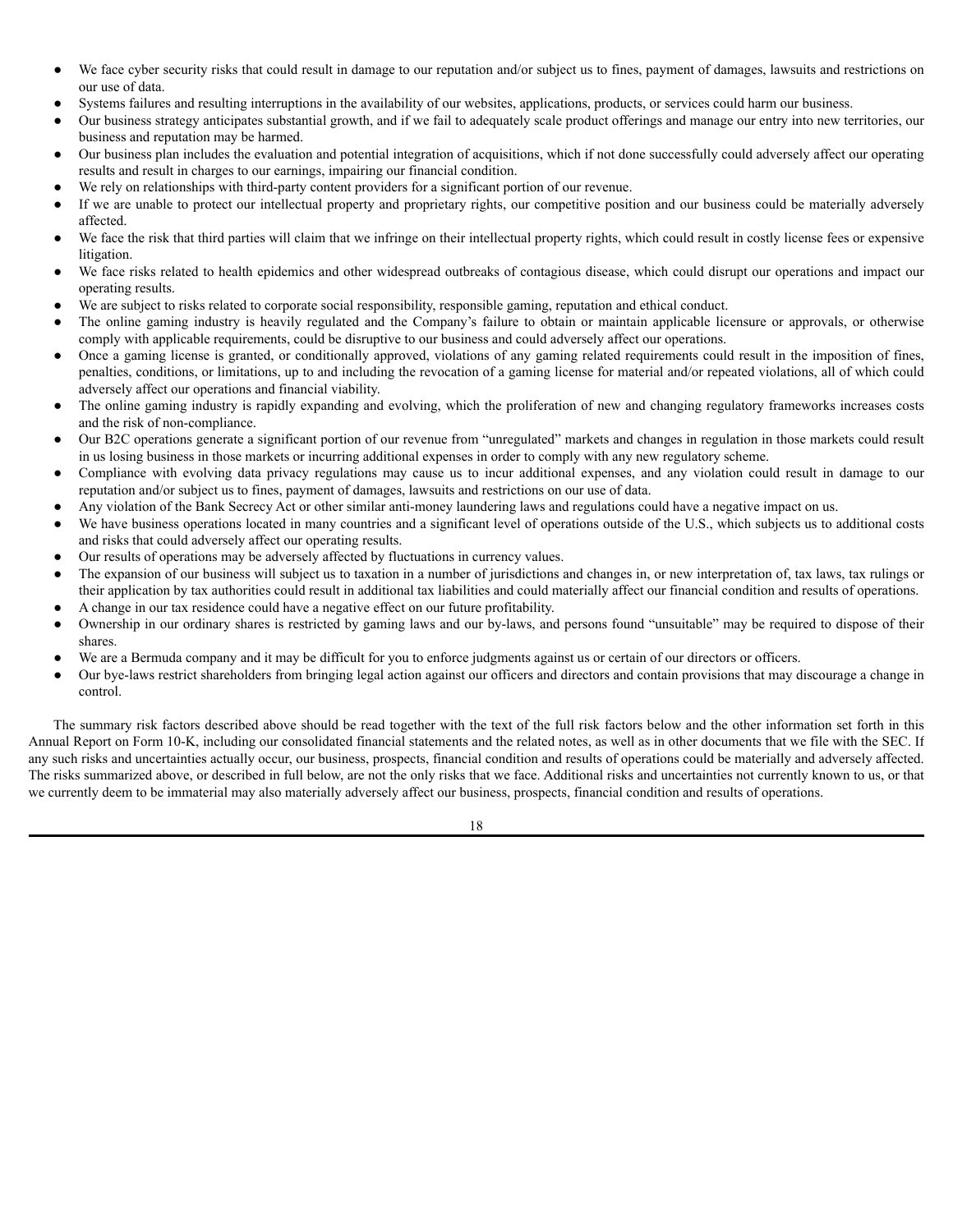- We face cyber security risks that could result in damage to our reputation and/or subject us to fines, payment of damages, lawsuits and restrictions on our use of data.
- Systems failures and resulting interruptions in the availability of our websites, applications, products, or services could harm our business.
- Our business strategy anticipates substantial growth, and if we fail to adequately scale product offerings and manage our entry into new territories, our business and reputation may be harmed.
- Our business plan includes the evaluation and potential integration of acquisitions, which if not done successfully could adversely affect our operating results and result in charges to our earnings, impairing our financial condition.
- We rely on relationships with third-party content providers for a significant portion of our revenue.
- If we are unable to protect our intellectual property and proprietary rights, our competitive position and our business could be materially adversely affected.
- We face the risk that third parties will claim that we infringe on their intellectual property rights, which could result in costly license fees or expensive litigation.
- We face risks related to health epidemics and other widespread outbreaks of contagious disease, which could disrupt our operations and impact our operating results.
- We are subject to risks related to corporate social responsibility, responsible gaming, reputation and ethical conduct.
- The online gaming industry is heavily regulated and the Company's failure to obtain or maintain applicable licensure or approvals, or otherwise comply with applicable requirements, could be disruptive to our business and could adversely affect our operations.
- Once a gaming license is granted, or conditionally approved, violations of any gaming related requirements could result in the imposition of fines, penalties, conditions, or limitations, up to and including the revocation of a gaming license for material and/or repeated violations, all of which could adversely affect our operations and financial viability.
- The online gaming industry is rapidly expanding and evolving, which the proliferation of new and changing regulatory frameworks increases costs and the risk of non-compliance.
- Our B2C operations generate a significant portion of our revenue from "unregulated" markets and changes in regulation in those markets could result in us losing business in those markets or incurring additional expenses in order to comply with any new regulatory scheme.
- Compliance with evolving data privacy regulations may cause us to incur additional expenses, and any violation could result in damage to our reputation and/or subject us to fines, payment of damages, lawsuits and restrictions on our use of data.
- Any violation of the Bank Secrecy Act or other similar anti-money laundering laws and regulations could have a negative impact on us.
- We have business operations located in many countries and a significant level of operations outside of the U.S., which subjects us to additional costs and risks that could adversely affect our operating results.
- Our results of operations may be adversely affected by fluctuations in currency values.
- The expansion of our business will subject us to taxation in a number of jurisdictions and changes in, or new interpretation of, tax laws, tax rulings or their application by tax authorities could result in additional tax liabilities and could materially affect our financial condition and results of operations.
- A change in our tax residence could have a negative effect on our future profitability.
- Ownership in our ordinary shares is restricted by gaming laws and our by-laws, and persons found "unsuitable" may be required to dispose of their shares.
- We are a Bermuda company and it may be difficult for you to enforce judgments against us or certain of our directors or officers.
- Our bye-laws restrict shareholders from bringing legal action against our officers and directors and contain provisions that may discourage a change in control.

The summary risk factors described above should be read together with the text of the full risk factors below and the other information set forth in this Annual Report on Form 10-K, including our consolidated financial statements and the related notes, as well as in other documents that we file with the SEC. If any such risks and uncertainties actually occur, our business, prospects, financial condition and results of operations could be materially and adversely affected. The risks summarized above, or described in full below, are not the only risks that we face. Additional risks and uncertainties not currently known to us, or that we currently deem to be immaterial may also materially adversely affect our business, prospects, financial condition and results of operations.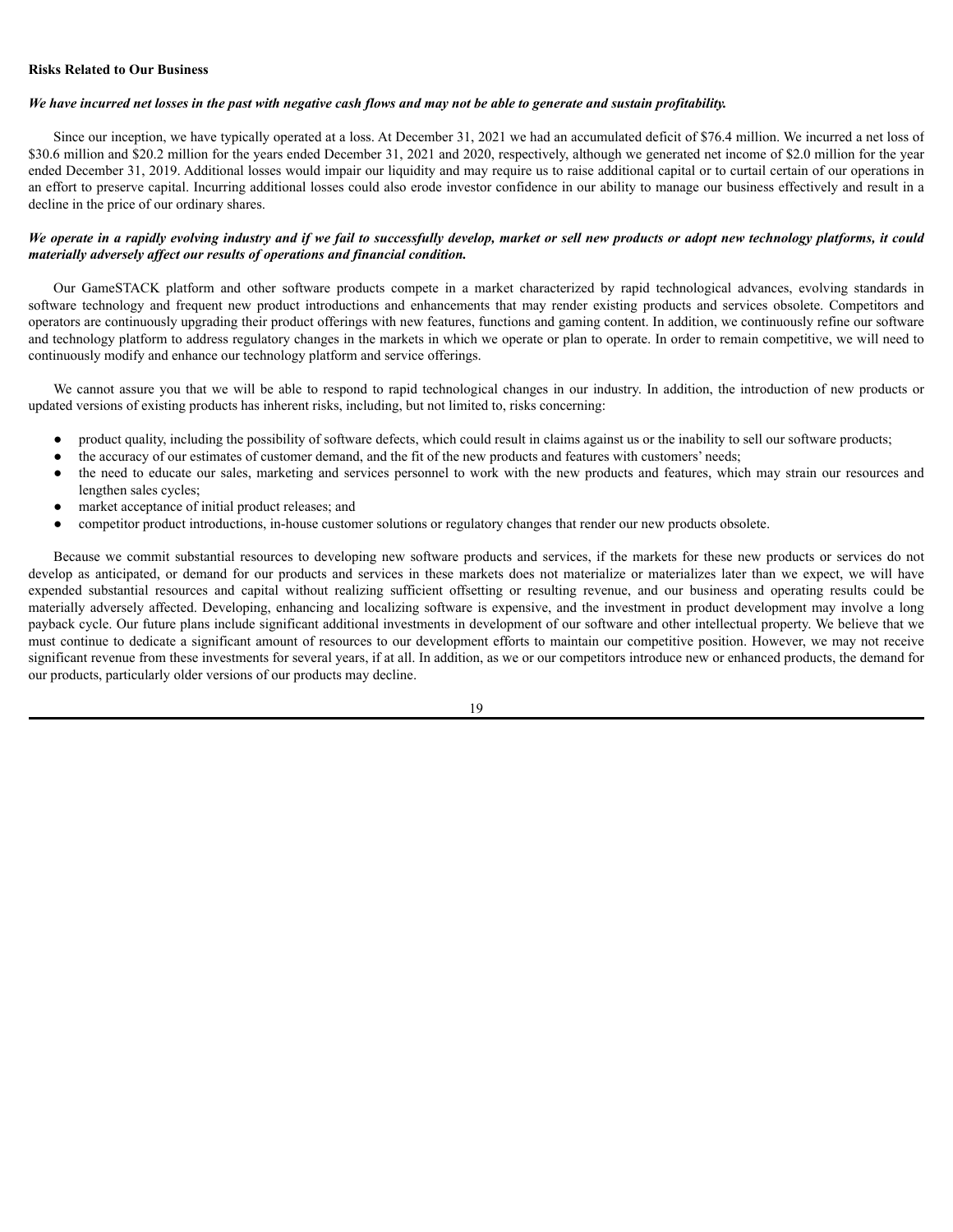**Risks Related to Our Business**

***We have incurred net losses in the past with negative cash flows and may not be able to generate and sustain profitability.***

Since our inception, we have typically operated at a loss. At December 31, 2021 we had an accumulated deficit of $76.4 million. We incurred a net loss of $30.6 million and $20.2 million for the years ended December 31, 2021 and 2020, respectively, although we generated net income of $2.0 million for the year ended December 31, 2019. Additional losses would impair our liquidity and may require us to raise additional capital or to curtail certain of our operations in an effort to preserve capital. Incurring additional losses could also erode investor confidence in our ability to manage our business effectively and result in a decline in the price of our ordinary shares.

***We operate in a rapidly evolving industry and if we fail to successfully develop, market or sell new products or adopt new technology platforms, it could materially adversely affect our results of operations and financial condition.***

Our GameSTACK platform and other software products compete in a market characterized by rapid technological advances, evolving standards in software technology and frequent new product introductions and enhancements that may render existing products and services obsolete. Competitors and operators are continuously upgrading their product offerings with new features, functions and gaming content. In addition, we continuously refine our software and technology platform to address regulatory changes in the markets in which we operate or plan to operate. In order to remain competitive, we will need to continuously modify and enhance our technology platform and service offerings.

We cannot assure you that we will be able to respond to rapid technological changes in our industry. In addition, the introduction of new products or updated versions of existing products has inherent risks, including, but not limited to, risks concerning:

- product quality, including the possibility of software defects, which could result in claims against us or the inability to sell our software products;
- the accuracy of our estimates of customer demand, and the fit of the new products and features with customers' needs;
- the need to educate our sales, marketing and services personnel to work with the new products and features, which may strain our resources and lengthen sales cycles;
- market acceptance of initial product releases; and
- competitor product introductions, in-house customer solutions or regulatory changes that render our new products obsolete.

Because we commit substantial resources to developing new software products and services, if the markets for these new products or services do not develop as anticipated, or demand for our products and services in these markets does not materialize or materializes later than we expect, we will have expended substantial resources and capital without realizing sufficient offsetting or resulting revenue, and our business and operating results could be materially adversely affected. Developing, enhancing and localizing software is expensive, and the investment in product development may involve a long payback cycle. Our future plans include significant additional investments in development of our software and other intellectual property. We believe that we must continue to dedicate a significant amount of resources to our development efforts to maintain our competitive position. However, we may not receive significant revenue from these investments for several years, if at all. In addition, as we or our competitors introduce new or enhanced products, the demand for our products, particularly older versions of our products may decline.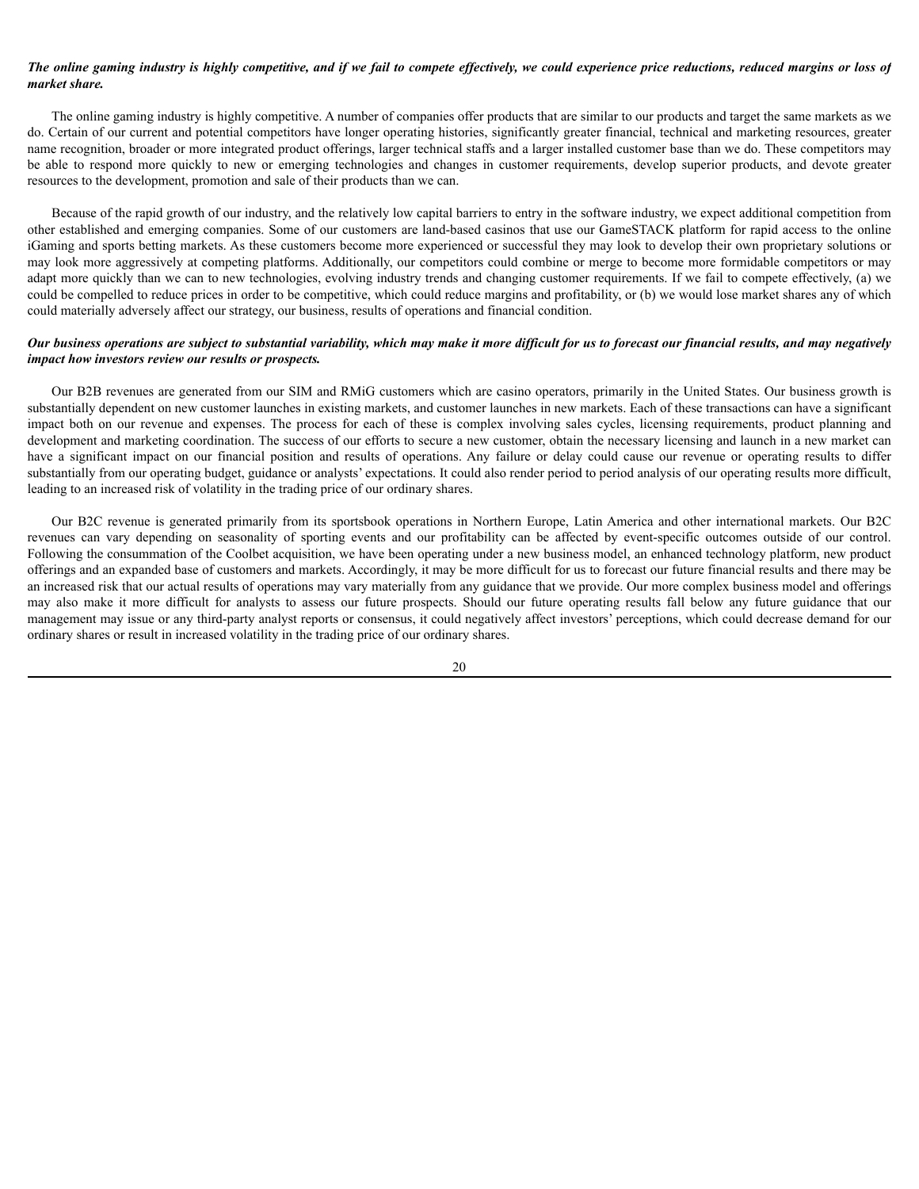***The online gaming industry is highly competitive, and if we fail to compete effectively, we could experience price reductions, reduced margins or loss of market share.***

The online gaming industry is highly competitive. A number of companies offer products that are similar to our products and target the same markets as we do. Certain of our current and potential competitors have longer operating histories, significantly greater financial, technical and marketing resources, greater name recognition, broader or more integrated product offerings, larger technical staffs and a larger installed customer base than we do. These competitors may be able to respond more quickly to new or emerging technologies and changes in customer requirements, develop superior products, and devote greater resources to the development, promotion and sale of their products than we can.

Because of the rapid growth of our industry, and the relatively low capital barriers to entry in the software industry, we expect additional competition from other established and emerging companies. Some of our customers are land-based casinos that use our GameSTACK platform for rapid access to the online iGaming and sports betting markets. As these customers become more experienced or successful they may look to develop their own proprietary solutions or may look more aggressively at competing platforms. Additionally, our competitors could combine or merge to become more formidable competitors or may adapt more quickly than we can to new technologies, evolving industry trends and changing customer requirements. If we fail to compete effectively, (a) we could be compelled to reduce prices in order to be competitive, which could reduce margins and profitability, or (b) we would lose market shares any of which could materially adversely affect our strategy, our business, results of operations and financial condition.

***Our business operations are subject to substantial variability, which may make it more difficult for us to forecast our financial results, and may negatively impact how investors review our results or prospects.***

Our B2B revenues are generated from our SIM and RMiG customers which are casino operators, primarily in the United States. Our business growth is substantially dependent on new customer launches in existing markets, and customer launches in new markets. Each of these transactions can have a significant impact both on our revenue and expenses. The process for each of these is complex involving sales cycles, licensing requirements, product planning and development and marketing coordination. The success of our efforts to secure a new customer, obtain the necessary licensing and launch in a new market can have a significant impact on our financial position and results of operations. Any failure or delay could cause our revenue or operating results to differ substantially from our operating budget, guidance or analysts' expectations. It could also render period to period analysis of our operating results more difficult, leading to an increased risk of volatility in the trading price of our ordinary shares.

Our B2C revenue is generated primarily from its sportsbook operations in Northern Europe, Latin America and other international markets. Our B2C revenues can vary depending on seasonality of sporting events and our profitability can be affected by event-specific outcomes outside of our control. Following the consummation of the Coolbet acquisition, we have been operating under a new business model, an enhanced technology platform, new product offerings and an expanded base of customers and markets. Accordingly, it may be more difficult for us to forecast our future financial results and there may be an increased risk that our actual results of operations may vary materially from any guidance that we provide. Our more complex business model and offerings may also make it more difficult for analysts to assess our future prospects. Should our future operating results fall below any future guidance that our management may issue or any third-party analyst reports or consensus, it could negatively affect investors' perceptions, which could decrease demand for our ordinary shares or result in increased volatility in the trading price of our ordinary shares.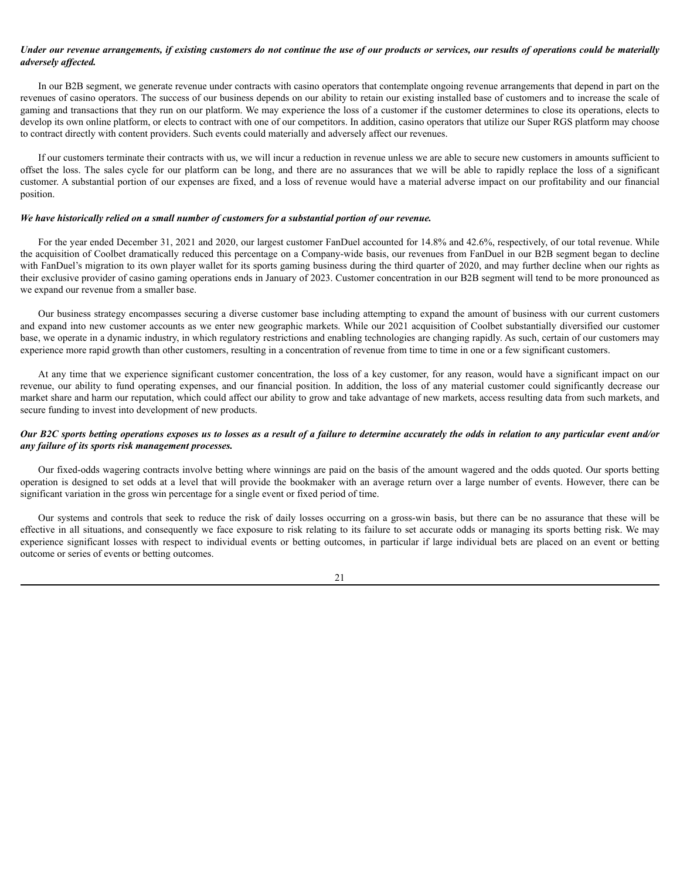***Under our revenue arrangements, if existing customers do not continue the use of our products or services, our results of operations could be materially adversely affected.***

In our B2B segment, we generate revenue under contracts with casino operators that contemplate ongoing revenue arrangements that depend in part on the revenues of casino operators. The success of our business depends on our ability to retain our existing installed base of customers and to increase the scale of gaming and transactions that they run on our platform. We may experience the loss of a customer if the customer determines to close its operations, elects to develop its own online platform, or elects to contract with one of our competitors. In addition, casino operators that utilize our Super RGS platform may choose to contract directly with content providers. Such events could materially and adversely affect our revenues.

If our customers terminate their contracts with us, we will incur a reduction in revenue unless we are able to secure new customers in amounts sufficient to offset the loss. The sales cycle for our platform can be long, and there are no assurances that we will be able to rapidly replace the loss of a significant customer. A substantial portion of our expenses are fixed, and a loss of revenue would have a material adverse impact on our profitability and our financial position.

***We have historically relied on a small number of customers for a substantial portion of our revenue.***

For the year ended December 31, 2021 and 2020, our largest customer FanDuel accounted for 14.8% and 42.6%, respectively, of our total revenue. While the acquisition of Coolbet dramatically reduced this percentage on a Company-wide basis, our revenues from FanDuel in our B2B segment began to decline with FanDuel's migration to its own player wallet for its sports gaming business during the third quarter of 2020, and may further decline when our rights as their exclusive provider of casino gaming operations ends in January of 2023. Customer concentration in our B2B segment will tend to be more pronounced as we expand our revenue from a smaller base.

Our business strategy encompasses securing a diverse customer base including attempting to expand the amount of business with our current customers and expand into new customer accounts as we enter new geographic markets. While our 2021 acquisition of Coolbet substantially diversified our customer base, we operate in a dynamic industry, in which regulatory restrictions and enabling technologies are changing rapidly. As such, certain of our customers may experience more rapid growth than other customers, resulting in a concentration of revenue from time to time in one or a few significant customers.

At any time that we experience significant customer concentration, the loss of a key customer, for any reason, would have a significant impact on our revenue, our ability to fund operating expenses, and our financial position. In addition, the loss of any material customer could significantly decrease our market share and harm our reputation, which could affect our ability to grow and take advantage of new markets, access resulting data from such markets, and secure funding to invest into development of new products.

***Our B2C sports betting operations exposes us to losses as a result of a failure to determine accurately the odds in relation to any particular event and/or any failure of its sports risk management processes.***

Our fixed-odds wagering contracts involve betting where winnings are paid on the basis of the amount wagered and the odds quoted. Our sports betting operation is designed to set odds at a level that will provide the bookmaker with an average return over a large number of events. However, there can be significant variation in the gross win percentage for a single event or fixed period of time.

Our systems and controls that seek to reduce the risk of daily losses occurring on a gross-win basis, but there can be no assurance that these will be effective in all situations, and consequently we face exposure to risk relating to its failure to set accurate odds or managing its sports betting risk. We may experience significant losses with respect to individual events or betting outcomes, in particular if large individual bets are placed on an event or betting outcome or series of events or betting outcomes.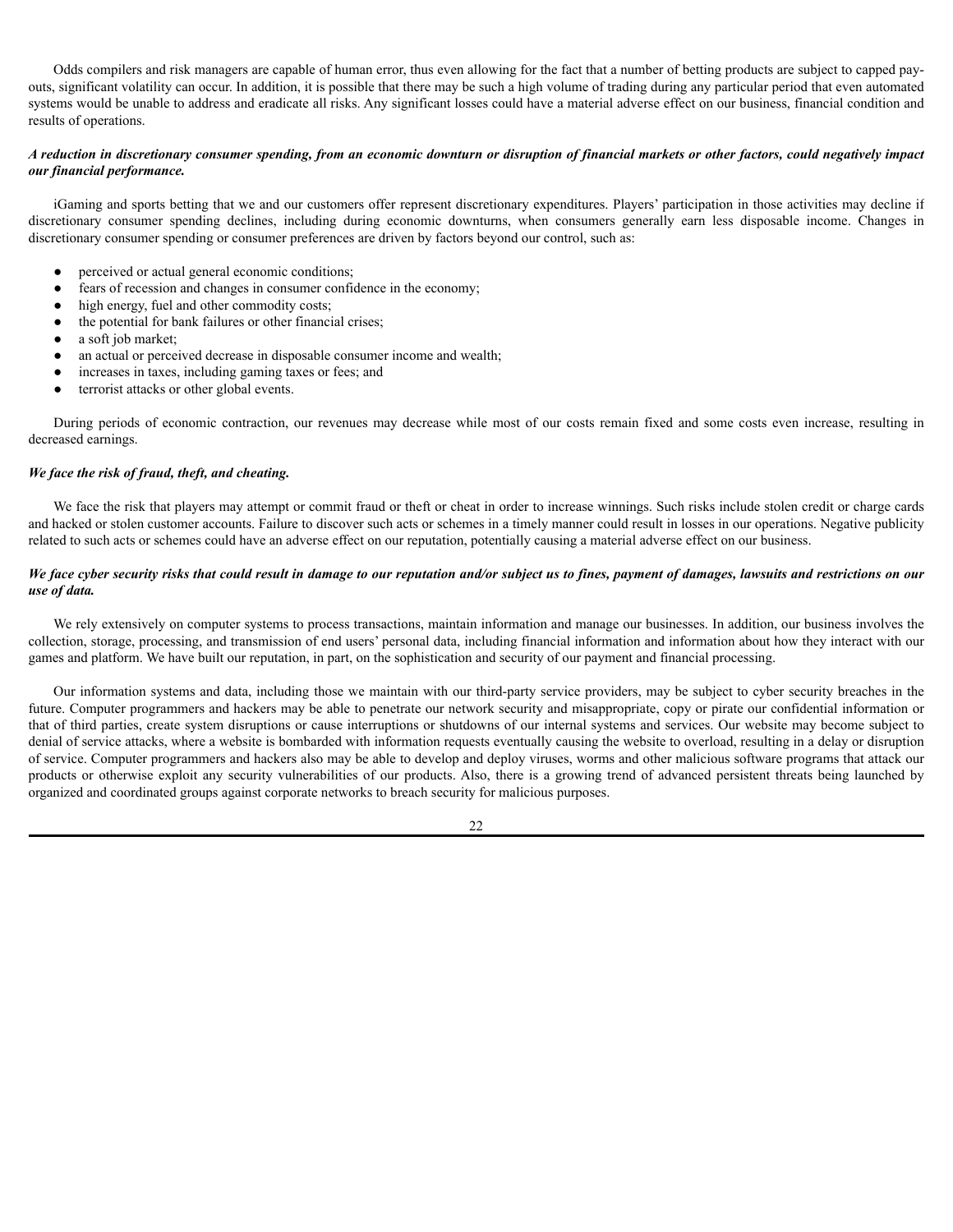Odds compilers and risk managers are capable of human error, thus even allowing for the fact that a number of betting products are subject to capped pay-outs, significant volatility can occur. In addition, it is possible that there may be such a high volume of trading during any particular period that even automated systems would be unable to address and eradicate all risks. Any significant losses could have a material adverse effect on our business, financial condition and results of operations.

***A reduction in discretionary consumer spending, from an economic downturn or disruption of financial markets or other factors, could negatively impact our financial performance.***

iGaming and sports betting that we and our customers offer represent discretionary expenditures. Players' participation in those activities may decline if discretionary consumer spending declines, including during economic downturns, when consumers generally earn less disposable income. Changes in discretionary consumer spending or consumer preferences are driven by factors beyond our control, such as:

- perceived or actual general economic conditions;
- fears of recession and changes in consumer confidence in the economy;
- high energy, fuel and other commodity costs;
- the potential for bank failures or other financial crises;
- a soft job market;
- an actual or perceived decrease in disposable consumer income and wealth;
- increases in taxes, including gaming taxes or fees; and
- terrorist attacks or other global events.

During periods of economic contraction, our revenues may decrease while most of our costs remain fixed and some costs even increase, resulting in decreased earnings.

***We face the risk of fraud, theft, and cheating.***

We face the risk that players may attempt or commit fraud or theft or cheat in order to increase winnings. Such risks include stolen credit or charge cards and hacked or stolen customer accounts. Failure to discover such acts or schemes in a timely manner could result in losses in our operations. Negative publicity related to such acts or schemes could have an adverse effect on our reputation, potentially causing a material adverse effect on our business.

***We face cyber security risks that could result in damage to our reputation and/or subject us to fines, payment of damages, lawsuits and restrictions on our use of data.***

We rely extensively on computer systems to process transactions, maintain information and manage our businesses. In addition, our business involves the collection, storage, processing, and transmission of end users' personal data, including financial information and information about how they interact with our games and platform. We have built our reputation, in part, on the sophistication and security of our payment and financial processing.

Our information systems and data, including those we maintain with our third-party service providers, may be subject to cyber security breaches in the future. Computer programmers and hackers may be able to penetrate our network security and misappropriate, copy or pirate our confidential information or that of third parties, create system disruptions or cause interruptions or shutdowns of our internal systems and services. Our website may become subject to denial of service attacks, where a website is bombarded with information requests eventually causing the website to overload, resulting in a delay or disruption of service. Computer programmers and hackers also may be able to develop and deploy viruses, worms and other malicious software programs that attack our products or otherwise exploit any security vulnerabilities of our products. Also, there is a growing trend of advanced persistent threats being launched by organized and coordinated groups against corporate networks to breach security for malicious purposes.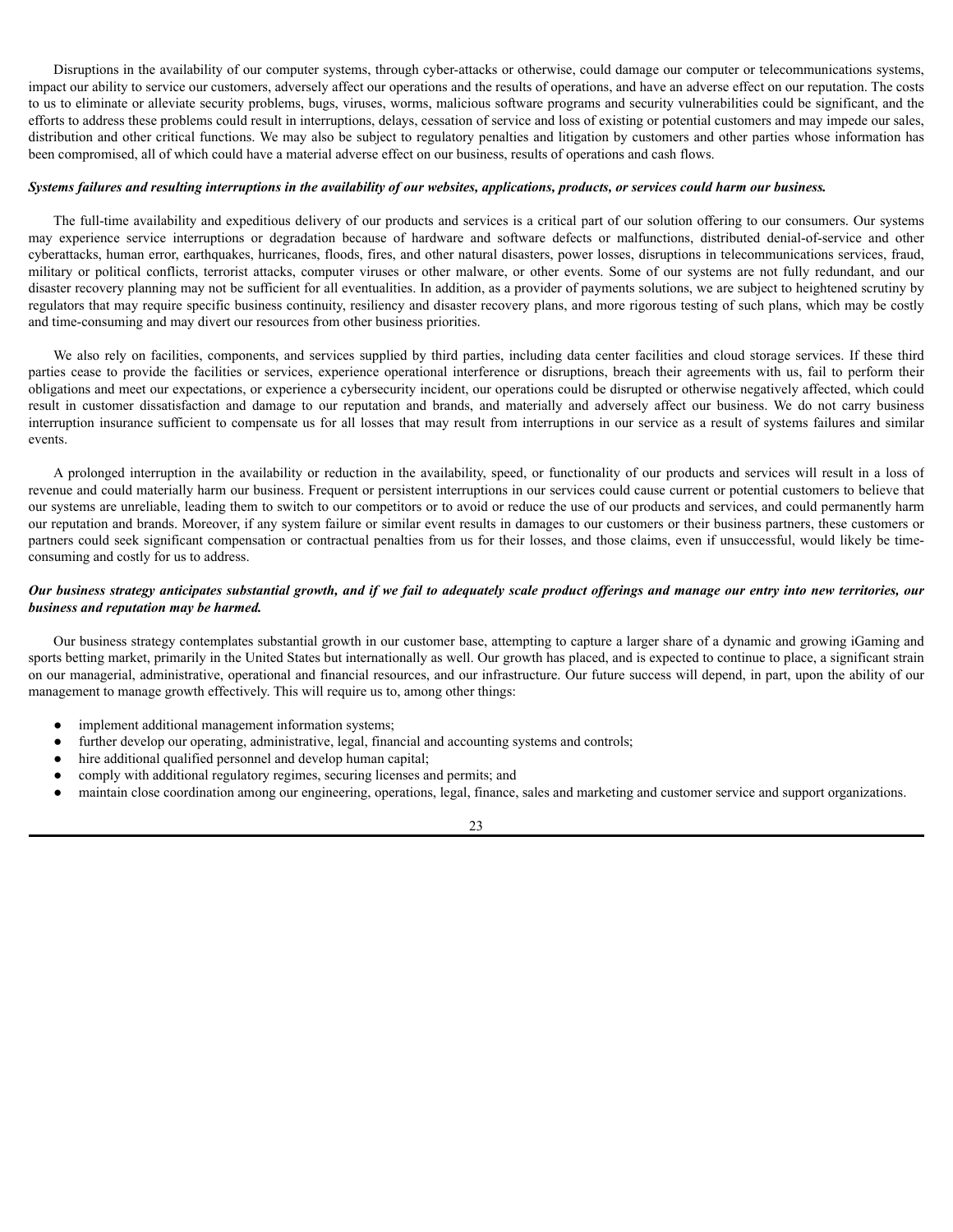Disruptions in the availability of our computer systems, through cyber-attacks or otherwise, could damage our computer or telecommunications systems, impact our ability to service our customers, adversely affect our operations and the results of operations, and have an adverse effect on our reputation. The costs to us to eliminate or alleviate security problems, bugs, viruses, worms, malicious software programs and security vulnerabilities could be significant, and the efforts to address these problems could result in interruptions, delays, cessation of service and loss of existing or potential customers and may impede our sales, distribution and other critical functions. We may also be subject to regulatory penalties and litigation by customers and other parties whose information has been compromised, all of which could have a material adverse effect on our business, results of operations and cash flows.

***Systems failures and resulting interruptions in the availability of our websites, applications, products, or services could harm our business.***

The full-time availability and expeditious delivery of our products and services is a critical part of our solution offering to our consumers. Our systems may experience service interruptions or degradation because of hardware and software defects or malfunctions, distributed denial-of-service and other cyberattacks, human error, earthquakes, hurricanes, floods, fires, and other natural disasters, power losses, disruptions in telecommunications services, fraud, military or political conflicts, terrorist attacks, computer viruses or other malware, or other events. Some of our systems are not fully redundant, and our disaster recovery planning may not be sufficient for all eventualities. In addition, as a provider of payments solutions, we are subject to heightened scrutiny by regulators that may require specific business continuity, resiliency and disaster recovery plans, and more rigorous testing of such plans, which may be costly and time-consuming and may divert our resources from other business priorities.

We also rely on facilities, components, and services supplied by third parties, including data center facilities and cloud storage services. If these third parties cease to provide the facilities or services, experience operational interference or disruptions, breach their agreements with us, fail to perform their obligations and meet our expectations, or experience a cybersecurity incident, our operations could be disrupted or otherwise negatively affected, which could result in customer dissatisfaction and damage to our reputation and brands, and materially and adversely affect our business. We do not carry business interruption insurance sufficient to compensate us for all losses that may result from interruptions in our service as a result of systems failures and similar events.

A prolonged interruption in the availability or reduction in the availability, speed, or functionality of our products and services will result in a loss of revenue and could materially harm our business. Frequent or persistent interruptions in our services could cause current or potential customers to believe that our systems are unreliable, leading them to switch to our competitors or to avoid or reduce the use of our products and services, and could permanently harm our reputation and brands. Moreover, if any system failure or similar event results in damages to our customers or their business partners, these customers or partners could seek significant compensation or contractual penalties from us for their losses, and those claims, even if unsuccessful, would likely be time-consuming and costly for us to address.

***Our business strategy anticipates substantial growth, and if we fail to adequately scale product offerings and manage our entry into new territories, our business and reputation may be harmed.***

Our business strategy contemplates substantial growth in our customer base, attempting to capture a larger share of a dynamic and growing iGaming and sports betting market, primarily in the United States but internationally as well. Our growth has placed, and is expected to continue to place, a significant strain on our managerial, administrative, operational and financial resources, and our infrastructure. Our future success will depend, in part, upon the ability of our management to manage growth effectively. This will require us to, among other things:

- implement additional management information systems;
- further develop our operating, administrative, legal, financial and accounting systems and controls;
- hire additional qualified personnel and develop human capital;
- comply with additional regulatory regimes, securing licenses and permits; and
- maintain close coordination among our engineering, operations, legal, finance, sales and marketing and customer service and support organizations.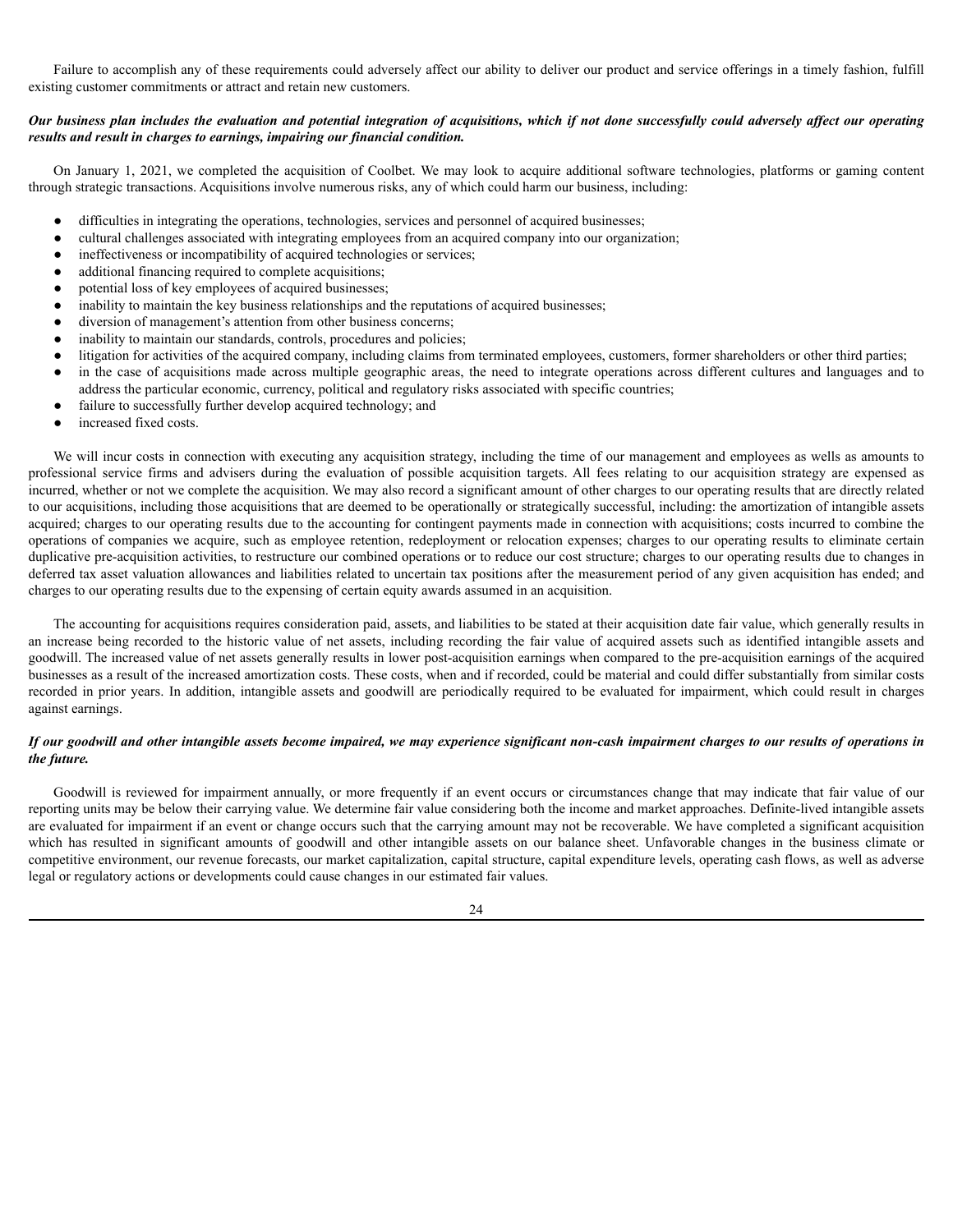Failure to accomplish any of these requirements could adversely affect our ability to deliver our product and service offerings in a timely fashion, fulfill existing customer commitments or attract and retain new customers.

***Our business plan includes the evaluation and potential integration of acquisitions, which if not done successfully could adversely affect our operating results and result in charges to earnings, impairing our financial condition.***

On January 1, 2021, we completed the acquisition of Coolbet. We may look to acquire additional software technologies, platforms or gaming content through strategic transactions. Acquisitions involve numerous risks, any of which could harm our business, including:

- difficulties in integrating the operations, technologies, services and personnel of acquired businesses;
- cultural challenges associated with integrating employees from an acquired company into our organization;
- ineffectiveness or incompatibility of acquired technologies or services;
- additional financing required to complete acquisitions;
- potential loss of key employees of acquired businesses;
- inability to maintain the key business relationships and the reputations of acquired businesses;
- diversion of management's attention from other business concerns;
- inability to maintain our standards, controls, procedures and policies;
- litigation for activities of the acquired company, including claims from terminated employees, customers, former shareholders or other third parties;
- in the case of acquisitions made across multiple geographic areas, the need to integrate operations across different cultures and languages and to address the particular economic, currency, political and regulatory risks associated with specific countries;
- failure to successfully further develop acquired technology; and
- increased fixed costs.

We will incur costs in connection with executing any acquisition strategy, including the time of our management and employees as wells as amounts to professional service firms and advisers during the evaluation of possible acquisition targets. All fees relating to our acquisition strategy are expensed as incurred, whether or not we complete the acquisition. We may also record a significant amount of other charges to our operating results that are directly related to our acquisitions, including those acquisitions that are deemed to be operationally or strategically successful, including: the amortization of intangible assets acquired; charges to our operating results due to the accounting for contingent payments made in connection with acquisitions; costs incurred to combine the operations of companies we acquire, such as employee retention, redeployment or relocation expenses; charges to our operating results to eliminate certain duplicative pre-acquisition activities, to restructure our combined operations or to reduce our cost structure; charges to our operating results due to changes in deferred tax asset valuation allowances and liabilities related to uncertain tax positions after the measurement period of any given acquisition has ended; and charges to our operating results due to the expensing of certain equity awards assumed in an acquisition.

The accounting for acquisitions requires consideration paid, assets, and liabilities to be stated at their acquisition date fair value, which generally results in an increase being recorded to the historic value of net assets, including recording the fair value of acquired assets such as identified intangible assets and goodwill. The increased value of net assets generally results in lower post-acquisition earnings when compared to the pre-acquisition earnings of the acquired businesses as a result of the increased amortization costs. These costs, when and if recorded, could be material and could differ substantially from similar costs recorded in prior years. In addition, intangible assets and goodwill are periodically required to be evaluated for impairment, which could result in charges against earnings.

***If our goodwill and other intangible assets become impaired, we may experience significant non-cash impairment charges to our results of operations in the future.***

Goodwill is reviewed for impairment annually, or more frequently if an event occurs or circumstances change that may indicate that fair value of our reporting units may be below their carrying value. We determine fair value considering both the income and market approaches. Definite-lived intangible assets are evaluated for impairment if an event or change occurs such that the carrying amount may not be recoverable. We have completed a significant acquisition which has resulted in significant amounts of goodwill and other intangible assets on our balance sheet. Unfavorable changes in the business climate or competitive environment, our revenue forecasts, our market capitalization, capital structure, capital expenditure levels, operating cash flows, as well as adverse legal or regulatory actions or developments could cause changes in our estimated fair values.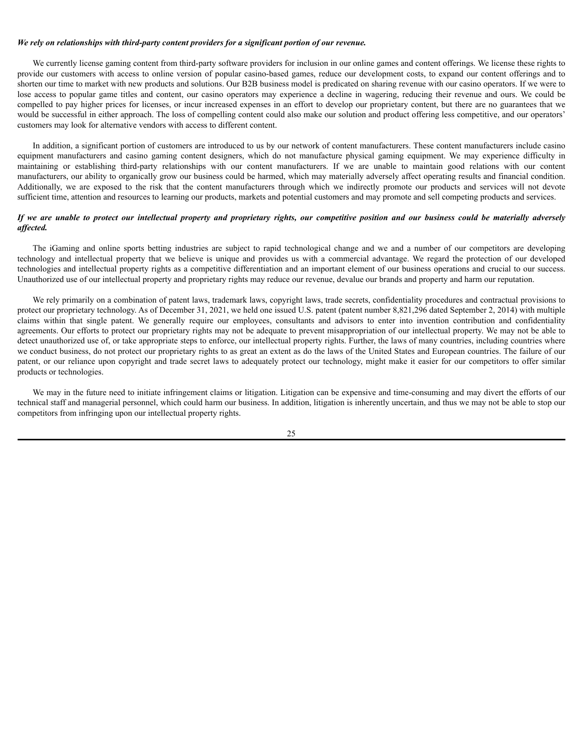***We rely on relationships with third-party content providers for a significant portion of our revenue.***

We currently license gaming content from third-party software providers for inclusion in our online games and content offerings. We license these rights to provide our customers with access to online version of popular casino-based games, reduce our development costs, to expand our content offerings and to shorten our time to market with new products and solutions. Our B2B business model is predicated on sharing revenue with our casino operators. If we were to lose access to popular game titles and content, our casino operators may experience a decline in wagering, reducing their revenue and ours. We could be compelled to pay higher prices for licenses, or incur increased expenses in an effort to develop our proprietary content, but there are no guarantees that we would be successful in either approach. The loss of compelling content could also make our solution and product offering less competitive, and our operators' customers may look for alternative vendors with access to different content.

In addition, a significant portion of customers are introduced to us by our network of content manufacturers. These content manufacturers include casino equipment manufacturers and casino gaming content designers, which do not manufacture physical gaming equipment. We may experience difficulty in maintaining or establishing third-party relationships with our content manufacturers. If we are unable to maintain good relations with our content manufacturers, our ability to organically grow our business could be harmed, which may materially adversely affect operating results and financial condition. Additionally, we are exposed to the risk that the content manufacturers through which we indirectly promote our products and services will not devote sufficient time, attention and resources to learning our products, markets and potential customers and may promote and sell competing products and services.

***If we are unable to protect our intellectual property and proprietary rights, our competitive position and our business could be materially adversely affected.***

The iGaming and online sports betting industries are subject to rapid technological change and we and a number of our competitors are developing technology and intellectual property that we believe is unique and provides us with a commercial advantage. We regard the protection of our developed technologies and intellectual property rights as a competitive differentiation and an important element of our business operations and crucial to our success. Unauthorized use of our intellectual property and proprietary rights may reduce our revenue, devalue our brands and property and harm our reputation.

We rely primarily on a combination of patent laws, trademark laws, copyright laws, trade secrets, confidentiality procedures and contractual provisions to protect our proprietary technology. As of December 31, 2021, we held one issued U.S. patent (patent number 8,821,296 dated September 2, 2014) with multiple claims within that single patent. We generally require our employees, consultants and advisors to enter into invention contribution and confidentiality agreements. Our efforts to protect our proprietary rights may not be adequate to prevent misappropriation of our intellectual property. We may not be able to detect unauthorized use of, or take appropriate steps to enforce, our intellectual property rights. Further, the laws of many countries, including countries where we conduct business, do not protect our proprietary rights to as great an extent as do the laws of the United States and European countries. The failure of our patent, or our reliance upon copyright and trade secret laws to adequately protect our technology, might make it easier for our competitors to offer similar products or technologies.

We may in the future need to initiate infringement claims or litigation. Litigation can be expensive and time-consuming and may divert the efforts of our technical staff and managerial personnel, which could harm our business. In addition, litigation is inherently uncertain, and thus we may not be able to stop our competitors from infringing upon our intellectual property rights.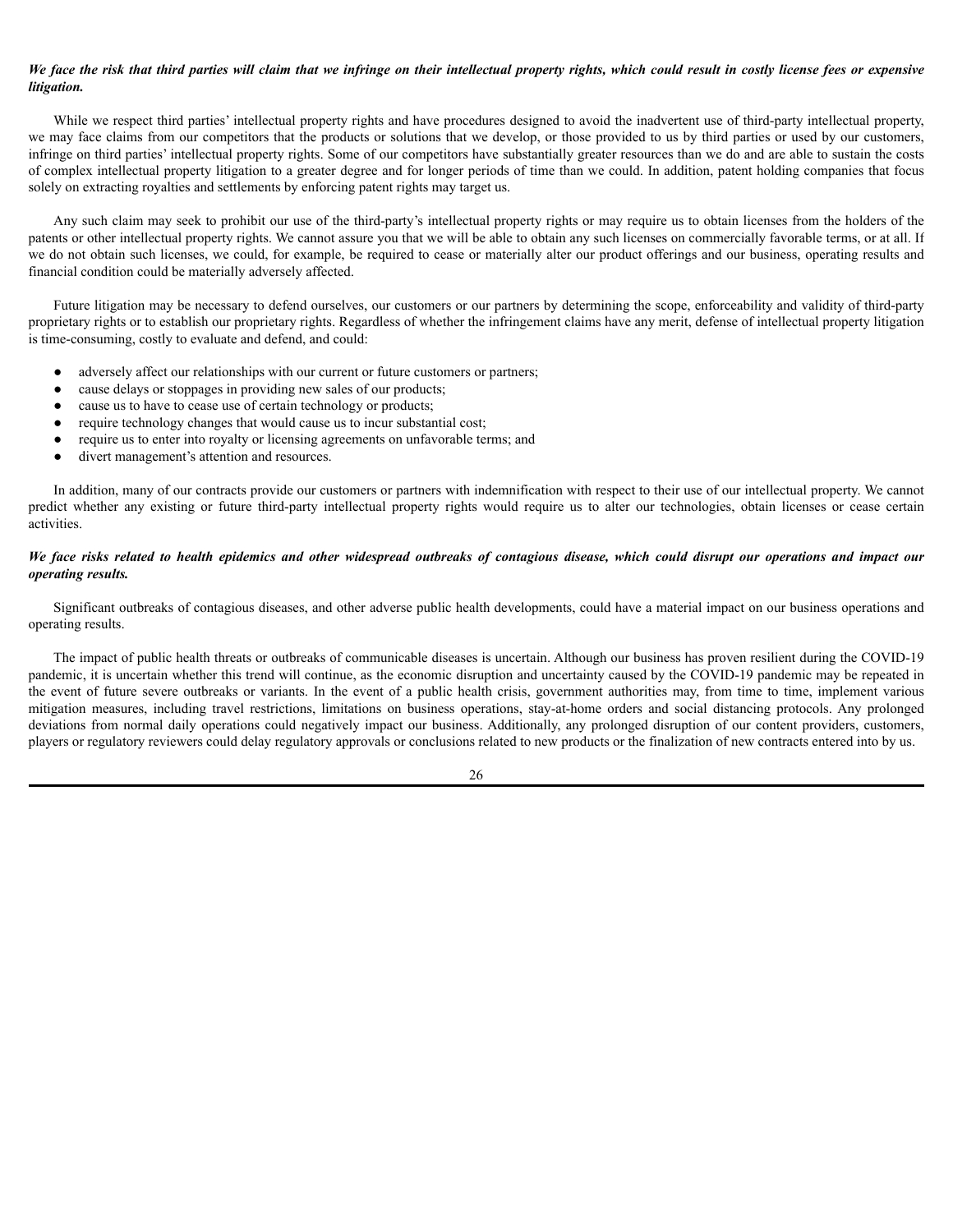***We face the risk that third parties will claim that we infringe on their intellectual property rights, which could result in costly license fees or expensive litigation.***

While we respect third parties' intellectual property rights and have procedures designed to avoid the inadvertent use of third-party intellectual property, we may face claims from our competitors that the products or solutions that we develop, or those provided to us by third parties or used by our customers, infringe on third parties' intellectual property rights. Some of our competitors have substantially greater resources than we do and are able to sustain the costs of complex intellectual property litigation to a greater degree and for longer periods of time than we could. In addition, patent holding companies that focus solely on extracting royalties and settlements by enforcing patent rights may target us.

Any such claim may seek to prohibit our use of the third-party's intellectual property rights or may require us to obtain licenses from the holders of the patents or other intellectual property rights. We cannot assure you that we will be able to obtain any such licenses on commercially favorable terms, or at all. If we do not obtain such licenses, we could, for example, be required to cease or materially alter our product offerings and our business, operating results and financial condition could be materially adversely affected.

Future litigation may be necessary to defend ourselves, our customers or our partners by determining the scope, enforceability and validity of third-party proprietary rights or to establish our proprietary rights. Regardless of whether the infringement claims have any merit, defense of intellectual property litigation is time-consuming, costly to evaluate and defend, and could:

- adversely affect our relationships with our current or future customers or partners;
- cause delays or stoppages in providing new sales of our products;
- cause us to have to cease use of certain technology or products;
- require technology changes that would cause us to incur substantial cost;
- require us to enter into royalty or licensing agreements on unfavorable terms; and
- divert management's attention and resources.

In addition, many of our contracts provide our customers or partners with indemnification with respect to their use of our intellectual property. We cannot predict whether any existing or future third-party intellectual property rights would require us to alter our technologies, obtain licenses or cease certain activities.

***We face risks related to health epidemics and other widespread outbreaks of contagious disease, which could disrupt our operations and impact our operating results.***

Significant outbreaks of contagious diseases, and other adverse public health developments, could have a material impact on our business operations and operating results.

The impact of public health threats or outbreaks of communicable diseases is uncertain. Although our business has proven resilient during the COVID-19 pandemic, it is uncertain whether this trend will continue, as the economic disruption and uncertainty caused by the COVID-19 pandemic may be repeated in the event of future severe outbreaks or variants. In the event of a public health crisis, government authorities may, from time to time, implement various mitigation measures, including travel restrictions, limitations on business operations, stay-at-home orders and social distancing protocols. Any prolonged deviations from normal daily operations could negatively impact our business. Additionally, any prolonged disruption of our content providers, customers, players or regulatory reviewers could delay regulatory approvals or conclusions related to new products or the finalization of new contracts entered into by us.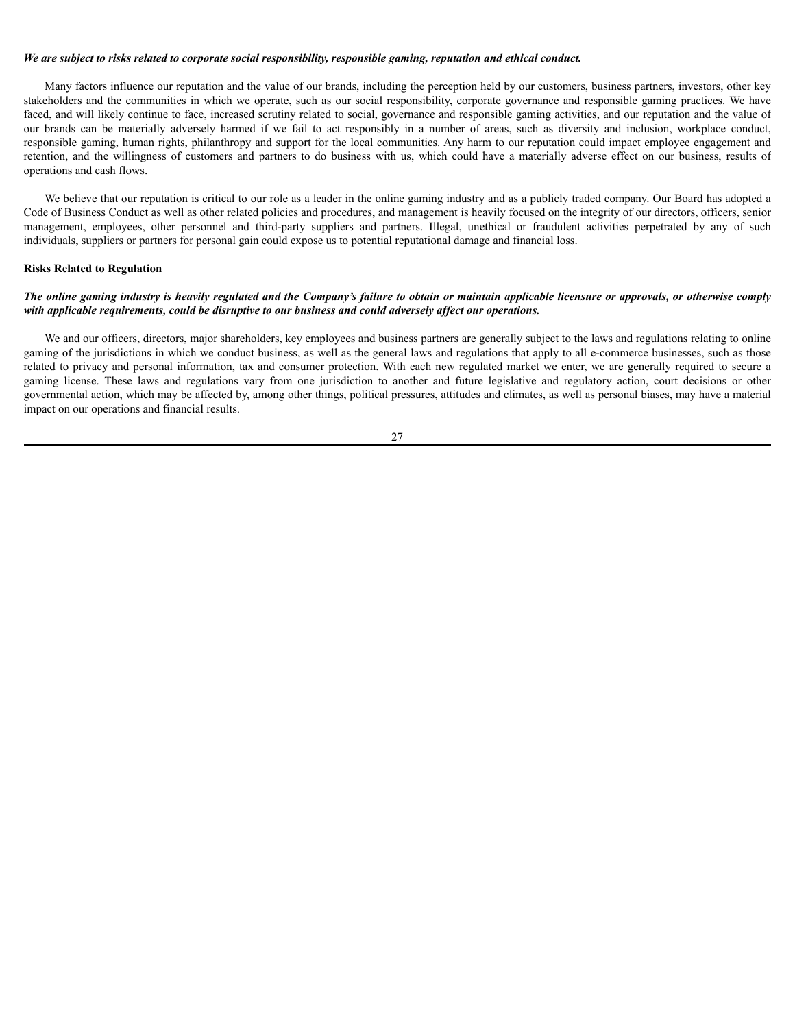***We are subject to risks related to corporate social responsibility, responsible gaming, reputation and ethical conduct.***

Many factors influence our reputation and the value of our brands, including the perception held by our customers, business partners, investors, other key stakeholders and the communities in which we operate, such as our social responsibility, corporate governance and responsible gaming practices. We have faced, and will likely continue to face, increased scrutiny related to social, governance and responsible gaming activities, and our reputation and the value of our brands can be materially adversely harmed if we fail to act responsibly in a number of areas, such as diversity and inclusion, workplace conduct, responsible gaming, human rights, philanthropy and support for the local communities. Any harm to our reputation could impact employee engagement and retention, and the willingness of customers and partners to do business with us, which could have a materially adverse effect on our business, results of operations and cash flows.

We believe that our reputation is critical to our role as a leader in the online gaming industry and as a publicly traded company. Our Board has adopted a Code of Business Conduct as well as other related policies and procedures, and management is heavily focused on the integrity of our directors, officers, senior management, employees, other personnel and third-party suppliers and partners. Illegal, unethical or fraudulent activities perpetrated by any of such individuals, suppliers or partners for personal gain could expose us to potential reputational damage and financial loss.

**Risks Related to Regulation**

***The online gaming industry is heavily regulated and the Company's failure to obtain or maintain applicable licensure or approvals, or otherwise comply with applicable requirements, could be disruptive to our business and could adversely affect our operations.***

We and our officers, directors, major shareholders, key employees and business partners are generally subject to the laws and regulations relating to online gaming of the jurisdictions in which we conduct business, as well as the general laws and regulations that apply to all e-commerce businesses, such as those related to privacy and personal information, tax and consumer protection. With each new regulated market we enter, we are generally required to secure a gaming license. These laws and regulations vary from one jurisdiction to another and future legislative and regulatory action, court decisions or other governmental action, which may be affected by, among other things, political pressures, attitudes and climates, as well as personal biases, may have a material impact on our operations and financial results.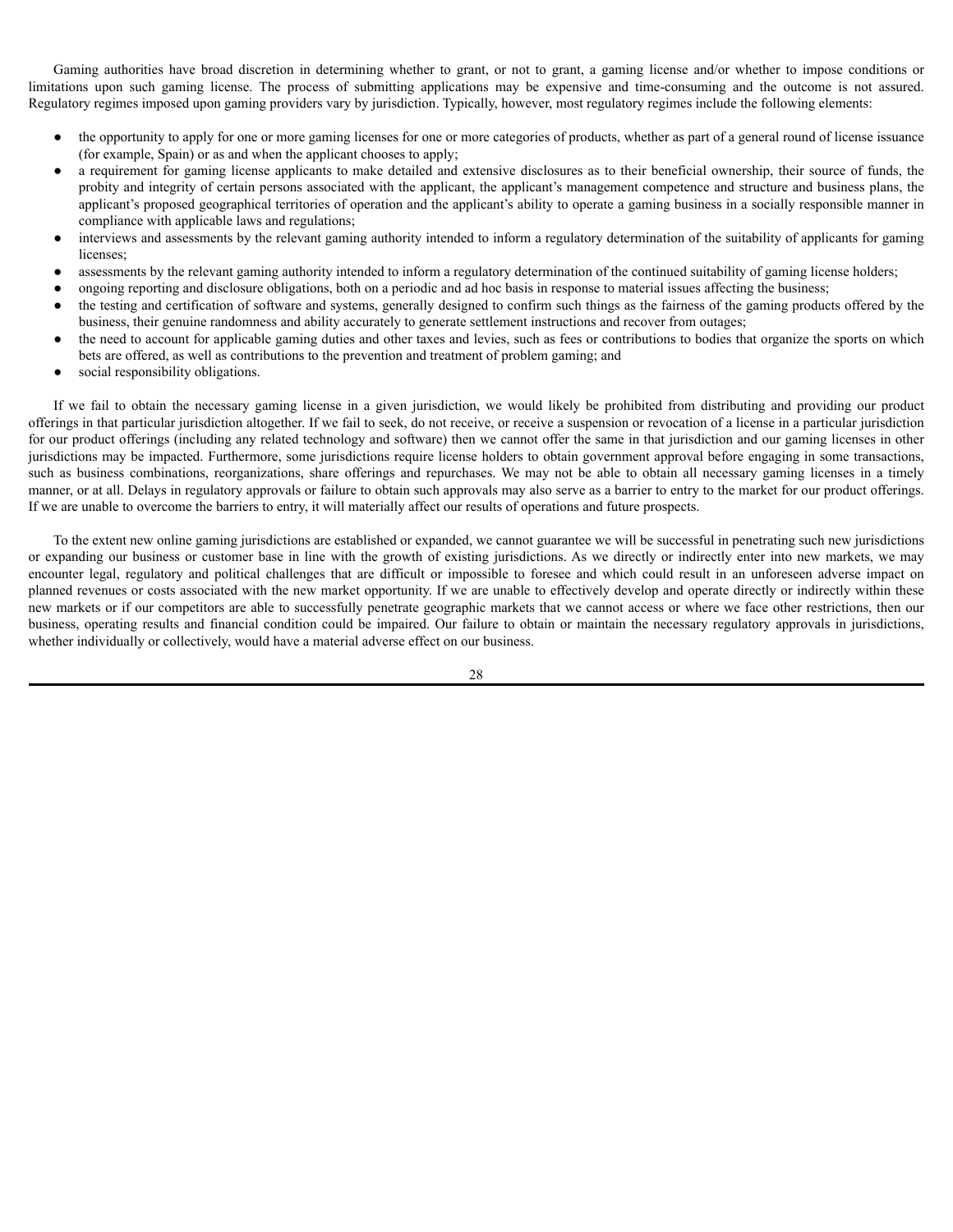Gaming authorities have broad discretion in determining whether to grant, or not to grant, a gaming license and/or whether to impose conditions or limitations upon such gaming license. The process of submitting applications may be expensive and time-consuming and the outcome is not assured. Regulatory regimes imposed upon gaming providers vary by jurisdiction. Typically, however, most regulatory regimes include the following elements:

- the opportunity to apply for one or more gaming licenses for one or more categories of products, whether as part of a general round of license issuance (for example, Spain) or as and when the applicant chooses to apply;
- a requirement for gaming license applicants to make detailed and extensive disclosures as to their beneficial ownership, their source of funds, the probity and integrity of certain persons associated with the applicant, the applicant's management competence and structure and business plans, the applicant's proposed geographical territories of operation and the applicant's ability to operate a gaming business in a socially responsible manner in compliance with applicable laws and regulations;
- interviews and assessments by the relevant gaming authority intended to inform a regulatory determination of the suitability of applicants for gaming licenses;
- assessments by the relevant gaming authority intended to inform a regulatory determination of the continued suitability of gaming license holders;
- ongoing reporting and disclosure obligations, both on a periodic and ad hoc basis in response to material issues affecting the business;
- the testing and certification of software and systems, generally designed to confirm such things as the fairness of the gaming products offered by the business, their genuine randomness and ability accurately to generate settlement instructions and recover from outages;
- the need to account for applicable gaming duties and other taxes and levies, such as fees or contributions to bodies that organize the sports on which bets are offered, as well as contributions to the prevention and treatment of problem gaming; and
- social responsibility obligations.

If we fail to obtain the necessary gaming license in a given jurisdiction, we would likely be prohibited from distributing and providing our product offerings in that particular jurisdiction altogether. If we fail to seek, do not receive, or receive a suspension or revocation of a license in a particular jurisdiction for our product offerings (including any related technology and software) then we cannot offer the same in that jurisdiction and our gaming licenses in other jurisdictions may be impacted. Furthermore, some jurisdictions require license holders to obtain government approval before engaging in some transactions, such as business combinations, reorganizations, share offerings and repurchases. We may not be able to obtain all necessary gaming licenses in a timely manner, or at all. Delays in regulatory approvals or failure to obtain such approvals may also serve as a barrier to entry to the market for our product offerings. If we are unable to overcome the barriers to entry, it will materially affect our results of operations and future prospects.

To the extent new online gaming jurisdictions are established or expanded, we cannot guarantee we will be successful in penetrating such new jurisdictions or expanding our business or customer base in line with the growth of existing jurisdictions. As we directly or indirectly enter into new markets, we may encounter legal, regulatory and political challenges that are difficult or impossible to foresee and which could result in an unforeseen adverse impact on planned revenues or costs associated with the new market opportunity. If we are unable to effectively develop and operate directly or indirectly within these new markets or if our competitors are able to successfully penetrate geographic markets that we cannot access or where we face other restrictions, then our business, operating results and financial condition could be impaired. Our failure to obtain or maintain the necessary regulatory approvals in jurisdictions, whether individually or collectively, would have a material adverse effect on our business.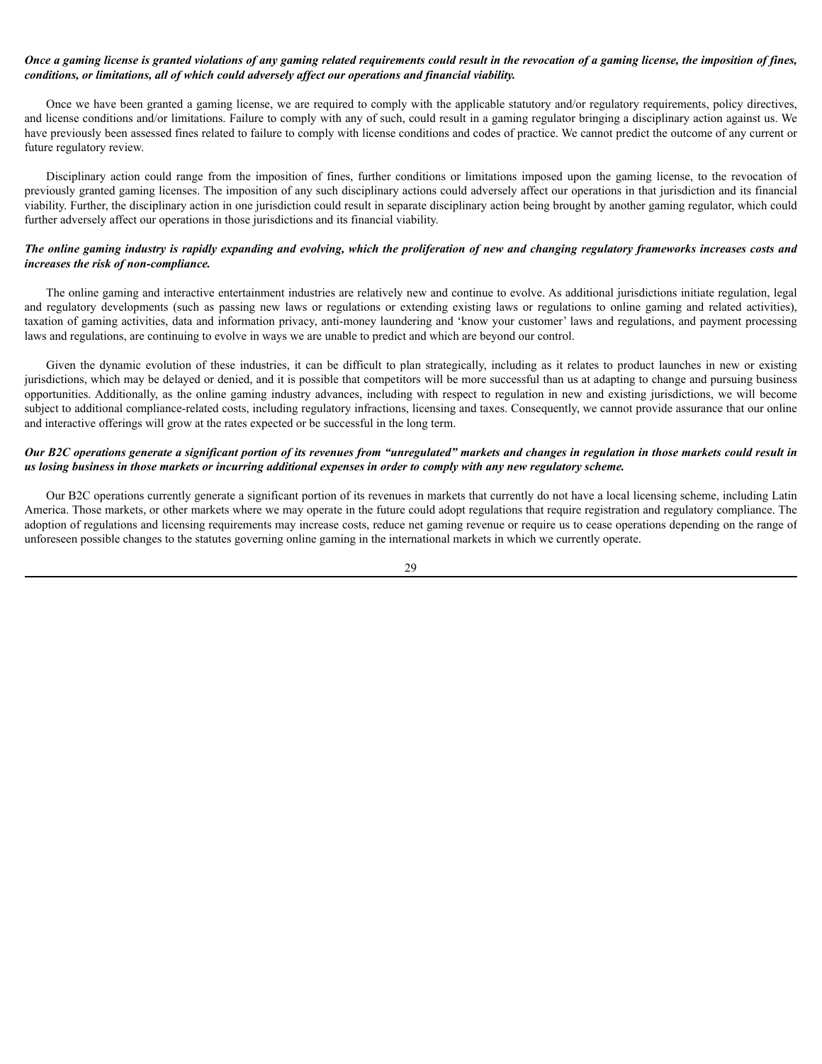***Once a gaming license is granted violations of any gaming related requirements could result in the revocation of a gaming license, the imposition of fines, conditions, or limitations, all of which could adversely affect our operations and financial viability.***

Once we have been granted a gaming license, we are required to comply with the applicable statutory and/or regulatory requirements, policy directives, and license conditions and/or limitations. Failure to comply with any of such, could result in a gaming regulator bringing a disciplinary action against us. We have previously been assessed fines related to failure to comply with license conditions and codes of practice. We cannot predict the outcome of any current or future regulatory review.

Disciplinary action could range from the imposition of fines, further conditions or limitations imposed upon the gaming license, to the revocation of previously granted gaming licenses. The imposition of any such disciplinary actions could adversely affect our operations in that jurisdiction and its financial viability. Further, the disciplinary action in one jurisdiction could result in separate disciplinary action being brought by another gaming regulator, which could further adversely affect our operations in those jurisdictions and its financial viability.

***The online gaming industry is rapidly expanding and evolving, which the proliferation of new and changing regulatory frameworks increases costs and increases the risk of non-compliance.***

The online gaming and interactive entertainment industries are relatively new and continue to evolve. As additional jurisdictions initiate regulation, legal and regulatory developments (such as passing new laws or regulations or extending existing laws or regulations to online gaming and related activities), taxation of gaming activities, data and information privacy, anti-money laundering and 'know your customer' laws and regulations, and payment processing laws and regulations, are continuing to evolve in ways we are unable to predict and which are beyond our control.

Given the dynamic evolution of these industries, it can be difficult to plan strategically, including as it relates to product launches in new or existing jurisdictions, which may be delayed or denied, and it is possible that competitors will be more successful than us at adapting to change and pursuing business opportunities. Additionally, as the online gaming industry advances, including with respect to regulation in new and existing jurisdictions, we will become subject to additional compliance-related costs, including regulatory infractions, licensing and taxes. Consequently, we cannot provide assurance that our online and interactive offerings will grow at the rates expected or be successful in the long term.

***Our B2C operations generate a significant portion of its revenues from "unregulated" markets and changes in regulation in those markets could result in us losing business in those markets or incurring additional expenses in order to comply with any new regulatory scheme.***

Our B2C operations currently generate a significant portion of its revenues in markets that currently do not have a local licensing scheme, including Latin America. Those markets, or other markets where we may operate in the future could adopt regulations that require registration and regulatory compliance. The adoption of regulations and licensing requirements may increase costs, reduce net gaming revenue or require us to cease operations depending on the range of unforeseen possible changes to the statutes governing online gaming in the international markets in which we currently operate.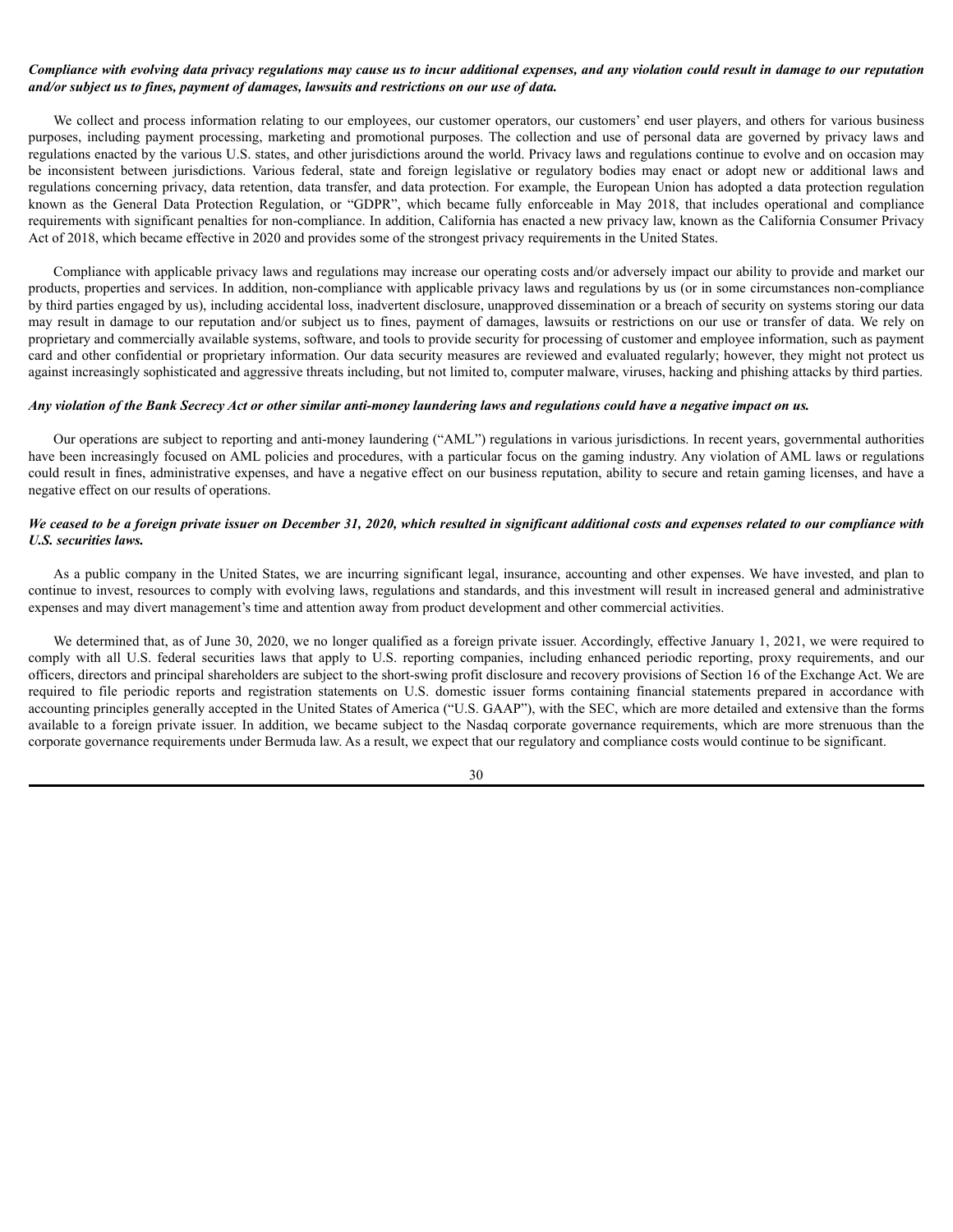***Compliance with evolving data privacy regulations may cause us to incur additional expenses, and any violation could result in damage to our reputation and/or subject us to fines, payment of damages, lawsuits and restrictions on our use of data.***

We collect and process information relating to our employees, our customer operators, our customers' end user players, and others for various business purposes, including payment processing, marketing and promotional purposes. The collection and use of personal data are governed by privacy laws and regulations enacted by the various U.S. states, and other jurisdictions around the world. Privacy laws and regulations continue to evolve and on occasion may be inconsistent between jurisdictions. Various federal, state and foreign legislative or regulatory bodies may enact or adopt new or additional laws and regulations concerning privacy, data retention, data transfer, and data protection. For example, the European Union has adopted a data protection regulation known as the General Data Protection Regulation, or "GDPR", which became fully enforceable in May 2018, that includes operational and compliance requirements with significant penalties for non-compliance. In addition, California has enacted a new privacy law, known as the California Consumer Privacy Act of 2018, which became effective in 2020 and provides some of the strongest privacy requirements in the United States.

Compliance with applicable privacy laws and regulations may increase our operating costs and/or adversely impact our ability to provide and market our products, properties and services. In addition, non-compliance with applicable privacy laws and regulations by us (or in some circumstances non-compliance by third parties engaged by us), including accidental loss, inadvertent disclosure, unapproved dissemination or a breach of security on systems storing our data may result in damage to our reputation and/or subject us to fines, payment of damages, lawsuits or restrictions on our use or transfer of data. We rely on proprietary and commercially available systems, software, and tools to provide security for processing of customer and employee information, such as payment card and other confidential or proprietary information. Our data security measures are reviewed and evaluated regularly; however, they might not protect us against increasingly sophisticated and aggressive threats including, but not limited to, computer malware, viruses, hacking and phishing attacks by third parties.

***Any violation of the Bank Secrecy Act or other similar anti-money laundering laws and regulations could have a negative impact on us.***

Our operations are subject to reporting and anti-money laundering ("AML") regulations in various jurisdictions. In recent years, governmental authorities have been increasingly focused on AML policies and procedures, with a particular focus on the gaming industry. Any violation of AML laws or regulations could result in fines, administrative expenses, and have a negative effect on our business reputation, ability to secure and retain gaming licenses, and have a negative effect on our results of operations.

***We ceased to be a foreign private issuer on December 31, 2020, which resulted in significant additional costs and expenses related to our compliance with U.S. securities laws.***

As a public company in the United States, we are incurring significant legal, insurance, accounting and other expenses. We have invested, and plan to continue to invest, resources to comply with evolving laws, regulations and standards, and this investment will result in increased general and administrative expenses and may divert management's time and attention away from product development and other commercial activities.

We determined that, as of June 30, 2020, we no longer qualified as a foreign private issuer. Accordingly, effective January 1, 2021, we were required to comply with all U.S. federal securities laws that apply to U.S. reporting companies, including enhanced periodic reporting, proxy requirements, and our officers, directors and principal shareholders are subject to the short-swing profit disclosure and recovery provisions of Section 16 of the Exchange Act. We are required to file periodic reports and registration statements on U.S. domestic issuer forms containing financial statements prepared in accordance with accounting principles generally accepted in the United States of America ("U.S. GAAP"), with the SEC, which are more detailed and extensive than the forms available to a foreign private issuer. In addition, we became subject to the Nasdaq corporate governance requirements, which are more strenuous than the corporate governance requirements under Bermuda law. As a result, we expect that our regulatory and compliance costs would continue to be significant.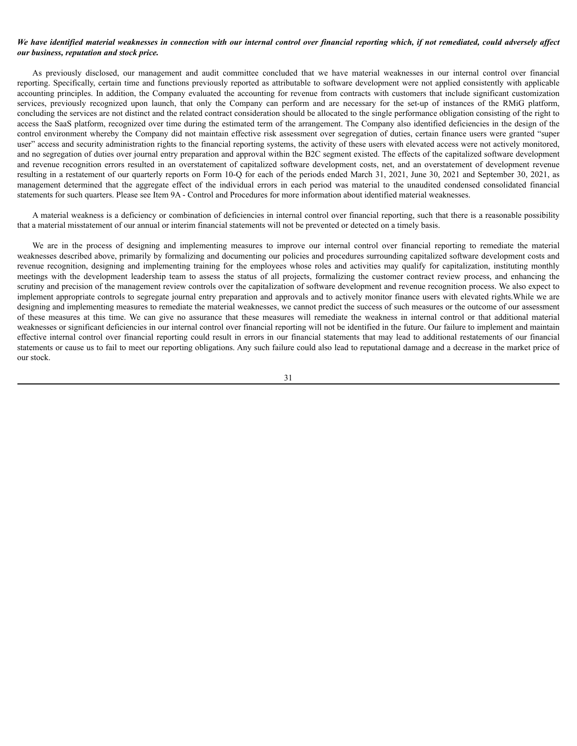***We have identified material weaknesses in connection with our internal control over financial reporting which, if not remediated, could adversely affect our business, reputation and stock price.***

As previously disclosed, our management and audit committee concluded that we have material weaknesses in our internal control over financial reporting. Specifically, certain time and functions previously reported as attributable to software development were not applied consistently with applicable accounting principles. In addition, the Company evaluated the accounting for revenue from contracts with customers that include significant customization services, previously recognized upon launch, that only the Company can perform and are necessary for the set-up of instances of the RMiG platform, concluding the services are not distinct and the related contract consideration should be allocated to the single performance obligation consisting of the right to access the SaaS platform, recognized over time during the estimated term of the arrangement. The Company also identified deficiencies in the design of the control environment whereby the Company did not maintain effective risk assessment over segregation of duties, certain finance users were granted "super user" access and security administration rights to the financial reporting systems, the activity of these users with elevated access were not actively monitored, and no segregation of duties over journal entry preparation and approval within the B2C segment existed. The effects of the capitalized software development and revenue recognition errors resulted in an overstatement of capitalized software development costs, net, and an overstatement of development revenue resulting in a restatement of our quarterly reports on Form 10-Q for each of the periods ended March 31, 2021, June 30, 2021 and September 30, 2021, as management determined that the aggregate effect of the individual errors in each period was material to the unaudited condensed consolidated financial statements for such quarters. Please see Item 9A - Control and Procedures for more information about identified material weaknesses.

A material weakness is a deficiency or combination of deficiencies in internal control over financial reporting, such that there is a reasonable possibility that a material misstatement of our annual or interim financial statements will not be prevented or detected on a timely basis.

We are in the process of designing and implementing measures to improve our internal control over financial reporting to remediate the material weaknesses described above, primarily by formalizing and documenting our policies and procedures surrounding capitalized software development costs and revenue recognition, designing and implementing training for the employees whose roles and activities may qualify for capitalization, instituting monthly meetings with the development leadership team to assess the status of all projects, formalizing the customer contract review process, and enhancing the scrutiny and precision of the management review controls over the capitalization of software development and revenue recognition process. We also expect to implement appropriate controls to segregate journal entry preparation and approvals and to actively monitor finance users with elevated rights.While we are designing and implementing measures to remediate the material weaknesses, we cannot predict the success of such measures or the outcome of our assessment of these measures at this time. We can give no assurance that these measures will remediate the weakness in internal control or that additional material weaknesses or significant deficiencies in our internal control over financial reporting will not be identified in the future. Our failure to implement and maintain effective internal control over financial reporting could result in errors in our financial statements that may lead to additional restatements of our financial statements or cause us to fail to meet our reporting obligations. Any such failure could also lead to reputational damage and a decrease in the market price of our stock.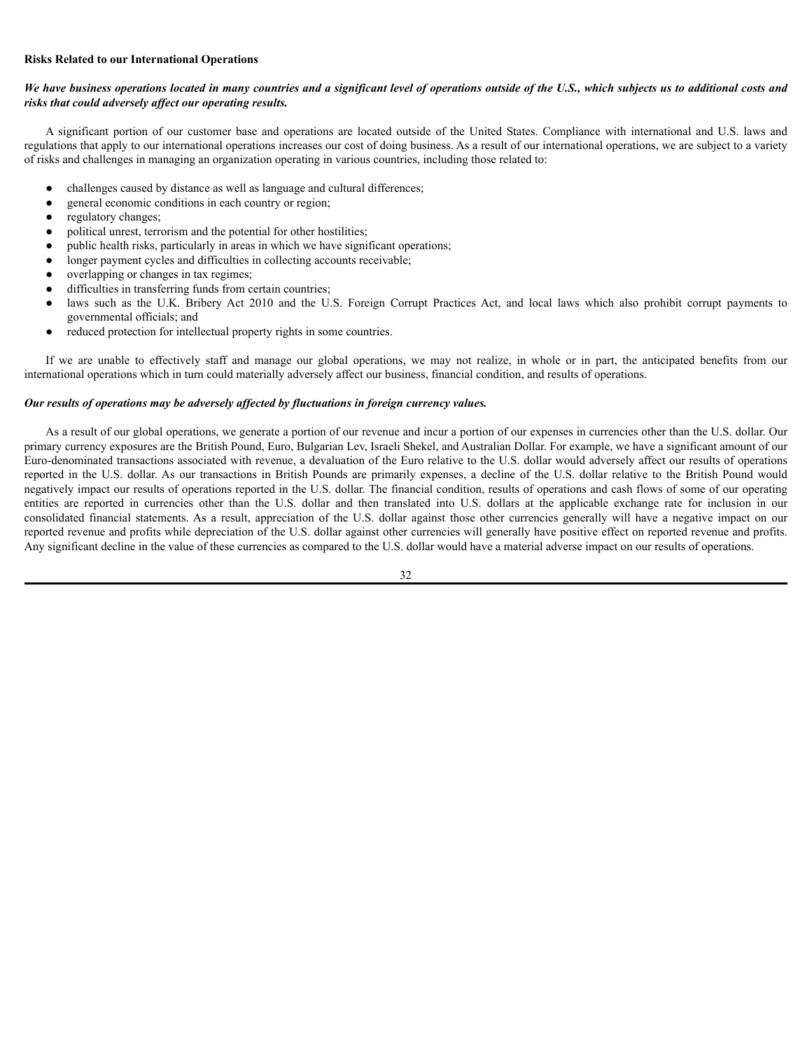**Risks Related to our International Operations**

***We have business operations located in many countries and a significant level of operations outside of the U.S., which subjects us to additional costs and risks that could adversely affect our operating results.***

A significant portion of our customer base and operations are located outside of the United States. Compliance with international and U.S. laws and regulations that apply to our international operations increases our cost of doing business. As a result of our international operations, we are subject to a variety of risks and challenges in managing an organization operating in various countries, including those related to:

- challenges caused by distance as well as language and cultural differences;
- general economic conditions in each country or region;
- regulatory changes;
- political unrest, terrorism and the potential for other hostilities;
- public health risks, particularly in areas in which we have significant operations;
- longer payment cycles and difficulties in collecting accounts receivable;
- overlapping or changes in tax regimes;
- difficulties in transferring funds from certain countries;
- laws such as the U.K. Bribery Act 2010 and the U.S. Foreign Corrupt Practices Act, and local laws which also prohibit corrupt payments to governmental officials; and
- reduced protection for intellectual property rights in some countries.

If we are unable to effectively staff and manage our global operations, we may not realize, in whole or in part, the anticipated benefits from our international operations which in turn could materially adversely affect our business, financial condition, and results of operations.

***Our results of operations may be adversely affected by fluctuations in foreign currency values.***

As a result of our global operations, we generate a portion of our revenue and incur a portion of our expenses in currencies other than the U.S. dollar. Our primary currency exposures are the British Pound, Euro, Bulgarian Lev, Israeli Shekel, and Australian Dollar. For example, we have a significant amount of our Euro-denominated transactions associated with revenue, a devaluation of the Euro relative to the U.S. dollar would adversely affect our results of operations reported in the U.S. dollar. As our transactions in British Pounds are primarily expenses, a decline of the U.S. dollar relative to the British Pound would negatively impact our results of operations reported in the U.S. dollar. The financial condition, results of operations and cash flows of some of our operating entities are reported in currencies other than the U.S. dollar and then translated into U.S. dollars at the applicable exchange rate for inclusion in our consolidated financial statements. As a result, appreciation of the U.S. dollar against those other currencies generally will have a negative impact on our reported revenue and profits while depreciation of the U.S. dollar against other currencies will generally have positive effect on reported revenue and profits. Any significant decline in the value of these currencies as compared to the U.S. dollar would have a material adverse impact on our results of operations.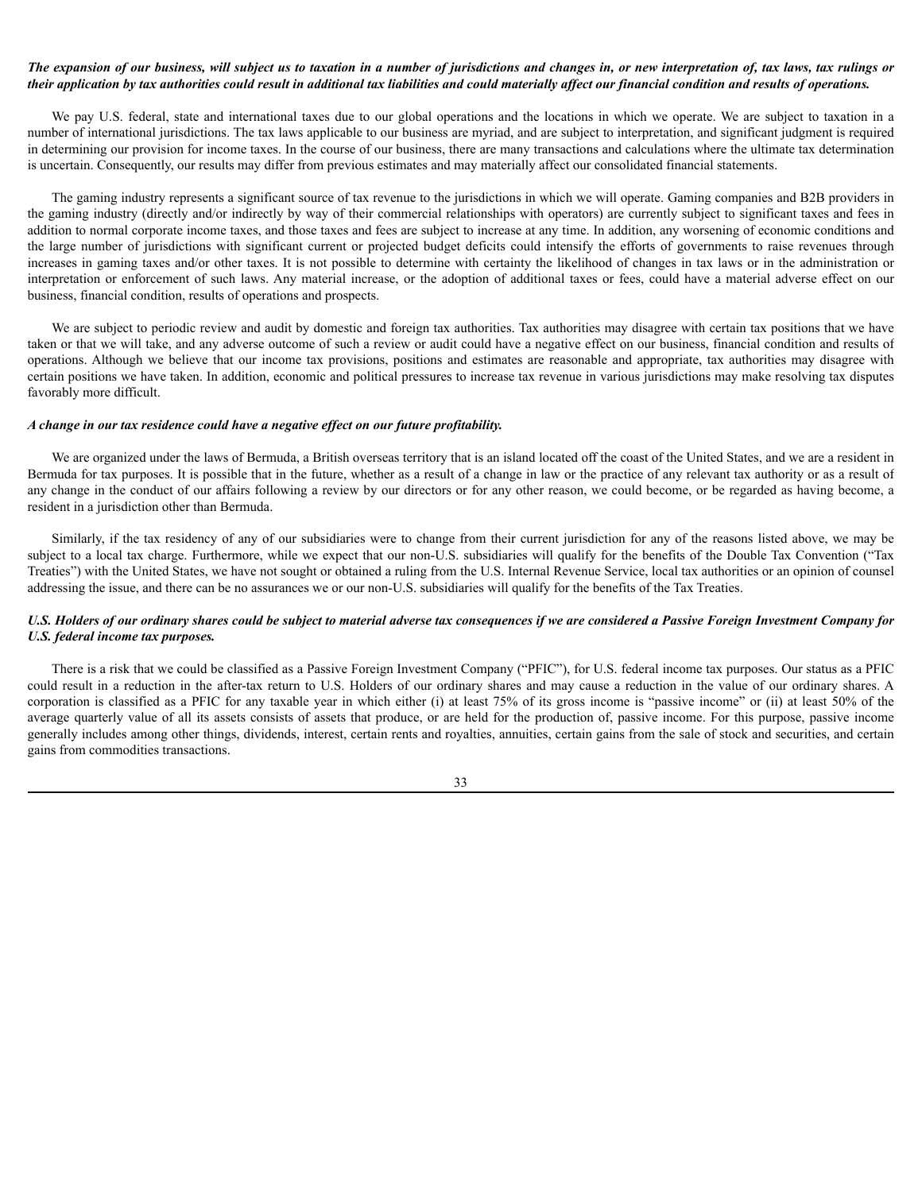***The expansion of our business, will subject us to taxation in a number of jurisdictions and changes in, or new interpretation of, tax laws, tax rulings or their application by tax authorities could result in additional tax liabilities and could materially affect our financial condition and results of operations.***

We pay U.S. federal, state and international taxes due to our global operations and the locations in which we operate. We are subject to taxation in a number of international jurisdictions. The tax laws applicable to our business are myriad, and are subject to interpretation, and significant judgment is required in determining our provision for income taxes. In the course of our business, there are many transactions and calculations where the ultimate tax determination is uncertain. Consequently, our results may differ from previous estimates and may materially affect our consolidated financial statements.

The gaming industry represents a significant source of tax revenue to the jurisdictions in which we will operate. Gaming companies and B2B providers in the gaming industry (directly and/or indirectly by way of their commercial relationships with operators) are currently subject to significant taxes and fees in addition to normal corporate income taxes, and those taxes and fees are subject to increase at any time. In addition, any worsening of economic conditions and the large number of jurisdictions with significant current or projected budget deficits could intensify the efforts of governments to raise revenues through increases in gaming taxes and/or other taxes. It is not possible to determine with certainty the likelihood of changes in tax laws or in the administration or interpretation or enforcement of such laws. Any material increase, or the adoption of additional taxes or fees, could have a material adverse effect on our business, financial condition, results of operations and prospects.

We are subject to periodic review and audit by domestic and foreign tax authorities. Tax authorities may disagree with certain tax positions that we have taken or that we will take, and any adverse outcome of such a review or audit could have a negative effect on our business, financial condition and results of operations. Although we believe that our income tax provisions, positions and estimates are reasonable and appropriate, tax authorities may disagree with certain positions we have taken. In addition, economic and political pressures to increase tax revenue in various jurisdictions may make resolving tax disputes favorably more difficult.

***A change in our tax residence could have a negative effect on our future profitability.***

We are organized under the laws of Bermuda, a British overseas territory that is an island located off the coast of the United States, and we are a resident in Bermuda for tax purposes. It is possible that in the future, whether as a result of a change in law or the practice of any relevant tax authority or as a result of any change in the conduct of our affairs following a review by our directors or for any other reason, we could become, or be regarded as having become, a resident in a jurisdiction other than Bermuda.

Similarly, if the tax residency of any of our subsidiaries were to change from their current jurisdiction for any of the reasons listed above, we may be subject to a local tax charge. Furthermore, while we expect that our non-U.S. subsidiaries will qualify for the benefits of the Double Tax Convention ("Tax Treaties") with the United States, we have not sought or obtained a ruling from the U.S. Internal Revenue Service, local tax authorities or an opinion of counsel addressing the issue, and there can be no assurances we or our non-U.S. subsidiaries will qualify for the benefits of the Tax Treaties.

***U.S. Holders of our ordinary shares could be subject to material adverse tax consequences if we are considered a Passive Foreign Investment Company for U.S. federal income tax purposes.***

There is a risk that we could be classified as a Passive Foreign Investment Company ("PFIC"), for U.S. federal income tax purposes. Our status as a PFIC could result in a reduction in the after-tax return to U.S. Holders of our ordinary shares and may cause a reduction in the value of our ordinary shares. A corporation is classified as a PFIC for any taxable year in which either (i) at least 75% of its gross income is "passive income" or (ii) at least 50% of the average quarterly value of all its assets consists of assets that produce, or are held for the production of, passive income. For this purpose, passive income generally includes among other things, dividends, interest, certain rents and royalties, annuities, certain gains from the sale of stock and securities, and certain gains from commodities transactions.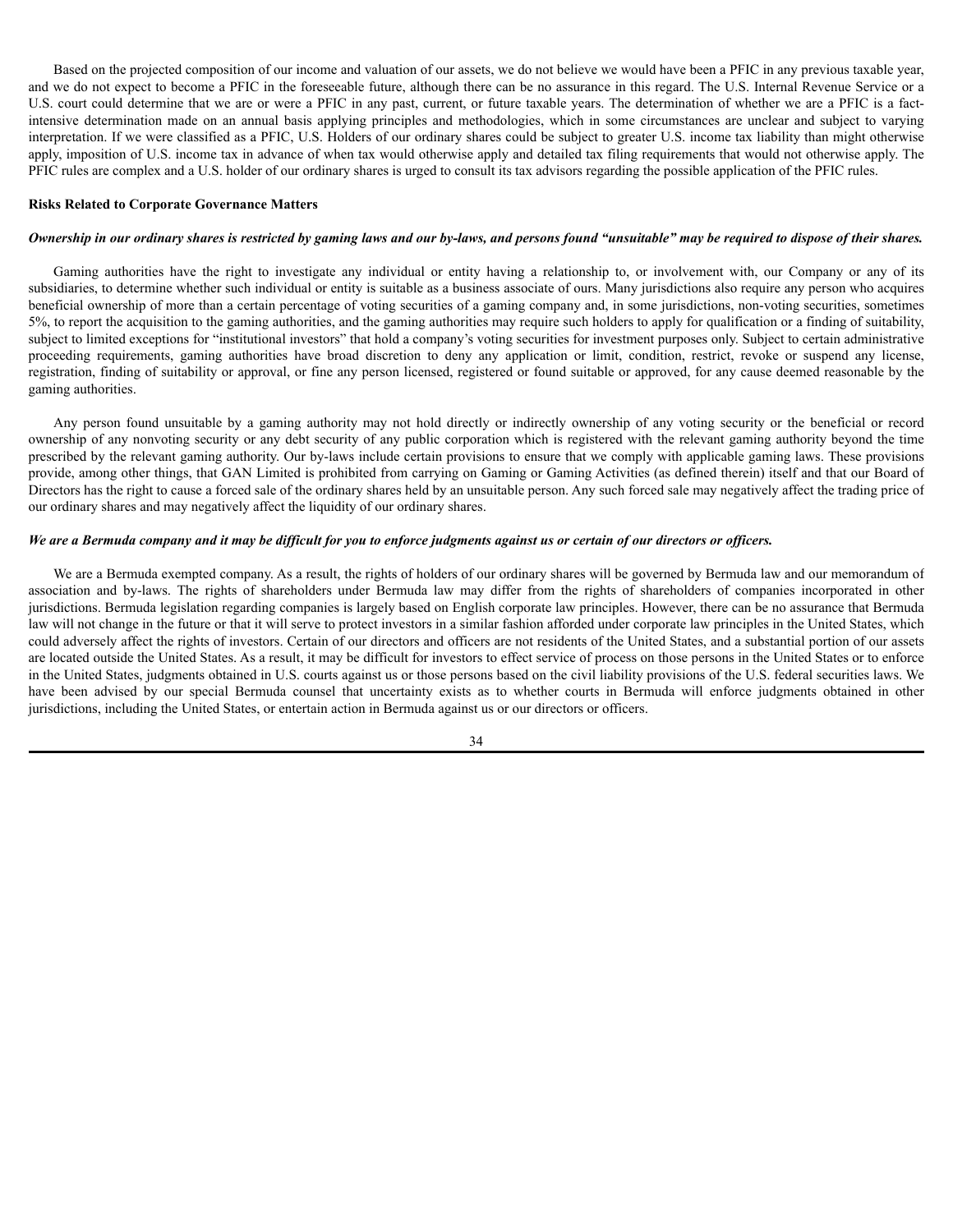Based on the projected composition of our income and valuation of our assets, we do not believe we would have been a PFIC in any previous taxable year, and we do not expect to become a PFIC in the foreseeable future, although there can be no assurance in this regard. The U.S. Internal Revenue Service or a U.S. court could determine that we are or were a PFIC in any past, current, or future taxable years. The determination of whether we are a PFIC is a fact-intensive determination made on an annual basis applying principles and methodologies, which in some circumstances are unclear and subject to varying interpretation. If we were classified as a PFIC, U.S. Holders of our ordinary shares could be subject to greater U.S. income tax liability than might otherwise apply, imposition of U.S. income tax in advance of when tax would otherwise apply and detailed tax filing requirements that would not otherwise apply. The PFIC rules are complex and a U.S. holder of our ordinary shares is urged to consult its tax advisors regarding the possible application of the PFIC rules.

**Risks Related to Corporate Governance Matters**

***Ownership in our ordinary shares is restricted by gaming laws and our by-laws, and persons found "unsuitable" may be required to dispose of their shares.***

Gaming authorities have the right to investigate any individual or entity having a relationship to, or involvement with, our Company or any of its subsidiaries, to determine whether such individual or entity is suitable as a business associate of ours. Many jurisdictions also require any person who acquires beneficial ownership of more than a certain percentage of voting securities of a gaming company and, in some jurisdictions, non-voting securities, sometimes 5%, to report the acquisition to the gaming authorities, and the gaming authorities may require such holders to apply for qualification or a finding of suitability, subject to limited exceptions for "institutional investors" that hold a company's voting securities for investment purposes only. Subject to certain administrative proceeding requirements, gaming authorities have broad discretion to deny any application or limit, condition, restrict, revoke or suspend any license, registration, finding of suitability or approval, or fine any person licensed, registered or found suitable or approved, for any cause deemed reasonable by the gaming authorities.

Any person found unsuitable by a gaming authority may not hold directly or indirectly ownership of any voting security or the beneficial or record ownership of any nonvoting security or any debt security of any public corporation which is registered with the relevant gaming authority beyond the time prescribed by the relevant gaming authority. Our by-laws include certain provisions to ensure that we comply with applicable gaming laws. These provisions provide, among other things, that GAN Limited is prohibited from carrying on Gaming or Gaming Activities (as defined therein) itself and that our Board of Directors has the right to cause a forced sale of the ordinary shares held by an unsuitable person. Any such forced sale may negatively affect the trading price of our ordinary shares and may negatively affect the liquidity of our ordinary shares.

***We are a Bermuda company and it may be difficult for you to enforce judgments against us or certain of our directors or officers.***

We are a Bermuda exempted company. As a result, the rights of holders of our ordinary shares will be governed by Bermuda law and our memorandum of association and by-laws. The rights of shareholders under Bermuda law may differ from the rights of shareholders of companies incorporated in other jurisdictions. Bermuda legislation regarding companies is largely based on English corporate law principles. However, there can be no assurance that Bermuda law will not change in the future or that it will serve to protect investors in a similar fashion afforded under corporate law principles in the United States, which could adversely affect the rights of investors. Certain of our directors and officers are not residents of the United States, and a substantial portion of our assets are located outside the United States. As a result, it may be difficult for investors to effect service of process on those persons in the United States or to enforce in the United States, judgments obtained in U.S. courts against us or those persons based on the civil liability provisions of the U.S. federal securities laws. We have been advised by our special Bermuda counsel that uncertainty exists as to whether courts in Bermuda will enforce judgments obtained in other jurisdictions, including the United States, or entertain action in Bermuda against us or our directors or officers.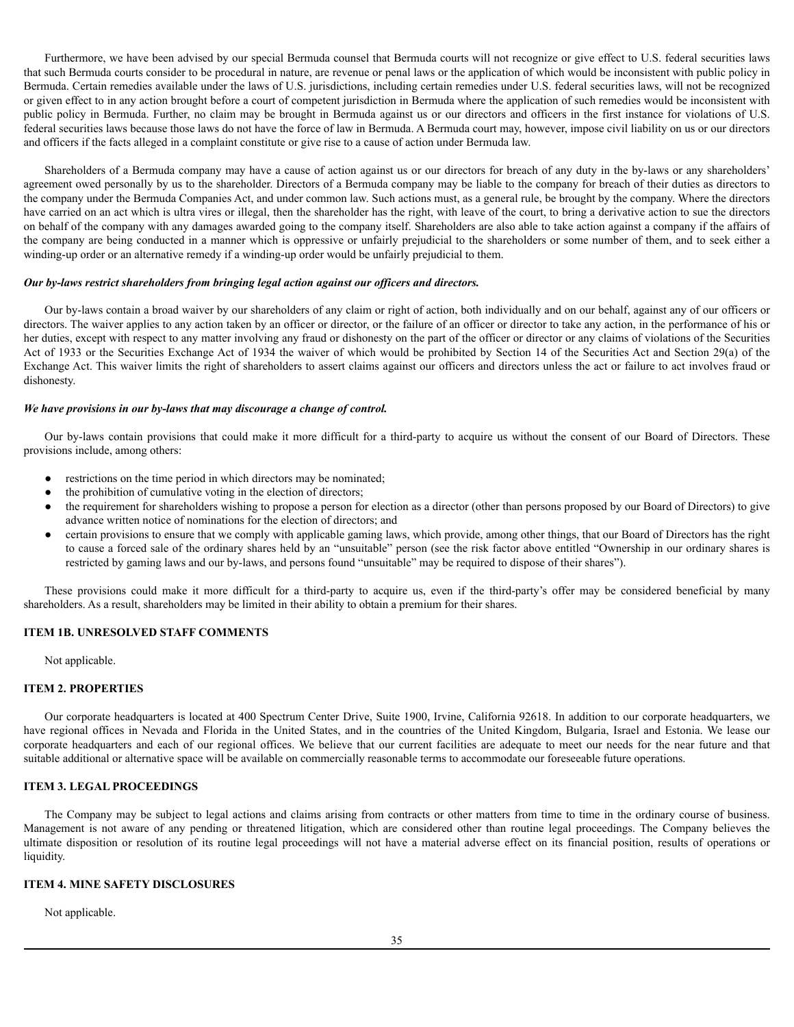Furthermore, we have been advised by our special Bermuda counsel that Bermuda courts will not recognize or give effect to U.S. federal securities laws that such Bermuda courts consider to be procedural in nature, are revenue or penal laws or the application of which would be inconsistent with public policy in Bermuda. Certain remedies available under the laws of U.S. jurisdictions, including certain remedies under U.S. federal securities laws, will not be recognized or given effect to in any action brought before a court of competent jurisdiction in Bermuda where the application of such remedies would be inconsistent with public policy in Bermuda. Further, no claim may be brought in Bermuda against us or our directors and officers in the first instance for violations of U.S. federal securities laws because those laws do not have the force of law in Bermuda. A Bermuda court may, however, impose civil liability on us or our directors and officers if the facts alleged in a complaint constitute or give rise to a cause of action under Bermuda law.

Shareholders of a Bermuda company may have a cause of action against us or our directors for breach of any duty in the by-laws or any shareholders' agreement owed personally by us to the shareholder. Directors of a Bermuda company may be liable to the company for breach of their duties as directors to the company under the Bermuda Companies Act, and under common law. Such actions must, as a general rule, be brought by the company. Where the directors have carried on an act which is ultra vires or illegal, then the shareholder has the right, with leave of the court, to bring a derivative action to sue the directors on behalf of the company with any damages awarded going to the company itself. Shareholders are also able to take action against a company if the affairs of the company are being conducted in a manner which is oppressive or unfairly prejudicial to the shareholders or some number of them, and to seek either a winding-up order or an alternative remedy if a winding-up order would be unfairly prejudicial to them.

***Our by-laws restrict shareholders from bringing legal action against our officers and directors.***

Our by-laws contain a broad waiver by our shareholders of any claim or right of action, both individually and on our behalf, against any of our officers or directors. The waiver applies to any action taken by an officer or director, or the failure of an officer or director to take any action, in the performance of his or her duties, except with respect to any matter involving any fraud or dishonesty on the part of the officer or director or any claims of violations of the Securities Act of 1933 or the Securities Exchange Act of 1934 the waiver of which would be prohibited by Section 14 of the Securities Act and Section 29(a) of the Exchange Act. This waiver limits the right of shareholders to assert claims against our officers and directors unless the act or failure to act involves fraud or dishonesty.

***We have provisions in our by-laws that may discourage a change of control.***

Our by-laws contain provisions that could make it more difficult for a third-party to acquire us without the consent of our Board of Directors. These provisions include, among others:

- restrictions on the time period in which directors may be nominated;
- the prohibition of cumulative voting in the election of directors;
- the requirement for shareholders wishing to propose a person for election as a director (other than persons proposed by our Board of Directors) to give advance written notice of nominations for the election of directors; and
- certain provisions to ensure that we comply with applicable gaming laws, which provide, among other things, that our Board of Directors has the right to cause a forced sale of the ordinary shares held by an "unsuitable" person (see the risk factor above entitled "Ownership in our ordinary shares is restricted by gaming laws and our by-laws, and persons found "unsuitable" may be required to dispose of their shares").

These provisions could make it more difficult for a third-party to acquire us, even if the third-party's offer may be considered beneficial by many shareholders. As a result, shareholders may be limited in their ability to obtain a premium for their shares.

## ITEM 1B. UNRESOLVED STAFF COMMENTS

Not applicable.

## ITEM 2. PROPERTIES

Our corporate headquarters is located at 400 Spectrum Center Drive, Suite 1900, Irvine, California 92618. In addition to our corporate headquarters, we have regional offices in Nevada and Florida in the United States, and in the countries of the United Kingdom, Bulgaria, Israel and Estonia. We lease our corporate headquarters and each of our regional offices. We believe that our current facilities are adequate to meet our needs for the near future and that suitable additional or alternative space will be available on commercially reasonable terms to accommodate our foreseeable future operations.

## ITEM 3. LEGAL PROCEEDINGS

The Company may be subject to legal actions and claims arising from contracts or other matters from time to time in the ordinary course of business. Management is not aware of any pending or threatened litigation, which are considered other than routine legal proceedings. The Company believes the ultimate disposition or resolution of its routine legal proceedings will not have a material adverse effect on its financial position, results of operations or liquidity.

## ITEM 4. MINE SAFETY DISCLOSURES

Not applicable.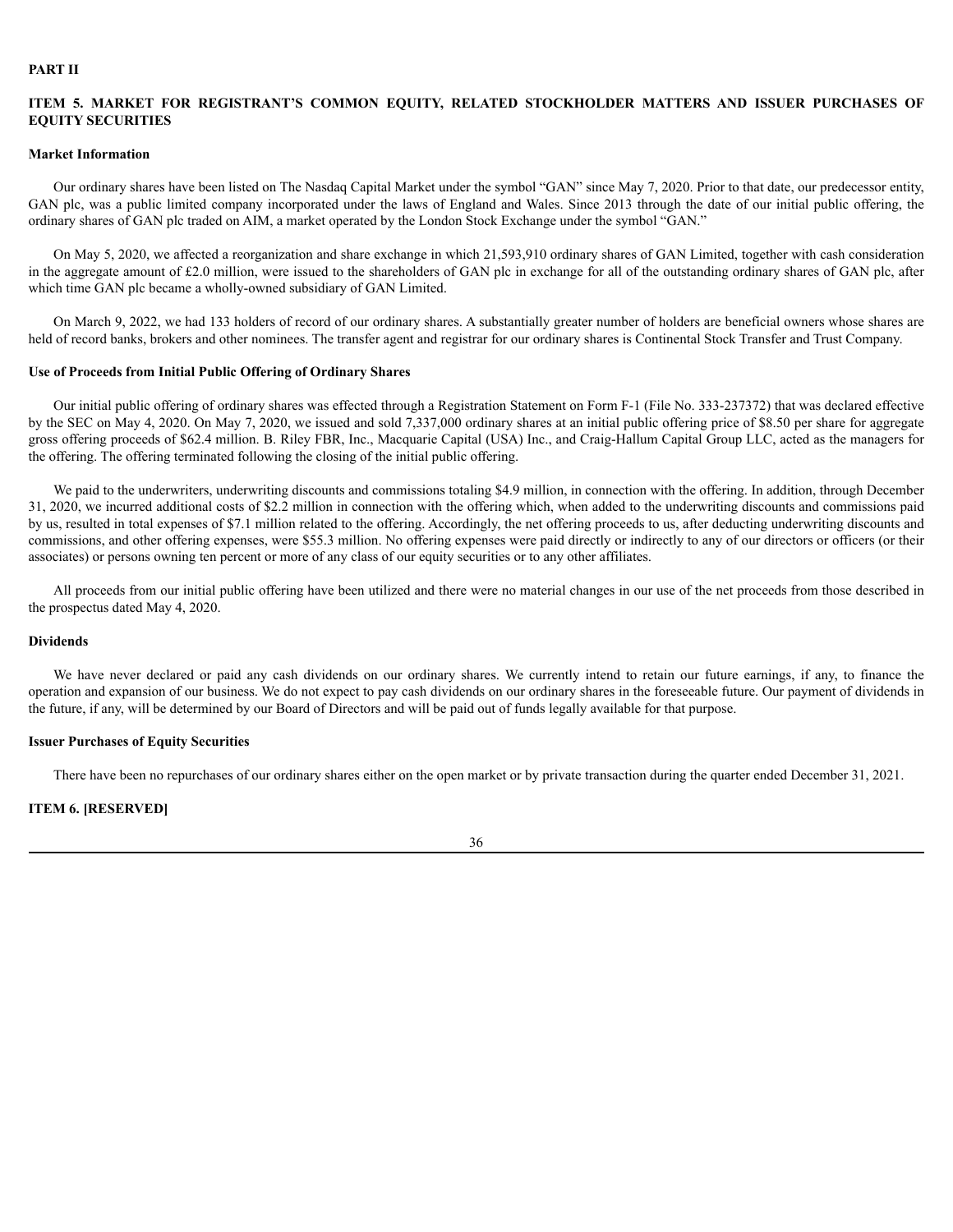# PART II

## ITEM 5. MARKET FOR REGISTRANT'S COMMON EQUITY, RELATED STOCKHOLDER MATTERS AND ISSUER PURCHASES OF EQUITY SECURITIES

### Market Information

Our ordinary shares have been listed on The Nasdaq Capital Market under the symbol "GAN" since May 7, 2020. Prior to that date, our predecessor entity, GAN plc, was a public limited company incorporated under the laws of England and Wales. Since 2013 through the date of our initial public offering, the ordinary shares of GAN plc traded on AIM, a market operated by the London Stock Exchange under the symbol "GAN."

On May 5, 2020, we affected a reorganization and share exchange in which 21,593,910 ordinary shares of GAN Limited, together with cash consideration in the aggregate amount of £2.0 million, were issued to the shareholders of GAN plc in exchange for all of the outstanding ordinary shares of GAN plc, after which time GAN plc became a wholly-owned subsidiary of GAN Limited.

On March 9, 2022, we had 133 holders of record of our ordinary shares. A substantially greater number of holders are beneficial owners whose shares are held of record banks, brokers and other nominees. The transfer agent and registrar for our ordinary shares is Continental Stock Transfer and Trust Company.

### Use of Proceeds from Initial Public Offering of Ordinary Shares

Our initial public offering of ordinary shares was effected through a Registration Statement on Form F-1 (File No. 333-237372) that was declared effective by the SEC on May 4, 2020. On May 7, 2020, we issued and sold 7,337,000 ordinary shares at an initial public offering price of $8.50 per share for aggregate gross offering proceeds of $62.4 million. B. Riley FBR, Inc., Macquarie Capital (USA) Inc., and Craig-Hallum Capital Group LLC, acted as the managers for the offering. The offering terminated following the closing of the initial public offering.

We paid to the underwriters, underwriting discounts and commissions totaling $4.9 million, in connection with the offering. In addition, through December 31, 2020, we incurred additional costs of $2.2 million in connection with the offering which, when added to the underwriting discounts and commissions paid by us, resulted in total expenses of $7.1 million related to the offering. Accordingly, the net offering proceeds to us, after deducting underwriting discounts and commissions, and other offering expenses, were $55.3 million. No offering expenses were paid directly or indirectly to any of our directors or officers (or their associates) or persons owning ten percent or more of any class of our equity securities or to any other affiliates.

All proceeds from our initial public offering have been utilized and there were no material changes in our use of the net proceeds from those described in the prospectus dated May 4, 2020.

### Dividends

We have never declared or paid any cash dividends on our ordinary shares. We currently intend to retain our future earnings, if any, to finance the operation and expansion of our business. We do not expect to pay cash dividends on our ordinary shares in the foreseeable future. Our payment of dividends in the future, if any, will be determined by our Board of Directors and will be paid out of funds legally available for that purpose.

### Issuer Purchases of Equity Securities

There have been no repurchases of our ordinary shares either on the open market or by private transaction during the quarter ended December 31, 2021.

## ITEM 6. [RESERVED]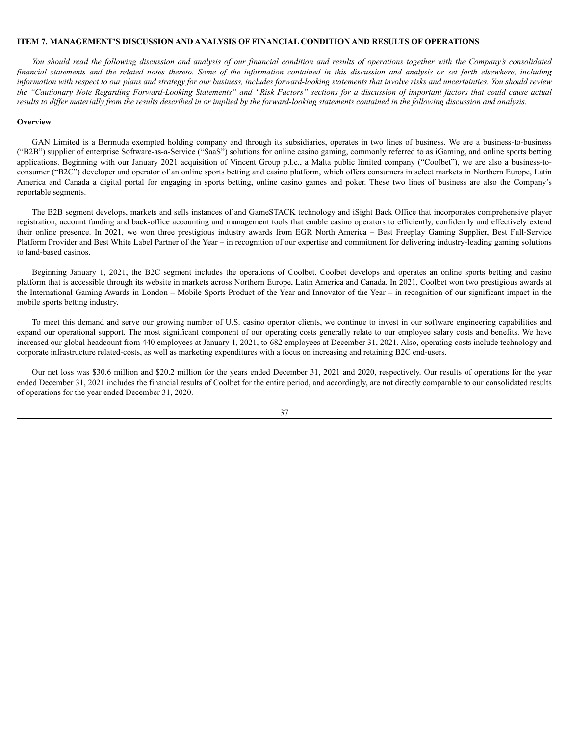## ITEM 7. MANAGEMENT'S DISCUSSION AND ANALYSIS OF FINANCIAL CONDITION AND RESULTS OF OPERATIONS

*You should read the following discussion and analysis of our financial condition and results of operations together with the Company's consolidated financial statements and the related notes thereto. Some of the information contained in this discussion and analysis or set forth elsewhere, including information with respect to our plans and strategy for our business, includes forward-looking statements that involve risks and uncertainties. You should review the "Cautionary Note Regarding Forward-Looking Statements" and "Risk Factors" sections for a discussion of important factors that could cause actual results to differ materially from the results described in or implied by the forward-looking statements contained in the following discussion and analysis.*

### Overview

GAN Limited is a Bermuda exempted holding company and through its subsidiaries, operates in two lines of business. We are a business-to-business ("B2B") supplier of enterprise Software-as-a-Service ("SaaS") solutions for online casino gaming, commonly referred to as iGaming, and online sports betting applications. Beginning with our January 2021 acquisition of Vincent Group p.l.c., a Malta public limited company ("Coolbet"), we are also a business-to-consumer ("B2C") developer and operator of an online sports betting and casino platform, which offers consumers in select markets in Northern Europe, Latin America and Canada a digital portal for engaging in sports betting, online casino games and poker. These two lines of business are also the Company's reportable segments.

The B2B segment develops, markets and sells instances of and GameSTACK technology and iSight Back Office that incorporates comprehensive player registration, account funding and back-office accounting and management tools that enable casino operators to efficiently, confidently and effectively extend their online presence. In 2021, we won three prestigious industry awards from EGR North America – Best Freeplay Gaming Supplier, Best Full-Service Platform Provider and Best White Label Partner of the Year – in recognition of our expertise and commitment for delivering industry-leading gaming solutions to land-based casinos.

Beginning January 1, 2021, the B2C segment includes the operations of Coolbet. Coolbet develops and operates an online sports betting and casino platform that is accessible through its website in markets across Northern Europe, Latin America and Canada. In 2021, Coolbet won two prestigious awards at the International Gaming Awards in London – Mobile Sports Product of the Year and Innovator of the Year – in recognition of our significant impact in the mobile sports betting industry.

To meet this demand and serve our growing number of U.S. casino operator clients, we continue to invest in our software engineering capabilities and expand our operational support. The most significant component of our operating costs generally relate to our employee salary costs and benefits. We have increased our global headcount from 440 employees at January 1, 2021, to 682 employees at December 31, 2021. Also, operating costs include technology and corporate infrastructure related-costs, as well as marketing expenditures with a focus on increasing and retaining B2C end-users.

Our net loss was $30.6 million and $20.2 million for the years ended December 31, 2021 and 2020, respectively. Our results of operations for the year ended December 31, 2021 includes the financial results of Coolbet for the entire period, and accordingly, are not directly comparable to our consolidated results of operations for the year ended December 31, 2020.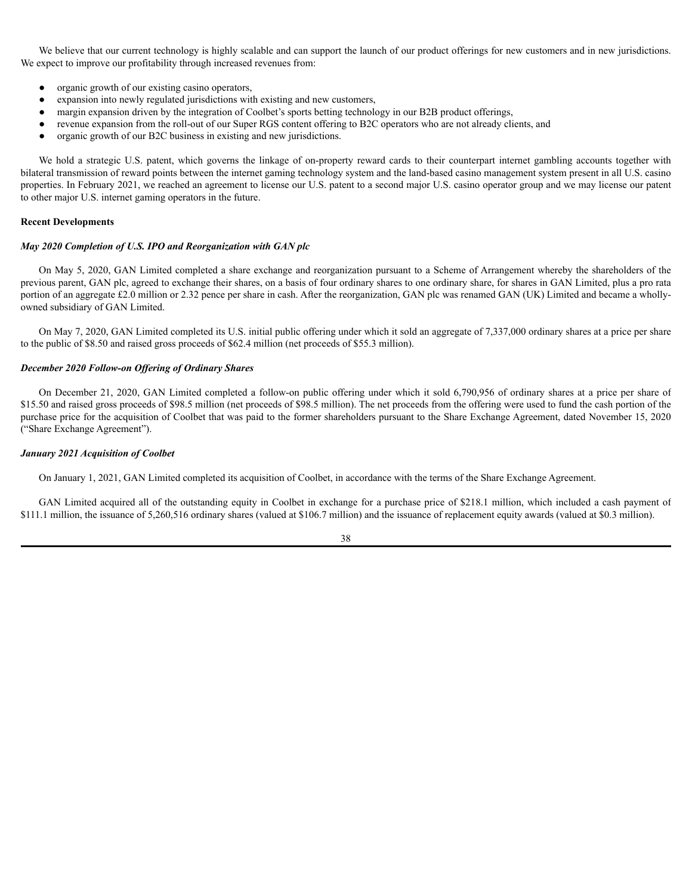We believe that our current technology is highly scalable and can support the launch of our product offerings for new customers and in new jurisdictions. We expect to improve our profitability through increased revenues from:

- organic growth of our existing casino operators,
- expansion into newly regulated jurisdictions with existing and new customers,
- margin expansion driven by the integration of Coolbet's sports betting technology in our B2B product offerings,
- revenue expansion from the roll-out of our Super RGS content offering to B2C operators who are not already clients, and
- organic growth of our B2C business in existing and new jurisdictions.

We hold a strategic U.S. patent, which governs the linkage of on-property reward cards to their counterpart internet gambling accounts together with bilateral transmission of reward points between the internet gaming technology system and the land-based casino management system present in all U.S. casino properties. In February 2021, we reached an agreement to license our U.S. patent to a second major U.S. casino operator group and we may license our patent to other major U.S. internet gaming operators in the future.

**Recent Developments**

***May 2020 Completion of U.S. IPO and Reorganization with GAN plc***

On May 5, 2020, GAN Limited completed a share exchange and reorganization pursuant to a Scheme of Arrangement whereby the shareholders of the previous parent, GAN plc, agreed to exchange their shares, on a basis of four ordinary shares to one ordinary share, for shares in GAN Limited, plus a pro rata portion of an aggregate £2.0 million or 2.32 pence per share in cash. After the reorganization, GAN plc was renamed GAN (UK) Limited and became a wholly-owned subsidiary of GAN Limited.

On May 7, 2020, GAN Limited completed its U.S. initial public offering under which it sold an aggregate of 7,337,000 ordinary shares at a price per share to the public of $8.50 and raised gross proceeds of $62.4 million (net proceeds of $55.3 million).

***December 2020 Follow-on Offering of Ordinary Shares***

On December 21, 2020, GAN Limited completed a follow-on public offering under which it sold 6,790,956 of ordinary shares at a price per share of $15.50 and raised gross proceeds of $98.5 million (net proceeds of $98.5 million). The net proceeds from the offering were used to fund the cash portion of the purchase price for the acquisition of Coolbet that was paid to the former shareholders pursuant to the Share Exchange Agreement, dated November 15, 2020 ("Share Exchange Agreement").

***January 2021 Acquisition of Coolbet***

On January 1, 2021, GAN Limited completed its acquisition of Coolbet, in accordance with the terms of the Share Exchange Agreement.

GAN Limited acquired all of the outstanding equity in Coolbet in exchange for a purchase price of $218.1 million, which included a cash payment of $111.1 million, the issuance of 5,260,516 ordinary shares (valued at $106.7 million) and the issuance of replacement equity awards (valued at $0.3 million).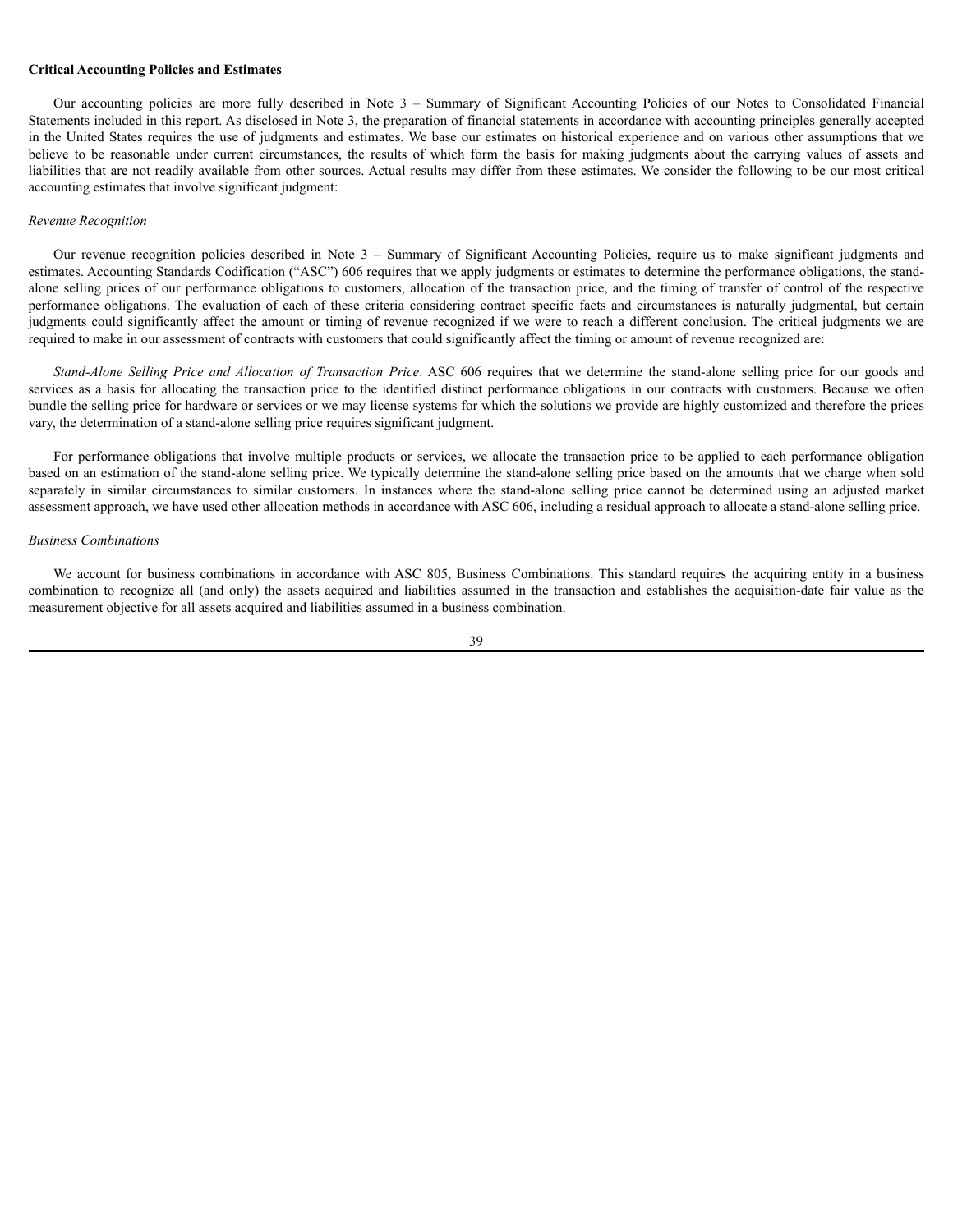**Critical Accounting Policies and Estimates**

Our accounting policies are more fully described in Note 3 – Summary of Significant Accounting Policies of our Notes to Consolidated Financial Statements included in this report. As disclosed in Note 3, the preparation of financial statements in accordance with accounting principles generally accepted in the United States requires the use of judgments and estimates. We base our estimates on historical experience and on various other assumptions that we believe to be reasonable under current circumstances, the results of which form the basis for making judgments about the carrying values of assets and liabilities that are not readily available from other sources. Actual results may differ from these estimates. We consider the following to be our most critical accounting estimates that involve significant judgment:

*Revenue Recognition*

Our revenue recognition policies described in Note 3 – Summary of Significant Accounting Policies, require us to make significant judgments and estimates. Accounting Standards Codification ("ASC") 606 requires that we apply judgments or estimates to determine the performance obligations, the stand-alone selling prices of our performance obligations to customers, allocation of the transaction price, and the timing of transfer of control of the respective performance obligations. The evaluation of each of these criteria considering contract specific facts and circumstances is naturally judgmental, but certain judgments could significantly affect the amount or timing of revenue recognized if we were to reach a different conclusion. The critical judgments we are required to make in our assessment of contracts with customers that could significantly affect the timing or amount of revenue recognized are:

*Stand-Alone Selling Price and Allocation of Transaction Price*. ASC 606 requires that we determine the stand-alone selling price for our goods and services as a basis for allocating the transaction price to the identified distinct performance obligations in our contracts with customers. Because we often bundle the selling price for hardware or services or we may license systems for which the solutions we provide are highly customized and therefore the prices vary, the determination of a stand-alone selling price requires significant judgment.

For performance obligations that involve multiple products or services, we allocate the transaction price to be applied to each performance obligation based on an estimation of the stand-alone selling price. We typically determine the stand-alone selling price based on the amounts that we charge when sold separately in similar circumstances to similar customers. In instances where the stand-alone selling price cannot be determined using an adjusted market assessment approach, we have used other allocation methods in accordance with ASC 606, including a residual approach to allocate a stand-alone selling price.

*Business Combinations*

We account for business combinations in accordance with ASC 805, Business Combinations. This standard requires the acquiring entity in a business combination to recognize all (and only) the assets acquired and liabilities assumed in the transaction and establishes the acquisition-date fair value as the measurement objective for all assets acquired and liabilities assumed in a business combination.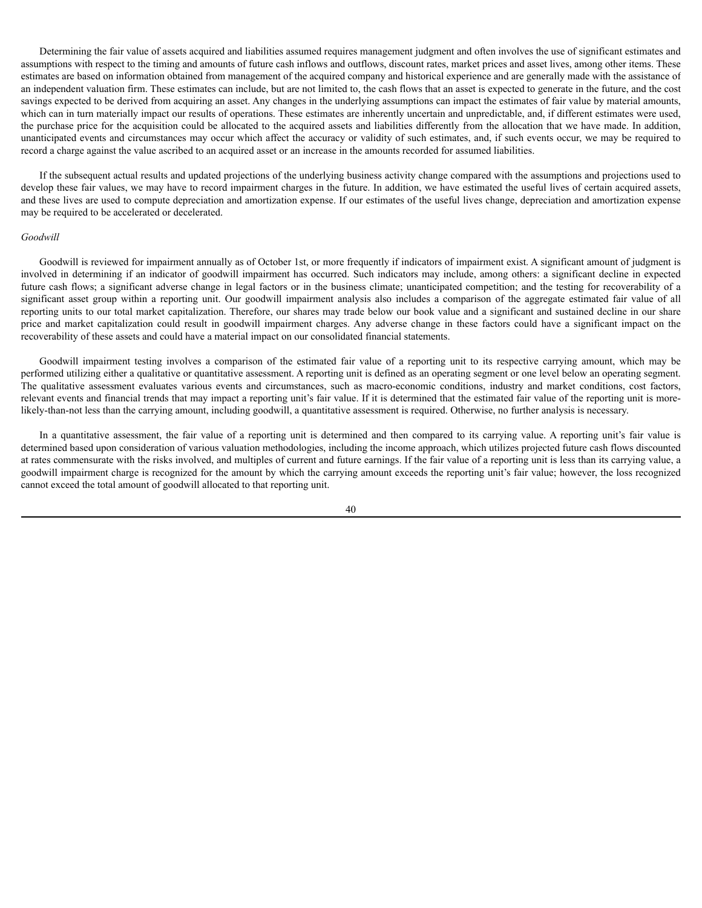Determining the fair value of assets acquired and liabilities assumed requires management judgment and often involves the use of significant estimates and assumptions with respect to the timing and amounts of future cash inflows and outflows, discount rates, market prices and asset lives, among other items. These estimates are based on information obtained from management of the acquired company and historical experience and are generally made with the assistance of an independent valuation firm. These estimates can include, but are not limited to, the cash flows that an asset is expected to generate in the future, and the cost savings expected to be derived from acquiring an asset. Any changes in the underlying assumptions can impact the estimates of fair value by material amounts, which can in turn materially impact our results of operations. These estimates are inherently uncertain and unpredictable, and, if different estimates were used, the purchase price for the acquisition could be allocated to the acquired assets and liabilities differently from the allocation that we have made. In addition, unanticipated events and circumstances may occur which affect the accuracy or validity of such estimates, and, if such events occur, we may be required to record a charge against the value ascribed to an acquired asset or an increase in the amounts recorded for assumed liabilities.

If the subsequent actual results and updated projections of the underlying business activity change compared with the assumptions and projections used to develop these fair values, we may have to record impairment charges in the future. In addition, we have estimated the useful lives of certain acquired assets, and these lives are used to compute depreciation and amortization expense. If our estimates of the useful lives change, depreciation and amortization expense may be required to be accelerated or decelerated.

*Goodwill*

Goodwill is reviewed for impairment annually as of October 1st, or more frequently if indicators of impairment exist. A significant amount of judgment is involved in determining if an indicator of goodwill impairment has occurred. Such indicators may include, among others: a significant decline in expected future cash flows; a significant adverse change in legal factors or in the business climate; unanticipated competition; and the testing for recoverability of a significant asset group within a reporting unit. Our goodwill impairment analysis also includes a comparison of the aggregate estimated fair value of all reporting units to our total market capitalization. Therefore, our shares may trade below our book value and a significant and sustained decline in our share price and market capitalization could result in goodwill impairment charges. Any adverse change in these factors could have a significant impact on the recoverability of these assets and could have a material impact on our consolidated financial statements.

Goodwill impairment testing involves a comparison of the estimated fair value of a reporting unit to its respective carrying amount, which may be performed utilizing either a qualitative or quantitative assessment. A reporting unit is defined as an operating segment or one level below an operating segment. The qualitative assessment evaluates various events and circumstances, such as macro-economic conditions, industry and market conditions, cost factors, relevant events and financial trends that may impact a reporting unit's fair value. If it is determined that the estimated fair value of the reporting unit is more-likely-than-not less than the carrying amount, including goodwill, a quantitative assessment is required. Otherwise, no further analysis is necessary.

In a quantitative assessment, the fair value of a reporting unit is determined and then compared to its carrying value. A reporting unit's fair value is determined based upon consideration of various valuation methodologies, including the income approach, which utilizes projected future cash flows discounted at rates commensurate with the risks involved, and multiples of current and future earnings. If the fair value of a reporting unit is less than its carrying value, a goodwill impairment charge is recognized for the amount by which the carrying amount exceeds the reporting unit's fair value; however, the loss recognized cannot exceed the total amount of goodwill allocated to that reporting unit.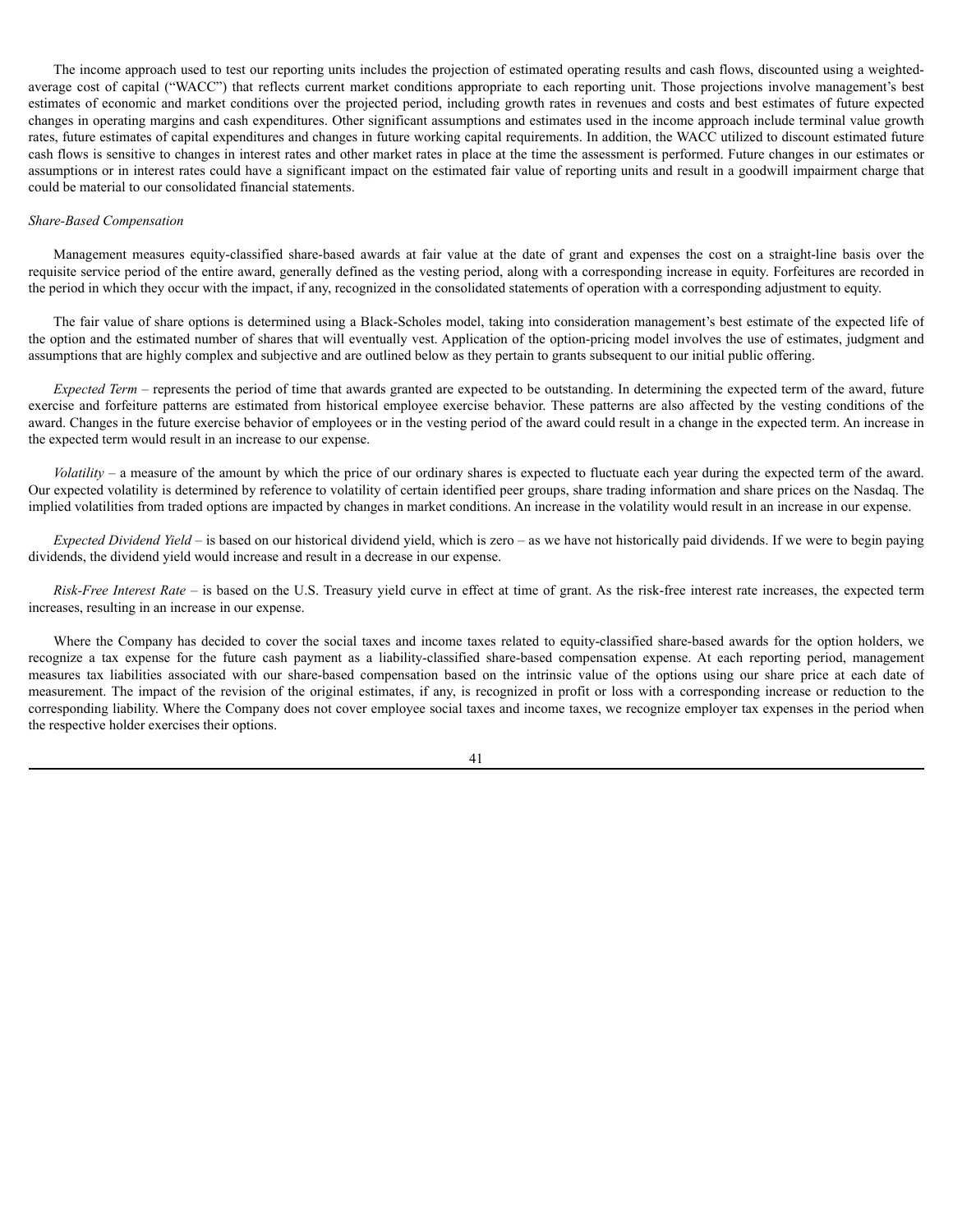The income approach used to test our reporting units includes the projection of estimated operating results and cash flows, discounted using a weighted-average cost of capital ("WACC") that reflects current market conditions appropriate to each reporting unit. Those projections involve management's best estimates of economic and market conditions over the projected period, including growth rates in revenues and costs and best estimates of future expected changes in operating margins and cash expenditures. Other significant assumptions and estimates used in the income approach include terminal value growth rates, future estimates of capital expenditures and changes in future working capital requirements. In addition, the WACC utilized to discount estimated future cash flows is sensitive to changes in interest rates and other market rates in place at the time the assessment is performed. Future changes in our estimates or assumptions or in interest rates could have a significant impact on the estimated fair value of reporting units and result in a goodwill impairment charge that could be material to our consolidated financial statements.

*Share-Based Compensation*

Management measures equity-classified share-based awards at fair value at the date of grant and expenses the cost on a straight-line basis over the requisite service period of the entire award, generally defined as the vesting period, along with a corresponding increase in equity. Forfeitures are recorded in the period in which they occur with the impact, if any, recognized in the consolidated statements of operation with a corresponding adjustment to equity.

The fair value of share options is determined using a Black-Scholes model, taking into consideration management's best estimate of the expected life of the option and the estimated number of shares that will eventually vest. Application of the option-pricing model involves the use of estimates, judgment and assumptions that are highly complex and subjective and are outlined below as they pertain to grants subsequent to our initial public offering.

*Expected Term* – represents the period of time that awards granted are expected to be outstanding. In determining the expected term of the award, future exercise and forfeiture patterns are estimated from historical employee exercise behavior. These patterns are also affected by the vesting conditions of the award. Changes in the future exercise behavior of employees or in the vesting period of the award could result in a change in the expected term. An increase in the expected term would result in an increase to our expense.

*Volatility* – a measure of the amount by which the price of our ordinary shares is expected to fluctuate each year during the expected term of the award. Our expected volatility is determined by reference to volatility of certain identified peer groups, share trading information and share prices on the Nasdaq. The implied volatilities from traded options are impacted by changes in market conditions. An increase in the volatility would result in an increase in our expense.

*Expected Dividend Yield* – is based on our historical dividend yield, which is zero – as we have not historically paid dividends. If we were to begin paying dividends, the dividend yield would increase and result in a decrease in our expense.

*Risk-Free Interest Rate* – is based on the U.S. Treasury yield curve in effect at time of grant. As the risk-free interest rate increases, the expected term increases, resulting in an increase in our expense.

Where the Company has decided to cover the social taxes and income taxes related to equity-classified share-based awards for the option holders, we recognize a tax expense for the future cash payment as a liability-classified share-based compensation expense. At each reporting period, management measures tax liabilities associated with our share-based compensation based on the intrinsic value of the options using our share price at each date of measurement. The impact of the revision of the original estimates, if any, is recognized in profit or loss with a corresponding increase or reduction to the corresponding liability. Where the Company does not cover employee social taxes and income taxes, we recognize employer tax expenses in the period when the respective holder exercises their options.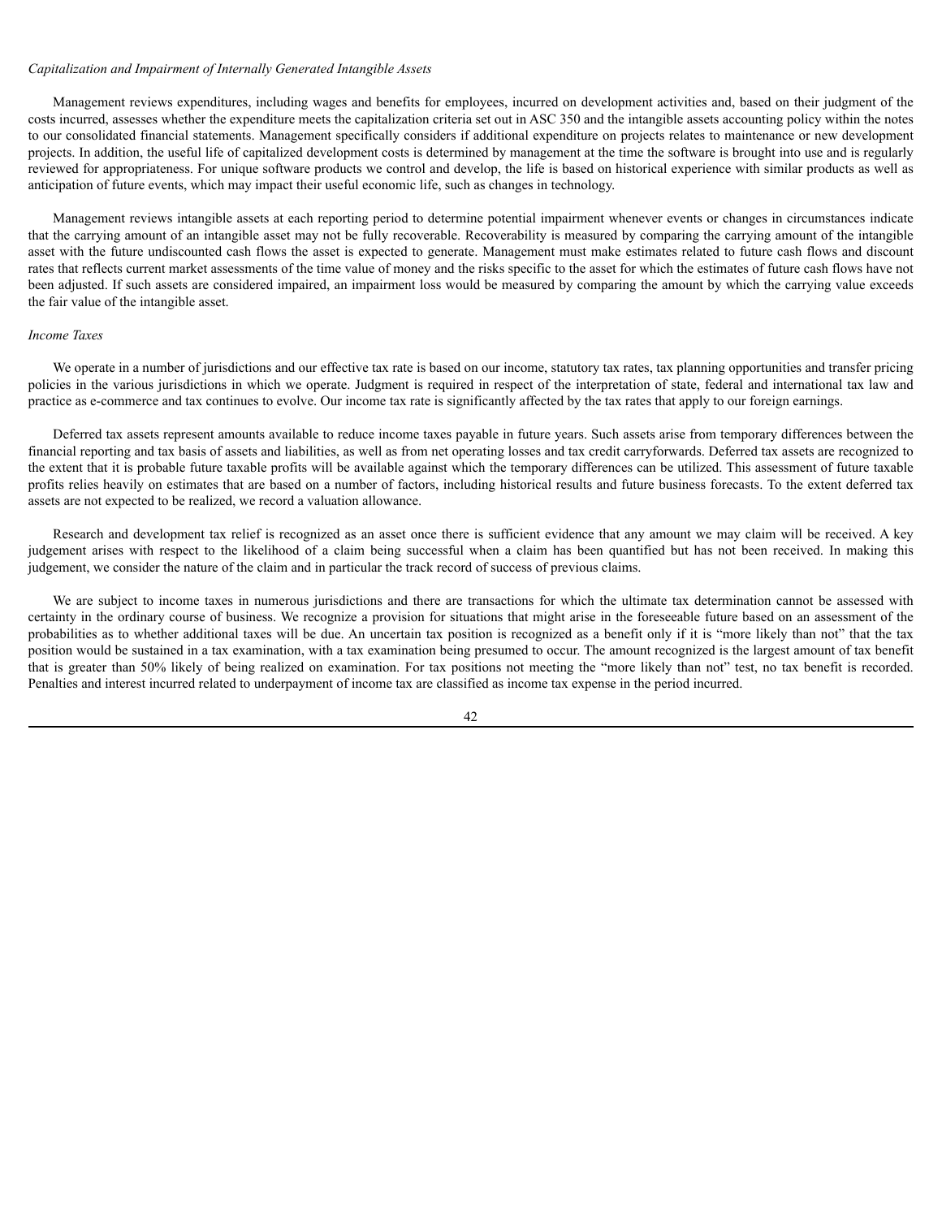*Capitalization and Impairment of Internally Generated Intangible Assets*

Management reviews expenditures, including wages and benefits for employees, incurred on development activities and, based on their judgment of the costs incurred, assesses whether the expenditure meets the capitalization criteria set out in ASC 350 and the intangible assets accounting policy within the notes to our consolidated financial statements. Management specifically considers if additional expenditure on projects relates to maintenance or new development projects. In addition, the useful life of capitalized development costs is determined by management at the time the software is brought into use and is regularly reviewed for appropriateness. For unique software products we control and develop, the life is based on historical experience with similar products as well as anticipation of future events, which may impact their useful economic life, such as changes in technology.

Management reviews intangible assets at each reporting period to determine potential impairment whenever events or changes in circumstances indicate that the carrying amount of an intangible asset may not be fully recoverable. Recoverability is measured by comparing the carrying amount of the intangible asset with the future undiscounted cash flows the asset is expected to generate. Management must make estimates related to future cash flows and discount rates that reflects current market assessments of the time value of money and the risks specific to the asset for which the estimates of future cash flows have not been adjusted. If such assets are considered impaired, an impairment loss would be measured by comparing the amount by which the carrying value exceeds the fair value of the intangible asset.

*Income Taxes*

We operate in a number of jurisdictions and our effective tax rate is based on our income, statutory tax rates, tax planning opportunities and transfer pricing policies in the various jurisdictions in which we operate. Judgment is required in respect of the interpretation of state, federal and international tax law and practice as e-commerce and tax continues to evolve. Our income tax rate is significantly affected by the tax rates that apply to our foreign earnings.

Deferred tax assets represent amounts available to reduce income taxes payable in future years. Such assets arise from temporary differences between the financial reporting and tax basis of assets and liabilities, as well as from net operating losses and tax credit carryforwards. Deferred tax assets are recognized to the extent that it is probable future taxable profits will be available against which the temporary differences can be utilized. This assessment of future taxable profits relies heavily on estimates that are based on a number of factors, including historical results and future business forecasts. To the extent deferred tax assets are not expected to be realized, we record a valuation allowance.

Research and development tax relief is recognized as an asset once there is sufficient evidence that any amount we may claim will be received. A key judgement arises with respect to the likelihood of a claim being successful when a claim has been quantified but has not been received. In making this judgement, we consider the nature of the claim and in particular the track record of success of previous claims.

We are subject to income taxes in numerous jurisdictions and there are transactions for which the ultimate tax determination cannot be assessed with certainty in the ordinary course of business. We recognize a provision for situations that might arise in the foreseeable future based on an assessment of the probabilities as to whether additional taxes will be due. An uncertain tax position is recognized as a benefit only if it is "more likely than not" that the tax position would be sustained in a tax examination, with a tax examination being presumed to occur. The amount recognized is the largest amount of tax benefit that is greater than 50% likely of being realized on examination. For tax positions not meeting the "more likely than not" test, no tax benefit is recorded. Penalties and interest incurred related to underpayment of income tax are classified as income tax expense in the period incurred.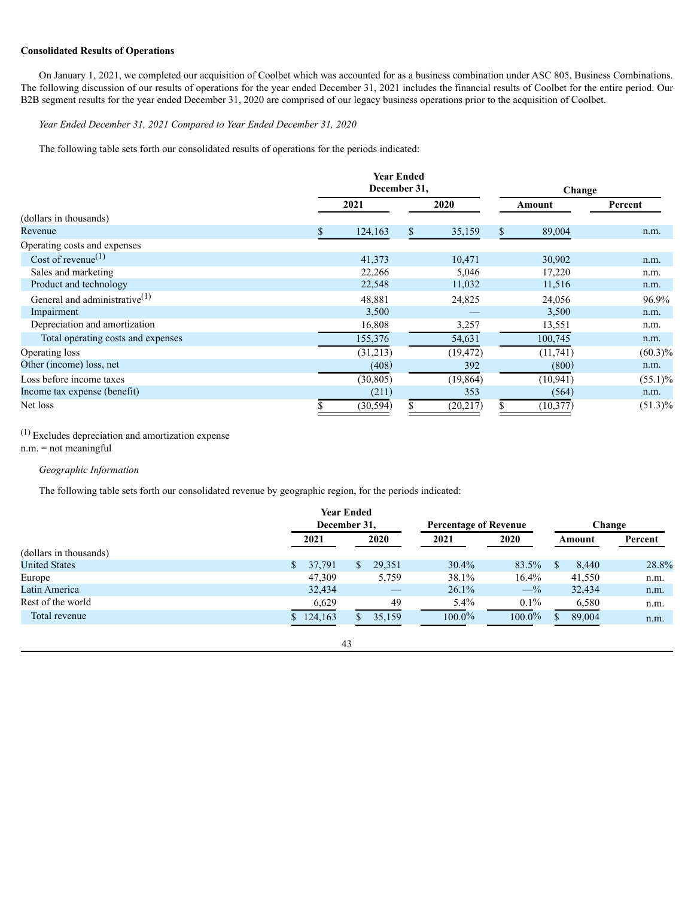**Consolidated Results of Operations**

On January 1, 2021, we completed our acquisition of Coolbet which was accounted for as a business combination under ASC 805, Business Combinations. The following discussion of our results of operations for the year ended December 31, 2021 includes the financial results of Coolbet for the entire period. Our B2B segment results for the year ended December 31, 2020 are comprised of our legacy business operations prior to the acquisition of Coolbet.

*Year Ended December 31, 2021 Compared to Year Ended December 31, 2020*

The following table sets forth our consolidated results of operations for the periods indicated:

| | Year Ended December 31, | | Change | |
|---|---|---|---|---|
| | 2021 | 2020 | Amount | Percent |
| (dollars in thousands) | | | | |
| Revenue | $ 124,163 | $ 35,159 | $ 89,004 | n.m. |
| Operating costs and expenses | | | | |
| Cost of revenue[(1)] | 41,373 | 10,471 | 30,902 | n.m. |
| Sales and marketing | 22,266 | 5,046 | 17,220 | n.m. |
| Product and technology | 22,548 | 11,032 | 11,516 | n.m. |
| General and administrative[(1)] | 48,881 | 24,825 | 24,056 | 96.9% |
| Impairment | 3,500 | — | 3,500 | n.m. |
| Depreciation and amortization | 16,808 | 3,257 | 13,551 | n.m. |
| Total operating costs and expenses | 155,376 | 54,631 | 100,745 | n.m. |
| Operating loss | (31,213) | (19,472) | (11,741) | (60.3)% |
| Other (income) loss, net | (408) | 392 | (800) | n.m. |
| Loss before income taxes | (30,805) | (19,864) | (10,941) | (55.1)% |
| Income tax expense (benefit) | (211) | 353 | (564) | n.m. |
| Net loss | $ (30,594) | $ (20,217) | $ (10,377) | (51.3)% |

[(1)] Excludes depreciation and amortization expense

n.m. = not meaningful

*Geographic Information*

The following table sets forth our consolidated revenue by geographic region, for the periods indicated:

| | Year Ended December 31, | | Percentage of Revenue | | Change | |
|---|---|---|---|---|---|---|
| | 2021 | 2020 | 2021 | 2020 | Amount | Percent |
| (dollars in thousands) | | | | | | |
| United States | $ 37,791 | $ 29,351 | 30.4% | 83.5% | $ 8,440 | 28.8% |
| Europe | 47,309 | 5,759 | 38.1% | 16.4% | 41,550 | n.m. |
| Latin America | 32,434 | — | 26.1% | —% | 32,434 | n.m. |
| Rest of the world | 6,629 | 49 | 5.4% | 0.1% | 6,580 | n.m. |
| Total revenue | $ 124,163 | $ 35,159 | 100.0% | 100.0% | $ 89,004 | n.m. |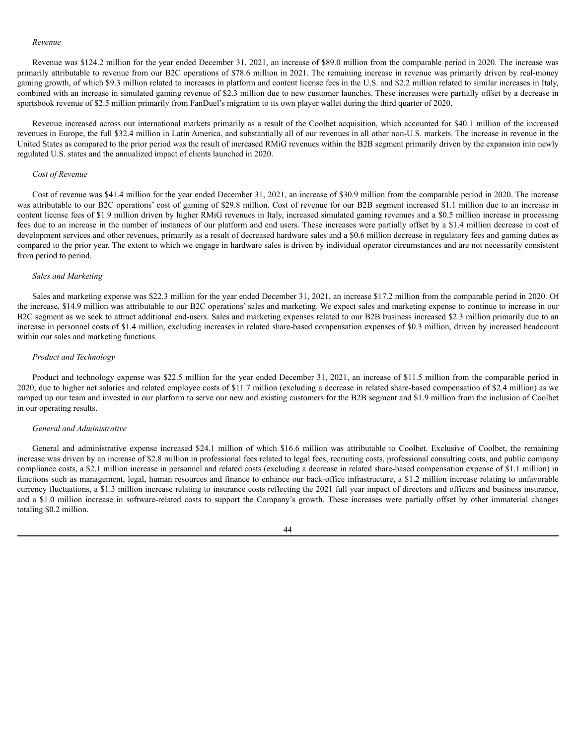*Revenue*

Revenue was $124.2 million for the year ended December 31, 2021, an increase of $89.0 million from the comparable period in 2020. The increase was primarily attributable to revenue from our B2C operations of $78.6 million in 2021. The remaining increase in revenue was primarily driven by real-money gaming growth, of which $9.3 million related to increases in platform and content license fees in the U.S. and $2.2 million related to similar increases in Italy, combined with an increase in simulated gaming revenue of $2.3 million due to new customer launches. These increases were partially offset by a decrease in sportsbook revenue of $2.5 million primarily from FanDuel's migration to its own player wallet during the third quarter of 2020.

Revenue increased across our international markets primarily as a result of the Coolbet acquisition, which accounted for $40.1 million of the increased revenues in Europe, the full $32.4 million in Latin America, and substantially all of our revenues in all other non-U.S. markets. The increase in revenue in the United States as compared to the prior period was the result of increased RMiG revenues within the B2B segment primarily driven by the expansion into newly regulated U.S. states and the annualized impact of clients launched in 2020.

*Cost of Revenue*

Cost of revenue was $41.4 million for the year ended December 31, 2021, an increase of $30.9 million from the comparable period in 2020. The increase was attributable to our B2C operations' cost of gaming of $29.8 million. Cost of revenue for our B2B segment increased $1.1 million due to an increase in content license fees of $1.9 million driven by higher RMiG revenues in Italy, increased simulated gaming revenues and a $0.5 million increase in processing fees due to an increase in the number of instances of our platform and end users. These increases were partially offset by a $1.4 million decrease in cost of development services and other revenues, primarily as a result of decreased hardware sales and a $0.6 million decrease in regulatory fees and gaming duties as compared to the prior year. The extent to which we engage in hardware sales is driven by individual operator circumstances and are not necessarily consistent from period to period.

*Sales and Marketing*

Sales and marketing expense was $22.3 million for the year ended December 31, 2021, an increase $17.2 million from the comparable period in 2020. Of the increase, $14.9 million was attributable to our B2C operations' sales and marketing. We expect sales and marketing expense to continue to increase in our B2C segment as we seek to attract additional end-users. Sales and marketing expenses related to our B2B business increased $2.3 million primarily due to an increase in personnel costs of $1.4 million, excluding increases in related share-based compensation expenses of $0.3 million, driven by increased headcount within our sales and marketing functions.

*Product and Technology*

Product and technology expense was $22.5 million for the year ended December 31, 2021, an increase of $11.5 million from the comparable period in 2020, due to higher net salaries and related employee costs of $11.7 million (excluding a decrease in related share-based compensation of $2.4 million) as we ramped up our team and invested in our platform to serve our new and existing customers for the B2B segment and $1.9 million from the inclusion of Coolbet in our operating results.

*General and Administrative*

General and administrative expense increased $24.1 million of which $16.6 million was attributable to Coolbet. Exclusive of Coolbet, the remaining increase was driven by an increase of $2.8 million in professional fees related to legal fees, recruiting costs, professional consulting costs, and public company compliance costs, a $2.1 million increase in personnel and related costs (excluding a decrease in related share-based compensation expense of $1.1 million) in functions such as management, legal, human resources and finance to enhance our back-office infrastructure, a $1.2 million increase relating to unfavorable currency fluctuations, a $1.3 million increase relating to insurance costs reflecting the 2021 full year impact of directors and officers and business insurance, and a $1.0 million increase in software-related costs to support the Company's growth. These increases were partially offset by other immaterial changes totaling $0.2 million.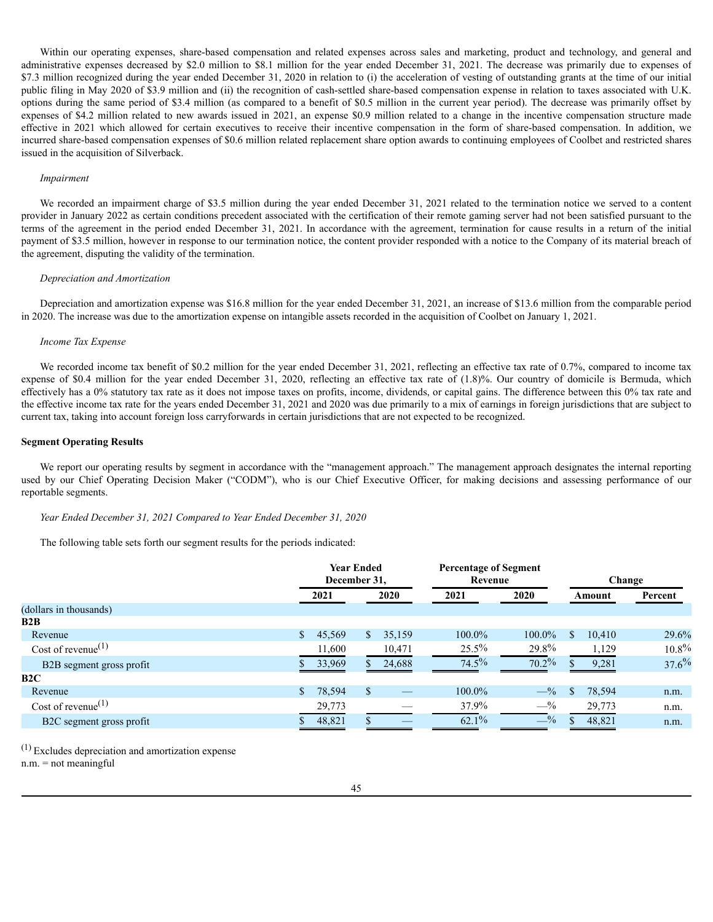Within our operating expenses, share-based compensation and related expenses across sales and marketing, product and technology, and general and administrative expenses decreased by $2.0 million to $8.1 million for the year ended December 31, 2021. The decrease was primarily due to expenses of $7.3 million recognized during the year ended December 31, 2020 in relation to (i) the acceleration of vesting of outstanding grants at the time of our initial public filing in May 2020 of $3.9 million and (ii) the recognition of cash-settled share-based compensation expense in relation to taxes associated with U.K. options during the same period of $3.4 million (as compared to a benefit of $0.5 million in the current year period). The decrease was primarily offset by expenses of $4.2 million related to new awards issued in 2021, an expense $0.9 million related to a change in the incentive compensation structure made effective in 2021 which allowed for certain executives to receive their incentive compensation in the form of share-based compensation. In addition, we incurred share-based compensation expenses of $0.6 million related replacement share option awards to continuing employees of Coolbet and restricted shares issued in the acquisition of Silverback.

*Impairment*

We recorded an impairment charge of $3.5 million during the year ended December 31, 2021 related to the termination notice we served to a content provider in January 2022 as certain conditions precedent associated with the certification of their remote gaming server had not been satisfied pursuant to the terms of the agreement in the period ended December 31, 2021. In accordance with the agreement, termination for cause results in a return of the initial payment of $3.5 million, however in response to our termination notice, the content provider responded with a notice to the Company of its material breach of the agreement, disputing the validity of the termination.

*Depreciation and Amortization*

Depreciation and amortization expense was $16.8 million for the year ended December 31, 2021, an increase of $13.6 million from the comparable period in 2020. The increase was due to the amortization expense on intangible assets recorded in the acquisition of Coolbet on January 1, 2021.

*Income Tax Expense*

We recorded income tax benefit of $0.2 million for the year ended December 31, 2021, reflecting an effective tax rate of 0.7%, compared to income tax expense of $0.4 million for the year ended December 31, 2020, reflecting an effective tax rate of (1.8)%. Our country of domicile is Bermuda, which effectively has a 0% statutory tax rate as it does not impose taxes on profits, income, dividends, or capital gains. The difference between this 0% tax rate and the effective income tax rate for the years ended December 31, 2021 and 2020 was due primarily to a mix of earnings in foreign jurisdictions that are subject to current tax, taking into account foreign loss carryforwards in certain jurisdictions that are not expected to be recognized.

**Segment Operating Results**

We report our operating results by segment in accordance with the "management approach." The management approach designates the internal reporting used by our Chief Operating Decision Maker ("CODM"), who is our Chief Executive Officer, for making decisions and assessing performance of our reportable segments.

*Year Ended December 31, 2021 Compared to Year Ended December 31, 2020*

The following table sets forth our segment results for the periods indicated:

| | Year Ended December 31, | | Percentage of Segment Revenue | | Change | |
|---|---|---|---|---|---|---|
| | 2021 | 2020 | 2021 | 2020 | Amount | Percent |
| (dollars in thousands) | | | | | | |
| **B2B** | | | | | | |
| Revenue | $ 45,569 | $ 35,159 | 100.0% | 100.0% | $ 10,410 | 29.6% |
| Cost of revenue[(1)] | 11,600 | 10,471 | 25.5% | 29.8% | 1,129 | 10.8% |
| B2B segment gross profit | $ 33,969 | $ 24,688 | 74.5% | 70.2% | $ 9,281 | 37.6% |
| **B2C** | | | | | | |
| Revenue | $ 78,594 | $ — | 100.0% | —% | $ 78,594 | n.m. |
| Cost of revenue[(1)] | 29,773 | — | 37.9% | —% | 29,773 | n.m. |
| B2C segment gross profit | $ 48,821 | $ — | 62.1% | —% | $ 48,821 | n.m. |

[(1)] Excludes depreciation and amortization expense

n.m. = not meaningful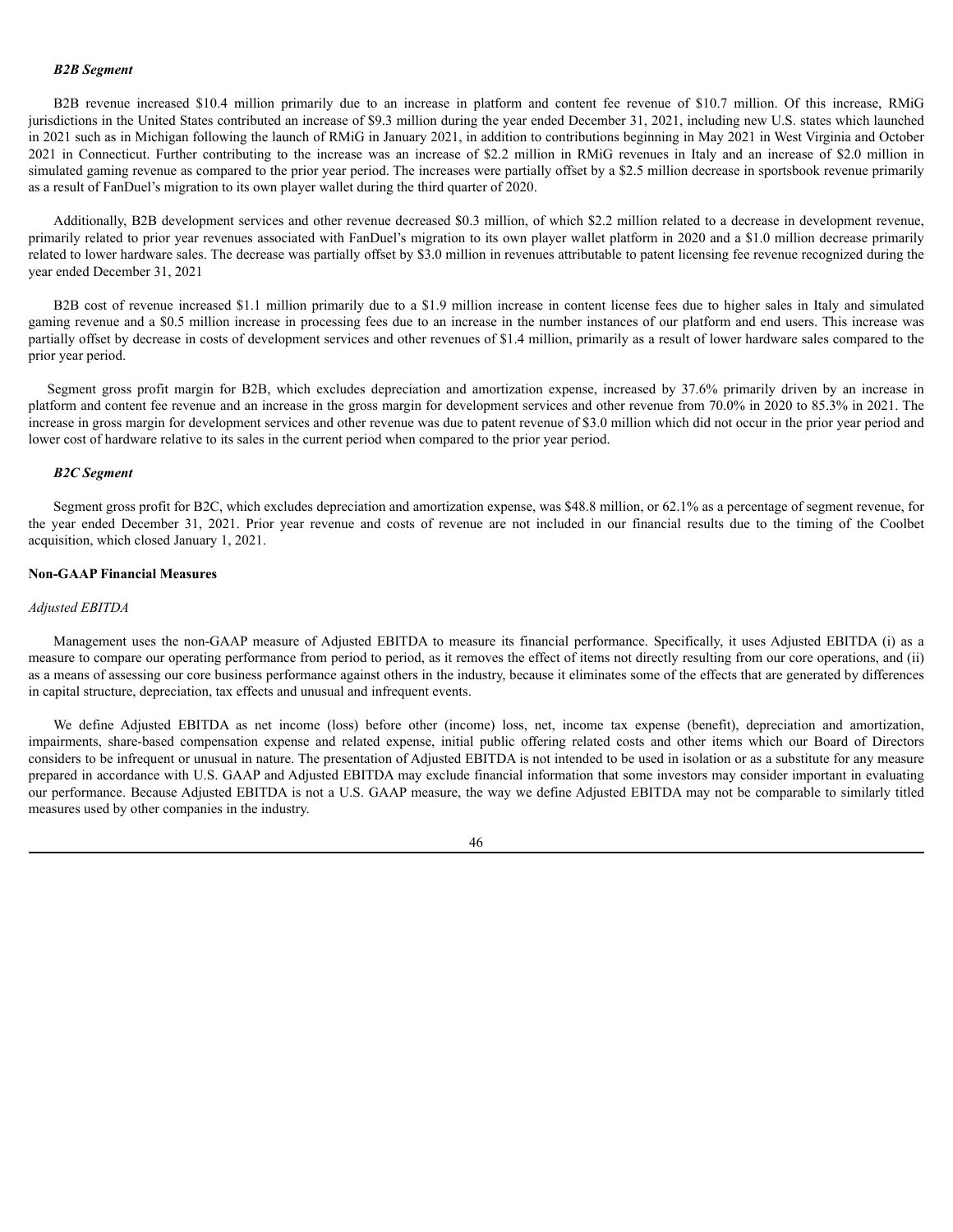***B2B Segment***

B2B revenue increased $10.4 million primarily due to an increase in platform and content fee revenue of $10.7 million. Of this increase, RMiG jurisdictions in the United States contributed an increase of $9.3 million during the year ended December 31, 2021, including new U.S. states which launched in 2021 such as in Michigan following the launch of RMiG in January 2021, in addition to contributions beginning in May 2021 in West Virginia and October 2021 in Connecticut. Further contributing to the increase was an increase of $2.2 million in RMiG revenues in Italy and an increase of $2.0 million in simulated gaming revenue as compared to the prior year period. The increases were partially offset by a $2.5 million decrease in sportsbook revenue primarily as a result of FanDuel's migration to its own player wallet during the third quarter of 2020.

Additionally, B2B development services and other revenue decreased $0.3 million, of which $2.2 million related to a decrease in development revenue, primarily related to prior year revenues associated with FanDuel's migration to its own player wallet platform in 2020 and a $1.0 million decrease primarily related to lower hardware sales. The decrease was partially offset by $3.0 million in revenues attributable to patent licensing fee revenue recognized during the year ended December 31, 2021

B2B cost of revenue increased $1.1 million primarily due to a $1.9 million increase in content license fees due to higher sales in Italy and simulated gaming revenue and a $0.5 million increase in processing fees due to an increase in the number instances of our platform and end users. This increase was partially offset by decrease in costs of development services and other revenues of $1.4 million, primarily as a result of lower hardware sales compared to the prior year period.

Segment gross profit margin for B2B, which excludes depreciation and amortization expense, increased by 37.6% primarily driven by an increase in platform and content fee revenue and an increase in the gross margin for development services and other revenue from 70.0% in 2020 to 85.3% in 2021. The increase in gross margin for development services and other revenue was due to patent revenue of $3.0 million which did not occur in the prior year period and lower cost of hardware relative to its sales in the current period when compared to the prior year period.

***B2C Segment***

Segment gross profit for B2C, which excludes depreciation and amortization expense, was $48.8 million, or 62.1% as a percentage of segment revenue, for the year ended December 31, 2021. Prior year revenue and costs of revenue are not included in our financial results due to the timing of the Coolbet acquisition, which closed January 1, 2021.

**Non-GAAP Financial Measures**

*Adjusted EBITDA*

Management uses the non-GAAP measure of Adjusted EBITDA to measure its financial performance. Specifically, it uses Adjusted EBITDA (i) as a measure to compare our operating performance from period to period, as it removes the effect of items not directly resulting from our core operations, and (ii) as a means of assessing our core business performance against others in the industry, because it eliminates some of the effects that are generated by differences in capital structure, depreciation, tax effects and unusual and infrequent events.

We define Adjusted EBITDA as net income (loss) before other (income) loss, net, income tax expense (benefit), depreciation and amortization, impairments, share-based compensation expense and related expense, initial public offering related costs and other items which our Board of Directors considers to be infrequent or unusual in nature. The presentation of Adjusted EBITDA is not intended to be used in isolation or as a substitute for any measure prepared in accordance with U.S. GAAP and Adjusted EBITDA may exclude financial information that some investors may consider important in evaluating our performance. Because Adjusted EBITDA is not a U.S. GAAP measure, the way we define Adjusted EBITDA may not be comparable to similarly titled measures used by other companies in the industry.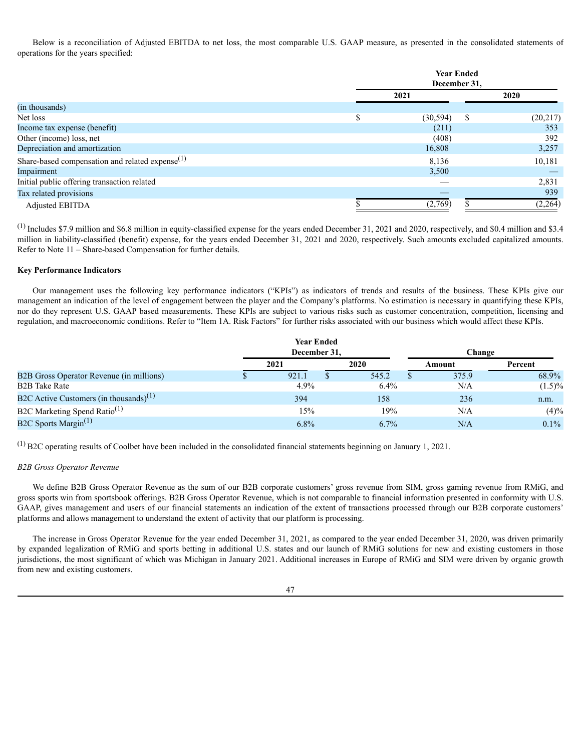Below is a reconciliation of Adjusted EBITDA to net loss, the most comparable U.S. GAAP measure, as presented in the consolidated statements of operations for the years specified:

| | Year Ended December 31, | |
|---|---|---|
| | 2021 | 2020 |
| (in thousands) | | |
| Net loss | $ (30,594) | $ (20,217) |
| Income tax expense (benefit) | (211) | 353 |
| Other (income) loss, net | (408) | 392 |
| Depreciation and amortization | 16,808 | 3,257 |
| Share-based compensation and related expense[1] | 8,136 | 10,181 |
| Impairment | 3,500 | — |
| Initial public offering transaction related | — | 2,831 |
| Tax related provisions | — | 939 |
| Adjusted EBITDA | $ (2,769) | $ (2,264) |

[1] Includes $7.9 million and $6.8 million in equity-classified expense for the years ended December 31, 2021 and 2020, respectively, and $0.4 million and $3.4 million in liability-classified (benefit) expense, for the years ended December 31, 2021 and 2020, respectively. Such amounts excluded capitalized amounts. Refer to Note 11 – Share-based Compensation for further details.

**Key Performance Indicators**

Our management uses the following key performance indicators ("KPIs") as indicators of trends and results of the business. These KPIs give our management an indication of the level of engagement between the player and the Company's platforms. No estimation is necessary in quantifying these KPIs, nor do they represent U.S. GAAP based measurements. These KPIs are subject to various risks such as customer concentration, competition, licensing and regulation, and macroeconomic conditions. Refer to "Item 1A. Risk Factors" for further risks associated with our business which would affect these KPIs.

| | Year Ended December 31, | | Change | |
|---|---|---|---|---|
| | 2021 | 2020 | Amount | Percent |
| B2B Gross Operator Revenue (in millions) | $ 921.1 | $ 545.2 | $ 375.9 | 68.9% |
| B2B Take Rate | 4.9% | 6.4% | N/A | (1.5)% |
| B2C Active Customers (in thousands)[1] | 394 | 158 | 236 | n.m. |
| B2C Marketing Spend Ratio[1] | 15% | 19% | N/A | (4)% |
| B2C Sports Margin[1] | 6.8% | 6.7% | N/A | 0.1% |

[1] B2C operating results of Coolbet have been included in the consolidated financial statements beginning on January 1, 2021.

*B2B Gross Operator Revenue*

We define B2B Gross Operator Revenue as the sum of our B2B corporate customers' gross revenue from SIM, gross gaming revenue from RMiG, and gross sports win from sportsbook offerings. B2B Gross Operator Revenue, which is not comparable to financial information presented in conformity with U.S. GAAP, gives management and users of our financial statements an indication of the extent of transactions processed through our B2B corporate customers' platforms and allows management to understand the extent of activity that our platform is processing.

The increase in Gross Operator Revenue for the year ended December 31, 2021, as compared to the year ended December 31, 2020, was driven primarily by expanded legalization of RMiG and sports betting in additional U.S. states and our launch of RMiG solutions for new and existing customers in those jurisdictions, the most significant of which was Michigan in January 2021. Additional increases in Europe of RMiG and SIM were driven by organic growth from new and existing customers.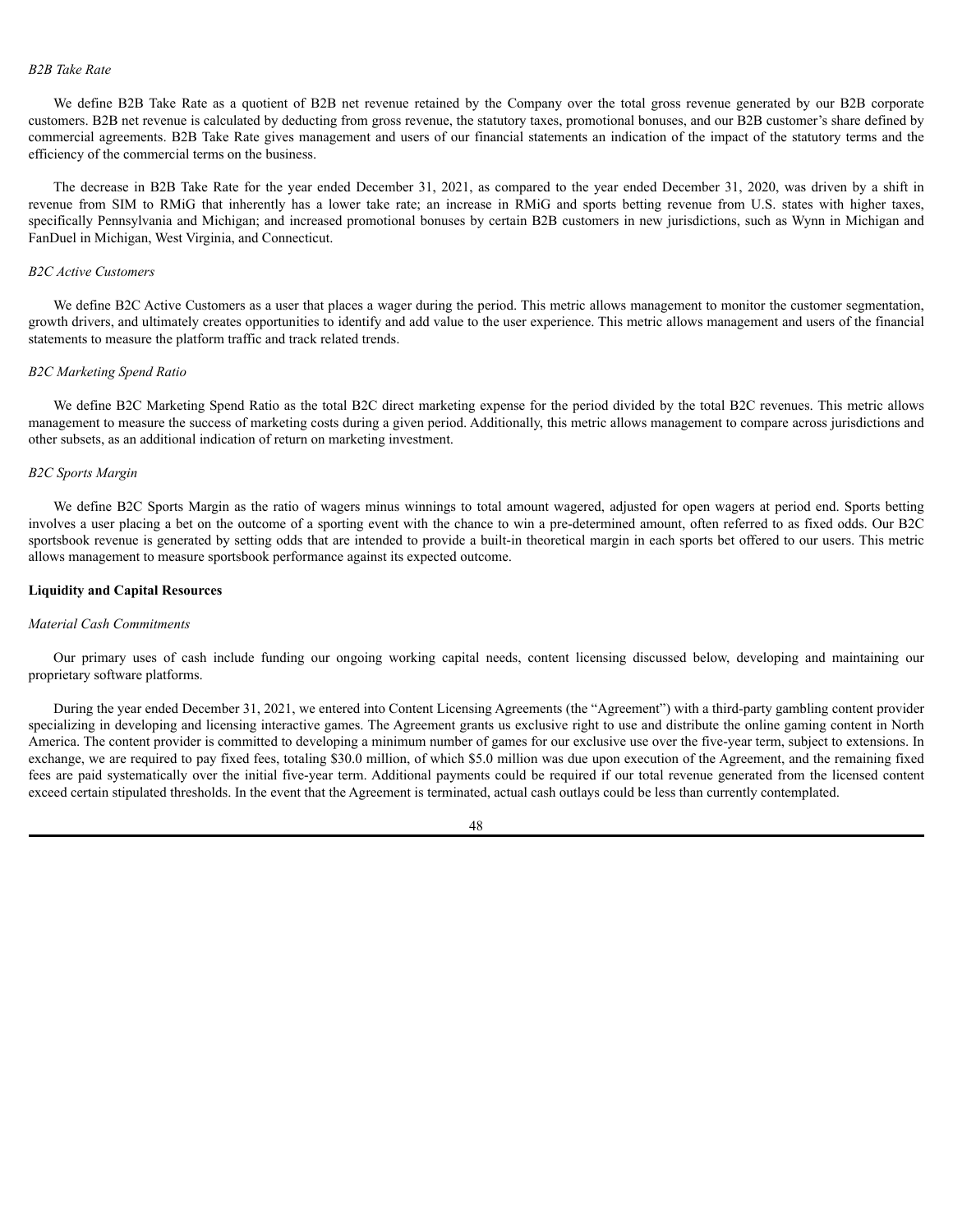*B2B Take Rate*

We define B2B Take Rate as a quotient of B2B net revenue retained by the Company over the total gross revenue generated by our B2B corporate customers. B2B net revenue is calculated by deducting from gross revenue, the statutory taxes, promotional bonuses, and our B2B customer's share defined by commercial agreements. B2B Take Rate gives management and users of our financial statements an indication of the impact of the statutory terms and the efficiency of the commercial terms on the business.

The decrease in B2B Take Rate for the year ended December 31, 2021, as compared to the year ended December 31, 2020, was driven by a shift in revenue from SIM to RMiG that inherently has a lower take rate; an increase in RMiG and sports betting revenue from U.S. states with higher taxes, specifically Pennsylvania and Michigan; and increased promotional bonuses by certain B2B customers in new jurisdictions, such as Wynn in Michigan and FanDuel in Michigan, West Virginia, and Connecticut.

*B2C Active Customers*

We define B2C Active Customers as a user that places a wager during the period. This metric allows management to monitor the customer segmentation, growth drivers, and ultimately creates opportunities to identify and add value to the user experience. This metric allows management and users of the financial statements to measure the platform traffic and track related trends.

*B2C Marketing Spend Ratio*

We define B2C Marketing Spend Ratio as the total B2C direct marketing expense for the period divided by the total B2C revenues. This metric allows management to measure the success of marketing costs during a given period. Additionally, this metric allows management to compare across jurisdictions and other subsets, as an additional indication of return on marketing investment.

*B2C Sports Margin*

We define B2C Sports Margin as the ratio of wagers minus winnings to total amount wagered, adjusted for open wagers at period end. Sports betting involves a user placing a bet on the outcome of a sporting event with the chance to win a pre-determined amount, often referred to as fixed odds. Our B2C sportsbook revenue is generated by setting odds that are intended to provide a built-in theoretical margin in each sports bet offered to our users. This metric allows management to measure sportsbook performance against its expected outcome.

**Liquidity and Capital Resources**

*Material Cash Commitments*

Our primary uses of cash include funding our ongoing working capital needs, content licensing discussed below, developing and maintaining our proprietary software platforms.

During the year ended December 31, 2021, we entered into Content Licensing Agreements (the "Agreement") with a third-party gambling content provider specializing in developing and licensing interactive games. The Agreement grants us exclusive right to use and distribute the online gaming content in North America. The content provider is committed to developing a minimum number of games for our exclusive use over the five-year term, subject to extensions. In exchange, we are required to pay fixed fees, totaling \$30.0 million, of which \$5.0 million was due upon execution of the Agreement, and the remaining fixed fees are paid systematically over the initial five-year term. Additional payments could be required if our total revenue generated from the licensed content exceed certain stipulated thresholds. In the event that the Agreement is terminated, actual cash outlays could be less than currently contemplated.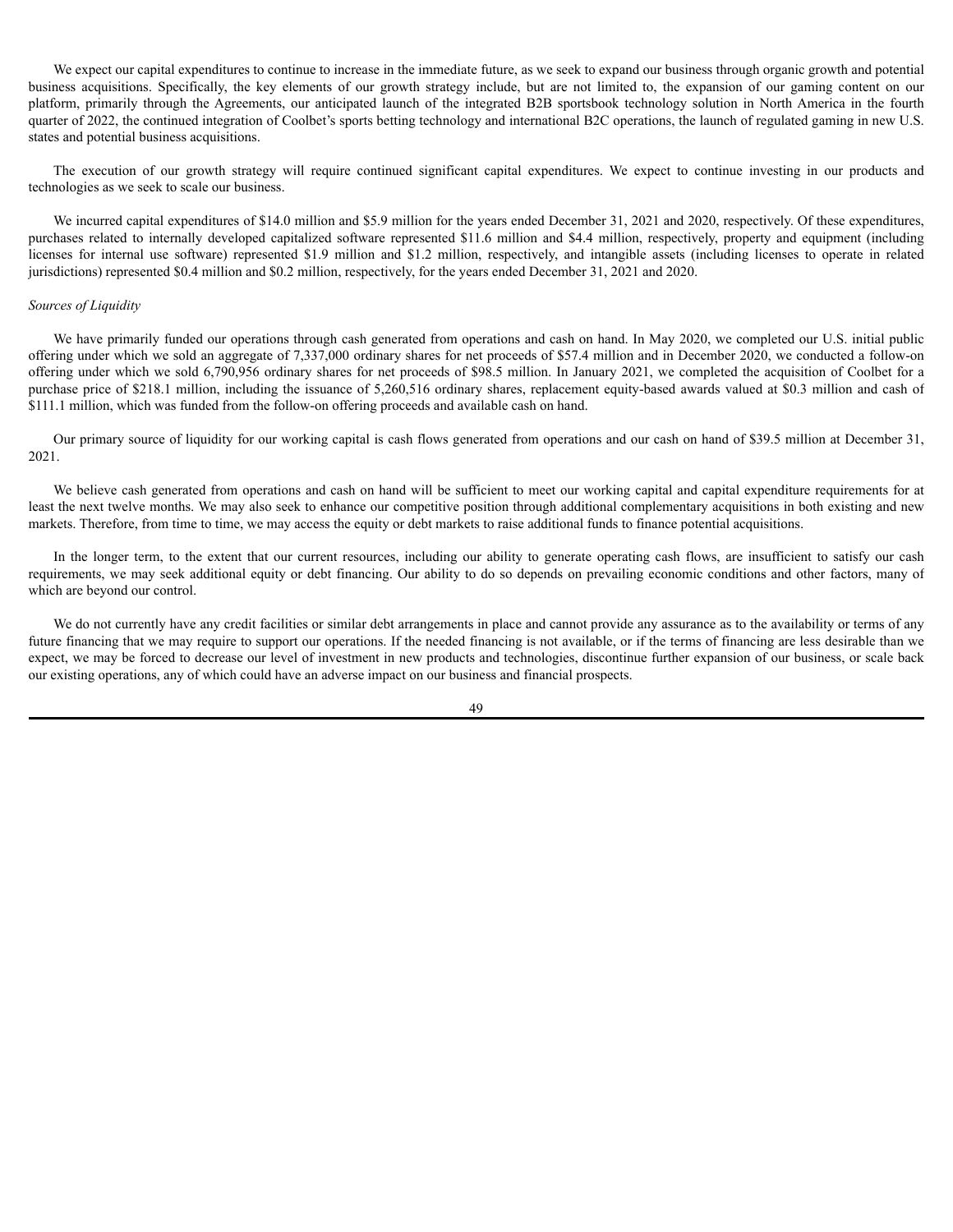We expect our capital expenditures to continue to increase in the immediate future, as we seek to expand our business through organic growth and potential business acquisitions. Specifically, the key elements of our growth strategy include, but are not limited to, the expansion of our gaming content on our platform, primarily through the Agreements, our anticipated launch of the integrated B2B sportsbook technology solution in North America in the fourth quarter of 2022, the continued integration of Coolbet's sports betting technology and international B2C operations, the launch of regulated gaming in new U.S. states and potential business acquisitions.

The execution of our growth strategy will require continued significant capital expenditures. We expect to continue investing in our products and technologies as we seek to scale our business.

We incurred capital expenditures of $14.0 million and $5.9 million for the years ended December 31, 2021 and 2020, respectively. Of these expenditures, purchases related to internally developed capitalized software represented $11.6 million and $4.4 million, respectively, property and equipment (including licenses for internal use software) represented $1.9 million and $1.2 million, respectively, and intangible assets (including licenses to operate in related jurisdictions) represented $0.4 million and $0.2 million, respectively, for the years ended December 31, 2021 and 2020.

*Sources of Liquidity*

We have primarily funded our operations through cash generated from operations and cash on hand. In May 2020, we completed our U.S. initial public offering under which we sold an aggregate of 7,337,000 ordinary shares for net proceeds of $57.4 million and in December 2020, we conducted a follow-on offering under which we sold 6,790,956 ordinary shares for net proceeds of $98.5 million. In January 2021, we completed the acquisition of Coolbet for a purchase price of $218.1 million, including the issuance of 5,260,516 ordinary shares, replacement equity-based awards valued at $0.3 million and cash of $111.1 million, which was funded from the follow-on offering proceeds and available cash on hand.

Our primary source of liquidity for our working capital is cash flows generated from operations and our cash on hand of $39.5 million at December 31, 2021.

We believe cash generated from operations and cash on hand will be sufficient to meet our working capital and capital expenditure requirements for at least the next twelve months. We may also seek to enhance our competitive position through additional complementary acquisitions in both existing and new markets. Therefore, from time to time, we may access the equity or debt markets to raise additional funds to finance potential acquisitions.

In the longer term, to the extent that our current resources, including our ability to generate operating cash flows, are insufficient to satisfy our cash requirements, we may seek additional equity or debt financing. Our ability to do so depends on prevailing economic conditions and other factors, many of which are beyond our control.

We do not currently have any credit facilities or similar debt arrangements in place and cannot provide any assurance as to the availability or terms of any future financing that we may require to support our operations. If the needed financing is not available, or if the terms of financing are less desirable than we expect, we may be forced to decrease our level of investment in new products and technologies, discontinue further expansion of our business, or scale back our existing operations, any of which could have an adverse impact on our business and financial prospects.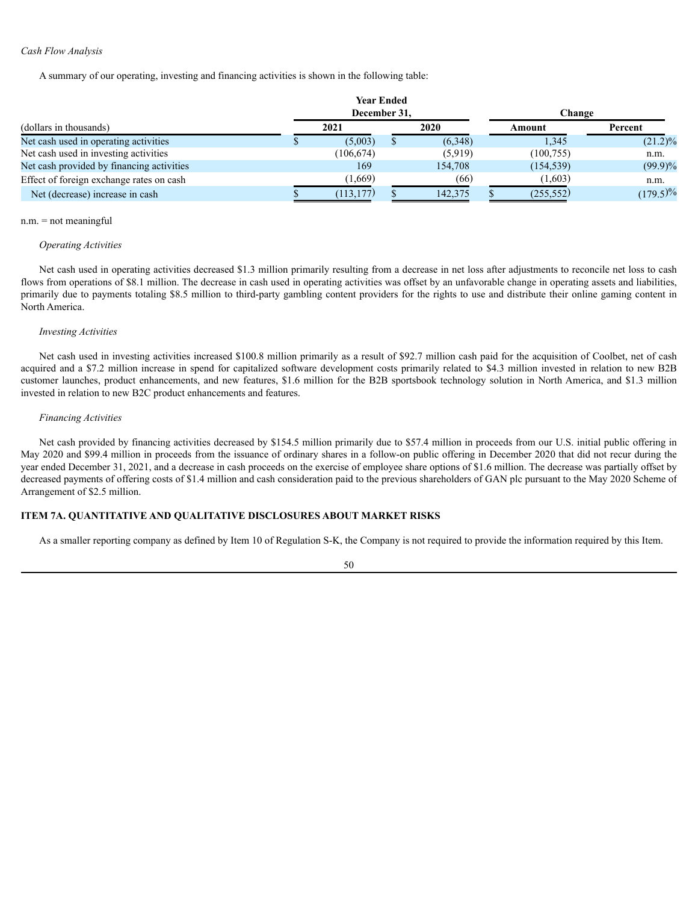*Cash Flow Analysis*

A summary of our operating, investing and financing activities is shown in the following table:

| | Year Ended December 31, | | Change | |
|---|---|---|---|---|
| (dollars in thousands) | 2021 | 2020 | Amount | Percent |
| Net cash used in operating activities | $ (5,003) | $ (6,348) | 1,345 | (21.2)% |
| Net cash used in investing activities | (106,674) | (5,919) | (100,755) | n.m. |
| Net cash provided by financing activities | 169 | 154,708 | (154,539) | (99.9)% |
| Effect of foreign exchange rates on cash | (1,669) | (66) | (1,603) | n.m. |
| Net (decrease) increase in cash | $ (113,177) | $ 142,375 | $ (255,552) | (179.5)% |

n.m. = not meaningful

*Operating Activities*

Net cash used in operating activities decreased $1.3 million primarily resulting from a decrease in net loss after adjustments to reconcile net loss to cash flows from operations of $8.1 million. The decrease in cash used in operating activities was offset by an unfavorable change in operating assets and liabilities, primarily due to payments totaling $8.5 million to third-party gambling content providers for the rights to use and distribute their online gaming content in North America.

*Investing Activities*

Net cash used in investing activities increased $100.8 million primarily as a result of $92.7 million cash paid for the acquisition of Coolbet, net of cash acquired and a $7.2 million increase in spend for capitalized software development costs primarily related to $4.3 million invested in relation to new B2B customer launches, product enhancements, and new features, $1.6 million for the B2B sportsbook technology solution in North America, and $1.3 million invested in relation to new B2C product enhancements and features.

*Financing Activities*

Net cash provided by financing activities decreased by $154.5 million primarily due to $57.4 million in proceeds from our U.S. initial public offering in May 2020 and $99.4 million in proceeds from the issuance of ordinary shares in a follow-on public offering in December 2020 that did not recur during the year ended December 31, 2021, and a decrease in cash proceeds on the exercise of employee share options of $1.6 million. The decrease was partially offset by decreased payments of offering costs of $1.4 million and cash consideration paid to the previous shareholders of GAN plc pursuant to the May 2020 Scheme of Arrangement of $2.5 million.

## ITEM 7A. QUANTITATIVE AND QUALITATIVE DISCLOSURES ABOUT MARKET RISKS

As a smaller reporting company as defined by Item 10 of Regulation S-K, the Company is not required to provide the information required by this Item.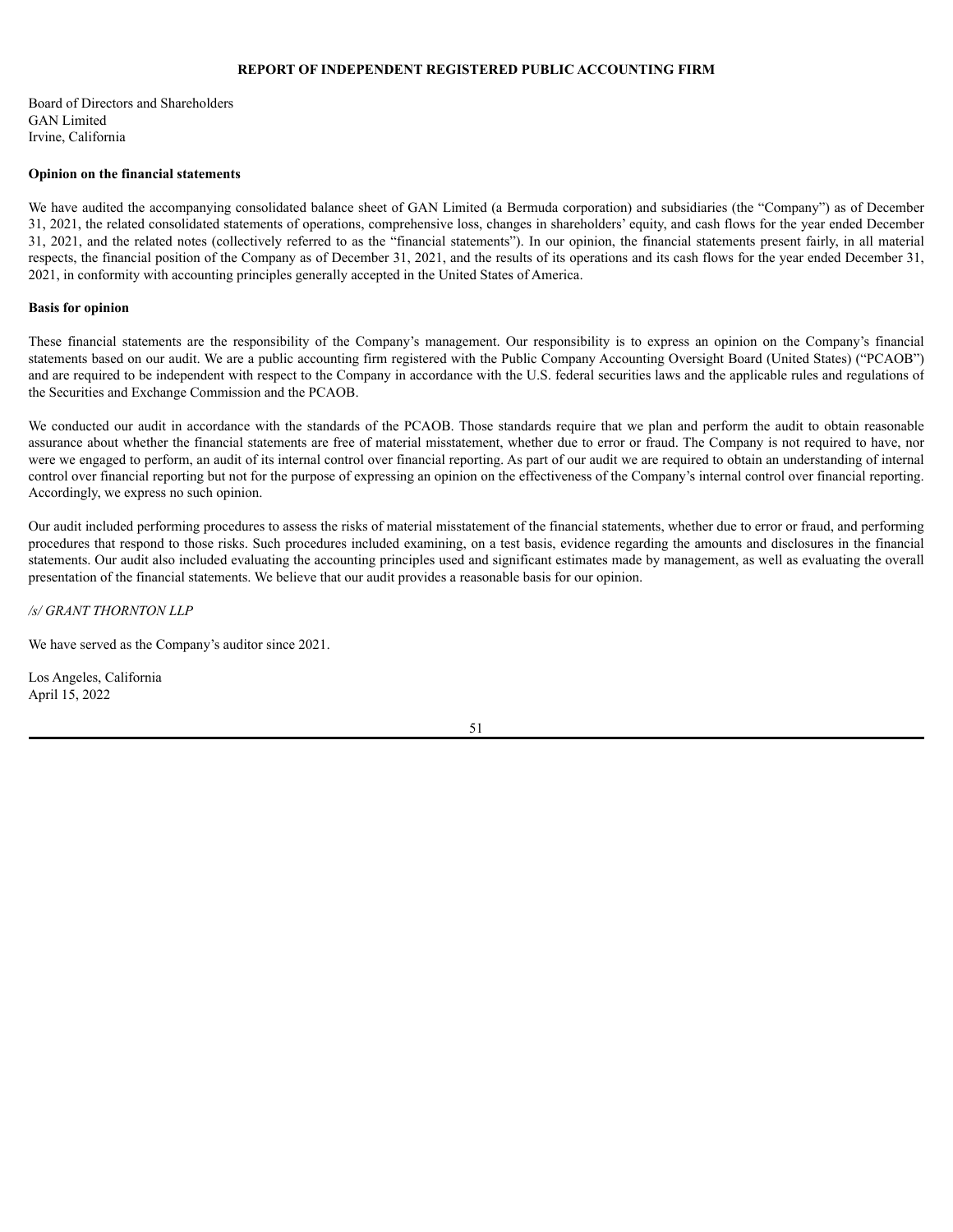# REPORT OF INDEPENDENT REGISTERED PUBLIC ACCOUNTING FIRM

Board of Directors and Shareholders
GAN Limited
Irvine, California

**Opinion on the financial statements**

We have audited the accompanying consolidated balance sheet of GAN Limited (a Bermuda corporation) and subsidiaries (the "Company") as of December 31, 2021, the related consolidated statements of operations, comprehensive loss, changes in shareholders' equity, and cash flows for the year ended December 31, 2021, and the related notes (collectively referred to as the "financial statements"). In our opinion, the financial statements present fairly, in all material respects, the financial position of the Company as of December 31, 2021, and the results of its operations and its cash flows for the year ended December 31, 2021, in conformity with accounting principles generally accepted in the United States of America.

**Basis for opinion**

These financial statements are the responsibility of the Company's management. Our responsibility is to express an opinion on the Company's financial statements based on our audit. We are a public accounting firm registered with the Public Company Accounting Oversight Board (United States) ("PCAOB") and are required to be independent with respect to the Company in accordance with the U.S. federal securities laws and the applicable rules and regulations of the Securities and Exchange Commission and the PCAOB.

We conducted our audit in accordance with the standards of the PCAOB. Those standards require that we plan and perform the audit to obtain reasonable assurance about whether the financial statements are free of material misstatement, whether due to error or fraud. The Company is not required to have, nor were we engaged to perform, an audit of its internal control over financial reporting. As part of our audit we are required to obtain an understanding of internal control over financial reporting but not for the purpose of expressing an opinion on the effectiveness of the Company's internal control over financial reporting. Accordingly, we express no such opinion.

Our audit included performing procedures to assess the risks of material misstatement of the financial statements, whether due to error or fraud, and performing procedures that respond to those risks. Such procedures included examining, on a test basis, evidence regarding the amounts and disclosures in the financial statements. Our audit also included evaluating the accounting principles used and significant estimates made by management, as well as evaluating the overall presentation of the financial statements. We believe that our audit provides a reasonable basis for our opinion.

*/s/ GRANT THORNTON LLP*

We have served as the Company's auditor since 2021.

Los Angeles, California
April 15, 2022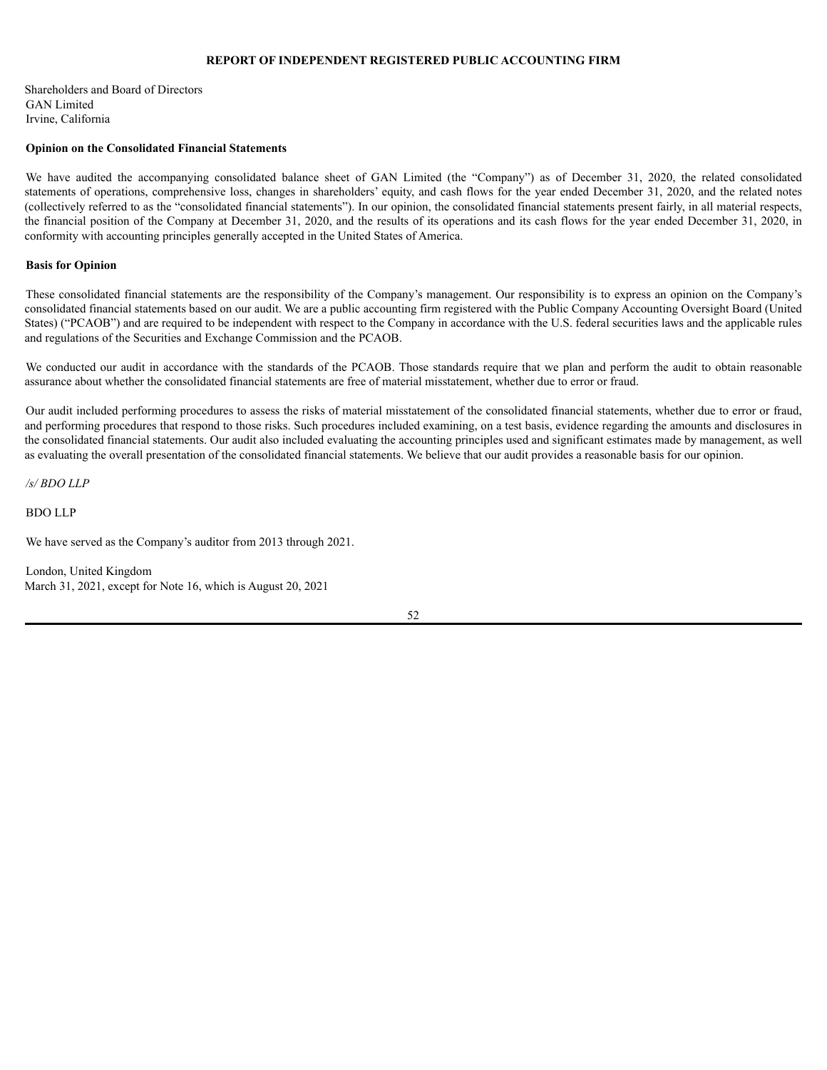## REPORT OF INDEPENDENT REGISTERED PUBLIC ACCOUNTING FIRM

Shareholders and Board of Directors
GAN Limited
Irvine, California

**Opinion on the Consolidated Financial Statements**

We have audited the accompanying consolidated balance sheet of GAN Limited (the "Company") as of December 31, 2020, the related consolidated statements of operations, comprehensive loss, changes in shareholders' equity, and cash flows for the year ended December 31, 2020, and the related notes (collectively referred to as the "consolidated financial statements"). In our opinion, the consolidated financial statements present fairly, in all material respects, the financial position of the Company at December 31, 2020, and the results of its operations and its cash flows for the year ended December 31, 2020, in conformity with accounting principles generally accepted in the United States of America.

**Basis for Opinion**

These consolidated financial statements are the responsibility of the Company's management. Our responsibility is to express an opinion on the Company's consolidated financial statements based on our audit. We are a public accounting firm registered with the Public Company Accounting Oversight Board (United States) ("PCAOB") and are required to be independent with respect to the Company in accordance with the U.S. federal securities laws and the applicable rules and regulations of the Securities and Exchange Commission and the PCAOB.

We conducted our audit in accordance with the standards of the PCAOB. Those standards require that we plan and perform the audit to obtain reasonable assurance about whether the consolidated financial statements are free of material misstatement, whether due to error or fraud.

Our audit included performing procedures to assess the risks of material misstatement of the consolidated financial statements, whether due to error or fraud, and performing procedures that respond to those risks. Such procedures included examining, on a test basis, evidence regarding the amounts and disclosures in the consolidated financial statements. Our audit also included evaluating the accounting principles used and significant estimates made by management, as well as evaluating the overall presentation of the consolidated financial statements. We believe that our audit provides a reasonable basis for our opinion.

*/s/ BDO LLP*

BDO LLP

We have served as the Company's auditor from 2013 through 2021.

London, United Kingdom
March 31, 2021, except for Note 16, which is August 20, 2021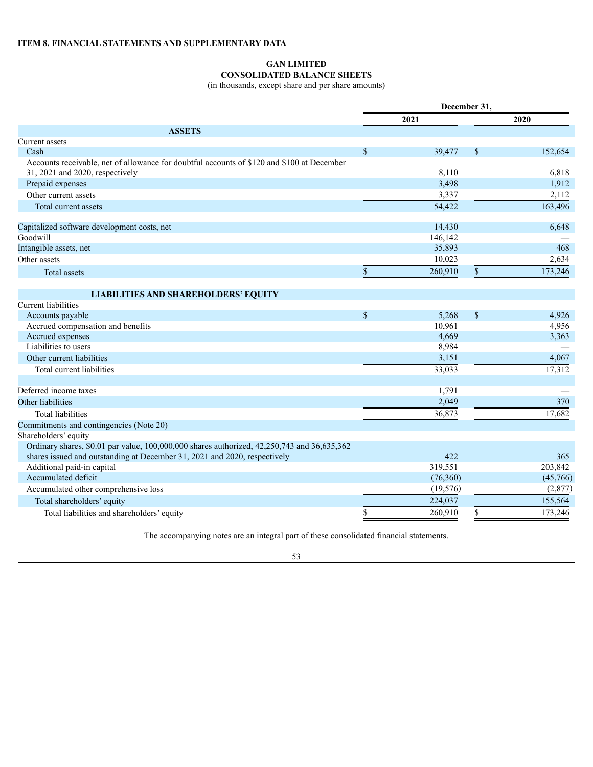**ITEM 8. FINANCIAL STATEMENTS AND SUPPLEMENTARY DATA**

**GAN LIMITED**
**CONSOLIDATED BALANCE SHEETS**
(in thousands, except share and per share amounts)

| | December 31, 2021 | December 31, 2020 |
|---|---|---|
| **ASSETS** | | |
| Current assets | | |
| Cash | $ 39,477 | $ 152,654 |
| Accounts receivable, net of allowance for doubtful accounts of $120 and $100 at December 31, 2021 and 2020, respectively | 8,110 | 6,818 |
| Prepaid expenses | 3,498 | 1,912 |
| Other current assets | 3,337 | 2,112 |
| Total current assets | 54,422 | 163,496 |
| Capitalized software development costs, net | 14,430 | 6,648 |
| Goodwill | 146,142 | — |
| Intangible assets, net | 35,893 | 468 |
| Other assets | 10,023 | 2,634 |
| Total assets | $ 260,910 | $ 173,246 |
| **LIABILITIES AND SHAREHOLDERS' EQUITY** | | |
| Current liabilities | | |
| Accounts payable | $ 5,268 | $ 4,926 |
| Accrued compensation and benefits | 10,961 | 4,956 |
| Accrued expenses | 4,669 | 3,363 |
| Liabilities to users | 8,984 | — |
| Other current liabilities | 3,151 | 4,067 |
| Total current liabilities | 33,033 | 17,312 |
| Deferred income taxes | 1,791 | — |
| Other liabilities | 2,049 | 370 |
| Total liabilities | 36,873 | 17,682 |
| Commitments and contingencies (Note 20) | | |
| Shareholders' equity | | |
| Ordinary shares, $0.01 par value, 100,000,000 shares authorized, 42,250,743 and 36,635,362 shares issued and outstanding at December 31, 2021 and 2020, respectively | 422 | 365 |
| Additional paid-in capital | 319,551 | 203,842 |
| Accumulated deficit | (76,360) | (45,766) |
| Accumulated other comprehensive loss | (19,576) | (2,877) |
| Total shareholders' equity | 224,037 | 155,564 |
| Total liabilities and shareholders' equity | $ 260,910 | $ 173,246 |

The accompanying notes are an integral part of these consolidated financial statements.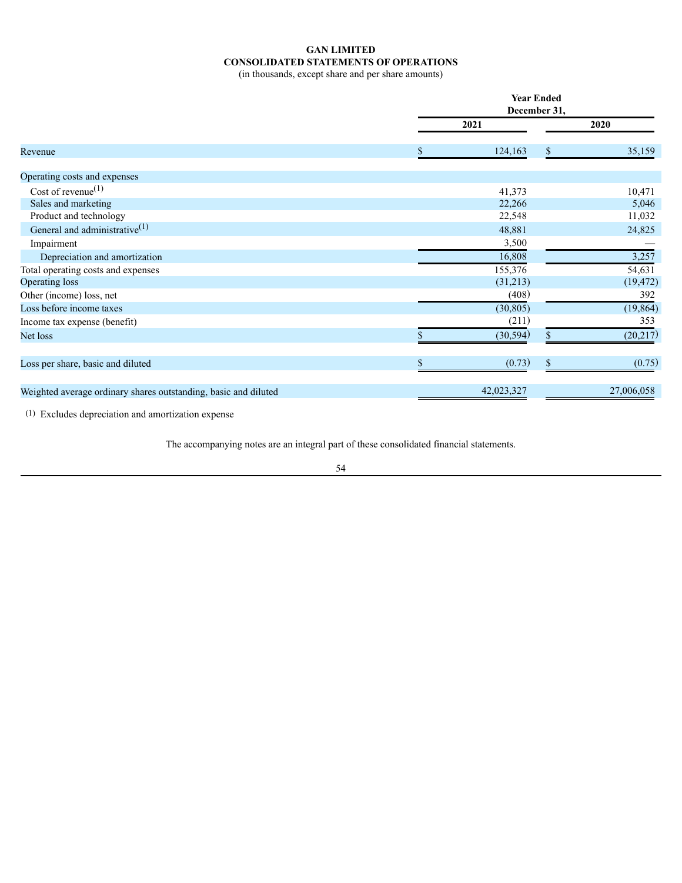# GAN LIMITED
## CONSOLIDATED STATEMENTS OF OPERATIONS
(in thousands, except share and per share amounts)

| | Year Ended December 31, | |
|---|---|---|
| | 2021 | 2020 |
| Revenue | $ 124,163 | $ 35,159 |
| Operating costs and expenses | | |
| Cost of revenue[(1)] | 41,373 | 10,471 |
| Sales and marketing | 22,266 | 5,046 |
| Product and technology | 22,548 | 11,032 |
| General and administrative[(1)] | 48,881 | 24,825 |
| Impairment | 3,500 | — |
| Depreciation and amortization | 16,808 | 3,257 |
| Total operating costs and expenses | 155,376 | 54,631 |
| Operating loss | (31,213) | (19,472) |
| Other (income) loss, net | (408) | 392 |
| Loss before income taxes | (30,805) | (19,864) |
| Income tax expense (benefit) | (211) | 353 |
| Net loss | $ (30,594) | $ (20,217) |
| Loss per share, basic and diluted | $ (0.73) | $ (0.75) |
| Weighted average ordinary shares outstanding, basic and diluted | 42,023,327 | 27,006,058 |

(1) Excludes depreciation and amortization expense

The accompanying notes are an integral part of these consolidated financial statements.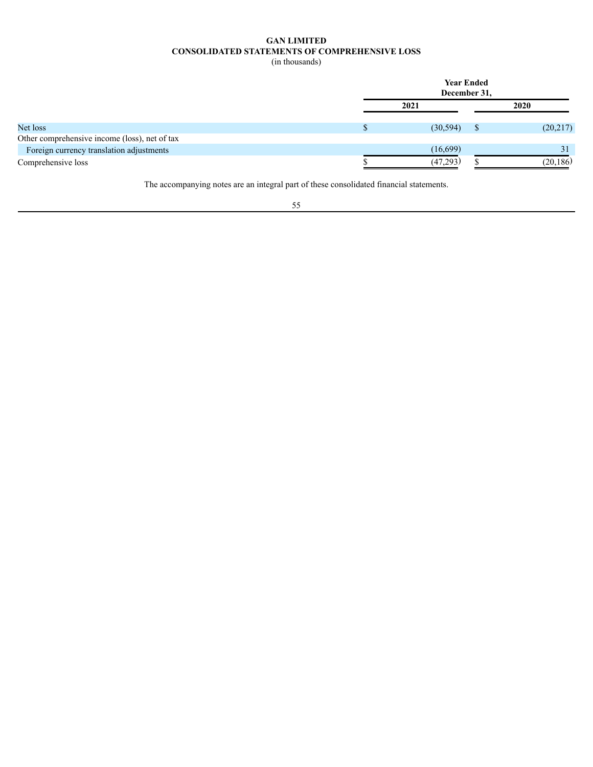**GAN LIMITED**
**CONSOLIDATED STATEMENTS OF COMPREHENSIVE LOSS**
(in thousands)

| | Year Ended December 31, | |
|---|---|---|
| | **2021** | **2020** |
| Net loss | $ (30,594) | $ (20,217) |
| Other comprehensive income (loss), net of tax | | |
| Foreign currency translation adjustments | (16,699) | 31 |
| Comprehensive loss | $ (47,293) | $ (20,186) |

The accompanying notes are an integral part of these consolidated financial statements.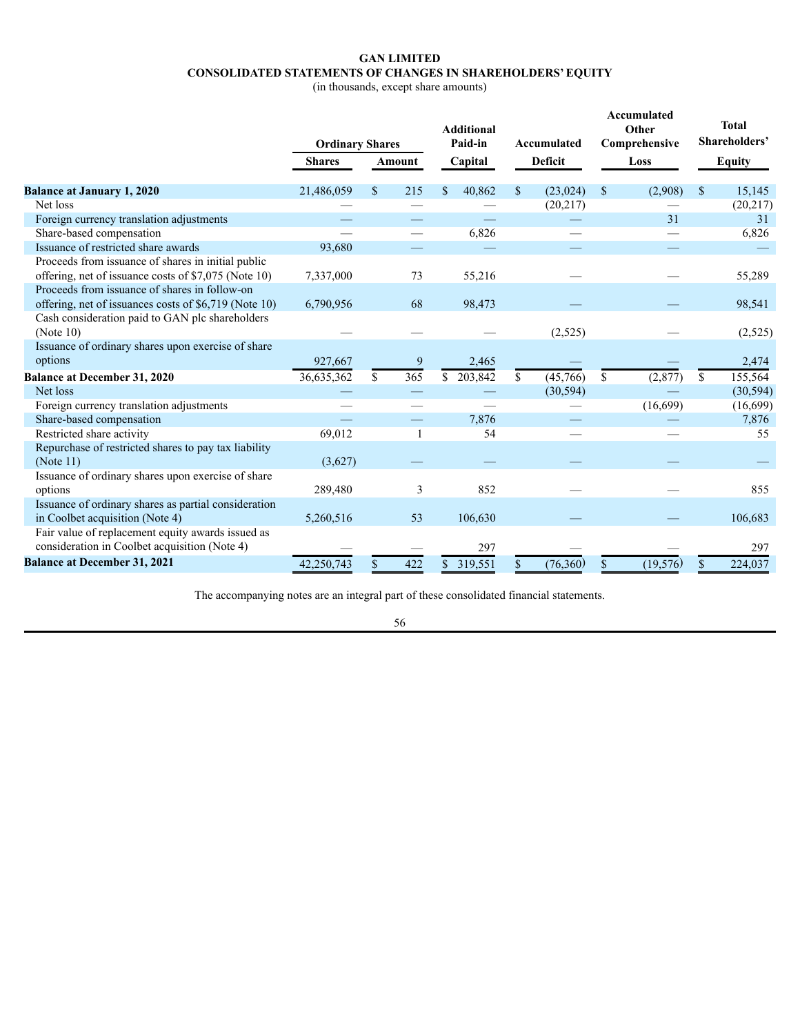**GAN LIMITED**
**CONSOLIDATED STATEMENTS OF CHANGES IN SHAREHOLDERS' EQUITY**
(in thousands, except share amounts)

| | Ordinary Shares | | Additional Paid-in Capital | Accumulated Deficit | Accumulated Other Comprehensive Loss | Total Shareholders' Equity |
|---|---|---|---|---|---|---|
| | Shares | Amount | | | | |
| **Balance at January 1, 2020** | 21,486,059 | $ 215 | $ 40,862 | $ (23,024) | $ (2,908) | $ 15,145 |
| Net loss | — | — | — | (20,217) | — | (20,217) |
| Foreign currency translation adjustments | — | — | — | — | 31 | 31 |
| Share-based compensation | — | — | 6,826 | — | — | 6,826 |
| Issuance of restricted share awards | 93,680 | — | — | — | — | — |
| Proceeds from issuance of shares in initial public offering, net of issuance costs of $7,075 (Note 10) | 7,337,000 | 73 | 55,216 | — | — | 55,289 |
| Proceeds from issuance of shares in follow-on offering, net of issuances costs of $6,719 (Note 10) | 6,790,956 | 68 | 98,473 | — | — | 98,541 |
| Cash consideration paid to GAN plc shareholders (Note 10) | — | — | — | (2,525) | — | (2,525) |
| Issuance of ordinary shares upon exercise of share options | 927,667 | 9 | 2,465 | — | — | 2,474 |
| **Balance at December 31, 2020** | 36,635,362 | $ 365 | $ 203,842 | $ (45,766) | $ (2,877) | $ 155,564 |
| Net loss | — | — | — | (30,594) | — | (30,594) |
| Foreign currency translation adjustments | — | — | — | — | (16,699) | (16,699) |
| Share-based compensation | — | — | 7,876 | — | — | 7,876 |
| Restricted share activity | 69,012 | 1 | 54 | — | — | 55 |
| Repurchase of restricted shares to pay tax liability (Note 11) | (3,627) | — | — | — | — | — |
| Issuance of ordinary shares upon exercise of share options | 289,480 | 3 | 852 | — | — | 855 |
| Issuance of ordinary shares as partial consideration in Coolbet acquisition (Note 4) | 5,260,516 | 53 | 106,630 | — | — | 106,683 |
| Fair value of replacement equity awards issued as consideration in Coolbet acquisition (Note 4) | — | — | 297 | — | — | 297 |
| **Balance at December 31, 2021** | 42,250,743 | $ 422 | $ 319,551 | $ (76,360) | $ (19,576) | $ 224,037 |

The accompanying notes are an integral part of these consolidated financial statements.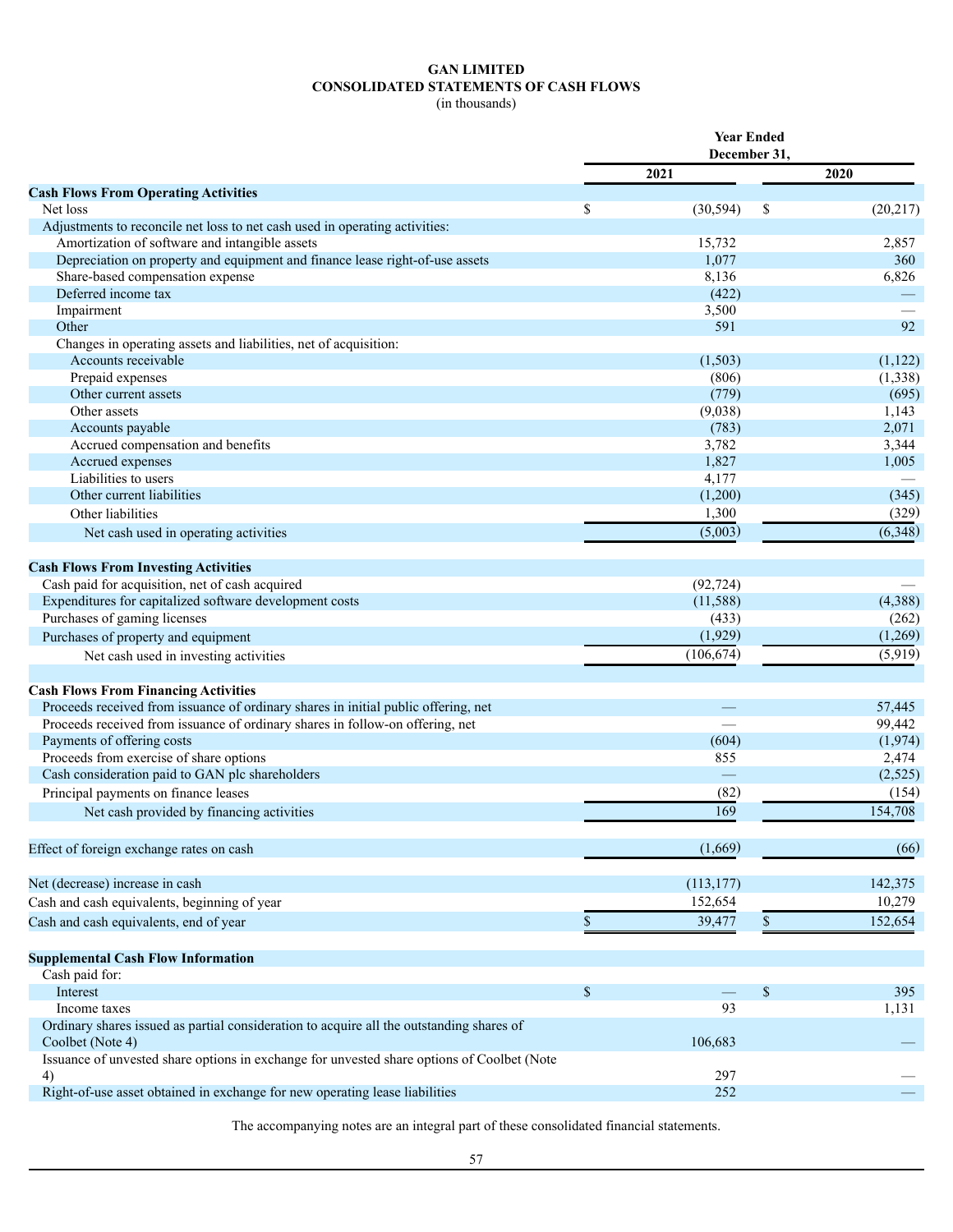# GAN LIMITED
## CONSOLIDATED STATEMENTS OF CASH FLOWS
(in thousands)

| | Year Ended December 31, | |
|---|---|---|
| | 2021 | 2020 |
| **Cash Flows From Operating Activities** | | |
| Net loss | $ (30,594) | $ (20,217) |
| Adjustments to reconcile net loss to net cash used in operating activities: | | |
| Amortization of software and intangible assets | 15,732 | 2,857 |
| Depreciation on property and equipment and finance lease right-of-use assets | 1,077 | 360 |
| Share-based compensation expense | 8,136 | 6,826 |
| Deferred income tax | (422) | — |
| Impairment | 3,500 | — |
| Other | 591 | 92 |
| Changes in operating assets and liabilities, net of acquisition: | | |
| Accounts receivable | (1,503) | (1,122) |
| Prepaid expenses | (806) | (1,338) |
| Other current assets | (779) | (695) |
| Other assets | (9,038) | 1,143 |
| Accounts payable | (783) | 2,071 |
| Accrued compensation and benefits | 3,782 | 3,344 |
| Accrued expenses | 1,827 | 1,005 |
| Liabilities to users | 4,177 | — |
| Other current liabilities | (1,200) | (345) |
| Other liabilities | 1,300 | (329) |
| Net cash used in operating activities | (5,003) | (6,348) |
| **Cash Flows From Investing Activities** | | |
| Cash paid for acquisition, net of cash acquired | (92,724) | — |
| Expenditures for capitalized software development costs | (11,588) | (4,388) |
| Purchases of gaming licenses | (433) | (262) |
| Purchases of property and equipment | (1,929) | (1,269) |
| Net cash used in investing activities | (106,674) | (5,919) |
| **Cash Flows From Financing Activities** | | |
| Proceeds received from issuance of ordinary shares in initial public offering, net | — | 57,445 |
| Proceeds received from issuance of ordinary shares in follow-on offering, net | — | 99,442 |
| Payments of offering costs | (604) | (1,974) |
| Proceeds from exercise of share options | 855 | 2,474 |
| Cash consideration paid to GAN plc shareholders | — | (2,525) |
| Principal payments on finance leases | (82) | (154) |
| Net cash provided by financing activities | 169 | 154,708 |
| Effect of foreign exchange rates on cash | (1,669) | (66) |
| Net (decrease) increase in cash | (113,177) | 142,375 |
| Cash and cash equivalents, beginning of year | 152,654 | 10,279 |
| Cash and cash equivalents, end of year | $ 39,477 | $ 152,654 |
| **Supplemental Cash Flow Information** | | |
| Cash paid for: | | |
| Interest | $ — | $ 395 |
| Income taxes | 93 | 1,131 |
| Ordinary shares issued as partial consideration to acquire all the outstanding shares of Coolbet (Note 4) | 106,683 | — |
| Issuance of unvested share options in exchange for unvested share options of Coolbet (Note 4) | 297 | — |
| Right-of-use asset obtained in exchange for new operating lease liabilities | 252 | — |

The accompanying notes are an integral part of these consolidated financial statements.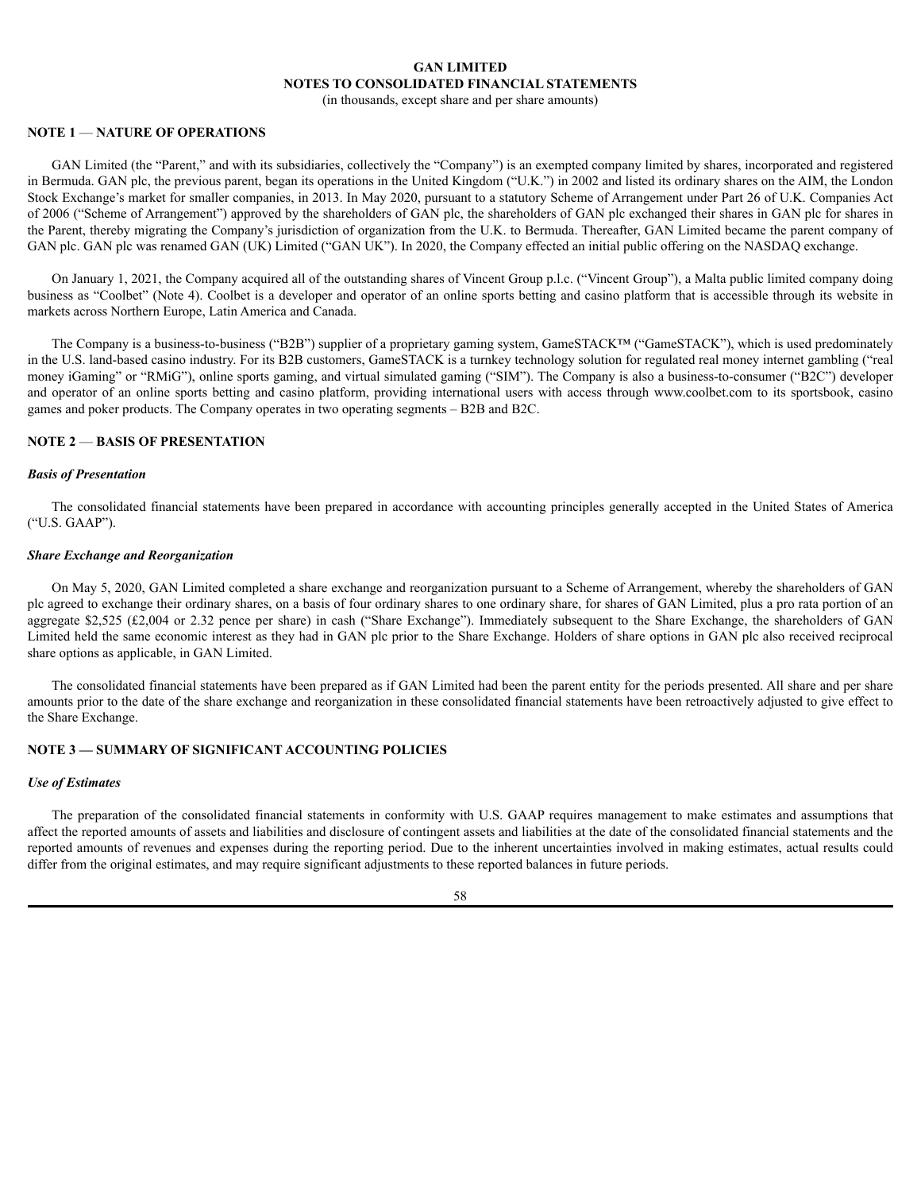# GAN LIMITED
## NOTES TO CONSOLIDATED FINANCIAL STATEMENTS
(in thousands, except share and per share amounts)

### NOTE 1 — NATURE OF OPERATIONS

GAN Limited (the "Parent," and with its subsidiaries, collectively the "Company") is an exempted company limited by shares, incorporated and registered in Bermuda. GAN plc, the previous parent, began its operations in the United Kingdom ("U.K.") in 2002 and listed its ordinary shares on the AIM, the London Stock Exchange's market for smaller companies, in 2013. In May 2020, pursuant to a statutory Scheme of Arrangement under Part 26 of U.K. Companies Act of 2006 ("Scheme of Arrangement") approved by the shareholders of GAN plc, the shareholders of GAN plc exchanged their shares in GAN plc for shares in the Parent, thereby migrating the Company's jurisdiction of organization from the U.K. to Bermuda. Thereafter, GAN Limited became the parent company of GAN plc. GAN plc was renamed GAN (UK) Limited ("GAN UK"). In 2020, the Company effected an initial public offering on the NASDAQ exchange.

On January 1, 2021, the Company acquired all of the outstanding shares of Vincent Group p.l.c. ("Vincent Group"), a Malta public limited company doing business as "Coolbet" (Note 4). Coolbet is a developer and operator of an online sports betting and casino platform that is accessible through its website in markets across Northern Europe, Latin America and Canada.

The Company is a business-to-business ("B2B") supplier of a proprietary gaming system, GameSTACK™ ("GameSTACK"), which is used predominately in the U.S. land-based casino industry. For its B2B customers, GameSTACK is a turnkey technology solution for regulated real money internet gambling ("real money iGaming" or "RMiG"), online sports gaming, and virtual simulated gaming ("SIM"). The Company is also a business-to-consumer ("B2C") developer and operator of an online sports betting and casino platform, providing international users with access through www.coolbet.com to its sportsbook, casino games and poker products. The Company operates in two operating segments – B2B and B2C.

### NOTE 2 — BASIS OF PRESENTATION

***Basis of Presentation***

The consolidated financial statements have been prepared in accordance with accounting principles generally accepted in the United States of America ("U.S. GAAP").

***Share Exchange and Reorganization***

On May 5, 2020, GAN Limited completed a share exchange and reorganization pursuant to a Scheme of Arrangement, whereby the shareholders of GAN plc agreed to exchange their ordinary shares, on a basis of four ordinary shares to one ordinary share, for shares of GAN Limited, plus a pro rata portion of an aggregate $2,525 (£2,004 or 2.32 pence per share) in cash ("Share Exchange"). Immediately subsequent to the Share Exchange, the shareholders of GAN Limited held the same economic interest as they had in GAN plc prior to the Share Exchange. Holders of share options in GAN plc also received reciprocal share options as applicable, in GAN Limited.

The consolidated financial statements have been prepared as if GAN Limited had been the parent entity for the periods presented. All share and per share amounts prior to the date of the share exchange and reorganization in these consolidated financial statements have been retroactively adjusted to give effect to the Share Exchange.

### NOTE 3 — SUMMARY OF SIGNIFICANT ACCOUNTING POLICIES

***Use of Estimates***

The preparation of the consolidated financial statements in conformity with U.S. GAAP requires management to make estimates and assumptions that affect the reported amounts of assets and liabilities and disclosure of contingent assets and liabilities at the date of the consolidated financial statements and the reported amounts of revenues and expenses during the reporting period. Due to the inherent uncertainties involved in making estimates, actual results could differ from the original estimates, and may require significant adjustments to these reported balances in future periods.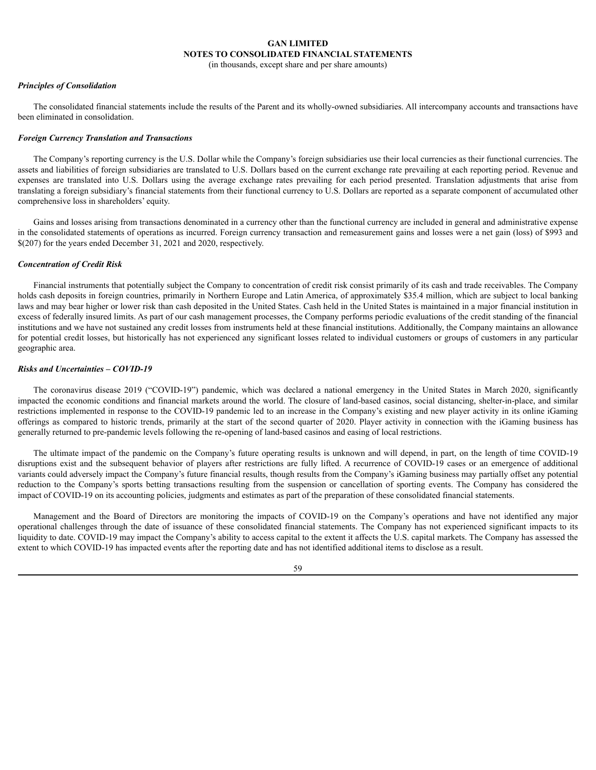***Principles of Consolidation***

The consolidated financial statements include the results of the Parent and its wholly-owned subsidiaries. All intercompany accounts and transactions have been eliminated in consolidation.

***Foreign Currency Translation and Transactions***

The Company's reporting currency is the U.S. Dollar while the Company's foreign subsidiaries use their local currencies as their functional currencies. The assets and liabilities of foreign subsidiaries are translated to U.S. Dollars based on the current exchange rate prevailing at each reporting period. Revenue and expenses are translated into U.S. Dollars using the average exchange rates prevailing for each period presented. Translation adjustments that arise from translating a foreign subsidiary's financial statements from their functional currency to U.S. Dollars are reported as a separate component of accumulated other comprehensive loss in shareholders' equity.

Gains and losses arising from transactions denominated in a currency other than the functional currency are included in general and administrative expense in the consolidated statements of operations as incurred. Foreign currency transaction and remeasurement gains and losses were a net gain (loss) of $993 and $(207) for the years ended December 31, 2021 and 2020, respectively.

***Concentration of Credit Risk***

Financial instruments that potentially subject the Company to concentration of credit risk consist primarily of its cash and trade receivables. The Company holds cash deposits in foreign countries, primarily in Northern Europe and Latin America, of approximately $35.4 million, which are subject to local banking laws and may bear higher or lower risk than cash deposited in the United States. Cash held in the United States is maintained in a major financial institution in excess of federally insured limits. As part of our cash management processes, the Company performs periodic evaluations of the credit standing of the financial institutions and we have not sustained any credit losses from instruments held at these financial institutions. Additionally, the Company maintains an allowance for potential credit losses, but historically has not experienced any significant losses related to individual customers or groups of customers in any particular geographic area.

***Risks and Uncertainties – COVID-19***

The coronavirus disease 2019 ("COVID-19") pandemic, which was declared a national emergency in the United States in March 2020, significantly impacted the economic conditions and financial markets around the world. The closure of land-based casinos, social distancing, shelter-in-place, and similar restrictions implemented in response to the COVID-19 pandemic led to an increase in the Company's existing and new player activity in its online iGaming offerings as compared to historic trends, primarily at the start of the second quarter of 2020. Player activity in connection with the iGaming business has generally returned to pre-pandemic levels following the re-opening of land-based casinos and easing of local restrictions.

The ultimate impact of the pandemic on the Company's future operating results is unknown and will depend, in part, on the length of time COVID-19 disruptions exist and the subsequent behavior of players after restrictions are fully lifted. A recurrence of COVID-19 cases or an emergence of additional variants could adversely impact the Company's future financial results, though results from the Company's iGaming business may partially offset any potential reduction to the Company's sports betting transactions resulting from the suspension or cancellation of sporting events. The Company has considered the impact of COVID-19 on its accounting policies, judgments and estimates as part of the preparation of these consolidated financial statements.

Management and the Board of Directors are monitoring the impacts of COVID-19 on the Company's operations and have not identified any major operational challenges through the date of issuance of these consolidated financial statements. The Company has not experienced significant impacts to its liquidity to date. COVID-19 may impact the Company's ability to access capital to the extent it affects the U.S. capital markets. The Company has assessed the extent to which COVID-19 has impacted events after the reporting date and has not identified additional items to disclose as a result.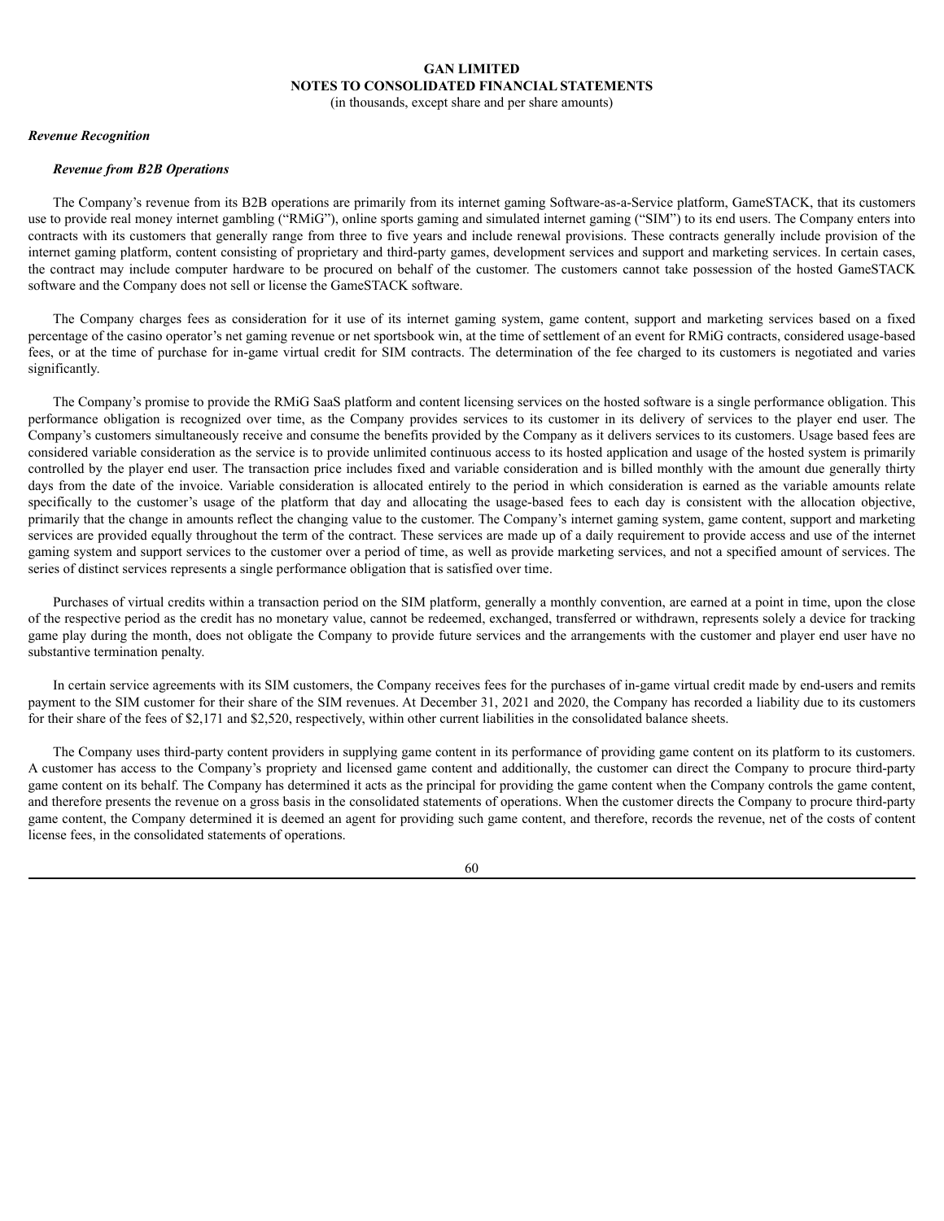### *Revenue Recognition*

#### *Revenue from B2B Operations*

The Company's revenue from its B2B operations are primarily from its internet gaming Software-as-a-Service platform, GameSTACK, that its customers use to provide real money internet gambling ("RMiG"), online sports gaming and simulated internet gaming ("SIM") to its end users. The Company enters into contracts with its customers that generally range from three to five years and include renewal provisions. These contracts generally include provision of the internet gaming platform, content consisting of proprietary and third-party games, development services and support and marketing services. In certain cases, the contract may include computer hardware to be procured on behalf of the customer. The customers cannot take possession of the hosted GameSTACK software and the Company does not sell or license the GameSTACK software.

The Company charges fees as consideration for it use of its internet gaming system, game content, support and marketing services based on a fixed percentage of the casino operator's net gaming revenue or net sportsbook win, at the time of settlement of an event for RMiG contracts, considered usage-based fees, or at the time of purchase for in-game virtual credit for SIM contracts. The determination of the fee charged to its customers is negotiated and varies significantly.

The Company's promise to provide the RMiG SaaS platform and content licensing services on the hosted software is a single performance obligation. This performance obligation is recognized over time, as the Company provides services to its customer in its delivery of services to the player end user. The Company's customers simultaneously receive and consume the benefits provided by the Company as it delivers services to its customers. Usage based fees are considered variable consideration as the service is to provide unlimited continuous access to its hosted application and usage of the hosted system is primarily controlled by the player end user. The transaction price includes fixed and variable consideration and is billed monthly with the amount due generally thirty days from the date of the invoice. Variable consideration is allocated entirely to the period in which consideration is earned as the variable amounts relate specifically to the customer's usage of the platform that day and allocating the usage-based fees to each day is consistent with the allocation objective, primarily that the change in amounts reflect the changing value to the customer. The Company's internet gaming system, game content, support and marketing services are provided equally throughout the term of the contract. These services are made up of a daily requirement to provide access and use of the internet gaming system and support services to the customer over a period of time, as well as provide marketing services, and not a specified amount of services. The series of distinct services represents a single performance obligation that is satisfied over time.

Purchases of virtual credits within a transaction period on the SIM platform, generally a monthly convention, are earned at a point in time, upon the close of the respective period as the credit has no monetary value, cannot be redeemed, exchanged, transferred or withdrawn, represents solely a device for tracking game play during the month, does not obligate the Company to provide future services and the arrangements with the customer and player end user have no substantive termination penalty.

In certain service agreements with its SIM customers, the Company receives fees for the purchases of in-game virtual credit made by end-users and remits payment to the SIM customer for their share of the SIM revenues. At December 31, 2021 and 2020, the Company has recorded a liability due to its customers for their share of the fees of $2,171 and $2,520, respectively, within other current liabilities in the consolidated balance sheets.

The Company uses third-party content providers in supplying game content in its performance of providing game content on its platform to its customers. A customer has access to the Company's propriety and licensed game content and additionally, the customer can direct the Company to procure third-party game content on its behalf. The Company has determined it acts as the principal for providing the game content when the Company controls the game content, and therefore presents the revenue on a gross basis in the consolidated statements of operations. When the customer directs the Company to procure third-party game content, the Company determined it is deemed an agent for providing such game content, and therefore, records the revenue, net of the costs of content license fees, in the consolidated statements of operations.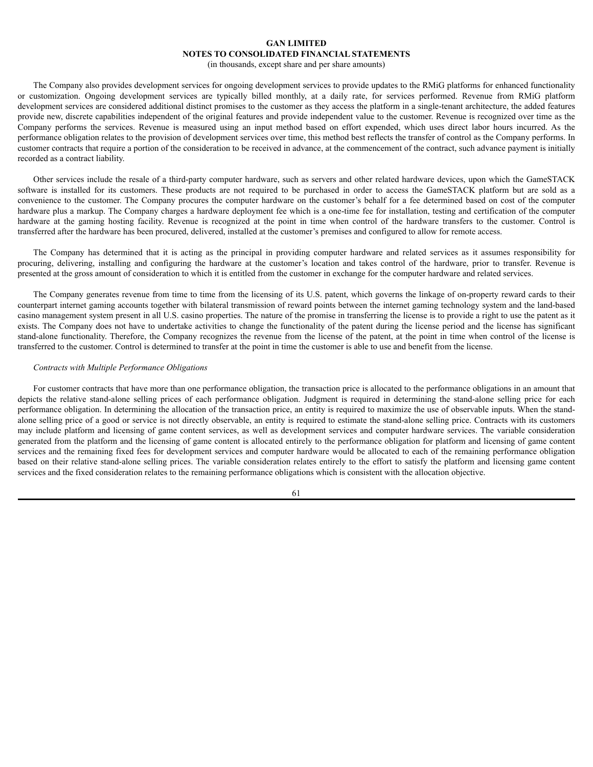The Company also provides development services for ongoing development services to provide updates to the RMiG platforms for enhanced functionality or customization. Ongoing development services are typically billed monthly, at a daily rate, for services performed. Revenue from RMiG platform development services are considered additional distinct promises to the customer as they access the platform in a single-tenant architecture, the added features provide new, discrete capabilities independent of the original features and provide independent value to the customer. Revenue is recognized over time as the Company performs the services. Revenue is measured using an input method based on effort expended, which uses direct labor hours incurred. As the performance obligation relates to the provision of development services over time, this method best reflects the transfer of control as the Company performs. In customer contracts that require a portion of the consideration to be received in advance, at the commencement of the contract, such advance payment is initially recorded as a contract liability.

Other services include the resale of a third-party computer hardware, such as servers and other related hardware devices, upon which the GameSTACK software is installed for its customers. These products are not required to be purchased in order to access the GameSTACK platform but are sold as a convenience to the customer. The Company procures the computer hardware on the customer's behalf for a fee determined based on cost of the computer hardware plus a markup. The Company charges a hardware deployment fee which is a one-time fee for installation, testing and certification of the computer hardware at the gaming hosting facility. Revenue is recognized at the point in time when control of the hardware transfers to the customer. Control is transferred after the hardware has been procured, delivered, installed at the customer's premises and configured to allow for remote access.

The Company has determined that it is acting as the principal in providing computer hardware and related services as it assumes responsibility for procuring, delivering, installing and configuring the hardware at the customer's location and takes control of the hardware, prior to transfer. Revenue is presented at the gross amount of consideration to which it is entitled from the customer in exchange for the computer hardware and related services.

The Company generates revenue from time to time from the licensing of its U.S. patent, which governs the linkage of on-property reward cards to their counterpart internet gaming accounts together with bilateral transmission of reward points between the internet gaming technology system and the land-based casino management system present in all U.S. casino properties. The nature of the promise in transferring the license is to provide a right to use the patent as it exists. The Company does not have to undertake activities to change the functionality of the patent during the license period and the license has significant stand-alone functionality. Therefore, the Company recognizes the revenue from the license of the patent, at the point in time when control of the license is transferred to the customer. Control is determined to transfer at the point in time the customer is able to use and benefit from the license.

*Contracts with Multiple Performance Obligations*

For customer contracts that have more than one performance obligation, the transaction price is allocated to the performance obligations in an amount that depicts the relative stand-alone selling prices of each performance obligation. Judgment is required in determining the stand-alone selling price for each performance obligation. In determining the allocation of the transaction price, an entity is required to maximize the use of observable inputs. When the stand-alone selling price of a good or service is not directly observable, an entity is required to estimate the stand-alone selling price. Contracts with its customers may include platform and licensing of game content services, as well as development services and computer hardware services. The variable consideration generated from the platform and the licensing of game content is allocated entirely to the performance obligation for platform and licensing of game content services and the remaining fixed fees for development services and computer hardware would be allocated to each of the remaining performance obligation based on their relative stand-alone selling prices. The variable consideration relates entirely to the effort to satisfy the platform and licensing game content services and the fixed consideration relates to the remaining performance obligations which is consistent with the allocation objective.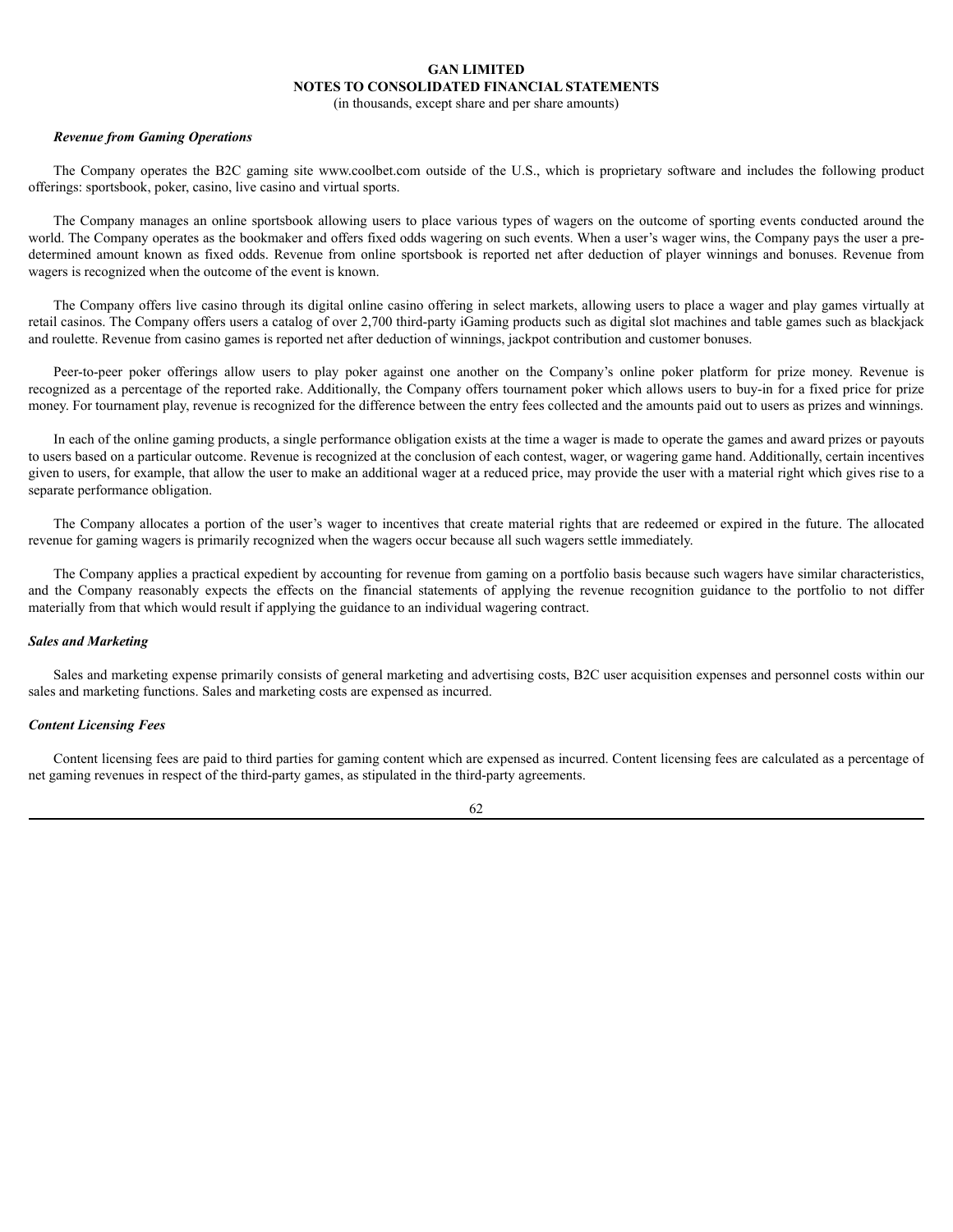*Revenue from Gaming Operations*

The Company operates the B2C gaming site www.coolbet.com outside of the U.S., which is proprietary software and includes the following product offerings: sportsbook, poker, casino, live casino and virtual sports.

The Company manages an online sportsbook allowing users to place various types of wagers on the outcome of sporting events conducted around the world. The Company operates as the bookmaker and offers fixed odds wagering on such events. When a user's wager wins, the Company pays the user a pre-determined amount known as fixed odds. Revenue from online sportsbook is reported net after deduction of player winnings and bonuses. Revenue from wagers is recognized when the outcome of the event is known.

The Company offers live casino through its digital online casino offering in select markets, allowing users to place a wager and play games virtually at retail casinos. The Company offers users a catalog of over 2,700 third-party iGaming products such as digital slot machines and table games such as blackjack and roulette. Revenue from casino games is reported net after deduction of winnings, jackpot contribution and customer bonuses.

Peer-to-peer poker offerings allow users to play poker against one another on the Company's online poker platform for prize money. Revenue is recognized as a percentage of the reported rake. Additionally, the Company offers tournament poker which allows users to buy-in for a fixed price for prize money. For tournament play, revenue is recognized for the difference between the entry fees collected and the amounts paid out to users as prizes and winnings.

In each of the online gaming products, a single performance obligation exists at the time a wager is made to operate the games and award prizes or payouts to users based on a particular outcome. Revenue is recognized at the conclusion of each contest, wager, or wagering game hand. Additionally, certain incentives given to users, for example, that allow the user to make an additional wager at a reduced price, may provide the user with a material right which gives rise to a separate performance obligation.

The Company allocates a portion of the user's wager to incentives that create material rights that are redeemed or expired in the future. The allocated revenue for gaming wagers is primarily recognized when the wagers occur because all such wagers settle immediately.

The Company applies a practical expedient by accounting for revenue from gaming on a portfolio basis because such wagers have similar characteristics, and the Company reasonably expects the effects on the financial statements of applying the revenue recognition guidance to the portfolio to not differ materially from that which would result if applying the guidance to an individual wagering contract.

*Sales and Marketing*

Sales and marketing expense primarily consists of general marketing and advertising costs, B2C user acquisition expenses and personnel costs within our sales and marketing functions. Sales and marketing costs are expensed as incurred.

*Content Licensing Fees*

Content licensing fees are paid to third parties for gaming content which are expensed as incurred. Content licensing fees are calculated as a percentage of net gaming revenues in respect of the third-party games, as stipulated in the third-party agreements.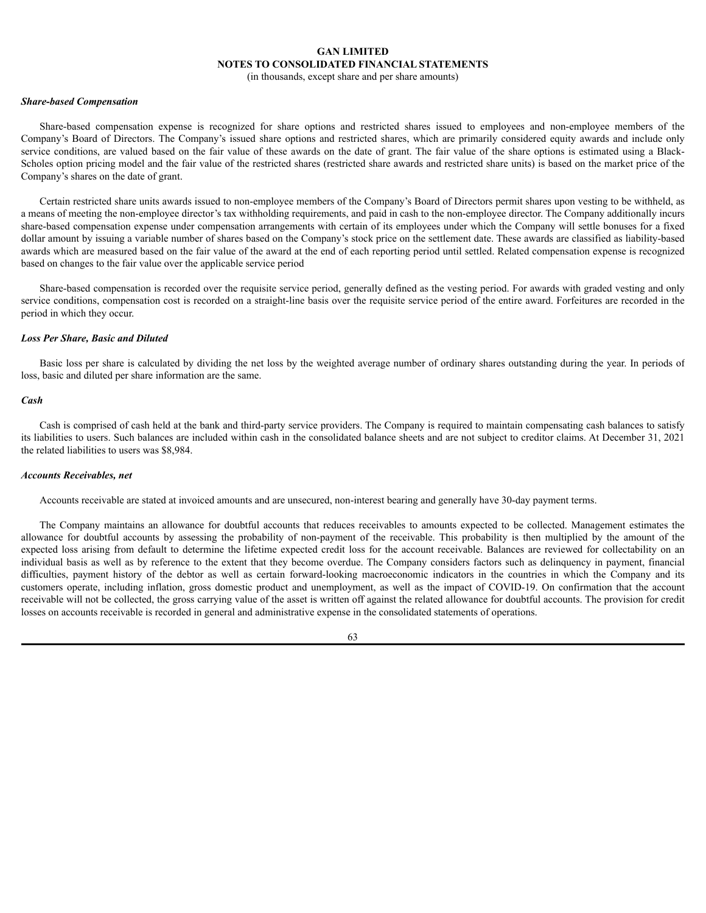### *Share-based Compensation*

Share-based compensation expense is recognized for share options and restricted shares issued to employees and non-employee members of the Company's Board of Directors. The Company's issued share options and restricted shares, which are primarily considered equity awards and include only service conditions, are valued based on the fair value of these awards on the date of grant. The fair value of the share options is estimated using a Black-Scholes option pricing model and the fair value of the restricted shares (restricted share awards and restricted share units) is based on the market price of the Company's shares on the date of grant.

Certain restricted share units awards issued to non-employee members of the Company's Board of Directors permit shares upon vesting to be withheld, as a means of meeting the non-employee director's tax withholding requirements, and paid in cash to the non-employee director. The Company additionally incurs share-based compensation expense under compensation arrangements with certain of its employees under which the Company will settle bonuses for a fixed dollar amount by issuing a variable number of shares based on the Company's stock price on the settlement date. These awards are classified as liability-based awards which are measured based on the fair value of the award at the end of each reporting period until settled. Related compensation expense is recognized based on changes to the fair value over the applicable service period

Share-based compensation is recorded over the requisite service period, generally defined as the vesting period. For awards with graded vesting and only service conditions, compensation cost is recorded on a straight-line basis over the requisite service period of the entire award. Forfeitures are recorded in the period in which they occur.

### *Loss Per Share, Basic and Diluted*

Basic loss per share is calculated by dividing the net loss by the weighted average number of ordinary shares outstanding during the year. In periods of loss, basic and diluted per share information are the same.

### *Cash*

Cash is comprised of cash held at the bank and third-party service providers. The Company is required to maintain compensating cash balances to satisfy its liabilities to users. Such balances are included within cash in the consolidated balance sheets and are not subject to creditor claims. At December 31, 2021 the related liabilities to users was $8,984.

### *Accounts Receivables, net*

Accounts receivable are stated at invoiced amounts and are unsecured, non-interest bearing and generally have 30-day payment terms.

The Company maintains an allowance for doubtful accounts that reduces receivables to amounts expected to be collected. Management estimates the allowance for doubtful accounts by assessing the probability of non-payment of the receivable. This probability is then multiplied by the amount of the expected loss arising from default to determine the lifetime expected credit loss for the account receivable. Balances are reviewed for collectability on an individual basis as well as by reference to the extent that they become overdue. The Company considers factors such as delinquency in payment, financial difficulties, payment history of the debtor as well as certain forward-looking macroeconomic indicators in the countries in which the Company and its customers operate, including inflation, gross domestic product and unemployment, as well as the impact of COVID-19. On confirmation that the account receivable will not be collected, the gross carrying value of the asset is written off against the related allowance for doubtful accounts. The provision for credit losses on accounts receivable is recorded in general and administrative expense in the consolidated statements of operations.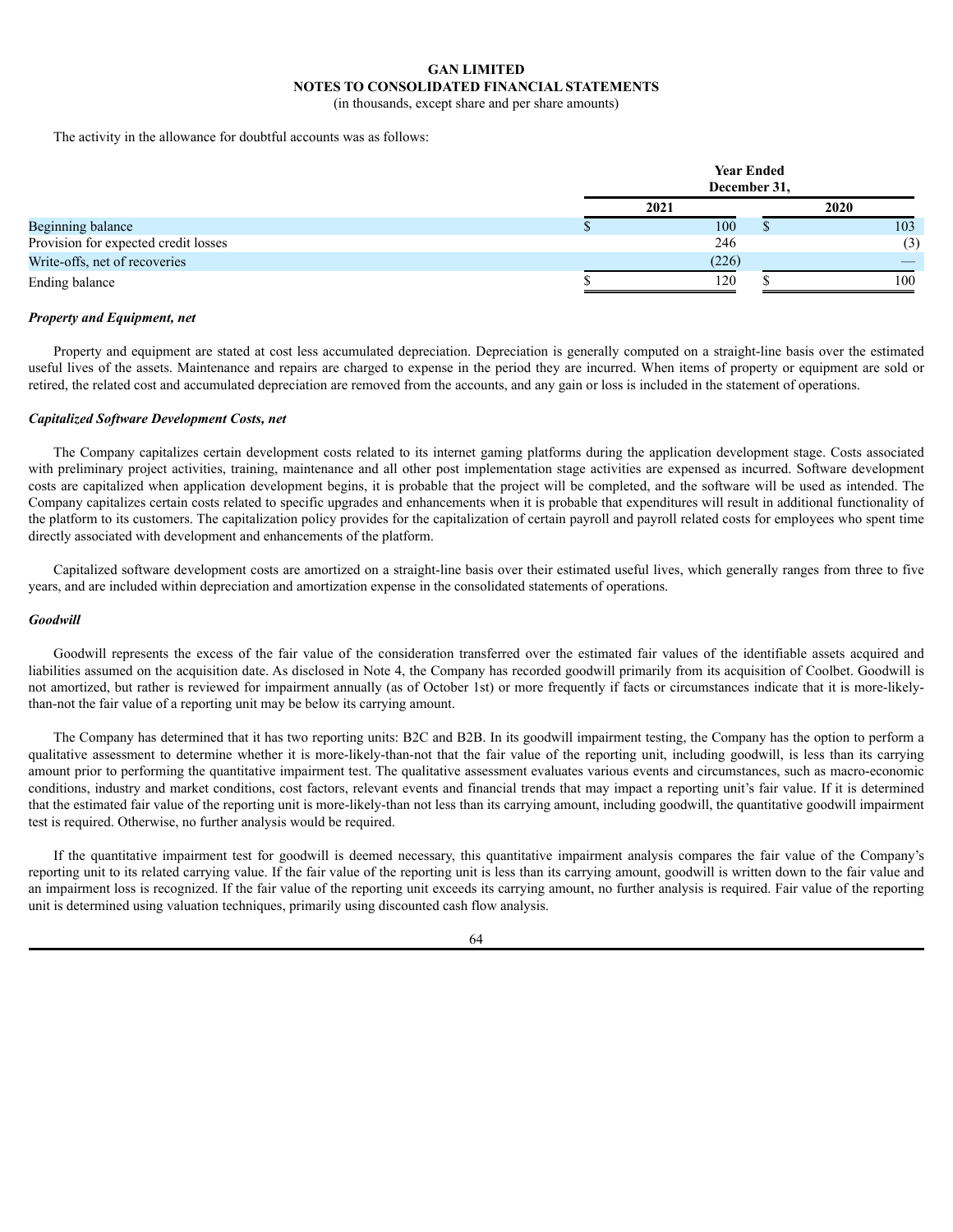The activity in the allowance for doubtful accounts was as follows:

| | Year Ended December 31, | |
|---|---|---|
| | 2021 | 2020 |
| Beginning balance | $ 100 | $ 103 |
| Provision for expected credit losses | 246 | (3) |
| Write-offs, net of recoveries | (226) | — |
| Ending balance | $ 120 | $ 100 |

***Property and Equipment, net***

Property and equipment are stated at cost less accumulated depreciation. Depreciation is generally computed on a straight-line basis over the estimated useful lives of the assets. Maintenance and repairs are charged to expense in the period they are incurred. When items of property or equipment are sold or retired, the related cost and accumulated depreciation are removed from the accounts, and any gain or loss is included in the statement of operations.

***Capitalized Software Development Costs, net***

The Company capitalizes certain development costs related to its internet gaming platforms during the application development stage. Costs associated with preliminary project activities, training, maintenance and all other post implementation stage activities are expensed as incurred. Software development costs are capitalized when application development begins, it is probable that the project will be completed, and the software will be used as intended. The Company capitalizes certain costs related to specific upgrades and enhancements when it is probable that expenditures will result in additional functionality of the platform to its customers. The capitalization policy provides for the capitalization of certain payroll and payroll related costs for employees who spent time directly associated with development and enhancements of the platform.

Capitalized software development costs are amortized on a straight-line basis over their estimated useful lives, which generally ranges from three to five years, and are included within depreciation and amortization expense in the consolidated statements of operations.

***Goodwill***

Goodwill represents the excess of the fair value of the consideration transferred over the estimated fair values of the identifiable assets acquired and liabilities assumed on the acquisition date. As disclosed in Note 4, the Company has recorded goodwill primarily from its acquisition of Coolbet. Goodwill is not amortized, but rather is reviewed for impairment annually (as of October 1st) or more frequently if facts or circumstances indicate that it is more-likely-than-not the fair value of a reporting unit may be below its carrying amount.

The Company has determined that it has two reporting units: B2C and B2B. In its goodwill impairment testing, the Company has the option to perform a qualitative assessment to determine whether it is more-likely-than-not that the fair value of the reporting unit, including goodwill, is less than its carrying amount prior to performing the quantitative impairment test. The qualitative assessment evaluates various events and circumstances, such as macro-economic conditions, industry and market conditions, cost factors, relevant events and financial trends that may impact a reporting unit's fair value. If it is determined that the estimated fair value of the reporting unit is more-likely-than not less than its carrying amount, including goodwill, the quantitative goodwill impairment test is required. Otherwise, no further analysis would be required.

If the quantitative impairment test for goodwill is deemed necessary, this quantitative impairment analysis compares the fair value of the Company's reporting unit to its related carrying value. If the fair value of the reporting unit is less than its carrying amount, goodwill is written down to the fair value and an impairment loss is recognized. If the fair value of the reporting unit exceeds its carrying amount, no further analysis is required. Fair value of the reporting unit is determined using valuation techniques, primarily using discounted cash flow analysis.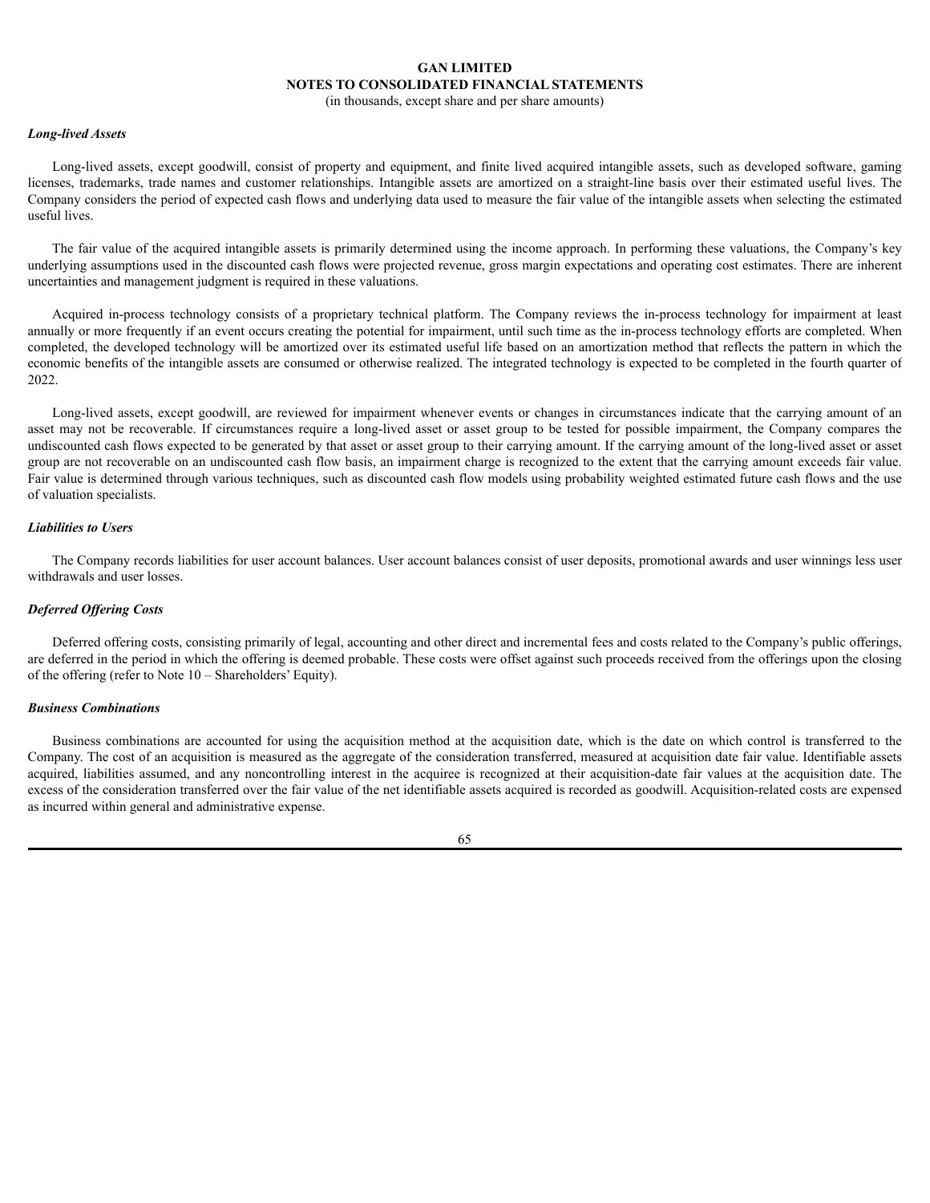### *Long-lived Assets*

Long-lived assets, except goodwill, consist of property and equipment, and finite lived acquired intangible assets, such as developed software, gaming licenses, trademarks, trade names and customer relationships. Intangible assets are amortized on a straight-line basis over their estimated useful lives. The Company considers the period of expected cash flows and underlying data used to measure the fair value of the intangible assets when selecting the estimated useful lives.

The fair value of the acquired intangible assets is primarily determined using the income approach. In performing these valuations, the Company's key underlying assumptions used in the discounted cash flows were projected revenue, gross margin expectations and operating cost estimates. There are inherent uncertainties and management judgment is required in these valuations.

Acquired in-process technology consists of a proprietary technical platform. The Company reviews the in-process technology for impairment at least annually or more frequently if an event occurs creating the potential for impairment, until such time as the in-process technology efforts are completed. When completed, the developed technology will be amortized over its estimated useful life based on an amortization method that reflects the pattern in which the economic benefits of the intangible assets are consumed or otherwise realized. The integrated technology is expected to be completed in the fourth quarter of 2022.

Long-lived assets, except goodwill, are reviewed for impairment whenever events or changes in circumstances indicate that the carrying amount of an asset may not be recoverable. If circumstances require a long-lived asset or asset group to be tested for possible impairment, the Company compares the undiscounted cash flows expected to be generated by that asset or asset group to their carrying amount. If the carrying amount of the long-lived asset or asset group are not recoverable on an undiscounted cash flow basis, an impairment charge is recognized to the extent that the carrying amount exceeds fair value. Fair value is determined through various techniques, such as discounted cash flow models using probability weighted estimated future cash flows and the use of valuation specialists.

### *Liabilities to Users*

The Company records liabilities for user account balances. User account balances consist of user deposits, promotional awards and user winnings less user withdrawals and user losses.

### *Deferred Offering Costs*

Deferred offering costs, consisting primarily of legal, accounting and other direct and incremental fees and costs related to the Company's public offerings, are deferred in the period in which the offering is deemed probable. These costs were offset against such proceeds received from the offerings upon the closing of the offering (refer to Note 10 – Shareholders' Equity).

### *Business Combinations*

Business combinations are accounted for using the acquisition method at the acquisition date, which is the date on which control is transferred to the Company. The cost of an acquisition is measured as the aggregate of the consideration transferred, measured at acquisition date fair value. Identifiable assets acquired, liabilities assumed, and any noncontrolling interest in the acquiree is recognized at their acquisition-date fair values at the acquisition date. The excess of the consideration transferred over the fair value of the net identifiable assets acquired is recorded as goodwill. Acquisition-related costs are expensed as incurred within general and administrative expense.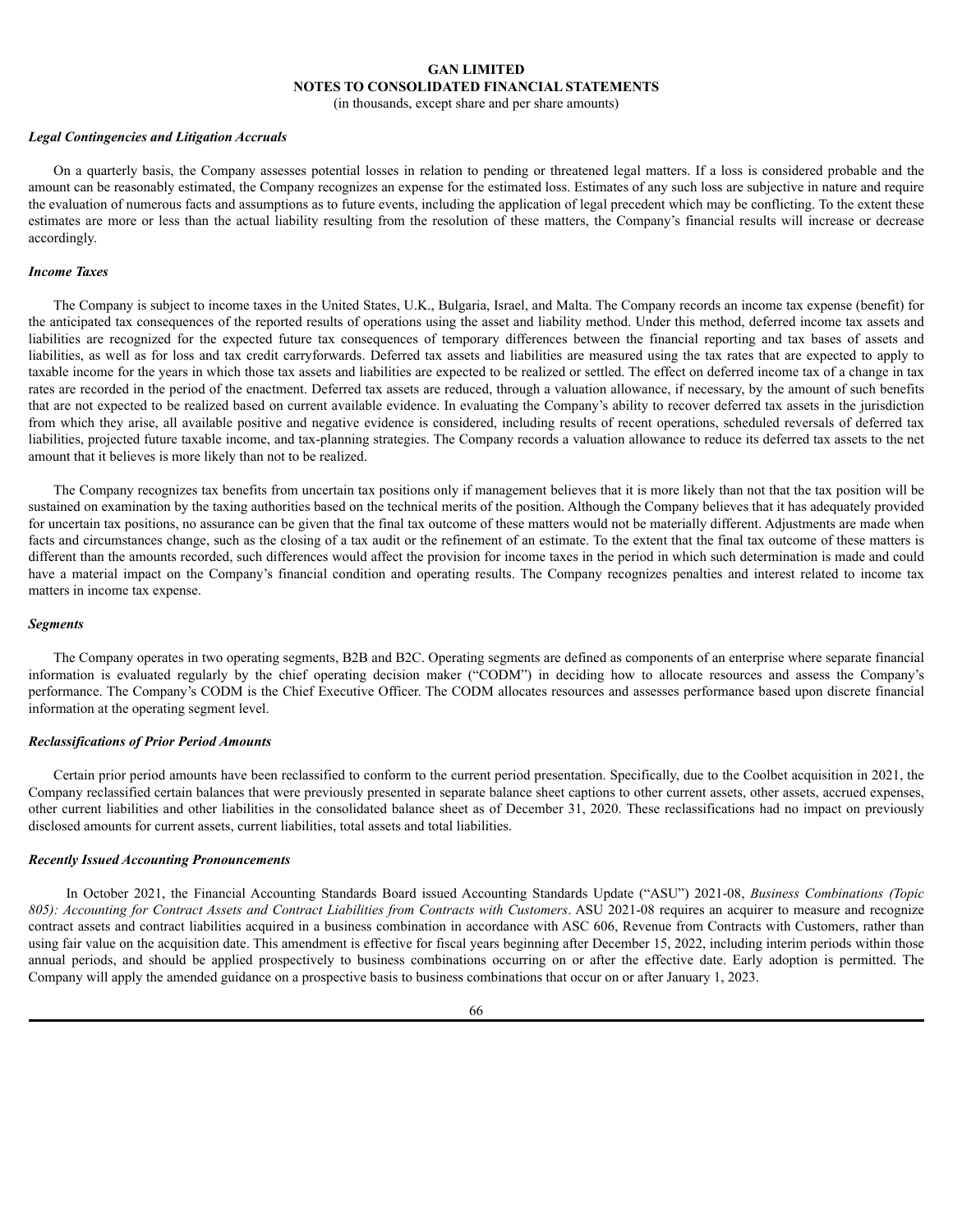**GAN LIMITED**
**NOTES TO CONSOLIDATED FINANCIAL STATEMENTS**
(in thousands, except share and per share amounts)

***Legal Contingencies and Litigation Accruals***

On a quarterly basis, the Company assesses potential losses in relation to pending or threatened legal matters. If a loss is considered probable and the amount can be reasonably estimated, the Company recognizes an expense for the estimated loss. Estimates of any such loss are subjective in nature and require the evaluation of numerous facts and assumptions as to future events, including the application of legal precedent which may be conflicting. To the extent these estimates are more or less than the actual liability resulting from the resolution of these matters, the Company's financial results will increase or decrease accordingly.

***Income Taxes***

The Company is subject to income taxes in the United States, U.K., Bulgaria, Israel, and Malta. The Company records an income tax expense (benefit) for the anticipated tax consequences of the reported results of operations using the asset and liability method. Under this method, deferred income tax assets and liabilities are recognized for the expected future tax consequences of temporary differences between the financial reporting and tax bases of assets and liabilities, as well as for loss and tax credit carryforwards. Deferred tax assets and liabilities are measured using the tax rates that are expected to apply to taxable income for the years in which those tax assets and liabilities are expected to be realized or settled. The effect on deferred income tax of a change in tax rates are recorded in the period of the enactment. Deferred tax assets are reduced, through a valuation allowance, if necessary, by the amount of such benefits that are not expected to be realized based on current available evidence. In evaluating the Company's ability to recover deferred tax assets in the jurisdiction from which they arise, all available positive and negative evidence is considered, including results of recent operations, scheduled reversals of deferred tax liabilities, projected future taxable income, and tax-planning strategies. The Company records a valuation allowance to reduce its deferred tax assets to the net amount that it believes is more likely than not to be realized.

The Company recognizes tax benefits from uncertain tax positions only if management believes that it is more likely than not that the tax position will be sustained on examination by the taxing authorities based on the technical merits of the position. Although the Company believes that it has adequately provided for uncertain tax positions, no assurance can be given that the final tax outcome of these matters would not be materially different. Adjustments are made when facts and circumstances change, such as the closing of a tax audit or the refinement of an estimate. To the extent that the final tax outcome of these matters is different than the amounts recorded, such differences would affect the provision for income taxes in the period in which such determination is made and could have a material impact on the Company's financial condition and operating results. The Company recognizes penalties and interest related to income tax matters in income tax expense.

***Segments***

The Company operates in two operating segments, B2B and B2C. Operating segments are defined as components of an enterprise where separate financial information is evaluated regularly by the chief operating decision maker ("CODM") in deciding how to allocate resources and assess the Company's performance. The Company's CODM is the Chief Executive Officer. The CODM allocates resources and assesses performance based upon discrete financial information at the operating segment level.

***Reclassifications of Prior Period Amounts***

Certain prior period amounts have been reclassified to conform to the current period presentation. Specifically, due to the Coolbet acquisition in 2021, the Company reclassified certain balances that were previously presented in separate balance sheet captions to other current assets, other assets, accrued expenses, other current liabilities and other liabilities in the consolidated balance sheet as of December 31, 2020. These reclassifications had no impact on previously disclosed amounts for current assets, current liabilities, total assets and total liabilities.

***Recently Issued Accounting Pronouncements***

In October 2021, the Financial Accounting Standards Board issued Accounting Standards Update ("ASU") 2021-08, *Business Combinations (Topic 805): Accounting for Contract Assets and Contract Liabilities from Contracts with Customers*. ASU 2021-08 requires an acquirer to measure and recognize contract assets and contract liabilities acquired in a business combination in accordance with ASC 606, Revenue from Contracts with Customers, rather than using fair value on the acquisition date. This amendment is effective for fiscal years beginning after December 15, 2022, including interim periods within those annual periods, and should be applied prospectively to business combinations occurring on or after the effective date. Early adoption is permitted. The Company will apply the amended guidance on a prospective basis to business combinations that occur on or after January 1, 2023.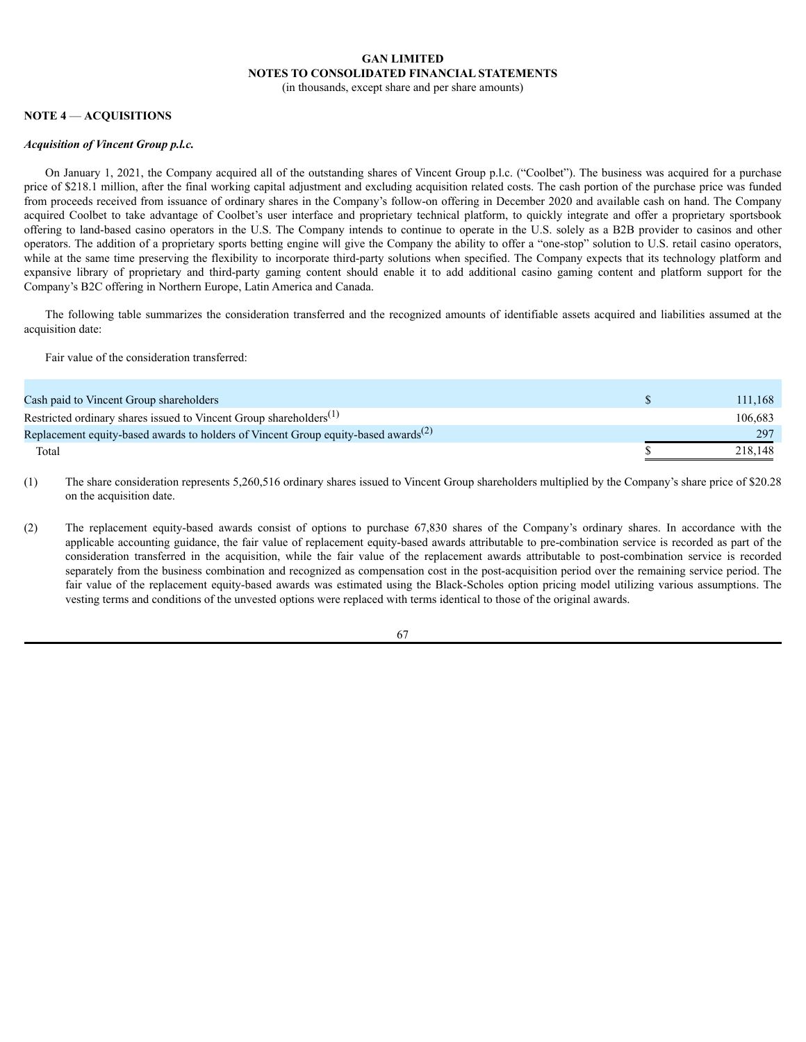**GAN LIMITED**
**NOTES TO CONSOLIDATED FINANCIAL STATEMENTS**
(in thousands, except share and per share amounts)

## NOTE 4 — ACQUISITIONS

***Acquisition of Vincent Group p.l.c.***

On January 1, 2021, the Company acquired all of the outstanding shares of Vincent Group p.l.c. ("Coolbet"). The business was acquired for a purchase price of $218.1 million, after the final working capital adjustment and excluding acquisition related costs. The cash portion of the purchase price was funded from proceeds received from issuance of ordinary shares in the Company's follow-on offering in December 2020 and available cash on hand. The Company acquired Coolbet to take advantage of Coolbet's user interface and proprietary technical platform, to quickly integrate and offer a proprietary sportsbook offering to land-based casino operators in the U.S. The Company intends to continue to operate in the U.S. solely as a B2B provider to casinos and other operators. The addition of a proprietary sports betting engine will give the Company the ability to offer a "one-stop" solution to U.S. retail casino operators, while at the same time preserving the flexibility to incorporate third-party solutions when specified. The Company expects that its technology platform and expansive library of proprietary and third-party gaming content should enable it to add additional casino gaming content and platform support for the Company's B2C offering in Northern Europe, Latin America and Canada.

The following table summarizes the consideration transferred and the recognized amounts of identifiable assets acquired and liabilities assumed at the acquisition date:

Fair value of the consideration transferred:

| | | |
|---|---|---|
| Cash paid to Vincent Group shareholders | $ | 111,168 |
| Restricted ordinary shares issued to Vincent Group shareholders[(1)] | | 106,683 |
| Replacement equity-based awards to holders of Vincent Group equity-based awards[(2)] | | 297 |
| Total | $ | 218,148 |

(1) The share consideration represents 5,260,516 ordinary shares issued to Vincent Group shareholders multiplied by the Company's share price of $20.28 on the acquisition date.

(2) The replacement equity-based awards consist of options to purchase 67,830 shares of the Company's ordinary shares. In accordance with the applicable accounting guidance, the fair value of replacement equity-based awards attributable to pre-combination service is recorded as part of the consideration transferred in the acquisition, while the fair value of the replacement awards attributable to post-combination service is recorded separately from the business combination and recognized as compensation cost in the post-acquisition period over the remaining service period. The fair value of the replacement equity-based awards was estimated using the Black-Scholes option pricing model utilizing various assumptions. The vesting terms and conditions of the unvested options were replaced with terms identical to those of the original awards.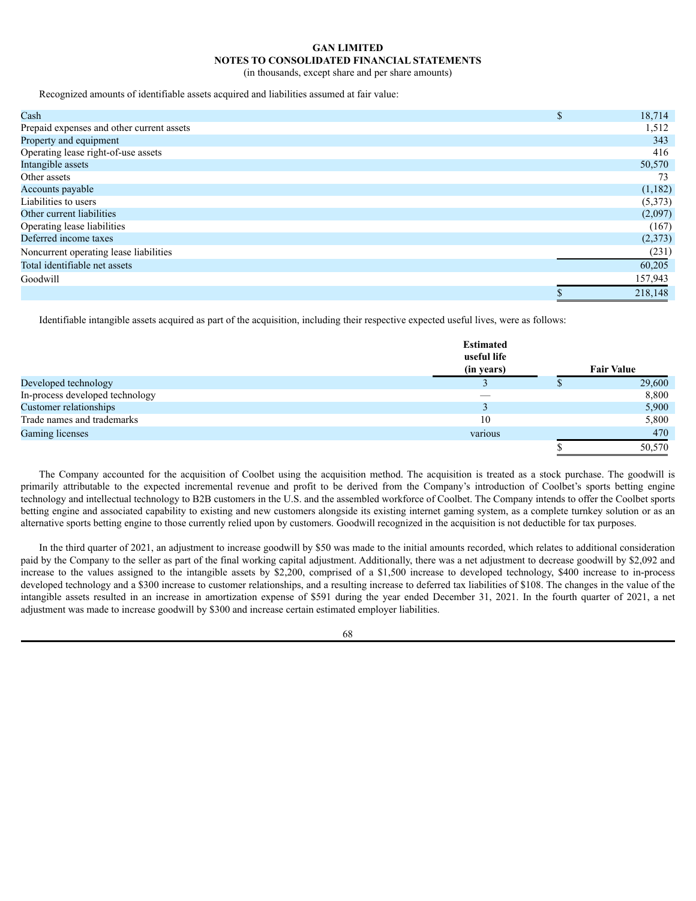**GAN LIMITED**
**NOTES TO CONSOLIDATED FINANCIAL STATEMENTS**
(in thousands, except share and per share amounts)

Recognized amounts of identifiable assets acquired and liabilities assumed at fair value:

| | |
|---|---|
| Cash | $ 18,714 |
| Prepaid expenses and other current assets | 1,512 |
| Property and equipment | 343 |
| Operating lease right-of-use assets | 416 |
| Intangible assets | 50,570 |
| Other assets | 73 |
| Accounts payable | (1,182) |
| Liabilities to users | (5,373) |
| Other current liabilities | (2,097) |
| Operating lease liabilities | (167) |
| Deferred income taxes | (2,373) |
| Noncurrent operating lease liabilities | (231) |
| Total identifiable net assets | 60,205 |
| Goodwill | 157,943 |
| | $ 218,148 |

Identifiable intangible assets acquired as part of the acquisition, including their respective expected useful lives, were as follows:

| | Estimated useful life (in years) | Fair Value |
|---|---|---|
| Developed technology | 3 | $ 29,600 |
| In-process developed technology | — | 8,800 |
| Customer relationships | 3 | 5,900 |
| Trade names and trademarks | 10 | 5,800 |
| Gaming licenses | various | 470 |
| | | $ 50,570 |

The Company accounted for the acquisition of Coolbet using the acquisition method. The acquisition is treated as a stock purchase. The goodwill is primarily attributable to the expected incremental revenue and profit to be derived from the Company's introduction of Coolbet's sports betting engine technology and intellectual technology to B2B customers in the U.S. and the assembled workforce of Coolbet. The Company intends to offer the Coolbet sports betting engine and associated capability to existing and new customers alongside its existing internet gaming system, as a complete turnkey solution or as an alternative sports betting engine to those currently relied upon by customers. Goodwill recognized in the acquisition is not deductible for tax purposes.

In the third quarter of 2021, an adjustment to increase goodwill by $50 was made to the initial amounts recorded, which relates to additional consideration paid by the Company to the seller as part of the final working capital adjustment. Additionally, there was a net adjustment to decrease goodwill by $2,092 and increase to the values assigned to the intangible assets by $2,200, comprised of a $1,500 increase to developed technology, $400 increase to in-process developed technology and a $300 increase to customer relationships, and a resulting increase to deferred tax liabilities of $108. The changes in the value of the intangible assets resulted in an increase in amortization expense of $591 during the year ended December 31, 2021. In the fourth quarter of 2021, a net adjustment was made to increase goodwill by $300 and increase certain estimated employer liabilities.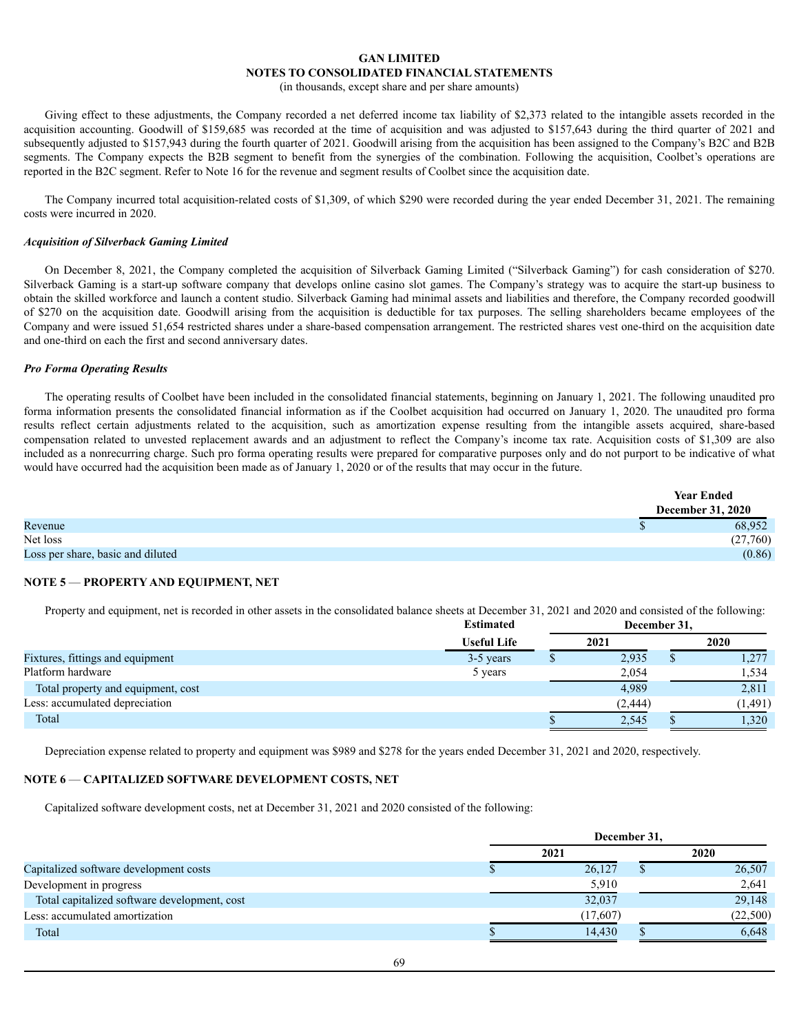Giving effect to these adjustments, the Company recorded a net deferred income tax liability of $2,373 related to the intangible assets recorded in the acquisition accounting. Goodwill of $159,685 was recorded at the time of acquisition and was adjusted to $157,643 during the third quarter of 2021 and subsequently adjusted to $157,943 during the fourth quarter of 2021. Goodwill arising from the acquisition has been assigned to the Company's B2C and B2B segments. The Company expects the B2B segment to benefit from the synergies of the combination. Following the acquisition, Coolbet's operations are reported in the B2C segment. Refer to Note 16 for the revenue and segment results of Coolbet since the acquisition date.

The Company incurred total acquisition-related costs of $1,309, of which $290 were recorded during the year ended December 31, 2021. The remaining costs were incurred in 2020.

***Acquisition of Silverback Gaming Limited***

On December 8, 2021, the Company completed the acquisition of Silverback Gaming Limited ("Silverback Gaming") for cash consideration of $270. Silverback Gaming is a start-up software company that develops online casino slot games. The Company's strategy was to acquire the start-up business to obtain the skilled workforce and launch a content studio. Silverback Gaming had minimal assets and liabilities and therefore, the Company recorded goodwill of $270 on the acquisition date. Goodwill arising from the acquisition is deductible for tax purposes. The selling shareholders became employees of the Company and were issued 51,654 restricted shares under a share-based compensation arrangement. The restricted shares vest one-third on the acquisition date and one-third on each the first and second anniversary dates.

***Pro Forma Operating Results***

The operating results of Coolbet have been included in the consolidated financial statements, beginning on January 1, 2021. The following unaudited pro forma information presents the consolidated financial information as if the Coolbet acquisition had occurred on January 1, 2020. The unaudited pro forma results reflect certain adjustments related to the acquisition, such as amortization expense resulting from the intangible assets acquired, share-based compensation related to unvested replacement awards and an adjustment to reflect the Company's income tax rate. Acquisition costs of $1,309 are also included as a nonrecurring charge. Such pro forma operating results were prepared for comparative purposes only and do not purport to be indicative of what would have occurred had the acquisition been made as of January 1, 2020 or of the results that may occur in the future.

| | Year Ended December 31, 2020 |
|---|---|
| Revenue | $ 68,952 |
| Net loss | (27,760) |
| Loss per share, basic and diluted | (0.86) |

## NOTE 5 — PROPERTY AND EQUIPMENT, NET

Property and equipment, net is recorded in other assets in the consolidated balance sheets at December 31, 2021 and 2020 and consisted of the following:

| | Estimated Useful Life | December 31, 2021 | December 31, 2020 |
|---|---|---|---|
| Fixtures, fittings and equipment | 3-5 years | $ 2,935 | $ 1,277 |
| Platform hardware | 5 years | 2,054 | 1,534 |
| Total property and equipment, cost | | 4,989 | 2,811 |
| Less: accumulated depreciation | | (2,444) | (1,491) |
| Total | | $ 2,545 | $ 1,320 |

Depreciation expense related to property and equipment was $989 and $278 for the years ended December 31, 2021 and 2020, respectively.

## NOTE 6 — CAPITALIZED SOFTWARE DEVELOPMENT COSTS, NET

Capitalized software development costs, net at December 31, 2021 and 2020 consisted of the following:

| | December 31, 2021 | December 31, 2020 |
|---|---|---|
| Capitalized software development costs | $ 26,127 | $ 26,507 |
| Development in progress | 5,910 | 2,641 |
| Total capitalized software development, cost | 32,037 | 29,148 |
| Less: accumulated amortization | (17,607) | (22,500) |
| Total | $ 14,430 | $ 6,648 |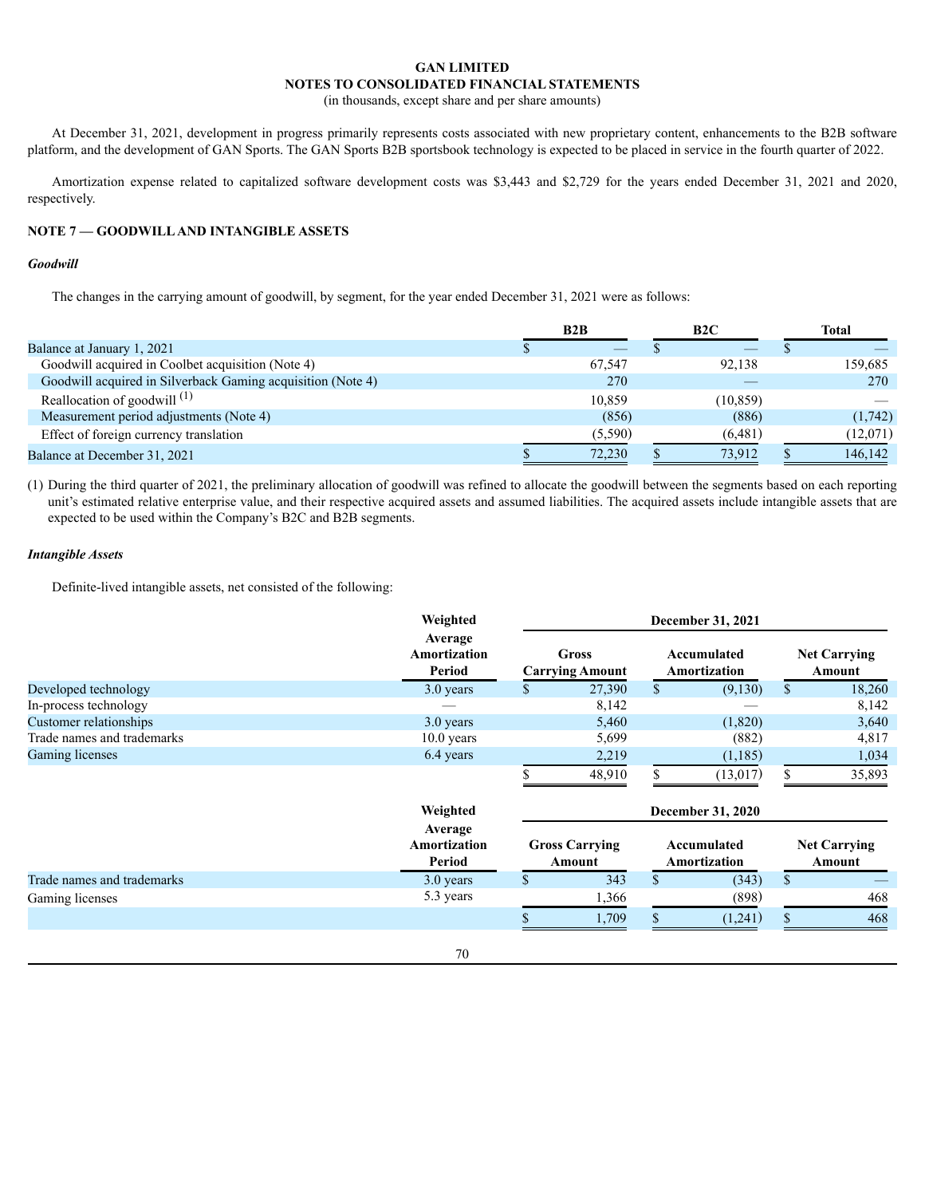# GAN LIMITED
## NOTES TO CONSOLIDATED FINANCIAL STATEMENTS
(in thousands, except share and per share amounts)

At December 31, 2021, development in progress primarily represents costs associated with new proprietary content, enhancements to the B2B software platform, and the development of GAN Sports. The GAN Sports B2B sportsbook technology is expected to be placed in service in the fourth quarter of 2022.

Amortization expense related to capitalized software development costs was $3,443 and $2,729 for the years ended December 31, 2021 and 2020, respectively.

## NOTE 7 — GOODWILL AND INTANGIBLE ASSETS

### *Goodwill*

The changes in the carrying amount of goodwill, by segment, for the year ended December 31, 2021 were as follows:

| | B2B | B2C | Total |
|---|---|---|---|
| Balance at January 1, 2021 | $ — | $ — | $ — |
| Goodwill acquired in Coolbet acquisition (Note 4) | 67,547 | 92,138 | 159,685 |
| Goodwill acquired in Silverback Gaming acquisition (Note 4) | 270 | — | 270 |
| Reallocation of goodwill [1] | 10,859 | (10,859) | — |
| Measurement period adjustments (Note 4) | (856) | (886) | (1,742) |
| Effect of foreign currency translation | (5,590) | (6,481) | (12,071) |
| Balance at December 31, 2021 | $ 72,230 | $ 73,912 | $ 146,142 |

(1) During the third quarter of 2021, the preliminary allocation of goodwill was refined to allocate the goodwill between the segments based on each reporting unit's estimated relative enterprise value, and their respective acquired assets and assumed liabilities. The acquired assets include intangible assets that are expected to be used within the Company's B2C and B2B segments.

### *Intangible Assets*

Definite-lived intangible assets, net consisted of the following:

| | Weighted Average Amortization Period | December 31, 2021 | | |
|---|---|---|---|---|
| | | Gross Carrying Amount | Accumulated Amortization | Net Carrying Amount |
| Developed technology | 3.0 years | $ 27,390 | $ (9,130) | $ 18,260 |
| In-process technology | — | 8,142 | — | 8,142 |
| Customer relationships | 3.0 years | 5,460 | (1,820) | 3,640 |
| Trade names and trademarks | 10.0 years | 5,699 | (882) | 4,817 |
| Gaming licenses | 6.4 years | 2,219 | (1,185) | 1,034 |
| | | $ 48,910 | $ (13,017) | $ 35,893 |

| | Weighted Average Amortization Period | December 31, 2020 | | |
|---|---|---|---|---|
| | | Gross Carrying Amount | Accumulated Amortization | Net Carrying Amount |
| Trade names and trademarks | 3.0 years | $ 343 | $ (343) | $ — |
| Gaming licenses | 5.3 years | 1,366 | (898) | 468 |
| | | $ 1,709 | $ (1,241) | $ 468 |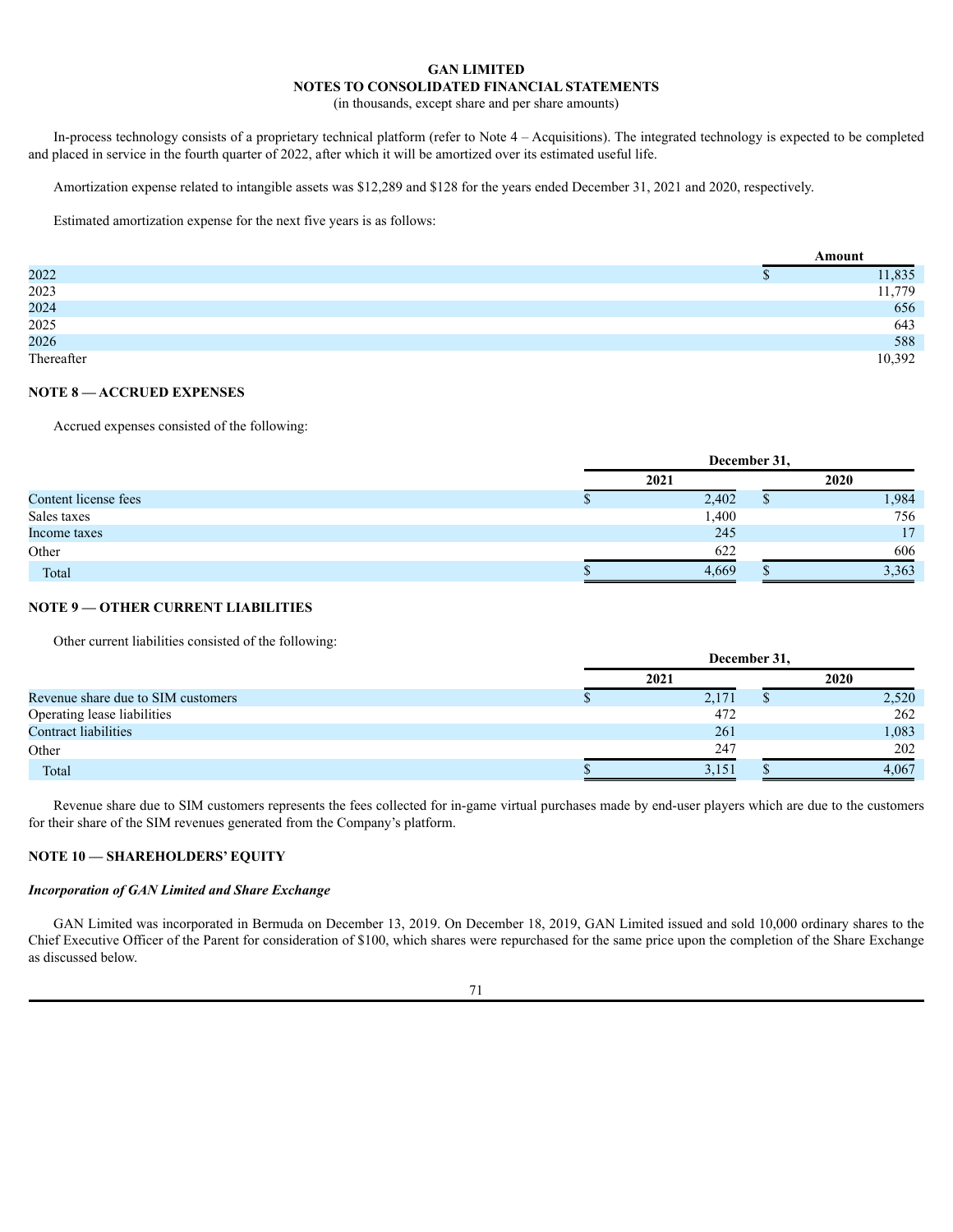In-process technology consists of a proprietary technical platform (refer to Note 4 – Acquisitions). The integrated technology is expected to be completed and placed in service in the fourth quarter of 2022, after which it will be amortized over its estimated useful life.

Amortization expense related to intangible assets was $12,289 and $128 for the years ended December 31, 2021 and 2020, respectively.

Estimated amortization expense for the next five years is as follows:

| | Amount |
|---|---|
| 2022 | $ 11,835 |
| 2023 | 11,779 |
| 2024 | 656 |
| 2025 | 643 |
| 2026 | 588 |
| Thereafter | 10,392 |

## NOTE 8 — ACCRUED EXPENSES

Accrued expenses consisted of the following:

| | December 31, | |
|---|---|---|
| | 2021 | 2020 |
| Content license fees | $ 2,402 | $ 1,984 |
| Sales taxes | 1,400 | 756 |
| Income taxes | 245 | 17 |
| Other | 622 | 606 |
| Total | $ 4,669 | $ 3,363 |

## NOTE 9 — OTHER CURRENT LIABILITIES

Other current liabilities consisted of the following:

| | December 31, | |
|---|---|---|
| | 2021 | 2020 |
| Revenue share due to SIM customers | $ 2,171 | $ 2,520 |
| Operating lease liabilities | 472 | 262 |
| Contract liabilities | 261 | 1,083 |
| Other | 247 | 202 |
| Total | $ 3,151 | $ 4,067 |

Revenue share due to SIM customers represents the fees collected for in-game virtual purchases made by end-user players which are due to the customers for their share of the SIM revenues generated from the Company's platform.

## NOTE 10 — SHAREHOLDERS' EQUITY

### *Incorporation of GAN Limited and Share Exchange*

GAN Limited was incorporated in Bermuda on December 13, 2019. On December 18, 2019, GAN Limited issued and sold 10,000 ordinary shares to the Chief Executive Officer of the Parent for consideration of $100, which shares were repurchased for the same price upon the completion of the Share Exchange as discussed below.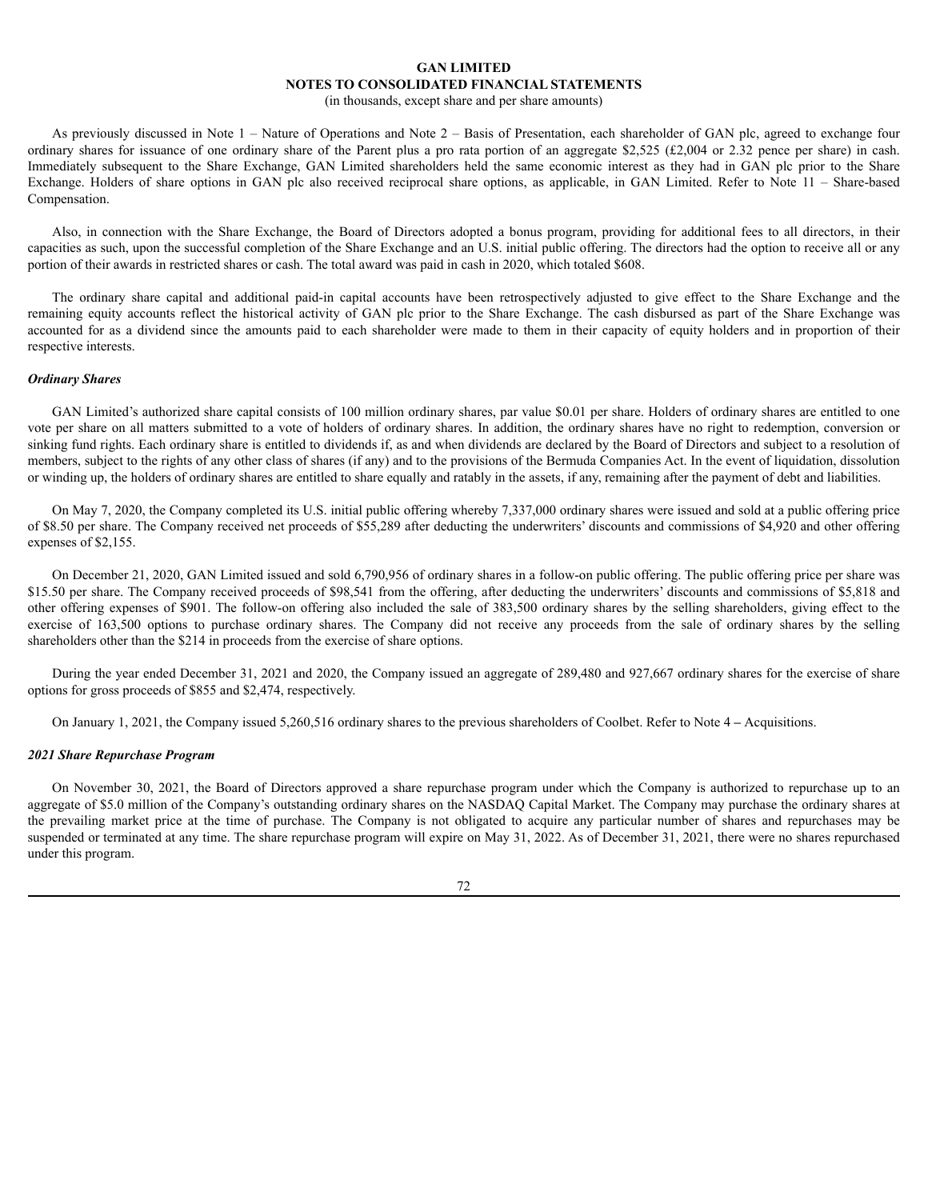As previously discussed in Note 1 – Nature of Operations and Note 2 – Basis of Presentation, each shareholder of GAN plc, agreed to exchange four ordinary shares for issuance of one ordinary share of the Parent plus a pro rata portion of an aggregate $2,525 (£2,004 or 2.32 pence per share) in cash. Immediately subsequent to the Share Exchange, GAN Limited shareholders held the same economic interest as they had in GAN plc prior to the Share Exchange. Holders of share options in GAN plc also received reciprocal share options, as applicable, in GAN Limited. Refer to Note 11 – Share-based Compensation.

Also, in connection with the Share Exchange, the Board of Directors adopted a bonus program, providing for additional fees to all directors, in their capacities as such, upon the successful completion of the Share Exchange and an U.S. initial public offering. The directors had the option to receive all or any portion of their awards in restricted shares or cash. The total award was paid in cash in 2020, which totaled $608.

The ordinary share capital and additional paid-in capital accounts have been retrospectively adjusted to give effect to the Share Exchange and the remaining equity accounts reflect the historical activity of GAN plc prior to the Share Exchange. The cash disbursed as part of the Share Exchange was accounted for as a dividend since the amounts paid to each shareholder were made to them in their capacity of equity holders and in proportion of their respective interests.

***Ordinary Shares***

GAN Limited's authorized share capital consists of 100 million ordinary shares, par value $0.01 per share. Holders of ordinary shares are entitled to one vote per share on all matters submitted to a vote of holders of ordinary shares. In addition, the ordinary shares have no right to redemption, conversion or sinking fund rights. Each ordinary share is entitled to dividends if, as and when dividends are declared by the Board of Directors and subject to a resolution of members, subject to the rights of any other class of shares (if any) and to the provisions of the Bermuda Companies Act. In the event of liquidation, dissolution or winding up, the holders of ordinary shares are entitled to share equally and ratably in the assets, if any, remaining after the payment of debt and liabilities.

On May 7, 2020, the Company completed its U.S. initial public offering whereby 7,337,000 ordinary shares were issued and sold at a public offering price of $8.50 per share. The Company received net proceeds of $55,289 after deducting the underwriters' discounts and commissions of $4,920 and other offering expenses of $2,155.

On December 21, 2020, GAN Limited issued and sold 6,790,956 of ordinary shares in a follow-on public offering. The public offering price per share was $15.50 per share. The Company received proceeds of $98,541 from the offering, after deducting the underwriters' discounts and commissions of $5,818 and other offering expenses of $901. The follow-on offering also included the sale of 383,500 ordinary shares by the selling shareholders, giving effect to the exercise of 163,500 options to purchase ordinary shares. The Company did not receive any proceeds from the sale of ordinary shares by the selling shareholders other than the $214 in proceeds from the exercise of share options.

During the year ended December 31, 2021 and 2020, the Company issued an aggregate of 289,480 and 927,667 ordinary shares for the exercise of share options for gross proceeds of $855 and $2,474, respectively.

On January 1, 2021, the Company issued 5,260,516 ordinary shares to the previous shareholders of Coolbet. Refer to Note 4 – Acquisitions.

***2021 Share Repurchase Program***

On November 30, 2021, the Board of Directors approved a share repurchase program under which the Company is authorized to repurchase up to an aggregate of $5.0 million of the Company's outstanding ordinary shares on the NASDAQ Capital Market. The Company may purchase the ordinary shares at the prevailing market price at the time of purchase. The Company is not obligated to acquire any particular number of shares and repurchases may be suspended or terminated at any time. The share repurchase program will expire on May 31, 2022. As of December 31, 2021, there were no shares repurchased under this program.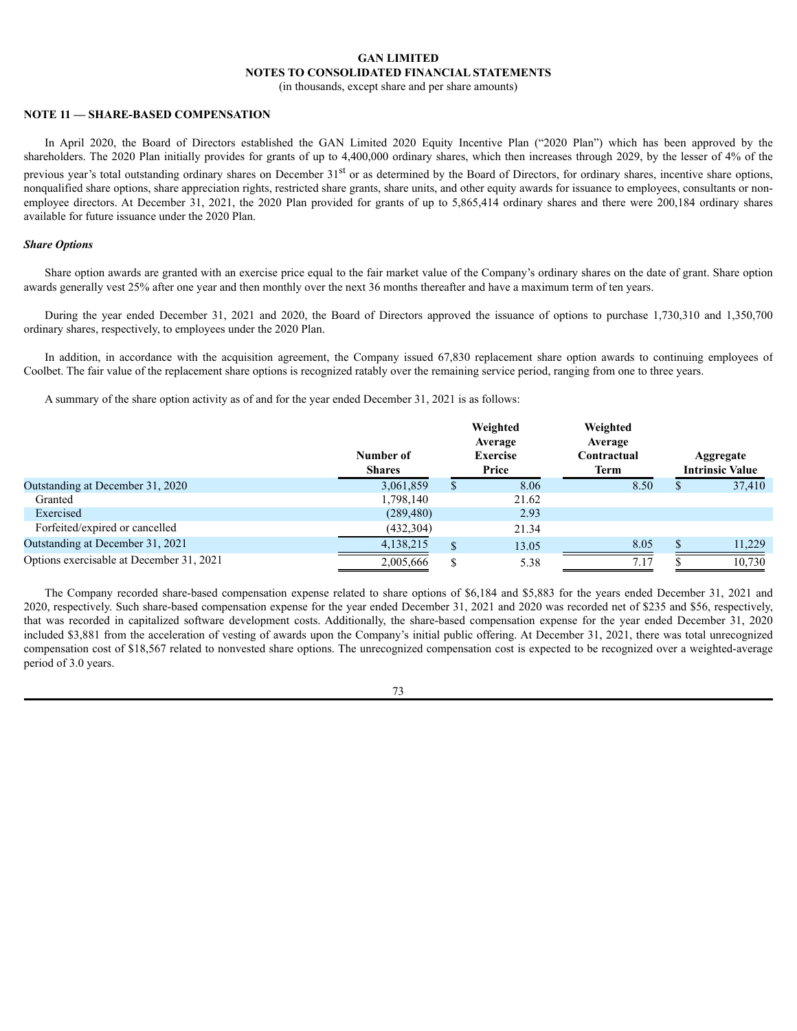# GAN LIMITED
## NOTES TO CONSOLIDATED FINANCIAL STATEMENTS
(in thousands, except share and per share amounts)

### NOTE 11 — SHARE-BASED COMPENSATION

In April 2020, the Board of Directors established the GAN Limited 2020 Equity Incentive Plan ("2020 Plan") which has been approved by the shareholders. The 2020 Plan initially provides for grants of up to 4,400,000 ordinary shares, which then increases through 2029, by the lesser of 4% of the previous year's total outstanding ordinary shares on December 31st or as determined by the Board of Directors, for ordinary shares, incentive share options, nonqualified share options, share appreciation rights, restricted share grants, share units, and other equity awards for issuance to employees, consultants or non-employee directors. At December 31, 2021, the 2020 Plan provided for grants of up to 5,865,414 ordinary shares and there were 200,184 ordinary shares available for future issuance under the 2020 Plan.

***Share Options***

Share option awards are granted with an exercise price equal to the fair market value of the Company's ordinary shares on the date of grant. Share option awards generally vest 25% after one year and then monthly over the next 36 months thereafter and have a maximum term of ten years.

During the year ended December 31, 2021 and 2020, the Board of Directors approved the issuance of options to purchase 1,730,310 and 1,350,700 ordinary shares, respectively, to employees under the 2020 Plan.

In addition, in accordance with the acquisition agreement, the Company issued 67,830 replacement share option awards to continuing employees of Coolbet. The fair value of the replacement share options is recognized ratably over the remaining service period, ranging from one to three years.

A summary of the share option activity as of and for the year ended December 31, 2021 is as follows:

| | Number of Shares | Weighted Average Exercise Price | Weighted Average Contractual Term | Aggregate Intrinsic Value |
|---|---|---|---|---|
| Outstanding at December 31, 2020 | 3,061,859 | $ 8.06 | 8.50 | $ 37,410 |
| Granted | 1,798,140 | 21.62 | | |
| Exercised | (289,480) | 2.93 | | |
| Forfeited/expired or cancelled | (432,304) | 21.34 | | |
| Outstanding at December 31, 2021 | 4,138,215 | $ 13.05 | 8.05 | $ 11,229 |
| Options exercisable at December 31, 2021 | 2,005,666 | $ 5.38 | 7.17 | $ 10,730 |

The Company recorded share-based compensation expense related to share options of $6,184 and $5,883 for the years ended December 31, 2021 and 2020, respectively. Such share-based compensation expense for the year ended December 31, 2021 and 2020 was recorded net of $235 and $56, respectively, that was recorded in capitalized software development costs. Additionally, the share-based compensation expense for the year ended December 31, 2020 included $3,881 from the acceleration of vesting of awards upon the Company's initial public offering. At December 31, 2021, there was total unrecognized compensation cost of $18,567 related to nonvested share options. The unrecognized compensation cost is expected to be recognized over a weighted-average period of 3.0 years.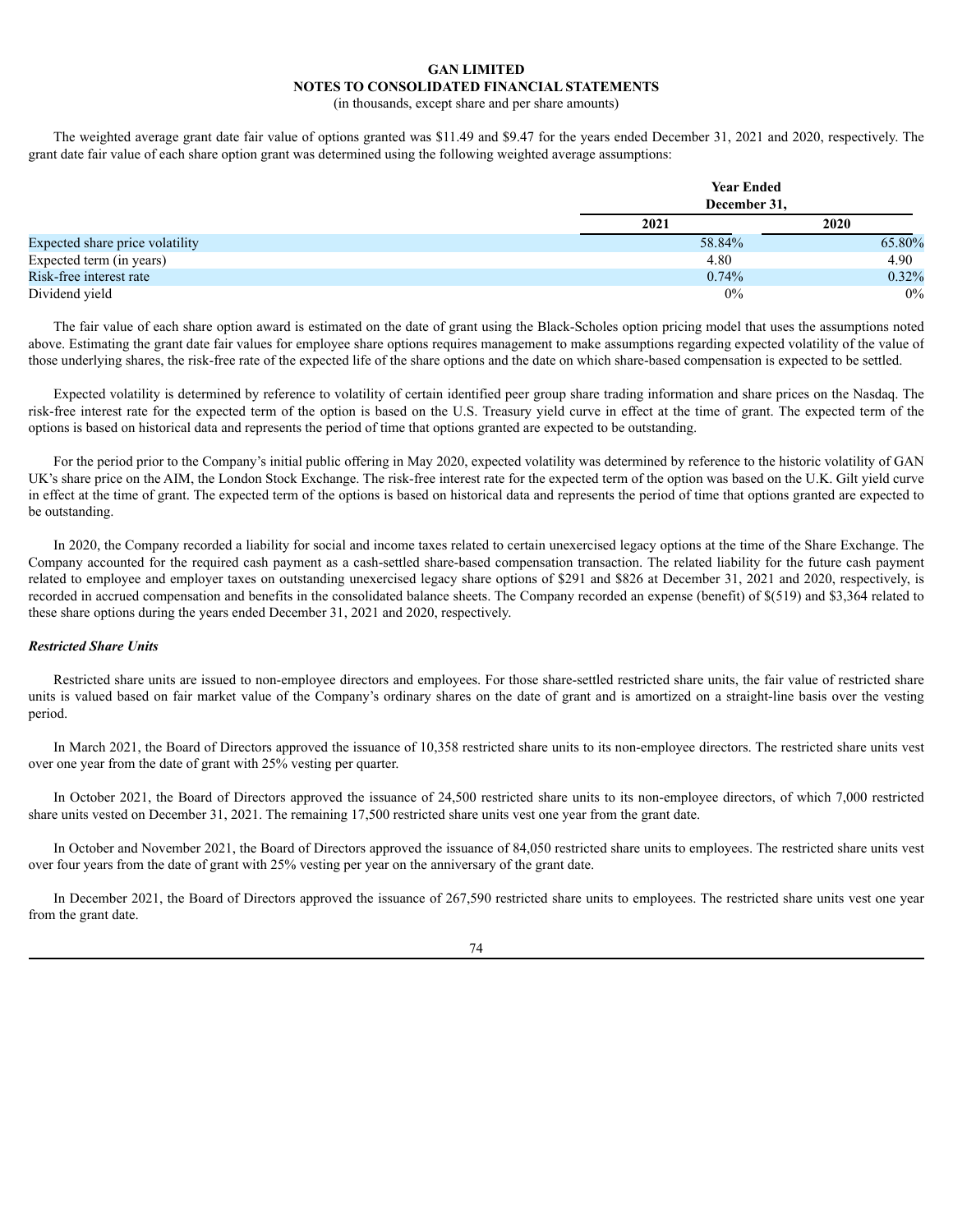The weighted average grant date fair value of options granted was $11.49 and $9.47 for the years ended December 31, 2021 and 2020, respectively. The grant date fair value of each share option grant was determined using the following weighted average assumptions:

| | Year Ended December 31, | |
|---|---|---|
| | 2021 | 2020 |
| Expected share price volatility | 58.84% | 65.80% |
| Expected term (in years) | 4.80 | 4.90 |
| Risk-free interest rate | 0.74% | 0.32% |
| Dividend yield | 0% | 0% |

The fair value of each share option award is estimated on the date of grant using the Black-Scholes option pricing model that uses the assumptions noted above. Estimating the grant date fair values for employee share options requires management to make assumptions regarding expected volatility of the value of those underlying shares, the risk-free rate of the expected life of the share options and the date on which share-based compensation is expected to be settled.

Expected volatility is determined by reference to volatility of certain identified peer group share trading information and share prices on the Nasdaq. The risk-free interest rate for the expected term of the option is based on the U.S. Treasury yield curve in effect at the time of grant. The expected term of the options is based on historical data and represents the period of time that options granted are expected to be outstanding.

For the period prior to the Company's initial public offering in May 2020, expected volatility was determined by reference to the historic volatility of GAN UK's share price on the AIM, the London Stock Exchange. The risk-free interest rate for the expected term of the option was based on the U.K. Gilt yield curve in effect at the time of grant. The expected term of the options is based on historical data and represents the period of time that options granted are expected to be outstanding.

In 2020, the Company recorded a liability for social and income taxes related to certain unexercised legacy options at the time of the Share Exchange. The Company accounted for the required cash payment as a cash-settled share-based compensation transaction. The related liability for the future cash payment related to employee and employer taxes on outstanding unexercised legacy share options of $291 and $826 at December 31, 2021 and 2020, respectively, is recorded in accrued compensation and benefits in the consolidated balance sheets. The Company recorded an expense (benefit) of $(519) and $3,364 related to these share options during the years ended December 31, 2021 and 2020, respectively.

***Restricted Share Units***

Restricted share units are issued to non-employee directors and employees. For those share-settled restricted share units, the fair value of restricted share units is valued based on fair market value of the Company's ordinary shares on the date of grant and is amortized on a straight-line basis over the vesting period.

In March 2021, the Board of Directors approved the issuance of 10,358 restricted share units to its non-employee directors. The restricted share units vest over one year from the date of grant with 25% vesting per quarter.

In October 2021, the Board of Directors approved the issuance of 24,500 restricted share units to its non-employee directors, of which 7,000 restricted share units vested on December 31, 2021. The remaining 17,500 restricted share units vest one year from the grant date.

In October and November 2021, the Board of Directors approved the issuance of 84,050 restricted share units to employees. The restricted share units vest over four years from the date of grant with 25% vesting per year on the anniversary of the grant date.

In December 2021, the Board of Directors approved the issuance of 267,590 restricted share units to employees. The restricted share units vest one year from the grant date.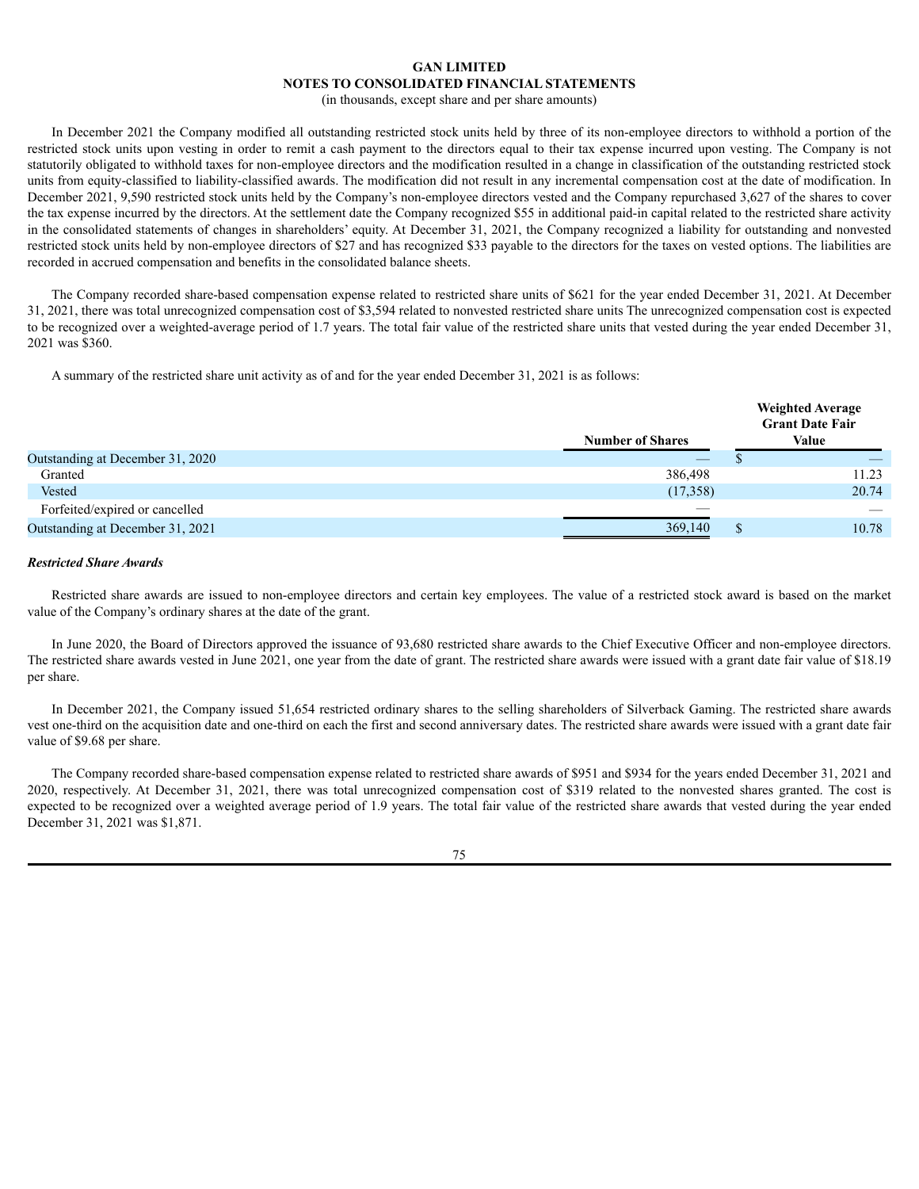In December 2021 the Company modified all outstanding restricted stock units held by three of its non-employee directors to withhold a portion of the restricted stock units upon vesting in order to remit a cash payment to the directors equal to their tax expense incurred upon vesting. The Company is not statutorily obligated to withhold taxes for non-employee directors and the modification resulted in a change in classification of the outstanding restricted stock units from equity-classified to liability-classified awards. The modification did not result in any incremental compensation cost at the date of modification. In December 2021, 9,590 restricted stock units held by the Company's non-employee directors vested and the Company repurchased 3,627 of the shares to cover the tax expense incurred by the directors. At the settlement date the Company recognized $55 in additional paid-in capital related to the restricted share activity in the consolidated statements of changes in shareholders' equity. At December 31, 2021, the Company recognized a liability for outstanding and nonvested restricted stock units held by non-employee directors of $27 and has recognized $33 payable to the directors for the taxes on vested options. The liabilities are recorded in accrued compensation and benefits in the consolidated balance sheets.

The Company recorded share-based compensation expense related to restricted share units of $621 for the year ended December 31, 2021. At December 31, 2021, there was total unrecognized compensation cost of $3,594 related to nonvested restricted share units The unrecognized compensation cost is expected to be recognized over a weighted-average period of 1.7 years. The total fair value of the restricted share units that vested during the year ended December 31, 2021 was $360.

A summary of the restricted share unit activity as of and for the year ended December 31, 2021 is as follows:

| | Number of Shares | Weighted Average Grant Date Fair Value |
|---|---|---|
| Outstanding at December 31, 2020 | — | $ — |
| Granted | 386,498 | 11.23 |
| Vested | (17,358) | 20.74 |
| Forfeited/expired or cancelled | — | — |
| Outstanding at December 31, 2021 | 369,140 | $ 10.78 |

***Restricted Share Awards***

Restricted share awards are issued to non-employee directors and certain key employees. The value of a restricted stock award is based on the market value of the Company's ordinary shares at the date of the grant.

In June 2020, the Board of Directors approved the issuance of 93,680 restricted share awards to the Chief Executive Officer and non-employee directors. The restricted share awards vested in June 2021, one year from the date of grant. The restricted share awards were issued with a grant date fair value of $18.19 per share.

In December 2021, the Company issued 51,654 restricted ordinary shares to the selling shareholders of Silverback Gaming. The restricted share awards vest one-third on the acquisition date and one-third on each the first and second anniversary dates. The restricted share awards were issued with a grant date fair value of $9.68 per share.

The Company recorded share-based compensation expense related to restricted share awards of $951 and $934 for the years ended December 31, 2021 and 2020, respectively. At December 31, 2021, there was total unrecognized compensation cost of $319 related to the nonvested shares granted. The cost is expected to be recognized over a weighted average period of 1.9 years. The total fair value of the restricted share awards that vested during the year ended December 31, 2021 was $1,871.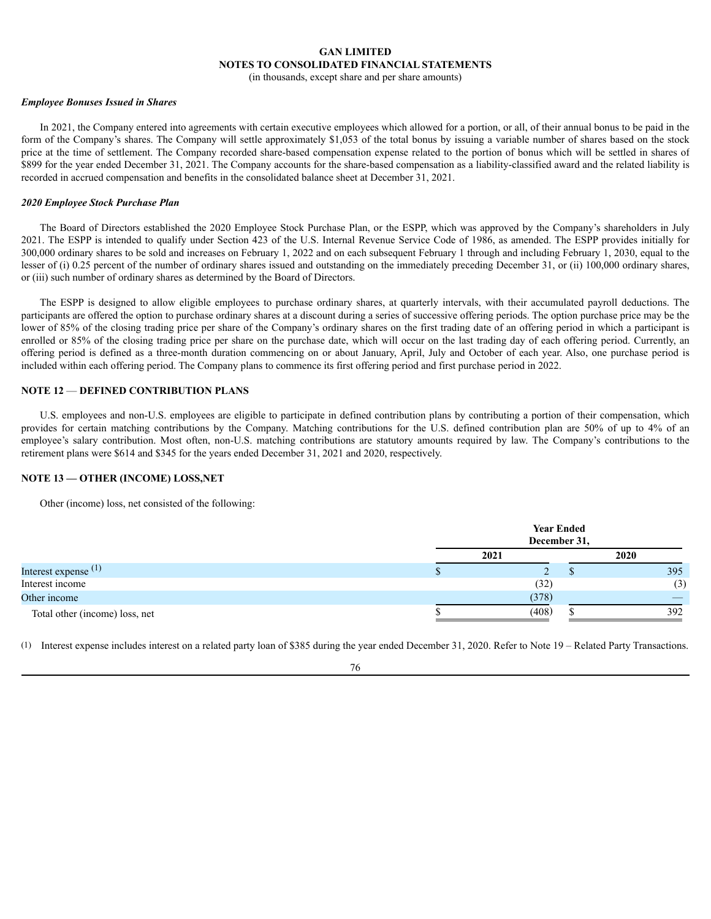**GAN LIMITED**
**NOTES TO CONSOLIDATED FINANCIAL STATEMENTS**
(in thousands, except share and per share amounts)

***Employee Bonuses Issued in Shares***

In 2021, the Company entered into agreements with certain executive employees which allowed for a portion, or all, of their annual bonus to be paid in the form of the Company's shares. The Company will settle approximately $1,053 of the total bonus by issuing a variable number of shares based on the stock price at the time of settlement. The Company recorded share-based compensation expense related to the portion of bonus which will be settled in shares of $899 for the year ended December 31, 2021. The Company accounts for the share-based compensation as a liability-classified award and the related liability is recorded in accrued compensation and benefits in the consolidated balance sheet at December 31, 2021.

***2020 Employee Stock Purchase Plan***

The Board of Directors established the 2020 Employee Stock Purchase Plan, or the ESPP, which was approved by the Company's shareholders in July 2021. The ESPP is intended to qualify under Section 423 of the U.S. Internal Revenue Service Code of 1986, as amended. The ESPP provides initially for 300,000 ordinary shares to be sold and increases on February 1, 2022 and on each subsequent February 1 through and including February 1, 2030, equal to the lesser of (i) 0.25 percent of the number of ordinary shares issued and outstanding on the immediately preceding December 31, or (ii) 100,000 ordinary shares, or (iii) such number of ordinary shares as determined by the Board of Directors.

The ESPP is designed to allow eligible employees to purchase ordinary shares, at quarterly intervals, with their accumulated payroll deductions. The participants are offered the option to purchase ordinary shares at a discount during a series of successive offering periods. The option purchase price may be the lower of 85% of the closing trading price per share of the Company's ordinary shares on the first trading date of an offering period in which a participant is enrolled or 85% of the closing trading price per share on the purchase date, which will occur on the last trading day of each offering period. Currently, an offering period is defined as a three-month duration commencing on or about January, April, July and October of each year. Also, one purchase period is included within each offering period. The Company plans to commence its first offering period and first purchase period in 2022.

## NOTE 12 — DEFINED CONTRIBUTION PLANS

U.S. employees and non-U.S. employees are eligible to participate in defined contribution plans by contributing a portion of their compensation, which provides for certain matching contributions by the Company. Matching contributions for the U.S. defined contribution plan are 50% of up to 4% of an employee's salary contribution. Most often, non-U.S. matching contributions are statutory amounts required by law. The Company's contributions to the retirement plans were $614 and $345 for the years ended December 31, 2021 and 2020, respectively.

## NOTE 13 — OTHER (INCOME) LOSS,NET

Other (income) loss, net consisted of the following:

| | Year Ended December 31, | |
|---|---|---|
| | 2021 | 2020 |
| Interest expense [(1)] | $ 2 | $ 395 |
| Interest income | (32) | (3) |
| Other income | (378) | — |
| Total other (income) loss, net | $ (408) | $ 392 |

(1) Interest expense includes interest on a related party loan of $385 during the year ended December 31, 2020. Refer to Note 19 – Related Party Transactions.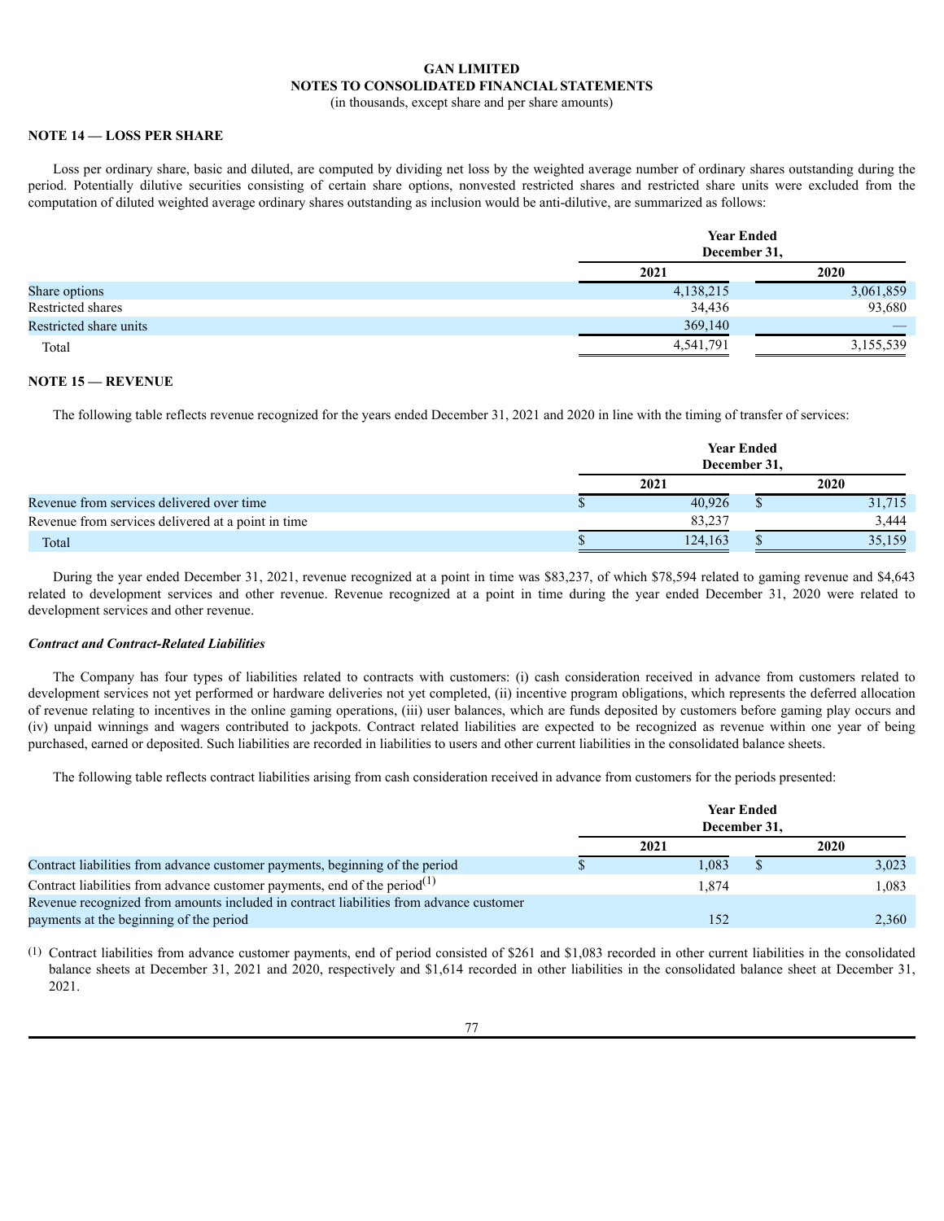**GAN LIMITED**
**NOTES TO CONSOLIDATED FINANCIAL STATEMENTS**
(in thousands, except share and per share amounts)

## NOTE 14 — LOSS PER SHARE

Loss per ordinary share, basic and diluted, are computed by dividing net loss by the weighted average number of ordinary shares outstanding during the period. Potentially dilutive securities consisting of certain share options, nonvested restricted shares and restricted share units were excluded from the computation of diluted weighted average ordinary shares outstanding as inclusion would be anti-dilutive, are summarized as follows:

| | Year Ended December 31, | |
|---|---|---|
| | 2021 | 2020 |
| Share options | 4,138,215 | 3,061,859 |
| Restricted shares | 34,436 | 93,680 |
| Restricted share units | 369,140 | — |
| Total | 4,541,791 | 3,155,539 |

## NOTE 15 — REVENUE

The following table reflects revenue recognized for the years ended December 31, 2021 and 2020 in line with the timing of transfer of services:

| | Year Ended December 31, | |
|---|---|---|
| | 2021 | 2020 |
| Revenue from services delivered over time | $ 40,926 | $ 31,715 |
| Revenue from services delivered at a point in time | 83,237 | 3,444 |
| Total | $ 124,163 | $ 35,159 |

During the year ended December 31, 2021, revenue recognized at a point in time was $83,237, of which $78,594 related to gaming revenue and $4,643 related to development services and other revenue. Revenue recognized at a point in time during the year ended December 31, 2020 were related to development services and other revenue.

### *Contract and Contract-Related Liabilities*

The Company has four types of liabilities related to contracts with customers: (i) cash consideration received in advance from customers related to development services not yet performed or hardware deliveries not yet completed, (ii) incentive program obligations, which represents the deferred allocation of revenue relating to incentives in the online gaming operations, (iii) user balances, which are funds deposited by customers before gaming play occurs and (iv) unpaid winnings and wagers contributed to jackpots. Contract related liabilities are expected to be recognized as revenue within one year of being purchased, earned or deposited. Such liabilities are recorded in liabilities to users and other current liabilities in the consolidated balance sheets.

The following table reflects contract liabilities arising from cash consideration received in advance from customers for the periods presented:

| | Year Ended December 31, | |
|---|---|---|
| | 2021 | 2020 |
| Contract liabilities from advance customer payments, beginning of the period | $ 1,083 | $ 3,023 |
| Contract liabilities from advance customer payments, end of the period[(1)] | 1,874 | 1,083 |
| Revenue recognized from amounts included in contract liabilities from advance customer payments at the beginning of the period | 152 | 2,360 |

(1) Contract liabilities from advance customer payments, end of period consisted of $261 and $1,083 recorded in other current liabilities in the consolidated balance sheets at December 31, 2021 and 2020, respectively and $1,614 recorded in other liabilities in the consolidated balance sheet at December 31, 2021.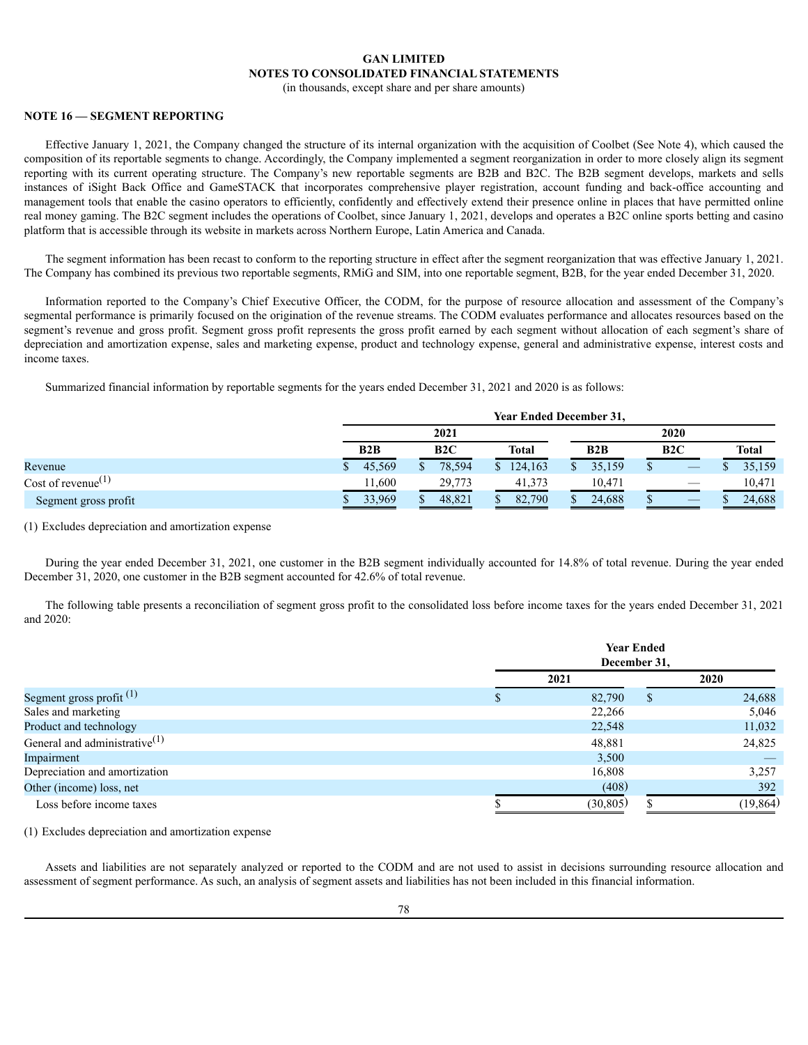**GAN LIMITED**
**NOTES TO CONSOLIDATED FINANCIAL STATEMENTS**
(in thousands, except share and per share amounts)

### NOTE 16 — SEGMENT REPORTING

Effective January 1, 2021, the Company changed the structure of its internal organization with the acquisition of Coolbet (See Note 4), which caused the composition of its reportable segments to change. Accordingly, the Company implemented a segment reorganization in order to more closely align its segment reporting with its current operating structure. The Company's new reportable segments are B2B and B2C. The B2B segment develops, markets and sells instances of iSight Back Office and GameSTACK that incorporates comprehensive player registration, account funding and back-office accounting and management tools that enable the casino operators to efficiently, confidently and effectively extend their presence online in places that have permitted online real money gaming. The B2C segment includes the operations of Coolbet, since January 1, 2021, develops and operates a B2C online sports betting and casino platform that is accessible through its website in markets across Northern Europe, Latin America and Canada.

The segment information has been recast to conform to the reporting structure in effect after the segment reorganization that was effective January 1, 2021. The Company has combined its previous two reportable segments, RMiG and SIM, into one reportable segment, B2B, for the year ended December 31, 2020.

Information reported to the Company's Chief Executive Officer, the CODM, for the purpose of resource allocation and assessment of the Company's segmental performance is primarily focused on the origination of the revenue streams. The CODM evaluates performance and allocates resources based on the segment's revenue and gross profit. Segment gross profit represents the gross profit earned by each segment without allocation of each segment's share of depreciation and amortization expense, sales and marketing expense, product and technology expense, general and administrative expense, interest costs and income taxes.

Summarized financial information by reportable segments for the years ended December 31, 2021 and 2020 is as follows:

| | Year Ended December 31, | | | | | |
|---|---|---|---|---|---|---|
| | 2021 | | | 2020 | | |
| | B2B | B2C | Total | B2B | B2C | Total |
| Revenue | $ 45,569 | $ 78,594 | $ 124,163 | $ 35,159 | $ — | $ 35,159 |
| Cost of revenue[1] | 11,600 | 29,773 | 41,373 | 10,471 | — | 10,471 |
| Segment gross profit | $ 33,969 | $ 48,821 | $ 82,790 | $ 24,688 | $ — | $ 24,688 |

(1) Excludes depreciation and amortization expense

During the year ended December 31, 2021, one customer in the B2B segment individually accounted for 14.8% of total revenue. During the year ended December 31, 2020, one customer in the B2B segment accounted for 42.6% of total revenue.

The following table presents a reconciliation of segment gross profit to the consolidated loss before income taxes for the years ended December 31, 2021 and 2020:

| | Year Ended December 31, | |
|---|---|---|
| | 2021 | 2020 |
| Segment gross profit [1] | $ 82,790 | $ 24,688 |
| Sales and marketing | 22,266 | 5,046 |
| Product and technology | 22,548 | 11,032 |
| General and administrative[1] | 48,881 | 24,825 |
| Impairment | 3,500 | — |
| Depreciation and amortization | 16,808 | 3,257 |
| Other (income) loss, net | (408) | 392 |
| Loss before income taxes | $ (30,805) | $ (19,864) |

(1) Excludes depreciation and amortization expense

Assets and liabilities are not separately analyzed or reported to the CODM and are not used to assist in decisions surrounding resource allocation and assessment of segment performance. As such, an analysis of segment assets and liabilities has not been included in this financial information.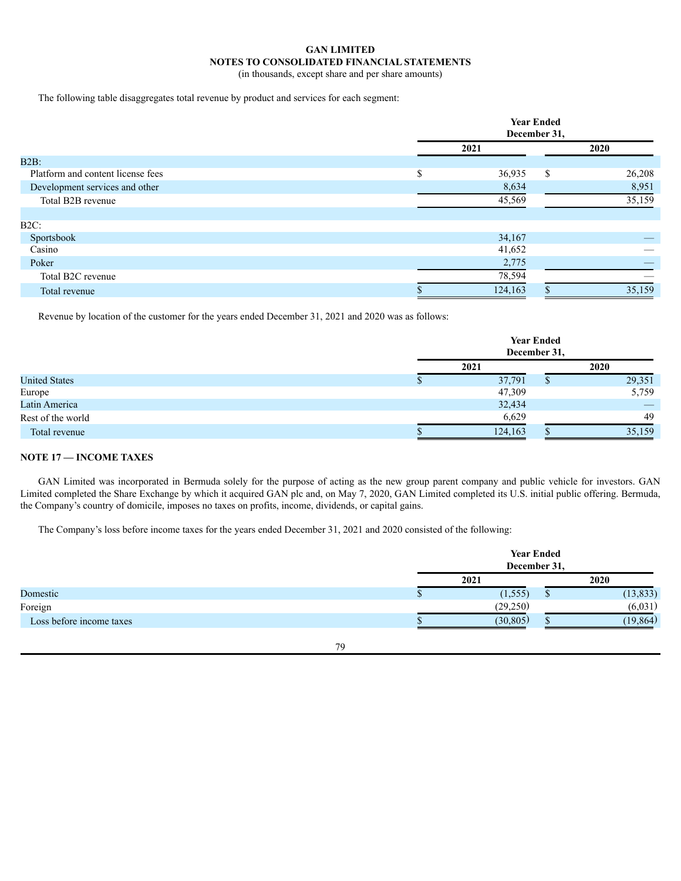**GAN LIMITED**
**NOTES TO CONSOLIDATED FINANCIAL STATEMENTS**
(in thousands, except share and per share amounts)

The following table disaggregates total revenue by product and services for each segment:

| | Year Ended December 31, | |
|---|---|---|
| | 2021 | 2020 |
| B2B: | | |
| Platform and content license fees | $ 36,935 | $ 26,208 |
| Development services and other | 8,634 | 8,951 |
| Total B2B revenue | 45,569 | 35,159 |
| | | |
| B2C: | | |
| Sportsbook | 34,167 | — |
| Casino | 41,652 | — |
| Poker | 2,775 | — |
| Total B2C revenue | 78,594 | — |
| Total revenue | $ 124,163 | $ 35,159 |

Revenue by location of the customer for the years ended December 31, 2021 and 2020 was as follows:

| | Year Ended December 31, | |
|---|---|---|
| | 2021 | 2020 |
| United States | $ 37,791 | $ 29,351 |
| Europe | 47,309 | 5,759 |
| Latin America | 32,434 | — |
| Rest of the world | 6,629 | 49 |
| Total revenue | $ 124,163 | $ 35,159 |

## NOTE 17 — INCOME TAXES

GAN Limited was incorporated in Bermuda solely for the purpose of acting as the new group parent company and public vehicle for investors. GAN Limited completed the Share Exchange by which it acquired GAN plc and, on May 7, 2020, GAN Limited completed its U.S. initial public offering. Bermuda, the Company's country of domicile, imposes no taxes on profits, income, dividends, or capital gains.

The Company's loss before income taxes for the years ended December 31, 2021 and 2020 consisted of the following:

| | Year Ended December 31, | |
|---|---|---|
| | 2021 | 2020 |
| Domestic | $ (1,555) | $ (13,833) |
| Foreign | (29,250) | (6,031) |
| Loss before income taxes | $ (30,805) | $ (19,864) |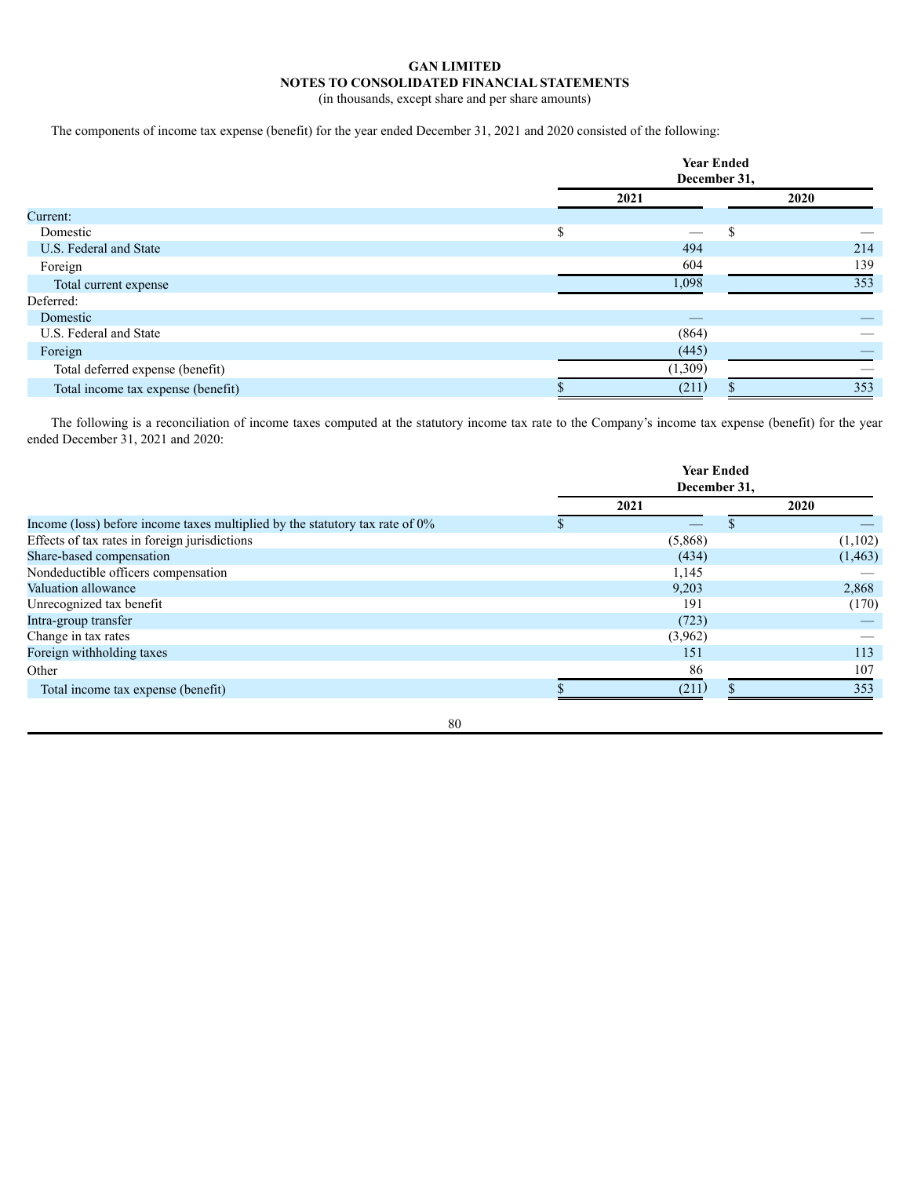**GAN LIMITED**
**NOTES TO CONSOLIDATED FINANCIAL STATEMENTS**
(in thousands, except share and per share amounts)

The components of income tax expense (benefit) for the year ended December 31, 2021 and 2020 consisted of the following:

| | Year Ended December 31, | |
|---|---|---|
| | 2021 | 2020 |
| Current: | | |
| Domestic | $ — | $ — |
| U.S. Federal and State | 494 | 214 |
| Foreign | 604 | 139 |
| Total current expense | 1,098 | 353 |
| Deferred: | | |
| Domestic | — | — |
| U.S. Federal and State | (864) | — |
| Foreign | (445) | — |
| Total deferred expense (benefit) | (1,309) | — |
| Total income tax expense (benefit) | $ (211) | $ 353 |

The following is a reconciliation of income taxes computed at the statutory income tax rate to the Company's income tax expense (benefit) for the year ended December 31, 2021 and 2020:

| | Year Ended December 31, | |
|---|---|---|
| | 2021 | 2020 |
| Income (loss) before income taxes multiplied by the statutory tax rate of 0% | $ — | $ — |
| Effects of tax rates in foreign jurisdictions | (5,868) | (1,102) |
| Share-based compensation | (434) | (1,463) |
| Nondeductible officers compensation | 1,145 | — |
| Valuation allowance | 9,203 | 2,868 |
| Unrecognized tax benefit | 191 | (170) |
| Intra-group transfer | (723) | — |
| Change in tax rates | (3,962) | — |
| Foreign withholding taxes | 151 | 113 |
| Other | 86 | 107 |
| Total income tax expense (benefit) | $ (211) | $ 353 |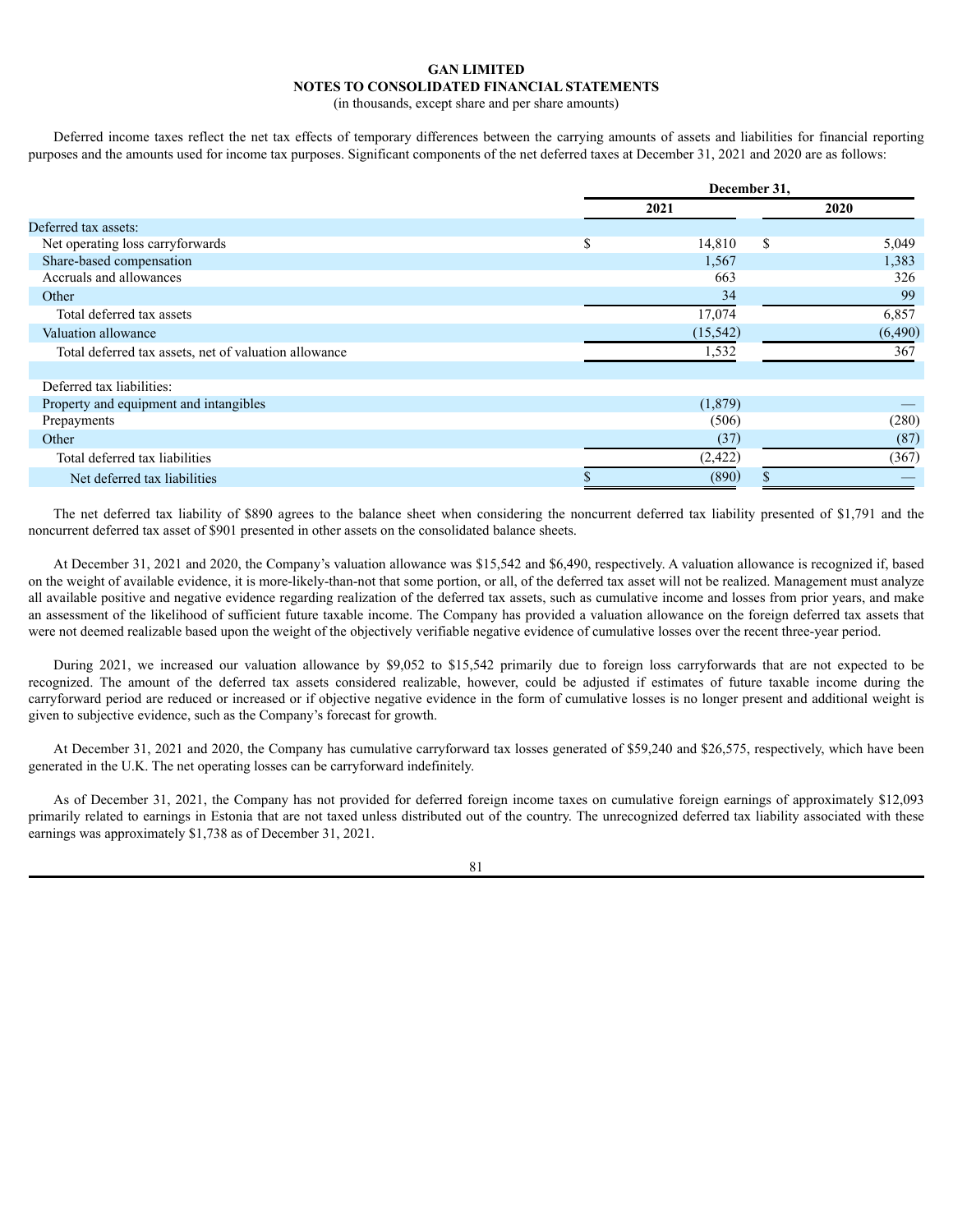**GAN LIMITED**
**NOTES TO CONSOLIDATED FINANCIAL STATEMENTS**
(in thousands, except share and per share amounts)

Deferred income taxes reflect the net tax effects of temporary differences between the carrying amounts of assets and liabilities for financial reporting purposes and the amounts used for income tax purposes. Significant components of the net deferred taxes at December 31, 2021 and 2020 are as follows:

| | December 31, | |
|---|---|---|
| | 2021 | 2020 |
| Deferred tax assets: | | |
| Net operating loss carryforwards | $ 14,810 | $ 5,049 |
| Share-based compensation | 1,567 | 1,383 |
| Accruals and allowances | 663 | 326 |
| Other | 34 | 99 |
| Total deferred tax assets | 17,074 | 6,857 |
| Valuation allowance | (15,542) | (6,490) |
| Total deferred tax assets, net of valuation allowance | 1,532 | 367 |
| | | |
| Deferred tax liabilities: | | |
| Property and equipment and intangibles | (1,879) | — |
| Prepayments | (506) | (280) |
| Other | (37) | (87) |
| Total deferred tax liabilities | (2,422) | (367) |
| Net deferred tax liabilities | $ (890) | $ — |

The net deferred tax liability of $890 agrees to the balance sheet when considering the noncurrent deferred tax liability presented of $1,791 and the noncurrent deferred tax asset of $901 presented in other assets on the consolidated balance sheets.

At December 31, 2021 and 2020, the Company's valuation allowance was $15,542 and $6,490, respectively. A valuation allowance is recognized if, based on the weight of available evidence, it is more-likely-than-not that some portion, or all, of the deferred tax asset will not be realized. Management must analyze all available positive and negative evidence regarding realization of the deferred tax assets, such as cumulative income and losses from prior years, and make an assessment of the likelihood of sufficient future taxable income. The Company has provided a valuation allowance on the foreign deferred tax assets that were not deemed realizable based upon the weight of the objectively verifiable negative evidence of cumulative losses over the recent three-year period.

During 2021, we increased our valuation allowance by $9,052 to $15,542 primarily due to foreign loss carryforwards that are not expected to be recognized. The amount of the deferred tax assets considered realizable, however, could be adjusted if estimates of future taxable income during the carryforward period are reduced or increased or if objective negative evidence in the form of cumulative losses is no longer present and additional weight is given to subjective evidence, such as the Company's forecast for growth.

At December 31, 2021 and 2020, the Company has cumulative carryforward tax losses generated of $59,240 and $26,575, respectively, which have been generated in the U.K. The net operating losses can be carryforward indefinitely.

As of December 31, 2021, the Company has not provided for deferred foreign income taxes on cumulative foreign earnings of approximately $12,093 primarily related to earnings in Estonia that are not taxed unless distributed out of the country. The unrecognized deferred tax liability associated with these earnings was approximately $1,738 as of December 31, 2021.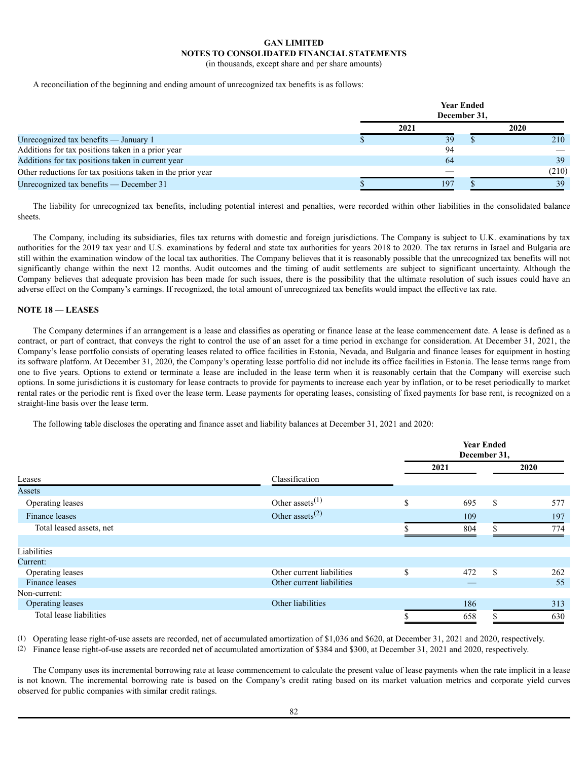**GAN LIMITED**
**NOTES TO CONSOLIDATED FINANCIAL STATEMENTS**
(in thousands, except share and per share amounts)

A reconciliation of the beginning and ending amount of unrecognized tax benefits is as follows:

| | Year Ended December 31, | |
|---|---|---|
| | 2021 | 2020 |
| Unrecognized tax benefits — January 1 | $ 39 | $ 210 |
| Additions for tax positions taken in a prior year | 94 | — |
| Additions for tax positions taken in current year | 64 | 39 |
| Other reductions for tax positions taken in the prior year | — | (210) |
| Unrecognized tax benefits — December 31 | $ 197 | $ 39 |

The liability for unrecognized tax benefits, including potential interest and penalties, were recorded within other liabilities in the consolidated balance sheets.

The Company, including its subsidiaries, files tax returns with domestic and foreign jurisdictions. The Company is subject to U.K. examinations by tax authorities for the 2019 tax year and U.S. examinations by federal and state tax authorities for years 2018 to 2020. The tax returns in Israel and Bulgaria are still within the examination window of the local tax authorities. The Company believes that it is reasonably possible that the unrecognized tax benefits will not significantly change within the next 12 months. Audit outcomes and the timing of audit settlements are subject to significant uncertainty. Although the Company believes that adequate provision has been made for such issues, there is the possibility that the ultimate resolution of such issues could have an adverse effect on the Company's earnings. If recognized, the total amount of unrecognized tax benefits would impact the effective tax rate.

## NOTE 18 — LEASES

The Company determines if an arrangement is a lease and classifies as operating or finance lease at the lease commencement date. A lease is defined as a contract, or part of contract, that conveys the right to control the use of an asset for a time period in exchange for consideration. At December 31, 2021, the Company's lease portfolio consists of operating leases related to office facilities in Estonia, Nevada, and Bulgaria and finance leases for equipment in hosting its software platform. At December 31, 2020, the Company's operating lease portfolio did not include its office facilities in Estonia. The lease terms range from one to five years. Options to extend or terminate a lease are included in the lease term when it is reasonably certain that the Company will exercise such options. In some jurisdictions it is customary for lease contracts to provide for payments to increase each year by inflation, or to be reset periodically to market rental rates or the periodic rent is fixed over the lease term. Lease payments for operating leases, consisting of fixed payments for base rent, is recognized on a straight-line basis over the lease term.

The following table discloses the operating and finance asset and liability balances at December 31, 2021 and 2020:

| | | Year Ended December 31, | |
|---|---|---|---|
| Leases | Classification | 2021 | 2020 |
| Assets | | | |
| Operating leases | Other assets[(1)] | $ 695 | $ 577 |
| Finance leases | Other assets[(2)] | 109 | 197 |
| Total leased assets, net | | $ 804 | $ 774 |
| | | | |
| Liabilities | | | |
| Current: | | | |
| Operating leases | Other current liabilities | $ 472 | $ 262 |
| Finance leases | Other current liabilities | — | 55 |
| Non-current: | | | |
| Operating leases | Other liabilities | 186 | 313 |
| Total lease liabilities | | $ 658 | $ 630 |

(1) Operating lease right-of-use assets are recorded, net of accumulated amortization of $1,036 and $620, at December 31, 2021 and 2020, respectively.

(2) Finance lease right-of-use assets are recorded net of accumulated amortization of $384 and $300, at December 31, 2021 and 2020, respectively.

The Company uses its incremental borrowing rate at lease commencement to calculate the present value of lease payments when the rate implicit in a lease is not known. The incremental borrowing rate is based on the Company's credit rating based on its market valuation metrics and corporate yield curves observed for public companies with similar credit ratings.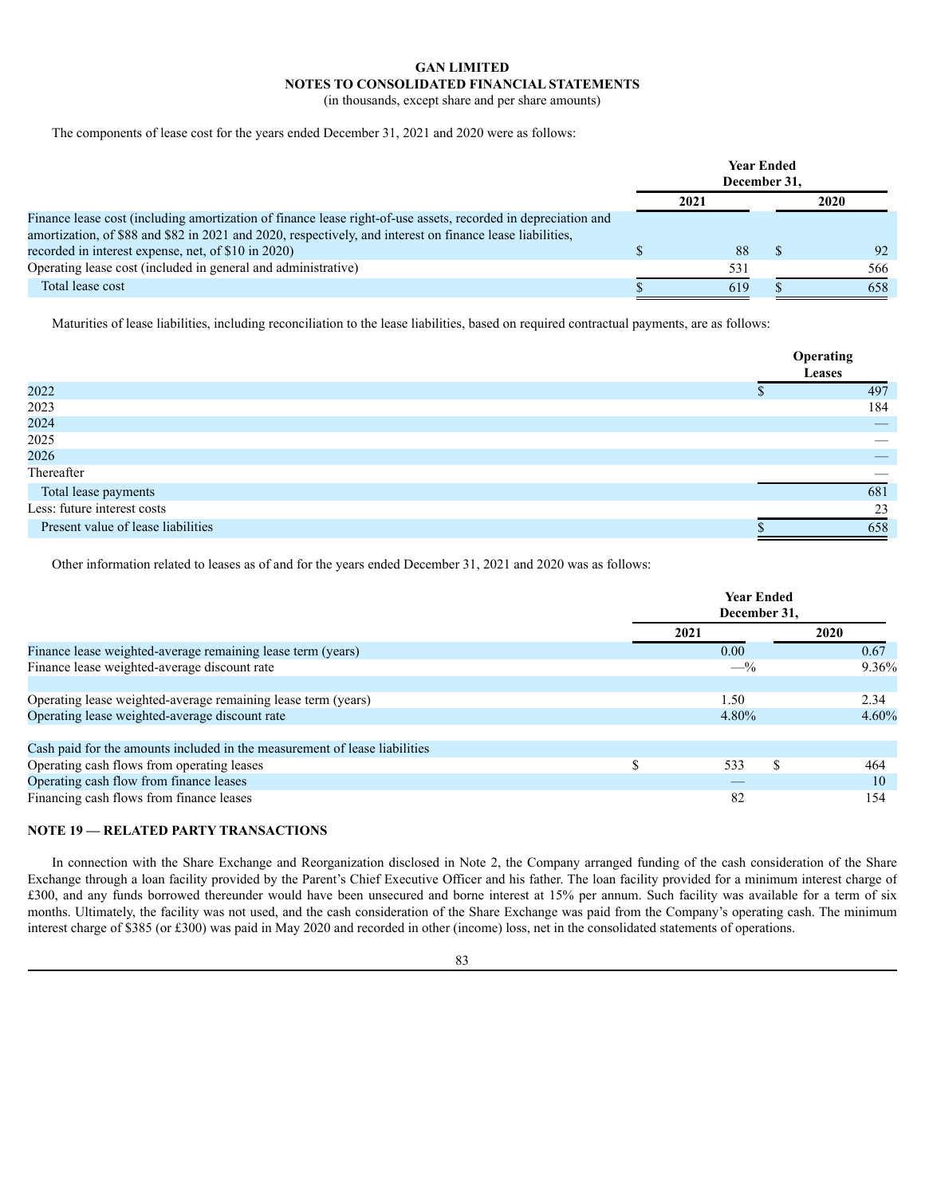**GAN LIMITED**
**NOTES TO CONSOLIDATED FINANCIAL STATEMENTS**
(in thousands, except share and per share amounts)

The components of lease cost for the years ended December 31, 2021 and 2020 were as follows:

| | Year Ended December 31, | |
|---|---|---|
| | 2021 | 2020 |
| Finance lease cost (including amortization of finance lease right-of-use assets, recorded in depreciation and amortization, of $88 and $82 in 2021 and 2020, respectively, and interest on finance lease liabilities, recorded in interest expense, net, of $10 in 2020) | $ 88 | $ 92 |
| Operating lease cost (included in general and administrative) | 531 | 566 |
| Total lease cost | $ 619 | $ 658 |

Maturities of lease liabilities, including reconciliation to the lease liabilities, based on required contractual payments, are as follows:

| | Operating Leases |
|---|---|
| 2022 | $ 497 |
| 2023 | 184 |
| 2024 | — |
| 2025 | — |
| 2026 | — |
| Thereafter | — |
| Total lease payments | 681 |
| Less: future interest costs | 23 |
| Present value of lease liabilities | $ 658 |

Other information related to leases as of and for the years ended December 31, 2021 and 2020 was as follows:

| | Year Ended December 31, | |
|---|---|---|
| | 2021 | 2020 |
| Finance lease weighted-average remaining lease term (years) | 0.00 | 0.67 |
| Finance lease weighted-average discount rate | —% | 9.36% |
| | | |
| Operating lease weighted-average remaining lease term (years) | 1.50 | 2.34 |
| Operating lease weighted-average discount rate | 4.80% | 4.60% |
| | | |
| Cash paid for the amounts included in the measurement of lease liabilities | | |
| Operating cash flows from operating leases | $ 533 | $ 464 |
| Operating cash flow from finance leases | — | 10 |
| Financing cash flows from finance leases | 82 | 154 |

## NOTE 19 — RELATED PARTY TRANSACTIONS

In connection with the Share Exchange and Reorganization disclosed in Note 2, the Company arranged funding of the cash consideration of the Share Exchange through a loan facility provided by the Parent's Chief Executive Officer and his father. The loan facility provided for a minimum interest charge of £300, and any funds borrowed thereunder would have been unsecured and borne interest at 15% per annum. Such facility was available for a term of six months. Ultimately, the facility was not used, and the cash consideration of the Share Exchange was paid from the Company's operating cash. The minimum interest charge of $385 (or £300) was paid in May 2020 and recorded in other (income) loss, net in the consolidated statements of operations.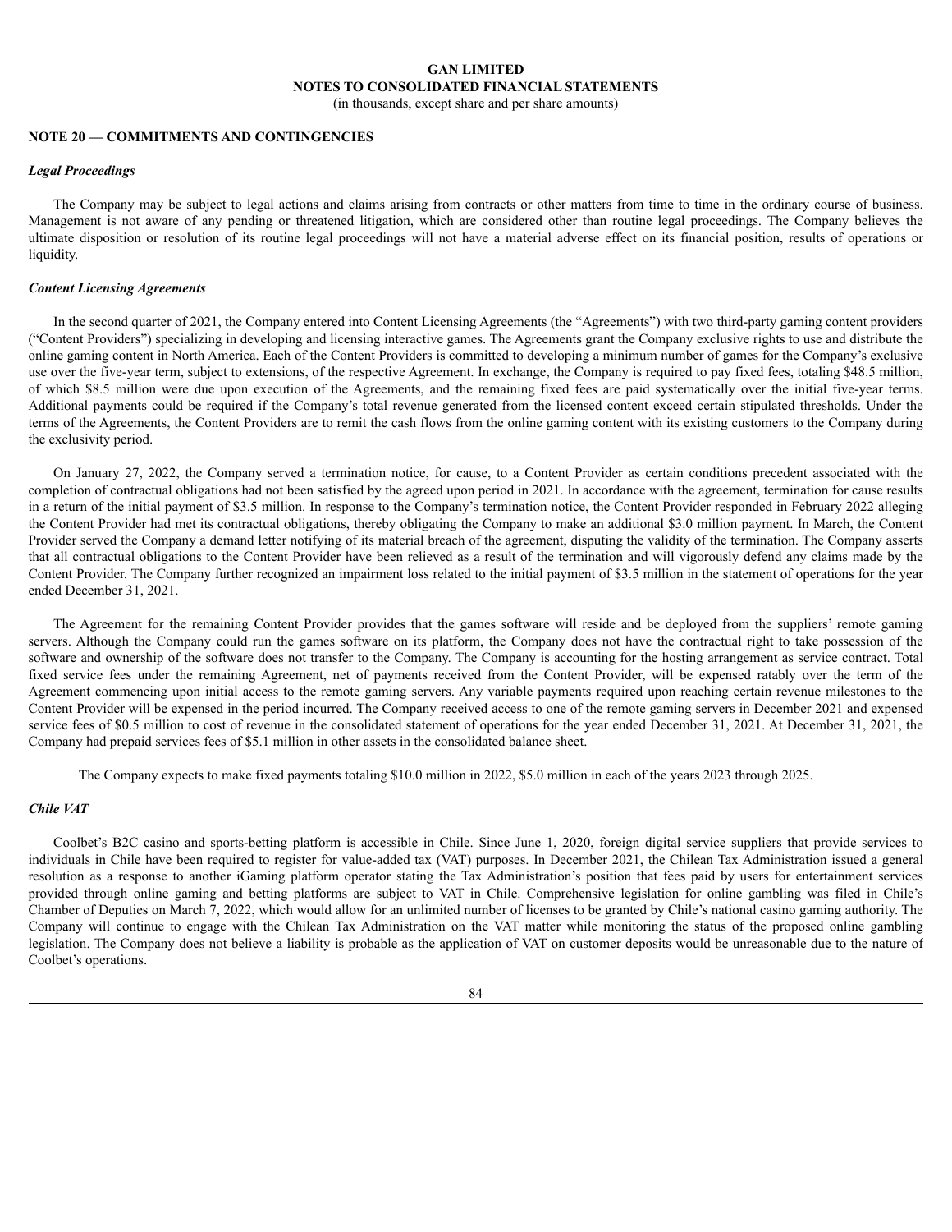## NOTE 20 — COMMITMENTS AND CONTINGENCIES

### *Legal Proceedings*

The Company may be subject to legal actions and claims arising from contracts or other matters from time to time in the ordinary course of business. Management is not aware of any pending or threatened litigation, which are considered other than routine legal proceedings. The Company believes the ultimate disposition or resolution of its routine legal proceedings will not have a material adverse effect on its financial position, results of operations or liquidity.

### *Content Licensing Agreements*

In the second quarter of 2021, the Company entered into Content Licensing Agreements (the "Agreements") with two third-party gaming content providers ("Content Providers") specializing in developing and licensing interactive games. The Agreements grant the Company exclusive rights to use and distribute the online gaming content in North America. Each of the Content Providers is committed to developing a minimum number of games for the Company's exclusive use over the five-year term, subject to extensions, of the respective Agreement. In exchange, the Company is required to pay fixed fees, totaling $48.5 million, of which $8.5 million were due upon execution of the Agreements, and the remaining fixed fees are paid systematically over the initial five-year terms. Additional payments could be required if the Company's total revenue generated from the licensed content exceed certain stipulated thresholds. Under the terms of the Agreements, the Content Providers are to remit the cash flows from the online gaming content with its existing customers to the Company during the exclusivity period.

On January 27, 2022, the Company served a termination notice, for cause, to a Content Provider as certain conditions precedent associated with the completion of contractual obligations had not been satisfied by the agreed upon period in 2021. In accordance with the agreement, termination for cause results in a return of the initial payment of $3.5 million. In response to the Company's termination notice, the Content Provider responded in February 2022 alleging the Content Provider had met its contractual obligations, thereby obligating the Company to make an additional $3.0 million payment. In March, the Content Provider served the Company a demand letter notifying of its material breach of the agreement, disputing the validity of the termination. The Company asserts that all contractual obligations to the Content Provider have been relieved as a result of the termination and will vigorously defend any claims made by the Content Provider. The Company further recognized an impairment loss related to the initial payment of $3.5 million in the statement of operations for the year ended December 31, 2021.

The Agreement for the remaining Content Provider provides that the games software will reside and be deployed from the suppliers' remote gaming servers. Although the Company could run the games software on its platform, the Company does not have the contractual right to take possession of the software and ownership of the software does not transfer to the Company. The Company is accounting for the hosting arrangement as service contract. Total fixed service fees under the remaining Agreement, net of payments received from the Content Provider, will be expensed ratably over the term of the Agreement commencing upon initial access to the remote gaming servers. Any variable payments required upon reaching certain revenue milestones to the Content Provider will be expensed in the period incurred. The Company received access to one of the remote gaming servers in December 2021 and expensed service fees of $0.5 million to cost of revenue in the consolidated statement of operations for the year ended December 31, 2021. At December 31, 2021, the Company had prepaid services fees of $5.1 million in other assets in the consolidated balance sheet.

The Company expects to make fixed payments totaling $10.0 million in 2022, $5.0 million in each of the years 2023 through 2025.

### *Chile VAT*

Coolbet's B2C casino and sports-betting platform is accessible in Chile. Since June 1, 2020, foreign digital service suppliers that provide services to individuals in Chile have been required to register for value-added tax (VAT) purposes. In December 2021, the Chilean Tax Administration issued a general resolution as a response to another iGaming platform operator stating the Tax Administration's position that fees paid by users for entertainment services provided through online gaming and betting platforms are subject to VAT in Chile. Comprehensive legislation for online gambling was filed in Chile's Chamber of Deputies on March 7, 2022, which would allow for an unlimited number of licenses to be granted by Chile's national casino gaming authority. The Company will continue to engage with the Chilean Tax Administration on the VAT matter while monitoring the status of the proposed online gambling legislation. The Company does not believe a liability is probable as the application of VAT on customer deposits would be unreasonable due to the nature of Coolbet's operations.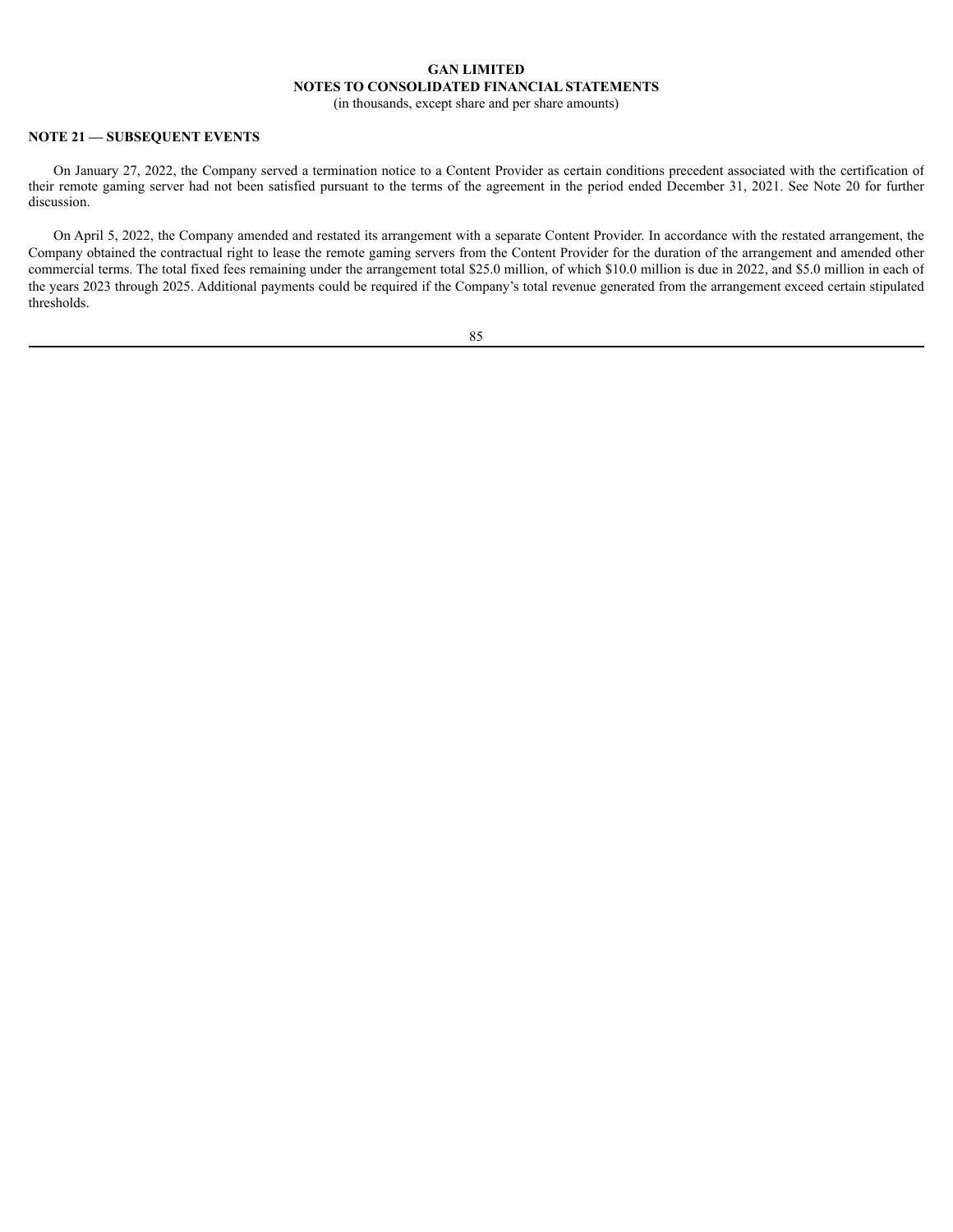**NOTE 21 — SUBSEQUENT EVENTS**

On January 27, 2022, the Company served a termination notice to a Content Provider as certain conditions precedent associated with the certification of their remote gaming server had not been satisfied pursuant to the terms of the agreement in the period ended December 31, 2021. See Note 20 for further discussion.

On April 5, 2022, the Company amended and restated its arrangement with a separate Content Provider. In accordance with the restated arrangement, the Company obtained the contractual right to lease the remote gaming servers from the Content Provider for the duration of the arrangement and amended other commercial terms. The total fixed fees remaining under the arrangement total $25.0 million, of which $10.0 million is due in 2022, and $5.0 million in each of the years 2023 through 2025. Additional payments could be required if the Company's total revenue generated from the arrangement exceed certain stipulated thresholds.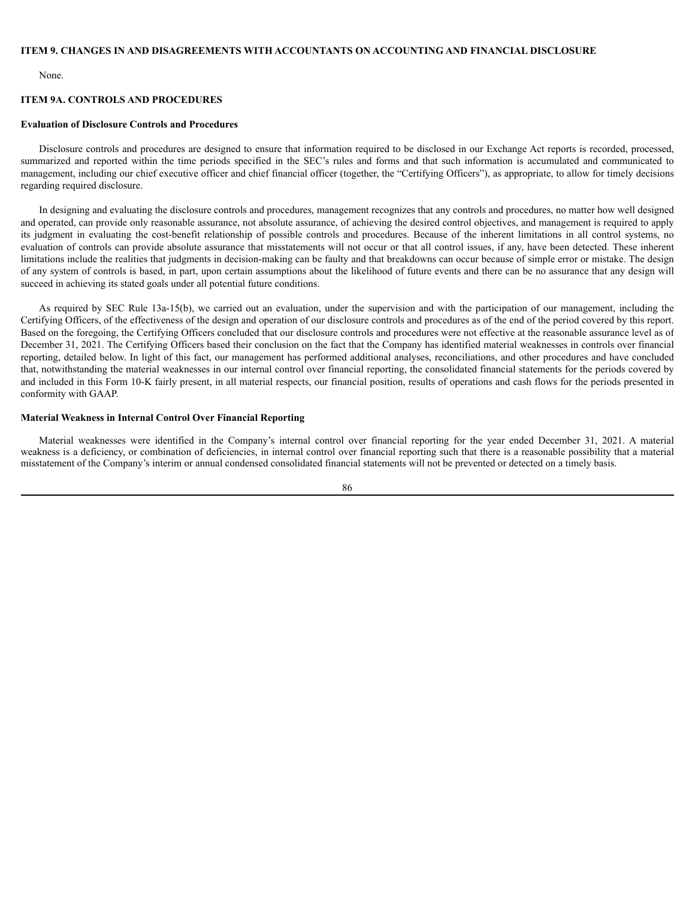## ITEM 9. CHANGES IN AND DISAGREEMENTS WITH ACCOUNTANTS ON ACCOUNTING AND FINANCIAL DISCLOSURE

None.

## ITEM 9A. CONTROLS AND PROCEDURES

### Evaluation of Disclosure Controls and Procedures

Disclosure controls and procedures are designed to ensure that information required to be disclosed in our Exchange Act reports is recorded, processed, summarized and reported within the time periods specified in the SEC's rules and forms and that such information is accumulated and communicated to management, including our chief executive officer and chief financial officer (together, the "Certifying Officers"), as appropriate, to allow for timely decisions regarding required disclosure.

In designing and evaluating the disclosure controls and procedures, management recognizes that any controls and procedures, no matter how well designed and operated, can provide only reasonable assurance, not absolute assurance, of achieving the desired control objectives, and management is required to apply its judgment in evaluating the cost-benefit relationship of possible controls and procedures. Because of the inherent limitations in all control systems, no evaluation of controls can provide absolute assurance that misstatements will not occur or that all control issues, if any, have been detected. These inherent limitations include the realities that judgments in decision-making can be faulty and that breakdowns can occur because of simple error or mistake. The design of any system of controls is based, in part, upon certain assumptions about the likelihood of future events and there can be no assurance that any design will succeed in achieving its stated goals under all potential future conditions.

As required by SEC Rule 13a-15(b), we carried out an evaluation, under the supervision and with the participation of our management, including the Certifying Officers, of the effectiveness of the design and operation of our disclosure controls and procedures as of the end of the period covered by this report. Based on the foregoing, the Certifying Officers concluded that our disclosure controls and procedures were not effective at the reasonable assurance level as of December 31, 2021. The Certifying Officers based their conclusion on the fact that the Company has identified material weaknesses in controls over financial reporting, detailed below. In light of this fact, our management has performed additional analyses, reconciliations, and other procedures and have concluded that, notwithstanding the material weaknesses in our internal control over financial reporting, the consolidated financial statements for the periods covered by and included in this Form 10-K fairly present, in all material respects, our financial position, results of operations and cash flows for the periods presented in conformity with GAAP.

### Material Weakness in Internal Control Over Financial Reporting

Material weaknesses were identified in the Company's internal control over financial reporting for the year ended December 31, 2021. A material weakness is a deficiency, or combination of deficiencies, in internal control over financial reporting such that there is a reasonable possibility that a material misstatement of the Company's interim or annual condensed consolidated financial statements will not be prevented or detected on a timely basis.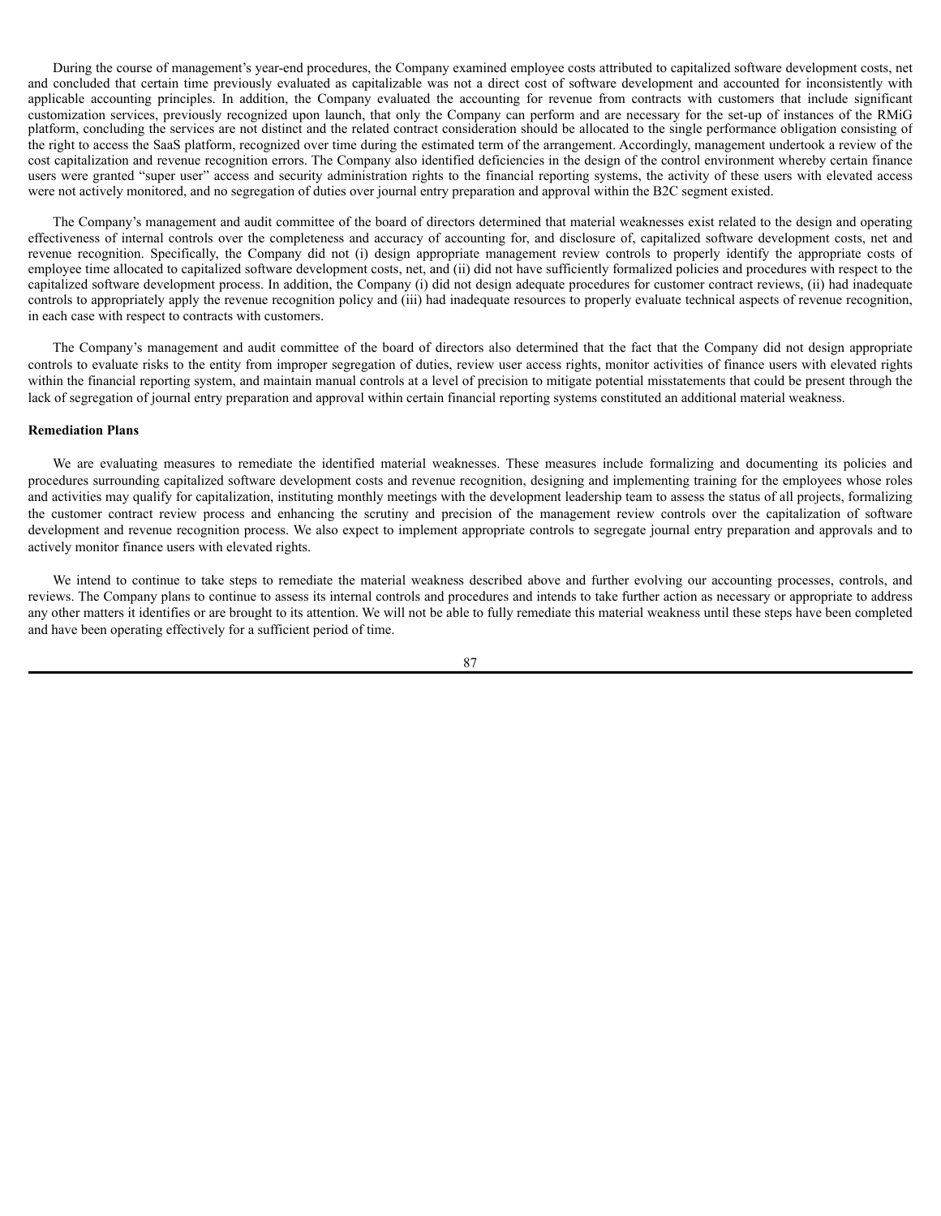During the course of management's year-end procedures, the Company examined employee costs attributed to capitalized software development costs, net and concluded that certain time previously evaluated as capitalizable was not a direct cost of software development and accounted for inconsistently with applicable accounting principles. In addition, the Company evaluated the accounting for revenue from contracts with customers that include significant customization services, previously recognized upon launch, that only the Company can perform and are necessary for the set-up of instances of the RMiG platform, concluding the services are not distinct and the related contract consideration should be allocated to the single performance obligation consisting of the right to access the SaaS platform, recognized over time during the estimated term of the arrangement. Accordingly, management undertook a review of the cost capitalization and revenue recognition errors. The Company also identified deficiencies in the design of the control environment whereby certain finance users were granted "super user" access and security administration rights to the financial reporting systems, the activity of these users with elevated access were not actively monitored, and no segregation of duties over journal entry preparation and approval within the B2C segment existed.

The Company's management and audit committee of the board of directors determined that material weaknesses exist related to the design and operating effectiveness of internal controls over the completeness and accuracy of accounting for, and disclosure of, capitalized software development costs, net and revenue recognition. Specifically, the Company did not (i) design appropriate management review controls to properly identify the appropriate costs of employee time allocated to capitalized software development costs, net, and (ii) did not have sufficiently formalized policies and procedures with respect to the capitalized software development process. In addition, the Company (i) did not design adequate procedures for customer contract reviews, (ii) had inadequate controls to appropriately apply the revenue recognition policy and (iii) had inadequate resources to properly evaluate technical aspects of revenue recognition, in each case with respect to contracts with customers.

The Company's management and audit committee of the board of directors also determined that the fact that the Company did not design appropriate controls to evaluate risks to the entity from improper segregation of duties, review user access rights, monitor activities of finance users with elevated rights within the financial reporting system, and maintain manual controls at a level of precision to mitigate potential misstatements that could be present through the lack of segregation of journal entry preparation and approval within certain financial reporting systems constituted an additional material weakness.

**Remediation Plans**

We are evaluating measures to remediate the identified material weaknesses. These measures include formalizing and documenting its policies and procedures surrounding capitalized software development costs and revenue recognition, designing and implementing training for the employees whose roles and activities may qualify for capitalization, instituting monthly meetings with the development leadership team to assess the status of all projects, formalizing the customer contract review process and enhancing the scrutiny and precision of the management review controls over the capitalization of software development and revenue recognition process. We also expect to implement appropriate controls to segregate journal entry preparation and approvals and to actively monitor finance users with elevated rights.

We intend to continue to take steps to remediate the material weakness described above and further evolving our accounting processes, controls, and reviews. The Company plans to continue to assess its internal controls and procedures and intends to take further action as necessary or appropriate to address any other matters it identifies or are brought to its attention. We will not be able to fully remediate this material weakness until these steps have been completed and have been operating effectively for a sufficient period of time.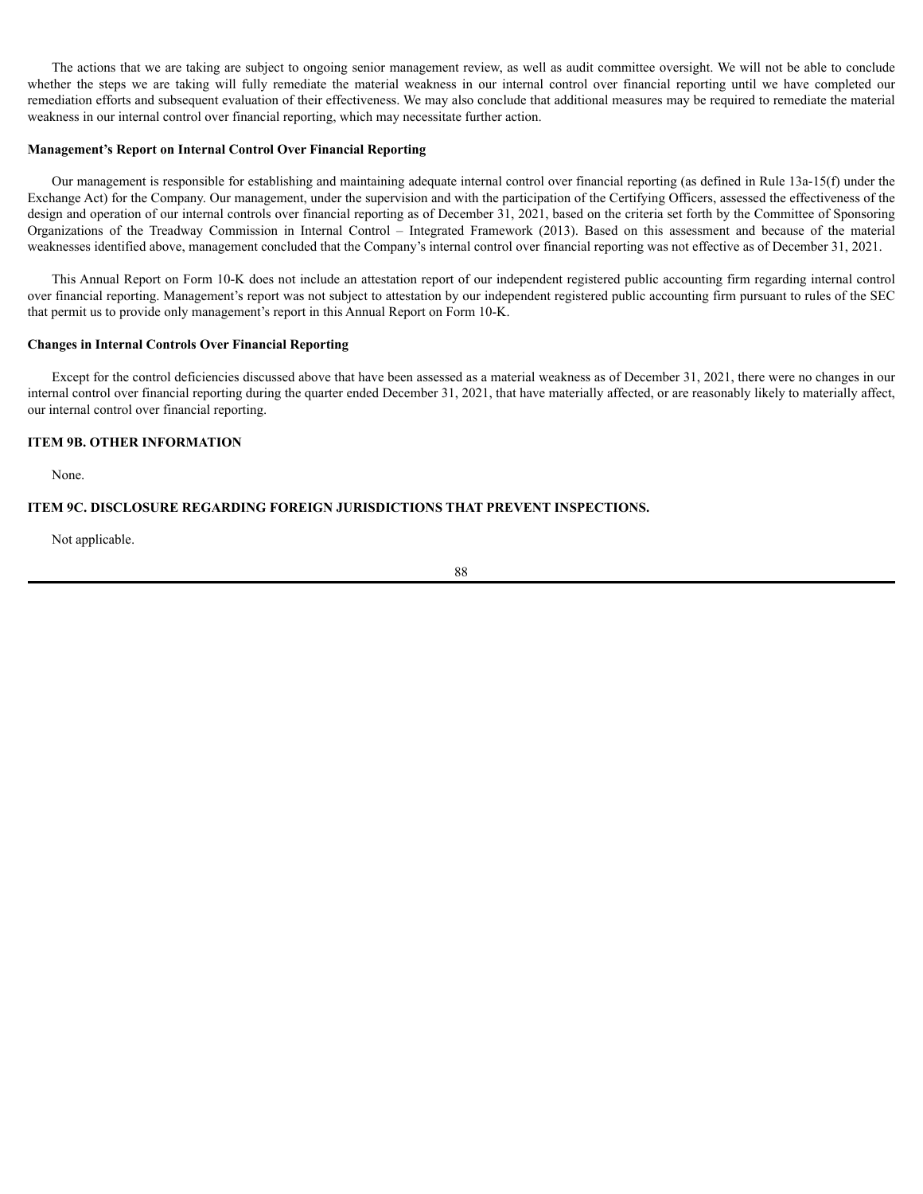The actions that we are taking are subject to ongoing senior management review, as well as audit committee oversight. We will not be able to conclude whether the steps we are taking will fully remediate the material weakness in our internal control over financial reporting until we have completed our remediation efforts and subsequent evaluation of their effectiveness. We may also conclude that additional measures may be required to remediate the material weakness in our internal control over financial reporting, which may necessitate further action.

**Management's Report on Internal Control Over Financial Reporting**

Our management is responsible for establishing and maintaining adequate internal control over financial reporting (as defined in Rule 13a-15(f) under the Exchange Act) for the Company. Our management, under the supervision and with the participation of the Certifying Officers, assessed the effectiveness of the design and operation of our internal controls over financial reporting as of December 31, 2021, based on the criteria set forth by the Committee of Sponsoring Organizations of the Treadway Commission in Internal Control – Integrated Framework (2013). Based on this assessment and because of the material weaknesses identified above, management concluded that the Company's internal control over financial reporting was not effective as of December 31, 2021.

This Annual Report on Form 10-K does not include an attestation report of our independent registered public accounting firm regarding internal control over financial reporting. Management's report was not subject to attestation by our independent registered public accounting firm pursuant to rules of the SEC that permit us to provide only management's report in this Annual Report on Form 10-K.

**Changes in Internal Controls Over Financial Reporting**

Except for the control deficiencies discussed above that have been assessed as a material weakness as of December 31, 2021, there were no changes in our internal control over financial reporting during the quarter ended December 31, 2021, that have materially affected, or are reasonably likely to materially affect, our internal control over financial reporting.

## ITEM 9B. OTHER INFORMATION

None.

## ITEM 9C. DISCLOSURE REGARDING FOREIGN JURISDICTIONS THAT PREVENT INSPECTIONS.

Not applicable.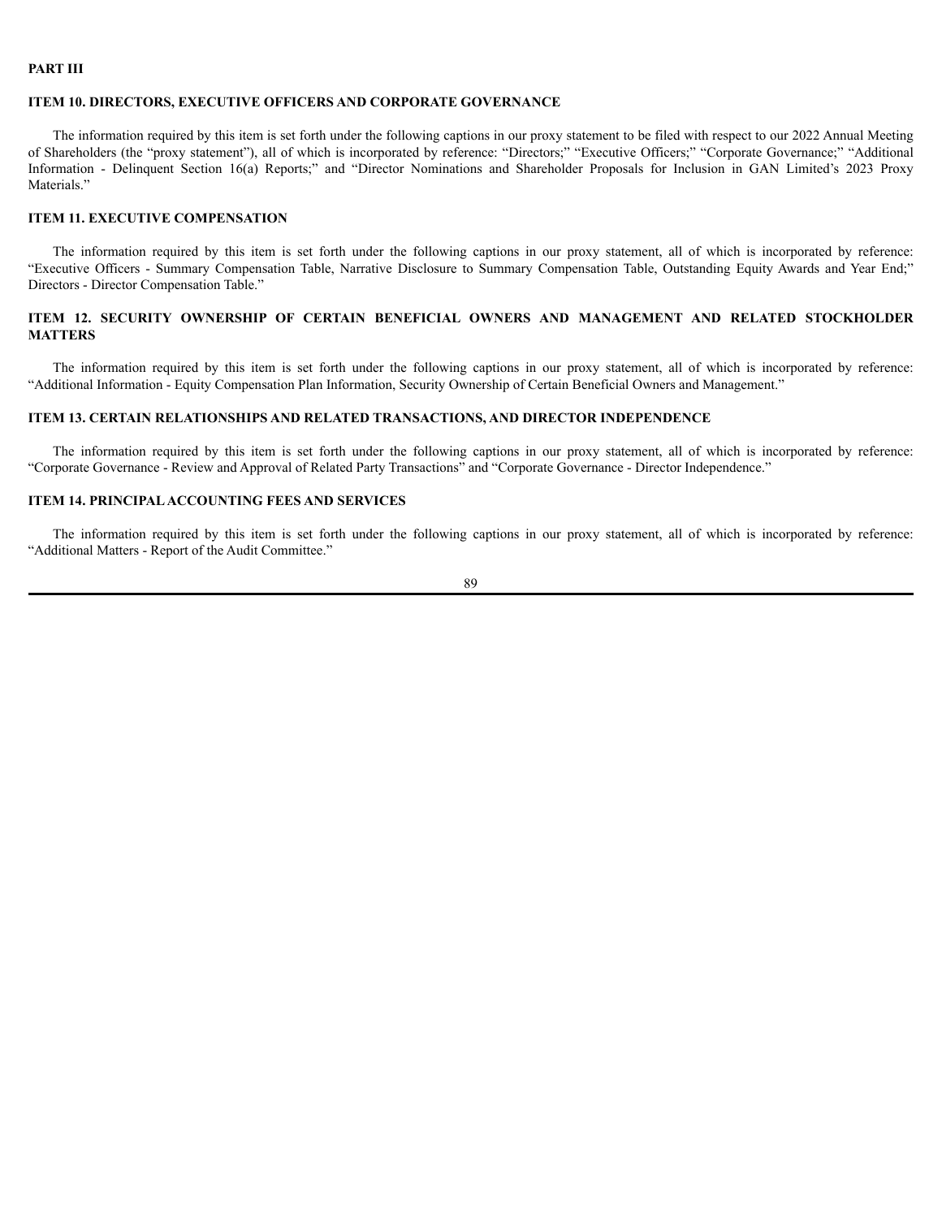## PART III

### ITEM 10. DIRECTORS, EXECUTIVE OFFICERS AND CORPORATE GOVERNANCE

The information required by this item is set forth under the following captions in our proxy statement to be filed with respect to our 2022 Annual Meeting of Shareholders (the "proxy statement"), all of which is incorporated by reference: "Directors;" "Executive Officers;" "Corporate Governance;" "Additional Information - Delinquent Section 16(a) Reports;" and "Director Nominations and Shareholder Proposals for Inclusion in GAN Limited's 2023 Proxy Materials."

### ITEM 11. EXECUTIVE COMPENSATION

The information required by this item is set forth under the following captions in our proxy statement, all of which is incorporated by reference: "Executive Officers - Summary Compensation Table, Narrative Disclosure to Summary Compensation Table, Outstanding Equity Awards and Year End;" Directors - Director Compensation Table."

### ITEM 12. SECURITY OWNERSHIP OF CERTAIN BENEFICIAL OWNERS AND MANAGEMENT AND RELATED STOCKHOLDER MATTERS

The information required by this item is set forth under the following captions in our proxy statement, all of which is incorporated by reference: "Additional Information - Equity Compensation Plan Information, Security Ownership of Certain Beneficial Owners and Management."

### ITEM 13. CERTAIN RELATIONSHIPS AND RELATED TRANSACTIONS, AND DIRECTOR INDEPENDENCE

The information required by this item is set forth under the following captions in our proxy statement, all of which is incorporated by reference: "Corporate Governance - Review and Approval of Related Party Transactions" and "Corporate Governance - Director Independence."

### ITEM 14. PRINCIPAL ACCOUNTING FEES AND SERVICES

The information required by this item is set forth under the following captions in our proxy statement, all of which is incorporated by reference: "Additional Matters - Report of the Audit Committee."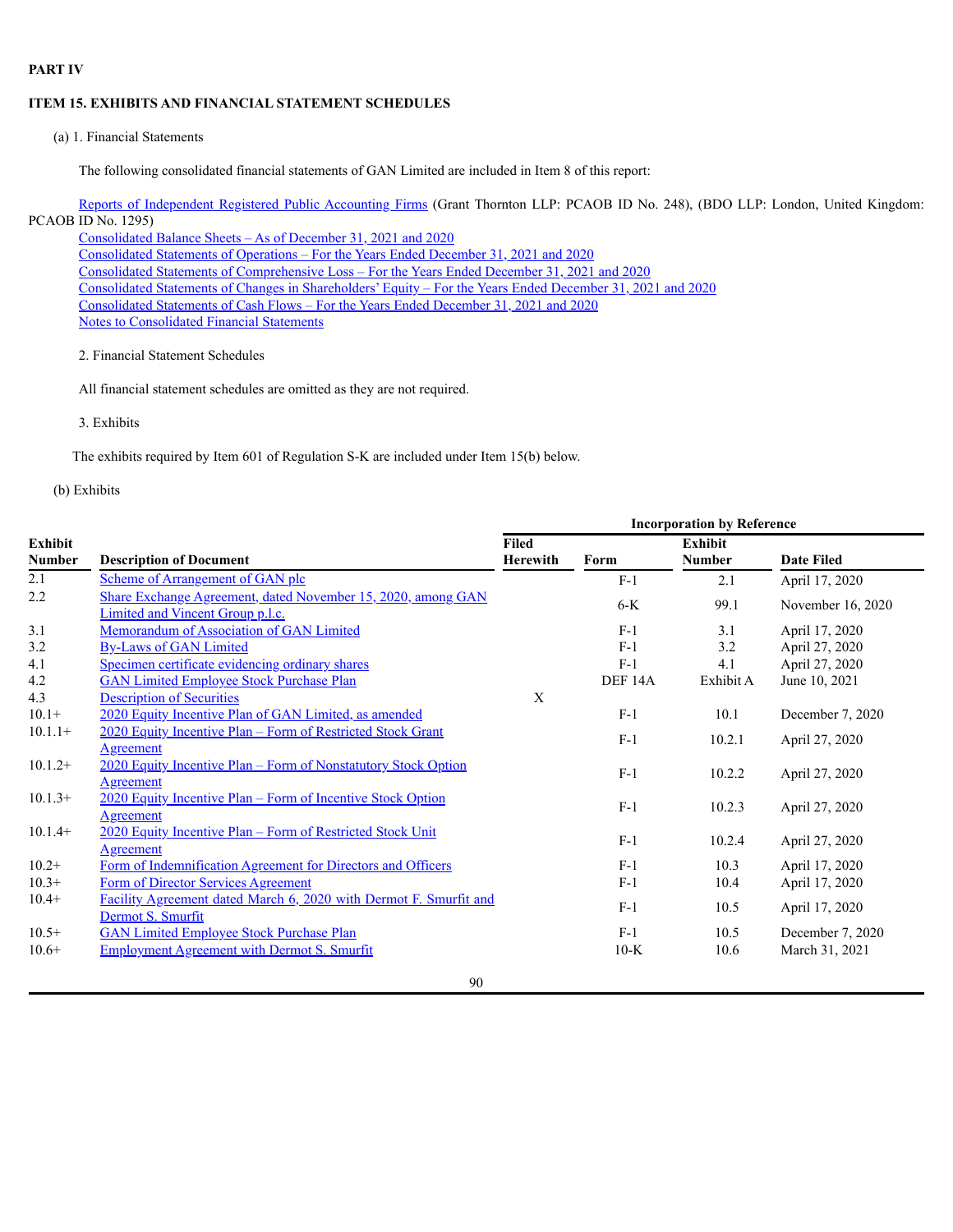## PART IV

## ITEM 15. EXHIBITS AND FINANCIAL STATEMENT SCHEDULES

(a) 1. Financial Statements

The following consolidated financial statements of GAN Limited are included in Item 8 of this report:

Reports of Independent Registered Public Accounting Firms (Grant Thornton LLP: PCAOB ID No. 248), (BDO LLP: London, United Kingdom: PCAOB ID No. 1295)
Consolidated Balance Sheets – As of December 31, 2021 and 2020
Consolidated Statements of Operations – For the Years Ended December 31, 2021 and 2020
Consolidated Statements of Comprehensive Loss – For the Years Ended December 31, 2021 and 2020
Consolidated Statements of Changes in Shareholders' Equity – For the Years Ended December 31, 2021 and 2020
Consolidated Statements of Cash Flows – For the Years Ended December 31, 2021 and 2020
Notes to Consolidated Financial Statements

2. Financial Statement Schedules

All financial statement schedules are omitted as they are not required.

3. Exhibits

The exhibits required by Item 601 of Regulation S-K are included under Item 15(b) below.

(b) Exhibits

| | | | Incorporation by Reference | | |
|---|---|---|---|---|---|
| **Exhibit Number** | **Description of Document** | **Filed Herewith** | **Form** | **Exhibit Number** | **Date Filed** |
| 2.1 | Scheme of Arrangement of GAN plc | | F-1 | 2.1 | April 17, 2020 |
| 2.2 | Share Exchange Agreement, dated November 15, 2020, among GAN Limited and Vincent Group p.l.c. | | 6-K | 99.1 | November 16, 2020 |
| 3.1 | Memorandum of Association of GAN Limited | | F-1 | 3.1 | April 17, 2020 |
| 3.2 | By-Laws of GAN Limited | | F-1 | 3.2 | April 27, 2020 |
| 4.1 | Specimen certificate evidencing ordinary shares | | F-1 | 4.1 | April 27, 2020 |
| 4.2 | GAN Limited Employee Stock Purchase Plan | | DEF 14A | Exhibit A | June 10, 2021 |
| 4.3 | Description of Securities | X | | | |
| 10.1+ | 2020 Equity Incentive Plan of GAN Limited, as amended | | F-1 | 10.1 | December 7, 2020 |
| 10.1.1+ | 2020 Equity Incentive Plan – Form of Restricted Stock Grant Agreement | | F-1 | 10.2.1 | April 27, 2020 |
| 10.1.2+ | 2020 Equity Incentive Plan – Form of Nonstatutory Stock Option Agreement | | F-1 | 10.2.2 | April 27, 2020 |
| 10.1.3+ | 2020 Equity Incentive Plan – Form of Incentive Stock Option Agreement | | F-1 | 10.2.3 | April 27, 2020 |
| 10.1.4+ | 2020 Equity Incentive Plan – Form of Restricted Stock Unit Agreement | | F-1 | 10.2.4 | April 27, 2020 |
| 10.2+ | Form of Indemnification Agreement for Directors and Officers | | F-1 | 10.3 | April 17, 2020 |
| 10.3+ | Form of Director Services Agreement | | F-1 | 10.4 | April 17, 2020 |
| 10.4+ | Facility Agreement dated March 6, 2020 with Dermot F. Smurfit and Dermot S. Smurfit | | F-1 | 10.5 | April 17, 2020 |
| 10.5+ | GAN Limited Employee Stock Purchase Plan | | F-1 | 10.5 | December 7, 2020 |
| 10.6+ | Employment Agreement with Dermot S. Smurfit | | 10-K | 10.6 | March 31, 2021 |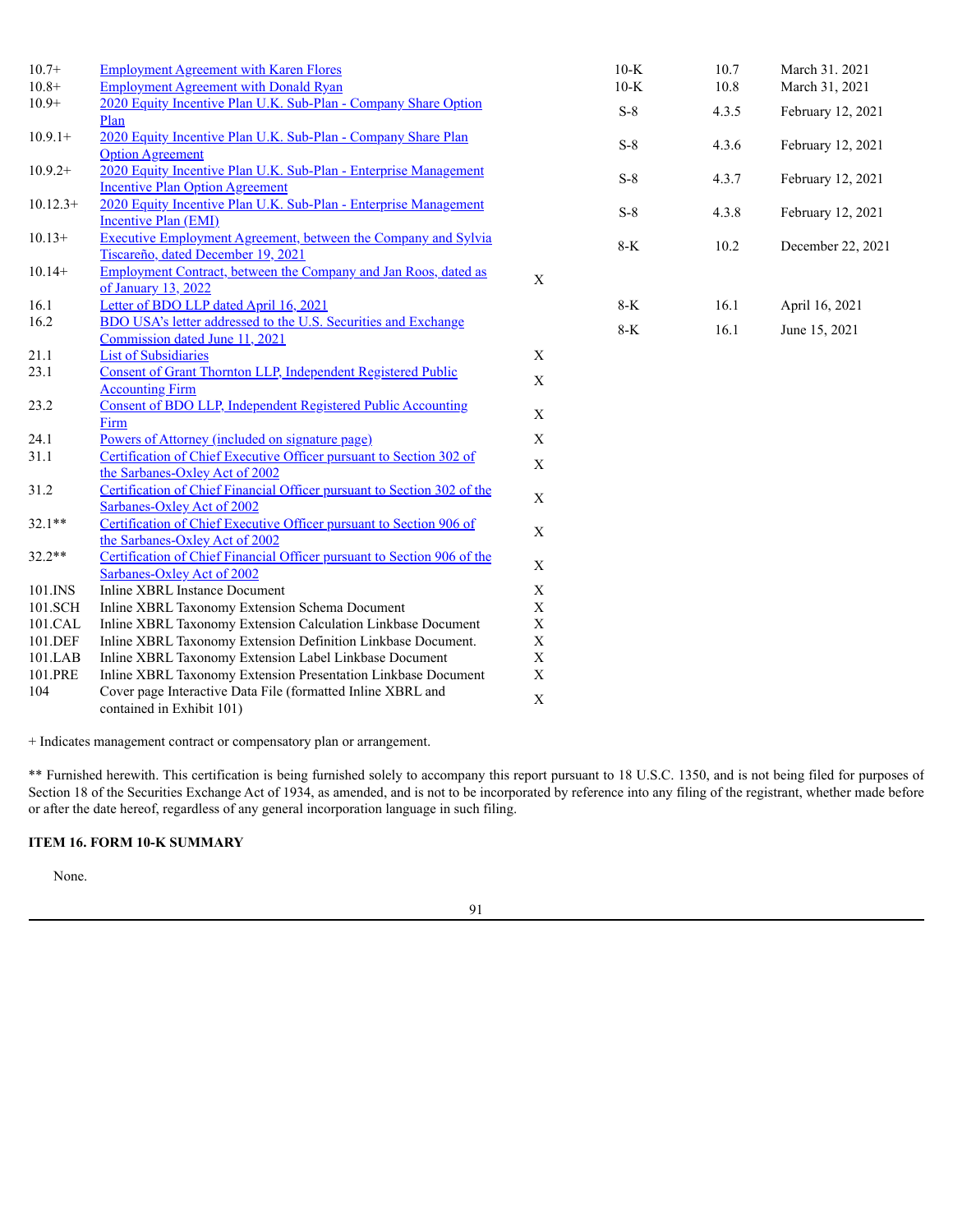| | | | | | |
|---|---|---|---|---|---|
| 10.7+ | Employment Agreement with Karen Flores | | 10-K | 10.7 | March 31. 2021 |
| 10.8+ | Employment Agreement with Donald Ryan | | 10-K | 10.8 | March 31, 2021 |
| 10.9+ | 2020 Equity Incentive Plan U.K. Sub-Plan - Company Share Option Plan | | S-8 | 4.3.5 | February 12, 2021 |
| 10.9.1+ | 2020 Equity Incentive Plan U.K. Sub-Plan - Company Share Plan Option Agreement | | S-8 | 4.3.6 | February 12, 2021 |
| 10.9.2+ | 2020 Equity Incentive Plan U.K. Sub-Plan - Enterprise Management Incentive Plan Option Agreement | | S-8 | 4.3.7 | February 12, 2021 |
| 10.12.3+ | 2020 Equity Incentive Plan U.K. Sub-Plan - Enterprise Management Incentive Plan (EMI) | | S-8 | 4.3.8 | February 12, 2021 |
| 10.13+ | Executive Employment Agreement, between the Company and Sylvia Tiscareño, dated December 19, 2021 | | 8-K | 10.2 | December 22, 2021 |
| 10.14+ | Employment Contract, between the Company and Jan Roos, dated as of January 13, 2022 | X | | | |
| 16.1 | Letter of BDO LLP dated April 16, 2021 | | 8-K | 16.1 | April 16, 2021 |
| 16.2 | BDO USA's letter addressed to the U.S. Securities and Exchange Commission dated June 11, 2021 | | 8-K | 16.1 | June 15, 2021 |
| 21.1 | List of Subsidiaries | X | | | |
| 23.1 | Consent of Grant Thornton LLP, Independent Registered Public Accounting Firm | X | | | |
| 23.2 | Consent of BDO LLP, Independent Registered Public Accounting Firm | X | | | |
| 24.1 | Powers of Attorney (included on signature page) | X | | | |
| 31.1 | Certification of Chief Executive Officer pursuant to Section 302 of the Sarbanes-Oxley Act of 2002 | X | | | |
| 31.2 | Certification of Chief Financial Officer pursuant to Section 302 of the Sarbanes-Oxley Act of 2002 | X | | | |
| 32.1** | Certification of Chief Executive Officer pursuant to Section 906 of the Sarbanes-Oxley Act of 2002 | X | | | |
| 32.2** | Certification of Chief Financial Officer pursuant to Section 906 of the Sarbanes-Oxley Act of 2002 | X | | | |
| 101.INS | Inline XBRL Instance Document | X | | | |
| 101.SCH | Inline XBRL Taxonomy Extension Schema Document | X | | | |
| 101.CAL | Inline XBRL Taxonomy Extension Calculation Linkbase Document | X | | | |
| 101.DEF | Inline XBRL Taxonomy Extension Definition Linkbase Document. | X | | | |
| 101.LAB | Inline XBRL Taxonomy Extension Label Linkbase Document | X | | | |
| 101.PRE | Inline XBRL Taxonomy Extension Presentation Linkbase Document | X | | | |
| 104 | Cover page Interactive Data File (formatted Inline XBRL and contained in Exhibit 101) | X | | | |

+ Indicates management contract or compensatory plan or arrangement.

** Furnished herewith. This certification is being furnished solely to accompany this report pursuant to 18 U.S.C. 1350, and is not being filed for purposes of Section 18 of the Securities Exchange Act of 1934, as amended, and is not to be incorporated by reference into any filing of the registrant, whether made before or after the date hereof, regardless of any general incorporation language in such filing.

**ITEM 16. FORM 10-K SUMMARY**

None.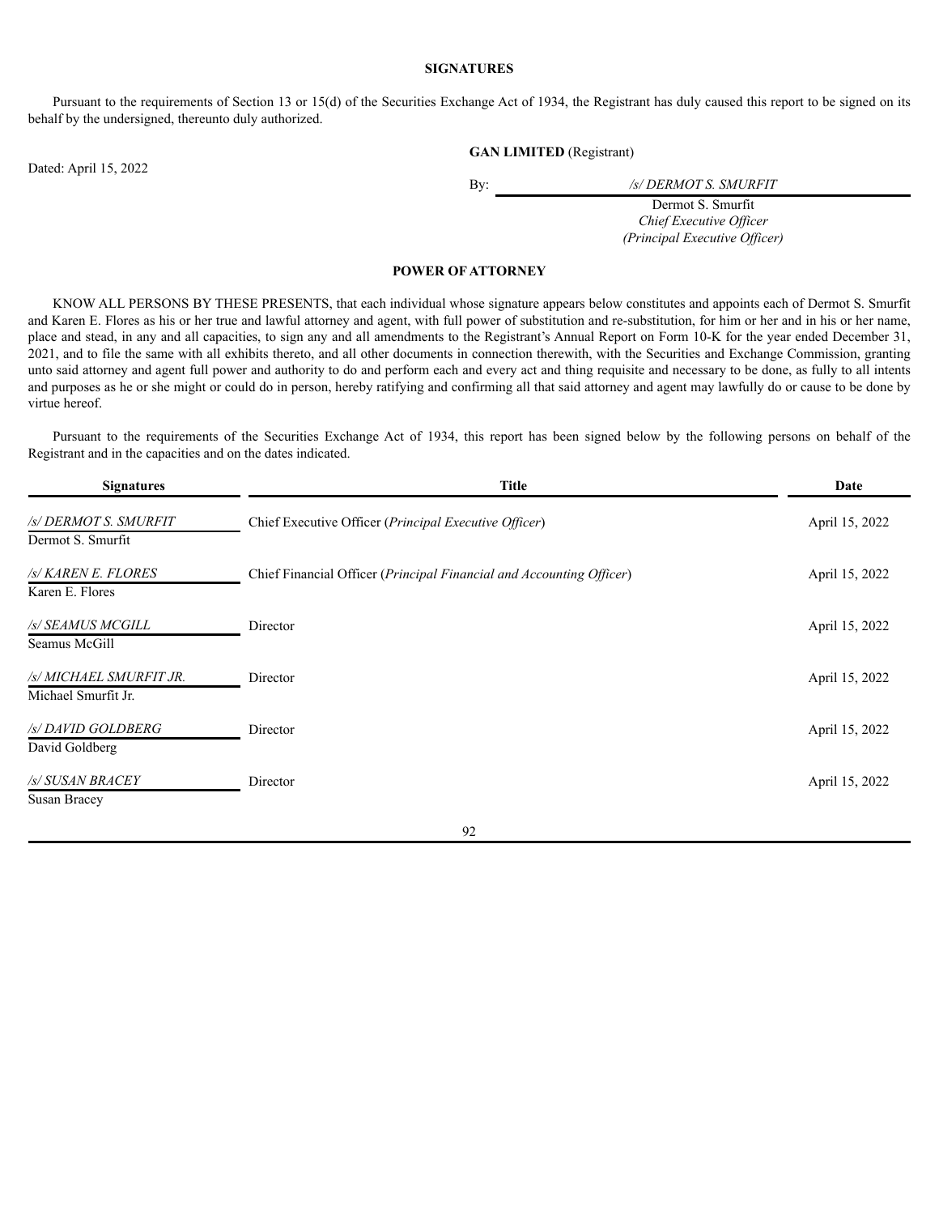## SIGNATURES

Pursuant to the requirements of Section 13 or 15(d) of the Securities Exchange Act of 1934, the Registrant has duly caused this report to be signed on its behalf by the undersigned, thereunto duly authorized.

Dated: April 15, 2022

**GAN LIMITED** (Registrant)

By: */s/ DERMOT S. SMURFIT*

Dermot S. Smurfit
*Chief Executive Officer*
*(Principal Executive Officer)*

## POWER OF ATTORNEY

KNOW ALL PERSONS BY THESE PRESENTS, that each individual whose signature appears below constitutes and appoints each of Dermot S. Smurfit and Karen E. Flores as his or her true and lawful attorney and agent, with full power of substitution and re-substitution, for him or her and in his or her name, place and stead, in any and all capacities, to sign any and all amendments to the Registrant's Annual Report on Form 10-K for the year ended December 31, 2021, and to file the same with all exhibits thereto, and all other documents in connection therewith, with the Securities and Exchange Commission, granting unto said attorney and agent full power and authority to do and perform each and every act and thing requisite and necessary to be done, as fully to all intents and purposes as he or she might or could do in person, hereby ratifying and confirming all that said attorney and agent may lawfully do or cause to be done by virtue hereof.

Pursuant to the requirements of the Securities Exchange Act of 1934, this report has been signed below by the following persons on behalf of the Registrant and in the capacities and on the dates indicated.

| Signatures | Title | Date |
|---|---|---|
| */s/ DERMOT S. SMURFIT*<br>Dermot S. Smurfit | Chief Executive Officer (*Principal Executive Officer*) | April 15, 2022 |
| */s/ KAREN E. FLORES*<br>Karen E. Flores | Chief Financial Officer (*Principal Financial and Accounting Officer*) | April 15, 2022 |
| */s/ SEAMUS MCGILL*<br>Seamus McGill | Director | April 15, 2022 |
| */s/ MICHAEL SMURFIT JR.*<br>Michael Smurfit Jr. | Director | April 15, 2022 |
| */s/ DAVID GOLDBERG*<br>David Goldberg | Director | April 15, 2022 |
| */s/ SUSAN BRACEY*<br>Susan Bracey | Director | April 15, 2022 |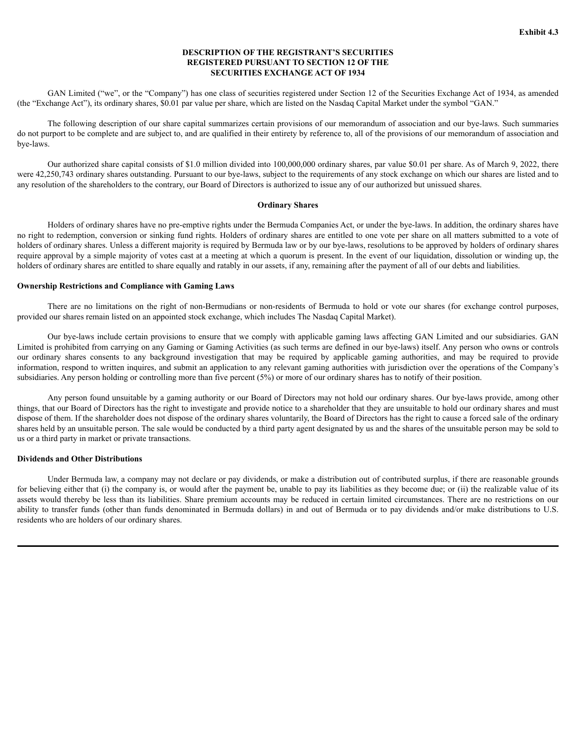**Exhibit 4.3**

**DESCRIPTION OF THE REGISTRANT'S SECURITIES REGISTERED PURSUANT TO SECTION 12 OF THE SECURITIES EXCHANGE ACT OF 1934**

GAN Limited ("we", or the "Company") has one class of securities registered under Section 12 of the Securities Exchange Act of 1934, as amended (the "Exchange Act"), its ordinary shares, $0.01 par value per share, which are listed on the Nasdaq Capital Market under the symbol "GAN."

The following description of our share capital summarizes certain provisions of our memorandum of association and our bye-laws. Such summaries do not purport to be complete and are subject to, and are qualified in their entirety by reference to, all of the provisions of our memorandum of association and bye-laws.

Our authorized share capital consists of $1.0 million divided into 100,000,000 ordinary shares, par value $0.01 per share. As of March 9, 2022, there were 42,250,743 ordinary shares outstanding. Pursuant to our bye-laws, subject to the requirements of any stock exchange on which our shares are listed and to any resolution of the shareholders to the contrary, our Board of Directors is authorized to issue any of our authorized but unissued shares.

**Ordinary Shares**

Holders of ordinary shares have no pre-emptive rights under the Bermuda Companies Act, or under the bye-laws. In addition, the ordinary shares have no right to redemption, conversion or sinking fund rights. Holders of ordinary shares are entitled to one vote per share on all matters submitted to a vote of holders of ordinary shares. Unless a different majority is required by Bermuda law or by our bye-laws, resolutions to be approved by holders of ordinary shares require approval by a simple majority of votes cast at a meeting at which a quorum is present. In the event of our liquidation, dissolution or winding up, the holders of ordinary shares are entitled to share equally and ratably in our assets, if any, remaining after the payment of all of our debts and liabilities.

**Ownership Restrictions and Compliance with Gaming Laws**

There are no limitations on the right of non-Bermudians or non-residents of Bermuda to hold or vote our shares (for exchange control purposes, provided our shares remain listed on an appointed stock exchange, which includes The Nasdaq Capital Market).

Our bye-laws include certain provisions to ensure that we comply with applicable gaming laws affecting GAN Limited and our subsidiaries. GAN Limited is prohibited from carrying on any Gaming or Gaming Activities (as such terms are defined in our bye-laws) itself. Any person who owns or controls our ordinary shares consents to any background investigation that may be required by applicable gaming authorities, and may be required to provide information, respond to written inquires, and submit an application to any relevant gaming authorities with jurisdiction over the operations of the Company's subsidiaries. Any person holding or controlling more than five percent (5%) or more of our ordinary shares has to notify of their position.

Any person found unsuitable by a gaming authority or our Board of Directors may not hold our ordinary shares. Our bye-laws provide, among other things, that our Board of Directors has the right to investigate and provide notice to a shareholder that they are unsuitable to hold our ordinary shares and must dispose of them. If the shareholder does not dispose of the ordinary shares voluntarily, the Board of Directors has the right to cause a forced sale of the ordinary shares held by an unsuitable person. The sale would be conducted by a third party agent designated by us and the shares of the unsuitable person may be sold to us or a third party in market or private transactions.

**Dividends and Other Distributions**

Under Bermuda law, a company may not declare or pay dividends, or make a distribution out of contributed surplus, if there are reasonable grounds for believing either that (i) the company is, or would after the payment be, unable to pay its liabilities as they become due; or (ii) the realizable value of its assets would thereby be less than its liabilities. Share premium accounts may be reduced in certain limited circumstances. There are no restrictions on our ability to transfer funds (other than funds denominated in Bermuda dollars) in and out of Bermuda or to pay dividends and/or make distributions to U.S. residents who are holders of our ordinary shares.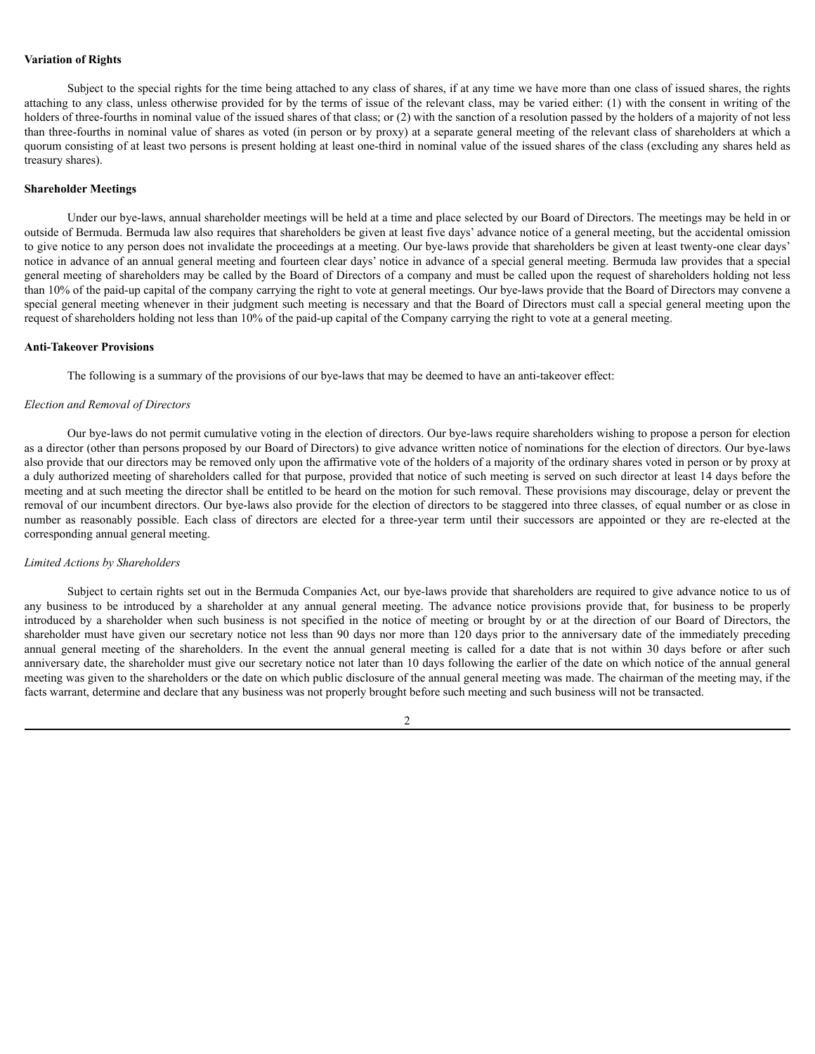**Variation of Rights**

Subject to the special rights for the time being attached to any class of shares, if at any time we have more than one class of issued shares, the rights attaching to any class, unless otherwise provided for by the terms of issue of the relevant class, may be varied either: (1) with the consent in writing of the holders of three-fourths in nominal value of the issued shares of that class; or (2) with the sanction of a resolution passed by the holders of a majority of not less than three-fourths in nominal value of shares as voted (in person or by proxy) at a separate general meeting of the relevant class of shareholders at which a quorum consisting of at least two persons is present holding at least one-third in nominal value of the issued shares of the class (excluding any shares held as treasury shares).

**Shareholder Meetings**

Under our bye-laws, annual shareholder meetings will be held at a time and place selected by our Board of Directors. The meetings may be held in or outside of Bermuda. Bermuda law also requires that shareholders be given at least five days' advance notice of a general meeting, but the accidental omission to give notice to any person does not invalidate the proceedings at a meeting. Our bye-laws provide that shareholders be given at least twenty-one clear days' notice in advance of an annual general meeting and fourteen clear days' notice in advance of a special general meeting. Bermuda law provides that a special general meeting of shareholders may be called by the Board of Directors of a company and must be called upon the request of shareholders holding not less than 10% of the paid-up capital of the company carrying the right to vote at general meetings. Our bye-laws provide that the Board of Directors may convene a special general meeting whenever in their judgment such meeting is necessary and that the Board of Directors must call a special general meeting upon the request of shareholders holding not less than 10% of the paid-up capital of the Company carrying the right to vote at a general meeting.

**Anti-Takeover Provisions**

The following is a summary of the provisions of our bye-laws that may be deemed to have an anti-takeover effect:

*Election and Removal of Directors*

Our bye-laws do not permit cumulative voting in the election of directors. Our bye-laws require shareholders wishing to propose a person for election as a director (other than persons proposed by our Board of Directors) to give advance written notice of nominations for the election of directors. Our bye-laws also provide that our directors may be removed only upon the affirmative vote of the holders of a majority of the ordinary shares voted in person or by proxy at a duly authorized meeting of shareholders called for that purpose, provided that notice of such meeting is served on such director at least 14 days before the meeting and at such meeting the director shall be entitled to be heard on the motion for such removal. These provisions may discourage, delay or prevent the removal of our incumbent directors. Our bye-laws also provide for the election of directors to be staggered into three classes, of equal number or as close in number as reasonably possible. Each class of directors are elected for a three-year term until their successors are appointed or they are re-elected at the corresponding annual general meeting.

*Limited Actions by Shareholders*

Subject to certain rights set out in the Bermuda Companies Act, our bye-laws provide that shareholders are required to give advance notice to us of any business to be introduced by a shareholder at any annual general meeting. The advance notice provisions provide that, for business to be properly introduced by a shareholder when such business is not specified in the notice of meeting or brought by or at the direction of our Board of Directors, the shareholder must have given our secretary notice not less than 90 days nor more than 120 days prior to the anniversary date of the immediately preceding annual general meeting of the shareholders. In the event the annual general meeting is called for a date that is not within 30 days before or after such anniversary date, the shareholder must give our secretary notice not later than 10 days following the earlier of the date on which notice of the annual general meeting was given to the shareholders or the date on which public disclosure of the annual general meeting was made. The chairman of the meeting may, if the facts warrant, determine and declare that any business was not properly brought before such meeting and such business will not be transacted.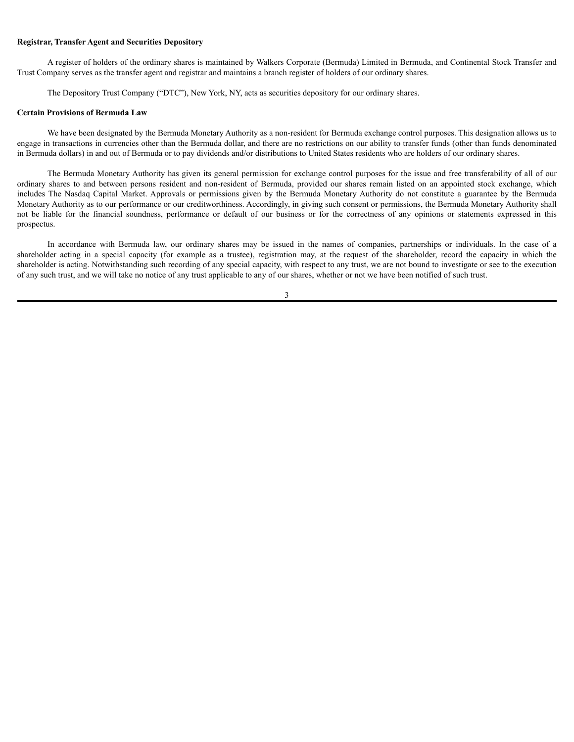**Registrar, Transfer Agent and Securities Depository**

A register of holders of the ordinary shares is maintained by Walkers Corporate (Bermuda) Limited in Bermuda, and Continental Stock Transfer and Trust Company serves as the transfer agent and registrar and maintains a branch register of holders of our ordinary shares.

The Depository Trust Company ("DTC"), New York, NY, acts as securities depository for our ordinary shares.

**Certain Provisions of Bermuda Law**

We have been designated by the Bermuda Monetary Authority as a non-resident for Bermuda exchange control purposes. This designation allows us to engage in transactions in currencies other than the Bermuda dollar, and there are no restrictions on our ability to transfer funds (other than funds denominated in Bermuda dollars) in and out of Bermuda or to pay dividends and/or distributions to United States residents who are holders of our ordinary shares.

The Bermuda Monetary Authority has given its general permission for exchange control purposes for the issue and free transferability of all of our ordinary shares to and between persons resident and non-resident of Bermuda, provided our shares remain listed on an appointed stock exchange, which includes The Nasdaq Capital Market. Approvals or permissions given by the Bermuda Monetary Authority do not constitute a guarantee by the Bermuda Monetary Authority as to our performance or our creditworthiness. Accordingly, in giving such consent or permissions, the Bermuda Monetary Authority shall not be liable for the financial soundness, performance or default of our business or for the correctness of any opinions or statements expressed in this prospectus.

In accordance with Bermuda law, our ordinary shares may be issued in the names of companies, partnerships or individuals. In the case of a shareholder acting in a special capacity (for example as a trustee), registration may, at the request of the shareholder, record the capacity in which the shareholder is acting. Notwithstanding such recording of any special capacity, with respect to any trust, we are not bound to investigate or see to the execution of any such trust, and we will take no notice of any trust applicable to any of our shares, whether or not we have been notified of such trust.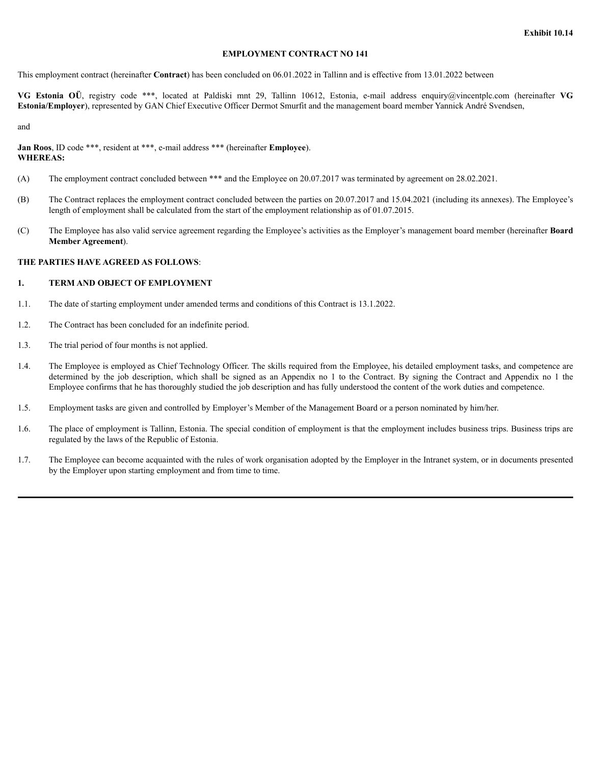**Exhibit 10.14**

**EMPLOYMENT CONTRACT NO 141**

This employment contract (hereinafter **Contract**) has been concluded on 06.01.2022 in Tallinn and is effective from 13.01.2022 between

**VG Estonia OÜ**, registry code ***, located at Paldiski mnt 29, Tallinn 10612, Estonia, e-mail address enquiry@vincentplc.com (hereinafter **VG Estonia/Employer**), represented by GAN Chief Executive Officer Dermot Smurfit and the management board member Yannick André Svendsen,

and

**Jan Roos**, ID code ***, resident at ***, e-mail address *** (hereinafter **Employee**).
**WHEREAS:**

(A) The employment contract concluded between *** and the Employee on 20.07.2017 was terminated by agreement on 28.02.2021.

(B) The Contract replaces the employment contract concluded between the parties on 20.07.2017 and 15.04.2021 (including its annexes). The Employee's length of employment shall be calculated from the start of the employment relationship as of 01.07.2015.

(C) The Employee has also valid service agreement regarding the Employee's activities as the Employer's management board member (hereinafter **Board Member Agreement**).

**THE PARTIES HAVE AGREED AS FOLLOWS**:

**1. TERM AND OBJECT OF EMPLOYMENT**

1.1. The date of starting employment under amended terms and conditions of this Contract is 13.1.2022.

1.2. The Contract has been concluded for an indefinite period.

1.3. The trial period of four months is not applied.

1.4. The Employee is employed as Chief Technology Officer. The skills required from the Employee, his detailed employment tasks, and competence are determined by the job description, which shall be signed as an Appendix no 1 to the Contract. By signing the Contract and Appendix no 1 the Employee confirms that he has thoroughly studied the job description and has fully understood the content of the work duties and competence.

1.5. Employment tasks are given and controlled by Employer's Member of the Management Board or a person nominated by him/her.

1.6. The place of employment is Tallinn, Estonia. The special condition of employment is that the employment includes business trips. Business trips are regulated by the laws of the Republic of Estonia.

1.7. The Employee can become acquainted with the rules of work organisation adopted by the Employer in the Intranet system, or in documents presented by the Employer upon starting employment and from time to time.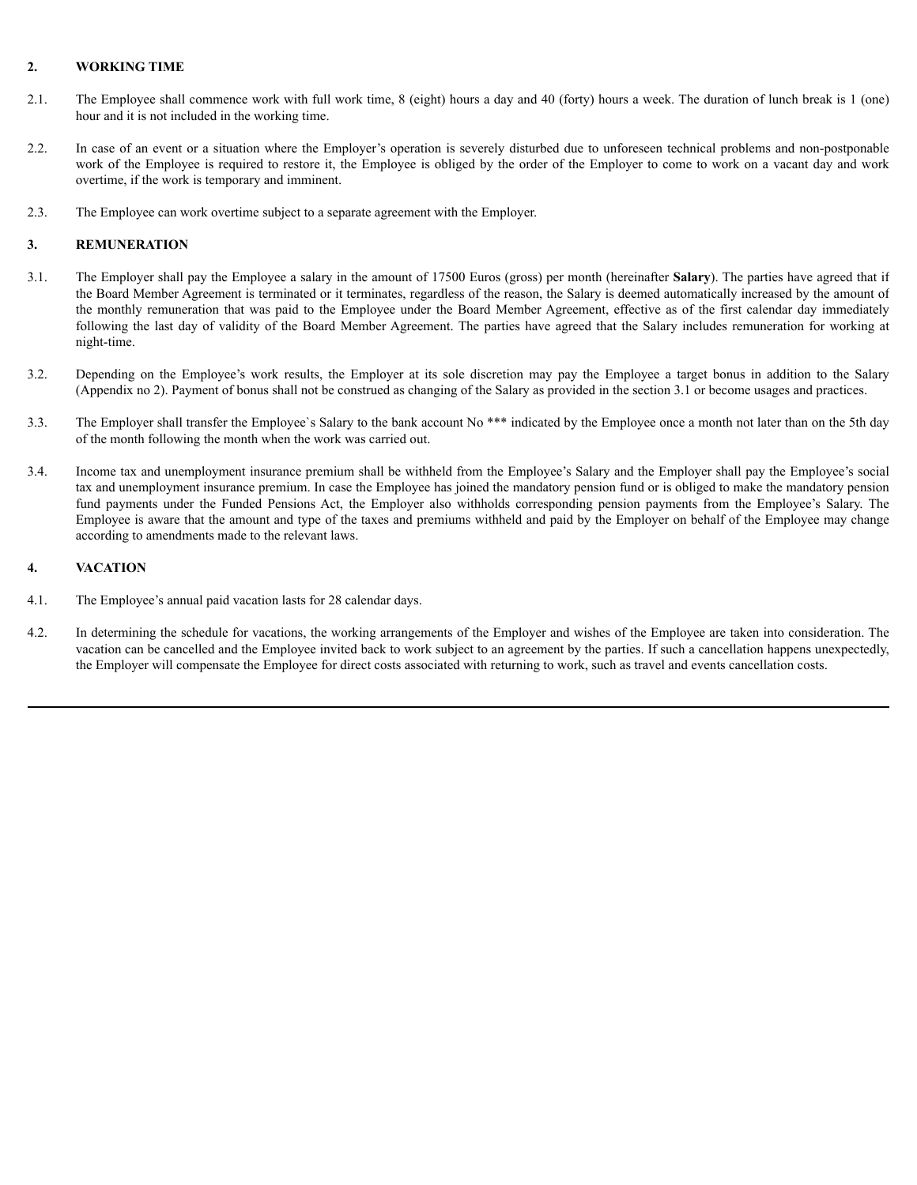## 2. WORKING TIME

2.1. The Employee shall commence work with full work time, 8 (eight) hours a day and 40 (forty) hours a week. The duration of lunch break is 1 (one) hour and it is not included in the working time.

2.2. In case of an event or a situation where the Employer's operation is severely disturbed due to unforeseen technical problems and non-postponable work of the Employee is required to restore it, the Employee is obliged by the order of the Employer to come to work on a vacant day and work overtime, if the work is temporary and imminent.

2.3. The Employee can work overtime subject to a separate agreement with the Employer.

## 3. REMUNERATION

3.1. The Employer shall pay the Employee a salary in the amount of 17500 Euros (gross) per month (hereinafter **Salary**). The parties have agreed that if the Board Member Agreement is terminated or it terminates, regardless of the reason, the Salary is deemed automatically increased by the amount of the monthly remuneration that was paid to the Employee under the Board Member Agreement, effective as of the first calendar day immediately following the last day of validity of the Board Member Agreement. The parties have agreed that the Salary includes remuneration for working at night-time.

3.2. Depending on the Employee's work results, the Employer at its sole discretion may pay the Employee a target bonus in addition to the Salary (Appendix no 2). Payment of bonus shall not be construed as changing of the Salary as provided in the section 3.1 or become usages and practices.

3.3. The Employer shall transfer the Employee`s Salary to the bank account No *** indicated by the Employee once a month not later than on the 5th day of the month following the month when the work was carried out.

3.4. Income tax and unemployment insurance premium shall be withheld from the Employee's Salary and the Employer shall pay the Employee's social tax and unemployment insurance premium. In case the Employee has joined the mandatory pension fund or is obliged to make the mandatory pension fund payments under the Funded Pensions Act, the Employer also withholds corresponding pension payments from the Employee's Salary. The Employee is aware that the amount and type of the taxes and premiums withheld and paid by the Employer on behalf of the Employee may change according to amendments made to the relevant laws.

## 4. VACATION

4.1. The Employee's annual paid vacation lasts for 28 calendar days.

4.2. In determining the schedule for vacations, the working arrangements of the Employer and wishes of the Employee are taken into consideration. The vacation can be cancelled and the Employee invited back to work subject to an agreement by the parties. If such a cancellation happens unexpectedly, the Employer will compensate the Employee for direct costs associated with returning to work, such as travel and events cancellation costs.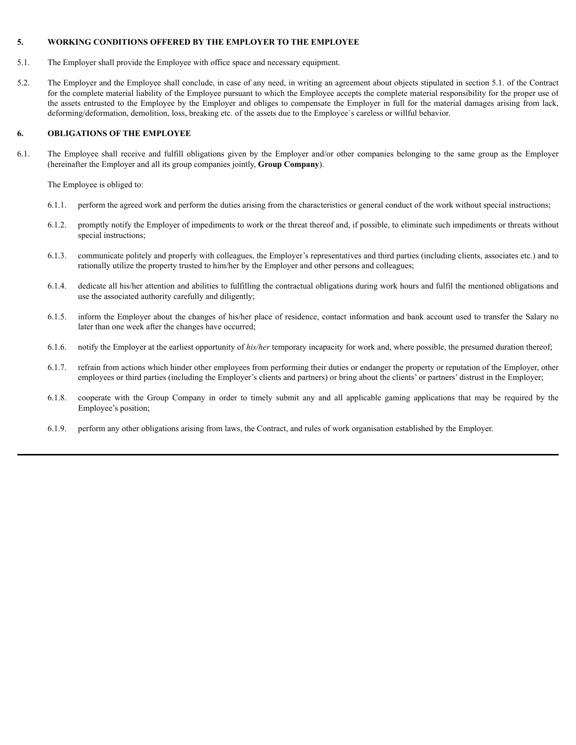## 5. WORKING CONDITIONS OFFERED BY THE EMPLOYER TO THE EMPLOYEE

5.1. The Employer shall provide the Employee with office space and necessary equipment.

5.2. The Employer and the Employee shall conclude, in case of any need, in writing an agreement about objects stipulated in section 5.1. of the Contract for the complete material liability of the Employee pursuant to which the Employee accepts the complete material responsibility for the proper use of the assets entrusted to the Employee by the Employer and obliges to compensate the Employer in full for the material damages arising from lack, deforming/deformation, demolition, loss, breaking etc. of the assets due to the Employee`s careless or willful behavior.

## 6. OBLIGATIONS OF THE EMPLOYEE

6.1. The Employee shall receive and fulfill obligations given by the Employer and/or other companies belonging to the same group as the Employer (hereinafter the Employer and all its group companies jointly, **Group Company**).

The Employee is obliged to:

6.1.1. perform the agreed work and perform the duties arising from the characteristics or general conduct of the work without special instructions;

6.1.2. promptly notify the Employer of impediments to work or the threat thereof and, if possible, to eliminate such impediments or threats without special instructions;

6.1.3. communicate politely and properly with colleagues, the Employer's representatives and third parties (including clients, associates etc.) and to rationally utilize the property trusted to him/her by the Employer and other persons and colleagues;

6.1.4. dedicate all his/her attention and abilities to fulfilling the contractual obligations during work hours and fulfil the mentioned obligations and use the associated authority carefully and diligently;

6.1.5. inform the Employer about the changes of his/her place of residence, contact information and bank account used to transfer the Salary no later than one week after the changes have occurred;

6.1.6. notify the Employer at the earliest opportunity of *his/her* temporary incapacity for work and, where possible, the presumed duration thereof;

6.1.7. refrain from actions which hinder other employees from performing their duties or endanger the property or reputation of the Employer, other employees or third parties (including the Employer's clients and partners) or bring about the clients' or partners' distrust in the Employer;

6.1.8. cooperate with the Group Company in order to timely submit any and all applicable gaming applications that may be required by the Employee's position;

6.1.9. perform any other obligations arising from laws, the Contract, and rules of work organisation established by the Employer.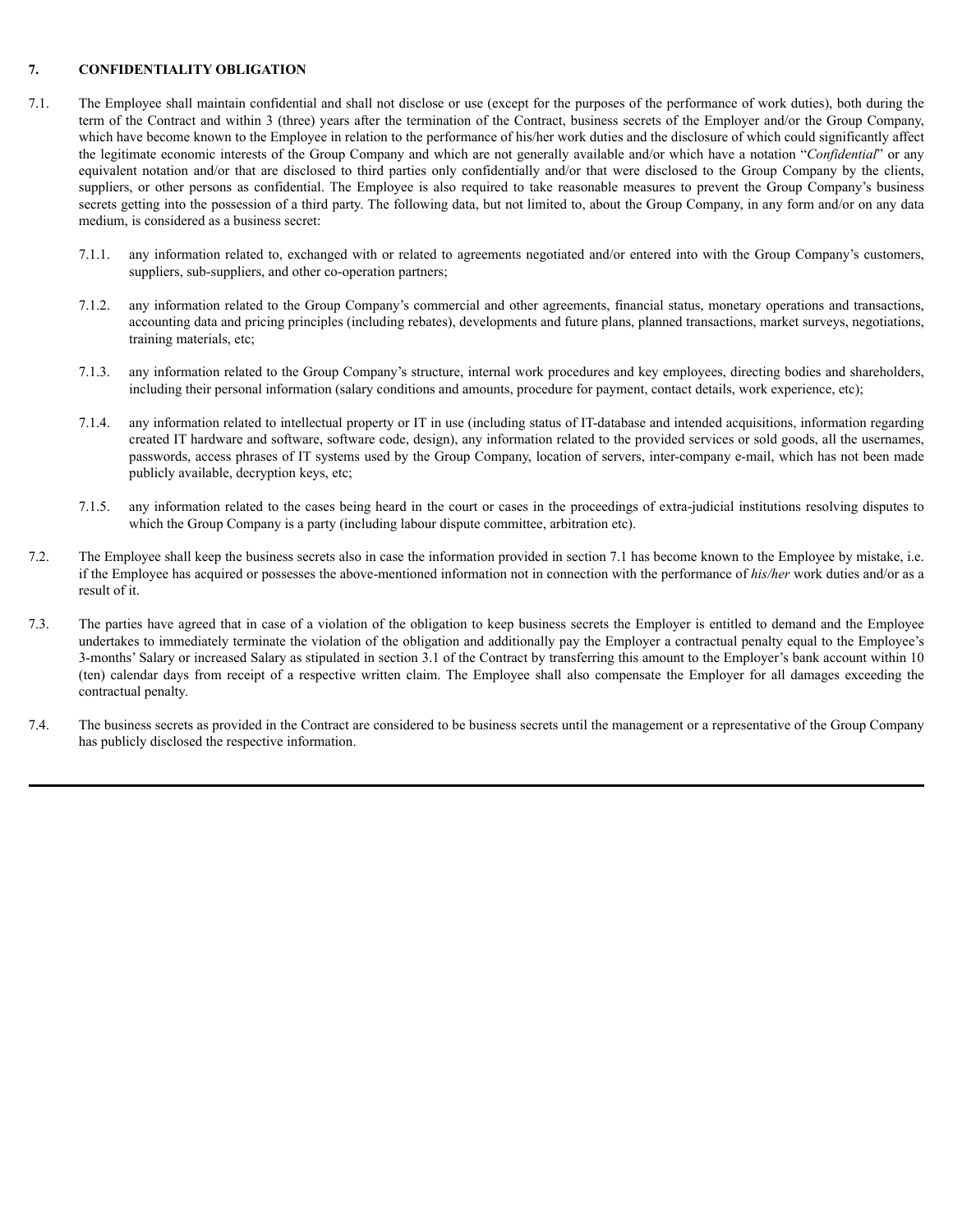## 7. CONFIDENTIALITY OBLIGATION

7.1. The Employee shall maintain confidential and shall not disclose or use (except for the purposes of the performance of work duties), both during the term of the Contract and within 3 (three) years after the termination of the Contract, business secrets of the Employer and/or the Group Company, which have become known to the Employee in relation to the performance of his/her work duties and the disclosure of which could significantly affect the legitimate economic interests of the Group Company and which are not generally available and/or which have a notation "*Confidential*" or any equivalent notation and/or that are disclosed to third parties only confidentially and/or that were disclosed to the Group Company by the clients, suppliers, or other persons as confidential. The Employee is also required to take reasonable measures to prevent the Group Company's business secrets getting into the possession of a third party. The following data, but not limited to, about the Group Company, in any form and/or on any data medium, is considered as a business secret:

7.1.1. any information related to, exchanged with or related to agreements negotiated and/or entered into with the Group Company's customers, suppliers, sub-suppliers, and other co-operation partners;

7.1.2. any information related to the Group Company's commercial and other agreements, financial status, monetary operations and transactions, accounting data and pricing principles (including rebates), developments and future plans, planned transactions, market surveys, negotiations, training materials, etc;

7.1.3. any information related to the Group Company's structure, internal work procedures and key employees, directing bodies and shareholders, including their personal information (salary conditions and amounts, procedure for payment, contact details, work experience, etc);

7.1.4. any information related to intellectual property or IT in use (including status of IT-database and intended acquisitions, information regarding created IT hardware and software, software code, design), any information related to the provided services or sold goods, all the usernames, passwords, access phrases of IT systems used by the Group Company, location of servers, inter-company e-mail, which has not been made publicly available, decryption keys, etc;

7.1.5. any information related to the cases being heard in the court or cases in the proceedings of extra-judicial institutions resolving disputes to which the Group Company is a party (including labour dispute committee, arbitration etc).

7.2. The Employee shall keep the business secrets also in case the information provided in section 7.1 has become known to the Employee by mistake, i.e. if the Employee has acquired or possesses the above-mentioned information not in connection with the performance of *his/her* work duties and/or as a result of it.

7.3. The parties have agreed that in case of a violation of the obligation to keep business secrets the Employer is entitled to demand and the Employee undertakes to immediately terminate the violation of the obligation and additionally pay the Employer a contractual penalty equal to the Employee's 3-months' Salary or increased Salary as stipulated in section 3.1 of the Contract by transferring this amount to the Employer's bank account within 10 (ten) calendar days from receipt of a respective written claim. The Employee shall also compensate the Employer for all damages exceeding the contractual penalty.

7.4. The business secrets as provided in the Contract are considered to be business secrets until the management or a representative of the Group Company has publicly disclosed the respective information.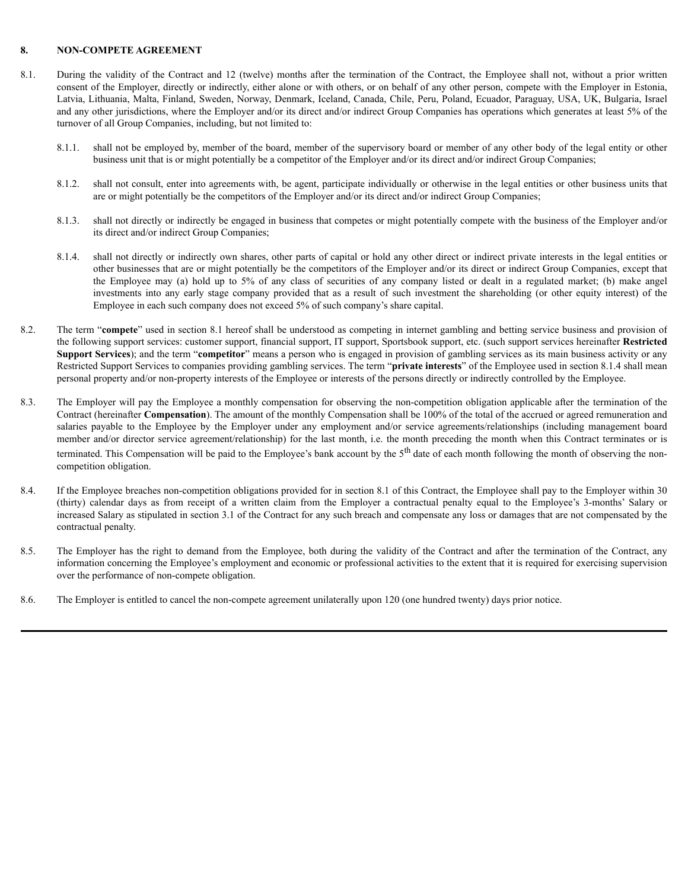## 8. NON-COMPETE AGREEMENT

8.1. During the validity of the Contract and 12 (twelve) months after the termination of the Contract, the Employee shall not, without a prior written consent of the Employer, directly or indirectly, either alone or with others, or on behalf of any other person, compete with the Employer in Estonia, Latvia, Lithuania, Malta, Finland, Sweden, Norway, Denmark, Iceland, Canada, Chile, Peru, Poland, Ecuador, Paraguay, USA, UK, Bulgaria, Israel and any other jurisdictions, where the Employer and/or its direct and/or indirect Group Companies has operations which generates at least 5% of the turnover of all Group Companies, including, but not limited to:

8.1.1. shall not be employed by, member of the board, member of the supervisory board or member of any other body of the legal entity or other business unit that is or might potentially be a competitor of the Employer and/or its direct and/or indirect Group Companies;

8.1.2. shall not consult, enter into agreements with, be agent, participate individually or otherwise in the legal entities or other business units that are or might potentially be the competitors of the Employer and/or its direct and/or indirect Group Companies;

8.1.3. shall not directly or indirectly be engaged in business that competes or might potentially compete with the business of the Employer and/or its direct and/or indirect Group Companies;

8.1.4. shall not directly or indirectly own shares, other parts of capital or hold any other direct or indirect private interests in the legal entities or other businesses that are or might potentially be the competitors of the Employer and/or its direct or indirect Group Companies, except that the Employee may (a) hold up to 5% of any class of securities of any company listed or dealt in a regulated market; (b) make angel investments into any early stage company provided that as a result of such investment the shareholding (or other equity interest) of the Employee in each such company does not exceed 5% of such company's share capital.

8.2. The term "**compete**" used in section 8.1 hereof shall be understood as competing in internet gambling and betting service business and provision of the following support services: customer support, financial support, IT support, Sportsbook support, etc. (such support services hereinafter **Restricted Support Services**); and the term "**competitor**" means a person who is engaged in provision of gambling services as its main business activity or any Restricted Support Services to companies providing gambling services. The term "**private interests**" of the Employee used in section 8.1.4 shall mean personal property and/or non-property interests of the Employee or interests of the persons directly or indirectly controlled by the Employee.

8.3. The Employer will pay the Employee a monthly compensation for observing the non-competition obligation applicable after the termination of the Contract (hereinafter **Compensation**). The amount of the monthly Compensation shall be 100% of the total of the accrued or agreed remuneration and salaries payable to the Employee by the Employer under any employment and/or service agreements/relationships (including management board member and/or director service agreement/relationship) for the last month, i.e. the month preceding the month when this Contract terminates or is terminated. This Compensation will be paid to the Employee's bank account by the 5th date of each month following the month of observing the non-competition obligation.

8.4. If the Employee breaches non-competition obligations provided for in section 8.1 of this Contract, the Employee shall pay to the Employer within 30 (thirty) calendar days as from receipt of a written claim from the Employer a contractual penalty equal to the Employee's 3-months' Salary or increased Salary as stipulated in section 3.1 of the Contract for any such breach and compensate any loss or damages that are not compensated by the contractual penalty.

8.5. The Employer has the right to demand from the Employee, both during the validity of the Contract and after the termination of the Contract, any information concerning the Employee's employment and economic or professional activities to the extent that it is required for exercising supervision over the performance of non-compete obligation.

8.6. The Employer is entitled to cancel the non-compete agreement unilaterally upon 120 (one hundred twenty) days prior notice.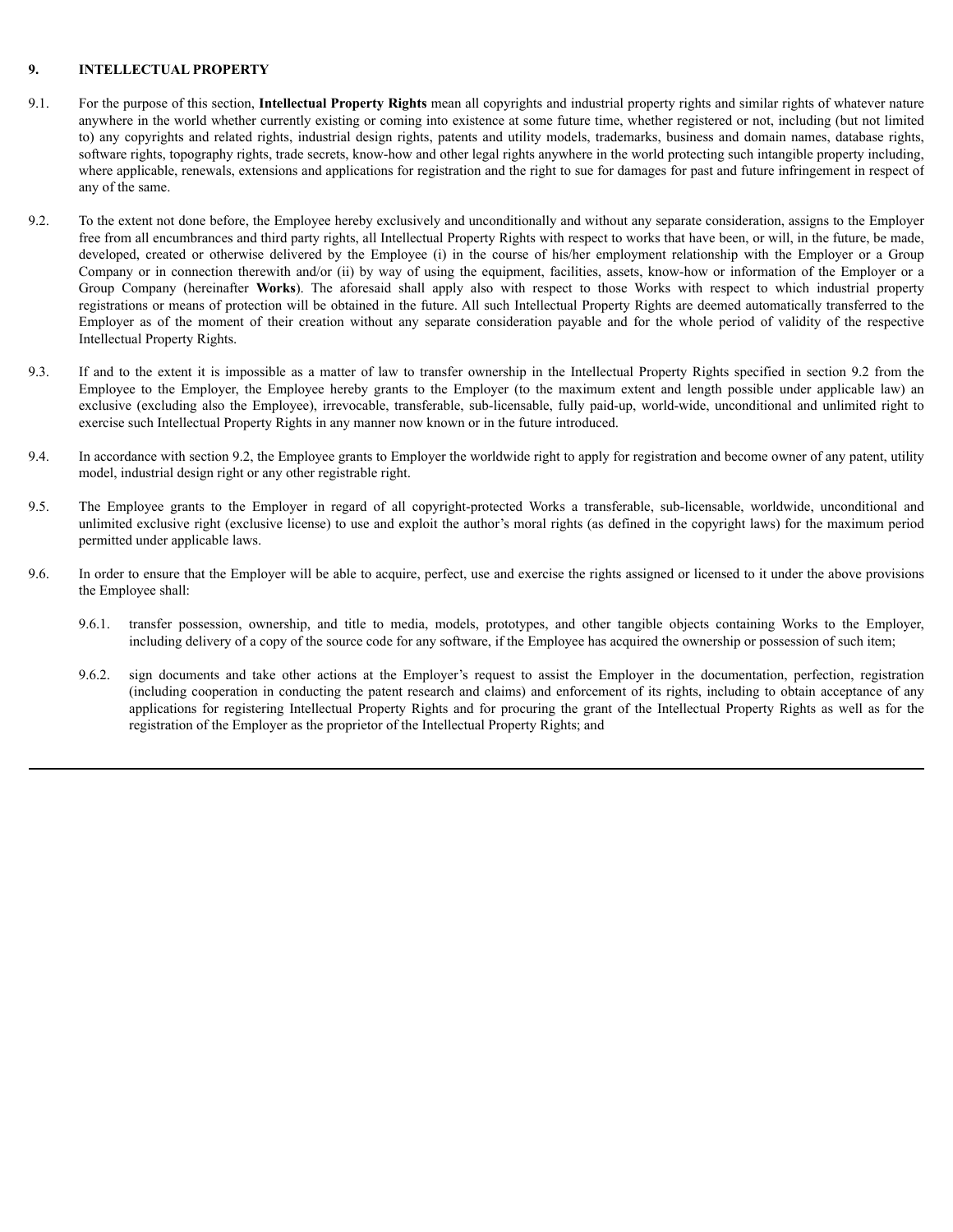## 9. INTELLECTUAL PROPERTY

9.1. For the purpose of this section, **Intellectual Property Rights** mean all copyrights and industrial property rights and similar rights of whatever nature anywhere in the world whether currently existing or coming into existence at some future time, whether registered or not, including (but not limited to) any copyrights and related rights, industrial design rights, patents and utility models, trademarks, business and domain names, database rights, software rights, topography rights, trade secrets, know-how and other legal rights anywhere in the world protecting such intangible property including, where applicable, renewals, extensions and applications for registration and the right to sue for damages for past and future infringement in respect of any of the same.

9.2. To the extent not done before, the Employee hereby exclusively and unconditionally and without any separate consideration, assigns to the Employer free from all encumbrances and third party rights, all Intellectual Property Rights with respect to works that have been, or will, in the future, be made, developed, created or otherwise delivered by the Employee (i) in the course of his/her employment relationship with the Employer or a Group Company or in connection therewith and/or (ii) by way of using the equipment, facilities, assets, know-how or information of the Employer or a Group Company (hereinafter **Works**). The aforesaid shall apply also with respect to those Works with respect to which industrial property registrations or means of protection will be obtained in the future. All such Intellectual Property Rights are deemed automatically transferred to the Employer as of the moment of their creation without any separate consideration payable and for the whole period of validity of the respective Intellectual Property Rights.

9.3. If and to the extent it is impossible as a matter of law to transfer ownership in the Intellectual Property Rights specified in section 9.2 from the Employee to the Employer, the Employee hereby grants to the Employer (to the maximum extent and length possible under applicable law) an exclusive (excluding also the Employee), irrevocable, transferable, sub-licensable, fully paid-up, world-wide, unconditional and unlimited right to exercise such Intellectual Property Rights in any manner now known or in the future introduced.

9.4. In accordance with section 9.2, the Employee grants to Employer the worldwide right to apply for registration and become owner of any patent, utility model, industrial design right or any other registrable right.

9.5. The Employee grants to the Employer in regard of all copyright-protected Works a transferable, sub-licensable, worldwide, unconditional and unlimited exclusive right (exclusive license) to use and exploit the author's moral rights (as defined in the copyright laws) for the maximum period permitted under applicable laws.

9.6. In order to ensure that the Employer will be able to acquire, perfect, use and exercise the rights assigned or licensed to it under the above provisions the Employee shall:

9.6.1. transfer possession, ownership, and title to media, models, prototypes, and other tangible objects containing Works to the Employer, including delivery of a copy of the source code for any software, if the Employee has acquired the ownership or possession of such item;

9.6.2. sign documents and take other actions at the Employer's request to assist the Employer in the documentation, perfection, registration (including cooperation in conducting the patent research and claims) and enforcement of its rights, including to obtain acceptance of any applications for registering Intellectual Property Rights and for procuring the grant of the Intellectual Property Rights as well as for the registration of the Employer as the proprietor of the Intellectual Property Rights; and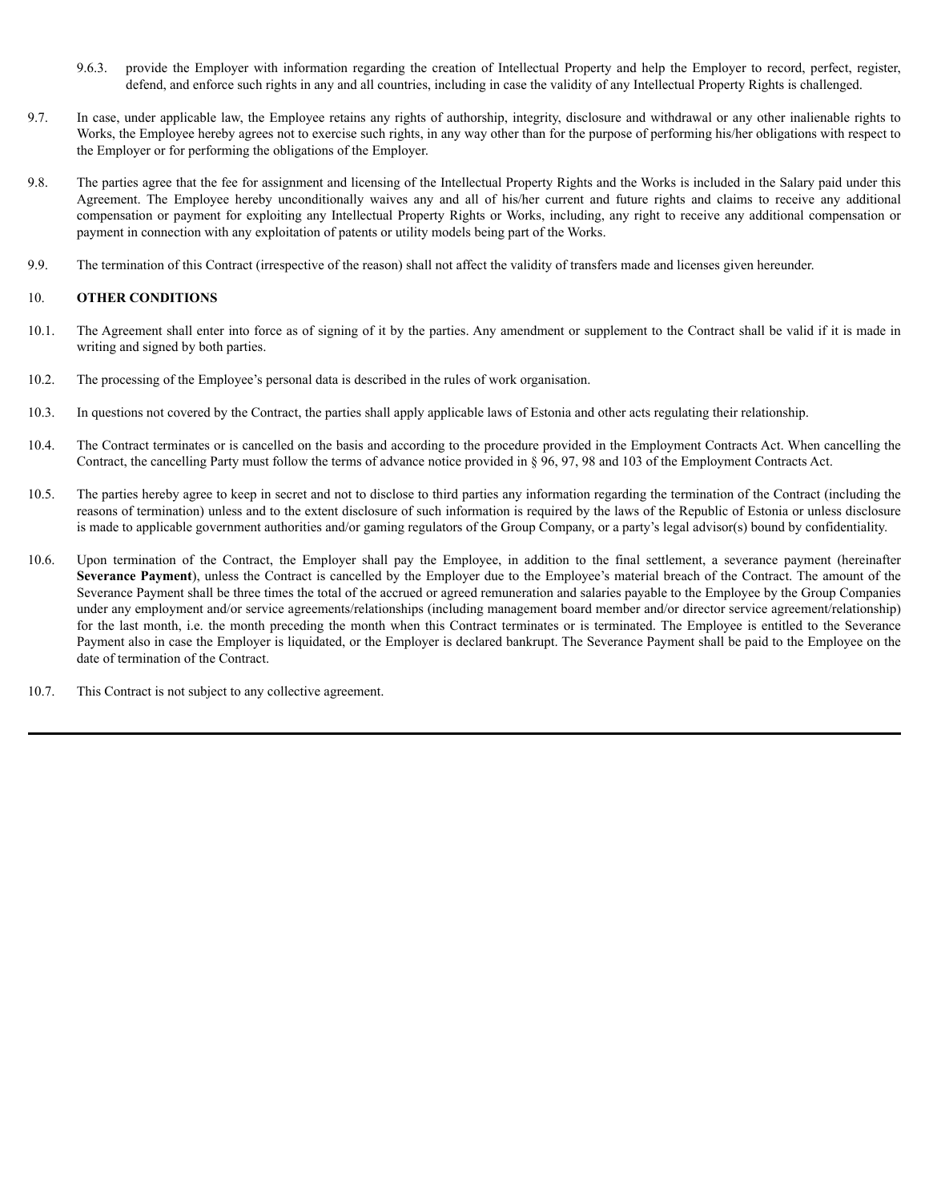9.6.3. provide the Employer with information regarding the creation of Intellectual Property and help the Employer to record, perfect, register, defend, and enforce such rights in any and all countries, including in case the validity of any Intellectual Property Rights is challenged.

9.7. In case, under applicable law, the Employee retains any rights of authorship, integrity, disclosure and withdrawal or any other inalienable rights to Works, the Employee hereby agrees not to exercise such rights, in any way other than for the purpose of performing his/her obligations with respect to the Employer or for performing the obligations of the Employer.

9.8. The parties agree that the fee for assignment and licensing of the Intellectual Property Rights and the Works is included in the Salary paid under this Agreement. The Employee hereby unconditionally waives any and all of his/her current and future rights and claims to receive any additional compensation or payment for exploiting any Intellectual Property Rights or Works, including, any right to receive any additional compensation or payment in connection with any exploitation of patents or utility models being part of the Works.

9.9. The termination of this Contract (irrespective of the reason) shall not affect the validity of transfers made and licenses given hereunder.

10. **OTHER CONDITIONS**

10.1. The Agreement shall enter into force as of signing of it by the parties. Any amendment or supplement to the Contract shall be valid if it is made in writing and signed by both parties.

10.2. The processing of the Employee's personal data is described in the rules of work organisation.

10.3. In questions not covered by the Contract, the parties shall apply applicable laws of Estonia and other acts regulating their relationship.

10.4. The Contract terminates or is cancelled on the basis and according to the procedure provided in the Employment Contracts Act. When cancelling the Contract, the cancelling Party must follow the terms of advance notice provided in § 96, 97, 98 and 103 of the Employment Contracts Act.

10.5. The parties hereby agree to keep in secret and not to disclose to third parties any information regarding the termination of the Contract (including the reasons of termination) unless and to the extent disclosure of such information is required by the laws of the Republic of Estonia or unless disclosure is made to applicable government authorities and/or gaming regulators of the Group Company, or a party's legal advisor(s) bound by confidentiality.

10.6. Upon termination of the Contract, the Employer shall pay the Employee, in addition to the final settlement, a severance payment (hereinafter **Severance Payment**), unless the Contract is cancelled by the Employer due to the Employee's material breach of the Contract. The amount of the Severance Payment shall be three times the total of the accrued or agreed remuneration and salaries payable to the Employee by the Group Companies under any employment and/or service agreements/relationships (including management board member and/or director service agreement/relationship) for the last month, i.e. the month preceding the month when this Contract terminates or is terminated. The Employee is entitled to the Severance Payment also in case the Employer is liquidated, or the Employer is declared bankrupt. The Severance Payment shall be paid to the Employee on the date of termination of the Contract.

10.7. This Contract is not subject to any collective agreement.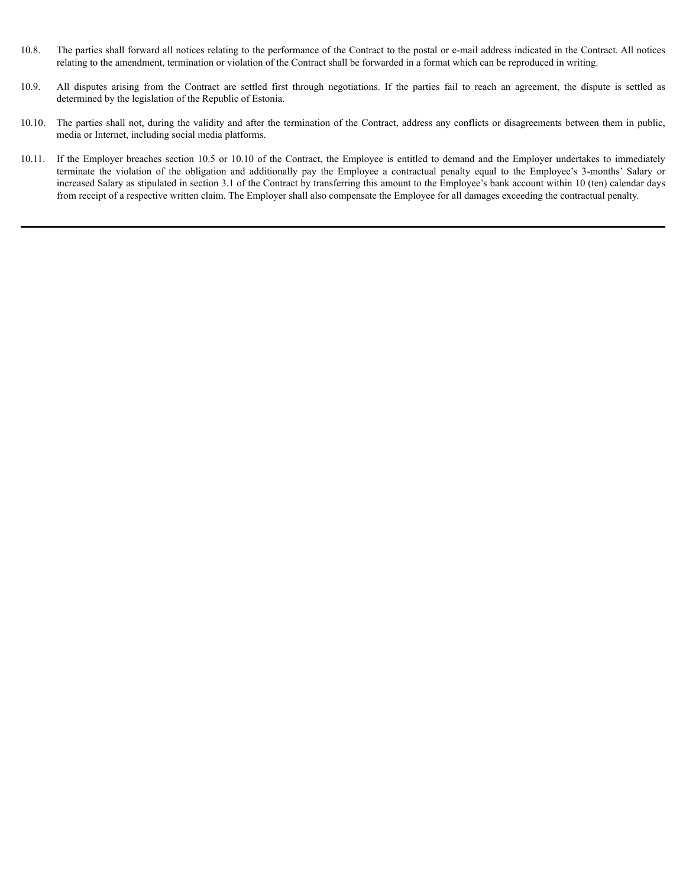10.8. The parties shall forward all notices relating to the performance of the Contract to the postal or e-mail address indicated in the Contract. All notices relating to the amendment, termination or violation of the Contract shall be forwarded in a format which can be reproduced in writing.

10.9. All disputes arising from the Contract are settled first through negotiations. If the parties fail to reach an agreement, the dispute is settled as determined by the legislation of the Republic of Estonia.

10.10. The parties shall not, during the validity and after the termination of the Contract, address any conflicts or disagreements between them in public, media or Internet, including social media platforms.

10.11. If the Employer breaches section 10.5 or 10.10 of the Contract, the Employee is entitled to demand and the Employer undertakes to immediately terminate the violation of the obligation and additionally pay the Employee a contractual penalty equal to the Employee's 3-months' Salary or increased Salary as stipulated in section 3.1 of the Contract by transferring this amount to the Employee's bank account within 10 (ten) calendar days from receipt of a respective written claim. The Employer shall also compensate the Employee for all damages exceeding the contractual penalty.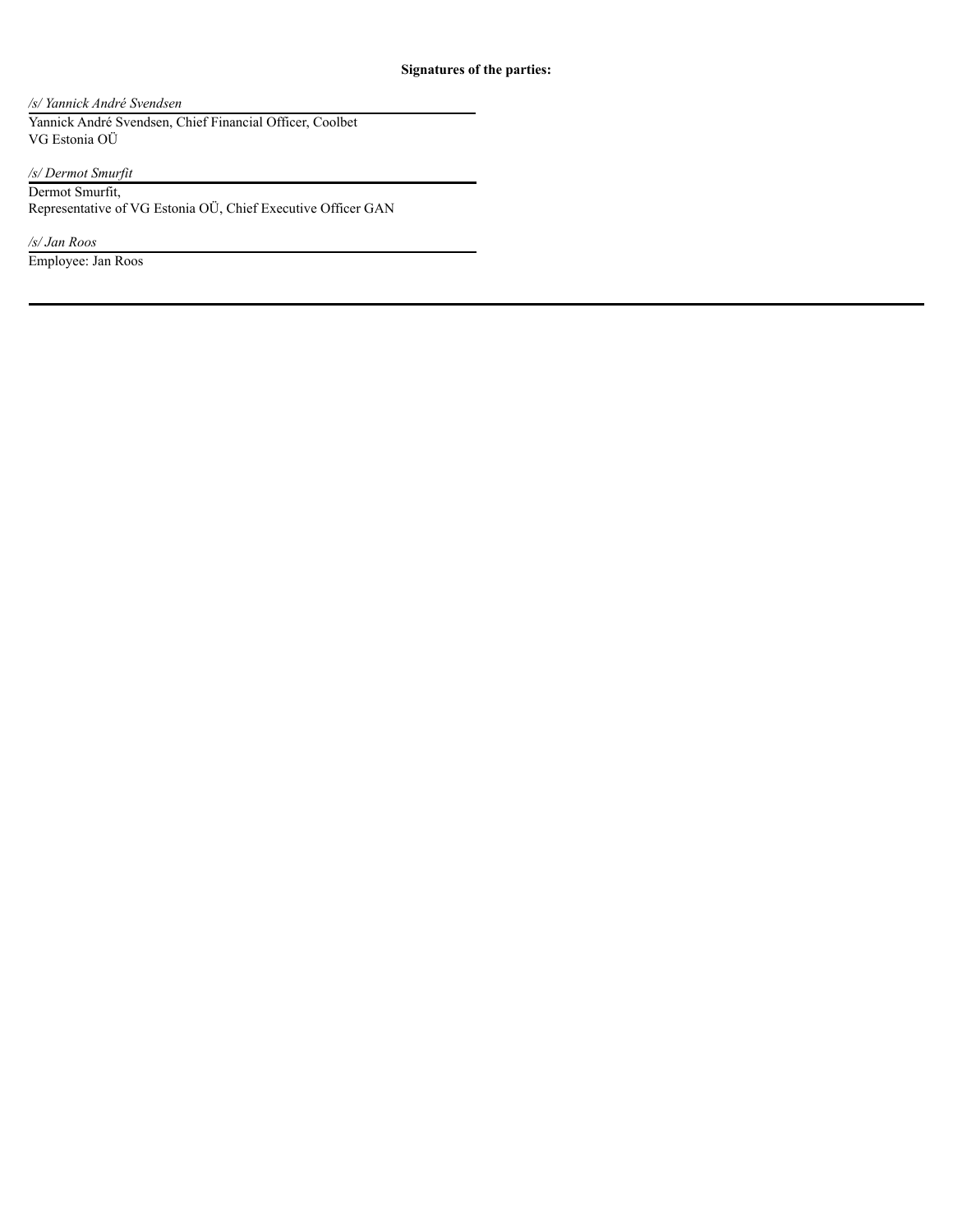**Signatures of the parties:**

*/s/ Yannick André Svendsen*

Yannick André Svendsen, Chief Financial Officer, Coolbet
VG Estonia OÜ

*/s/ Dermot Smurfit*

Dermot Smurfit,
Representative of VG Estonia OÜ, Chief Executive Officer GAN

*/s/ Jan Roos*

Employee: Jan Roos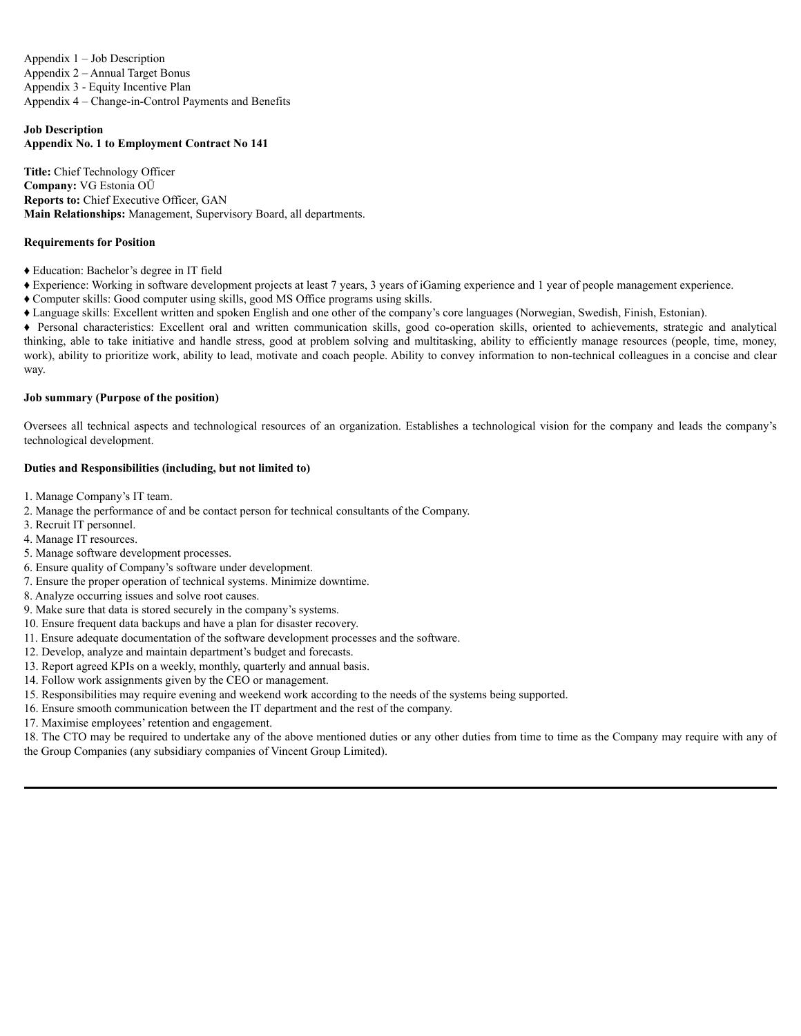Appendix 1 – Job Description
Appendix 2 – Annual Target Bonus
Appendix 3 - Equity Incentive Plan
Appendix 4 – Change-in-Control Payments and Benefits

**Job Description**
**Appendix No. 1 to Employment Contract No 141**

**Title:** Chief Technology Officer
**Company:** VG Estonia OÜ
**Reports to:** Chief Executive Officer, GAN
**Main Relationships:** Management, Supervisory Board, all departments.

**Requirements for Position**

♦ Education: Bachelor's degree in IT field
♦ Experience: Working in software development projects at least 7 years, 3 years of iGaming experience and 1 year of people management experience.
♦ Computer skills: Good computer using skills, good MS Office programs using skills.
♦ Language skills: Excellent written and spoken English and one other of the company's core languages (Norwegian, Swedish, Finish, Estonian).
♦ Personal characteristics: Excellent oral and written communication skills, good co-operation skills, oriented to achievements, strategic and analytical thinking, able to take initiative and handle stress, good at problem solving and multitasking, ability to efficiently manage resources (people, time, money, work), ability to prioritize work, ability to lead, motivate and coach people. Ability to convey information to non-technical colleagues in a concise and clear way.

**Job summary (Purpose of the position)**

Oversees all technical aspects and technological resources of an organization. Establishes a technological vision for the company and leads the company's technological development.

**Duties and Responsibilities (including, but not limited to)**

1. Manage Company's IT team.
2. Manage the performance of and be contact person for technical consultants of the Company.
3. Recruit IT personnel.
4. Manage IT resources.
5. Manage software development processes.
6. Ensure quality of Company's software under development.
7. Ensure the proper operation of technical systems. Minimize downtime.
8. Analyze occurring issues and solve root causes.
9. Make sure that data is stored securely in the company's systems.
10. Ensure frequent data backups and have a plan for disaster recovery.
11. Ensure adequate documentation of the software development processes and the software.
12. Develop, analyze and maintain department's budget and forecasts.
13. Report agreed KPIs on a weekly, monthly, quarterly and annual basis.
14. Follow work assignments given by the CEO or management.
15. Responsibilities may require evening and weekend work according to the needs of the systems being supported.
16. Ensure smooth communication between the IT department and the rest of the company.
17. Maximise employees' retention and engagement.
18. The CTO may be required to undertake any of the above mentioned duties or any other duties from time to time as the Company may require with any of the Group Companies (any subsidiary companies of Vincent Group Limited).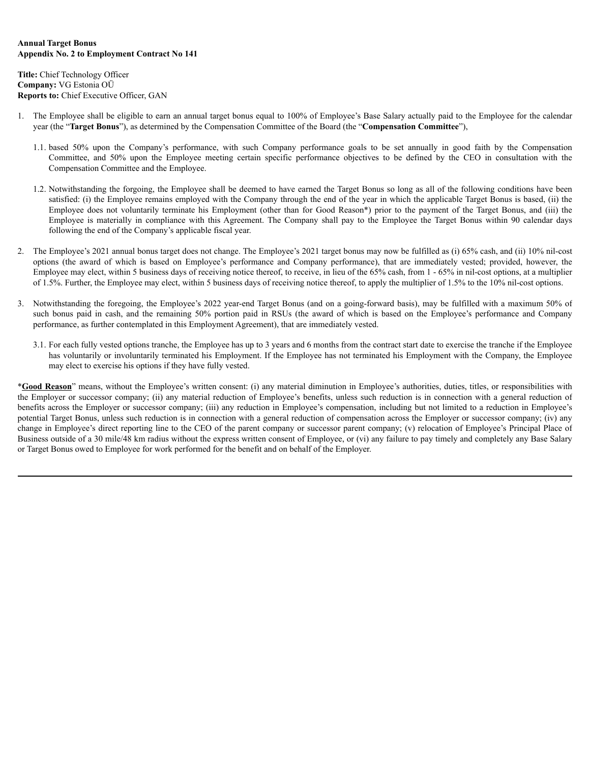**Annual Target Bonus**
**Appendix No. 2 to Employment Contract No 141**

**Title:** Chief Technology Officer
**Company:** VG Estonia OÜ
**Reports to:** Chief Executive Officer, GAN

1. The Employee shall be eligible to earn an annual target bonus equal to 100% of Employee's Base Salary actually paid to the Employee for the calendar year (the "**Target Bonus**"), as determined by the Compensation Committee of the Board (the "**Compensation Committee**"),

   1.1. based 50% upon the Company's performance, with such Company performance goals to be set annually in good faith by the Compensation Committee, and 50% upon the Employee meeting certain specific performance objectives to be defined by the CEO in consultation with the Compensation Committee and the Employee.

   1.2. Notwithstanding the forgoing, the Employee shall be deemed to have earned the Target Bonus so long as all of the following conditions have been satisfied: (i) the Employee remains employed with the Company through the end of the year in which the applicable Target Bonus is based, (ii) the Employee does not voluntarily terminate his Employment (other than for Good Reason*) prior to the payment of the Target Bonus, and (iii) the Employee is materially in compliance with this Agreement. The Company shall pay to the Employee the Target Bonus within 90 calendar days following the end of the Company's applicable fiscal year.

2. The Employee's 2021 annual bonus target does not change. The Employee's 2021 target bonus may now be fulfilled as (i) 65% cash, and (ii) 10% nil-cost options (the award of which is based on Employee's performance and Company performance), that are immediately vested; provided, however, the Employee may elect, within 5 business days of receiving notice thereof, to receive, in lieu of the 65% cash, from 1 - 65% in nil-cost options, at a multiplier of 1.5%. Further, the Employee may elect, within 5 business days of receiving notice thereof, to apply the multiplier of 1.5% to the 10% nil-cost options.

3. Notwithstanding the foregoing, the Employee's 2022 year-end Target Bonus (and on a going-forward basis), may be fulfilled with a maximum 50% of such bonus paid in cash, and the remaining 50% portion paid in RSUs (the award of which is based on the Employee's performance and Company performance, as further contemplated in this Employment Agreement), that are immediately vested.

   3.1. For each fully vested options tranche, the Employee has up to 3 years and 6 months from the contract start date to exercise the tranche if the Employee has voluntarily or involuntarily terminated his Employment. If the Employee has not terminated his Employment with the Company, the Employee may elect to exercise his options if they have fully vested.

*<u>**Good Reason**</u>" means, without the Employee's written consent: (i) any material diminution in Employee's authorities, duties, titles, or responsibilities with the Employer or successor company; (ii) any material reduction of Employee's benefits, unless such reduction is in connection with a general reduction of benefits across the Employer or successor company; (iii) any reduction in Employee's compensation, including but not limited to a reduction in Employee's potential Target Bonus, unless such reduction is in connection with a general reduction of compensation across the Employer or successor company; (iv) any change in Employee's direct reporting line to the CEO of the parent company or successor parent company; (v) relocation of Employee's Principal Place of Business outside of a 30 mile/48 km radius without the express written consent of Employee, or (vi) any failure to pay timely and completely any Base Salary or Target Bonus owed to Employee for work performed for the benefit and on behalf of the Employer.

---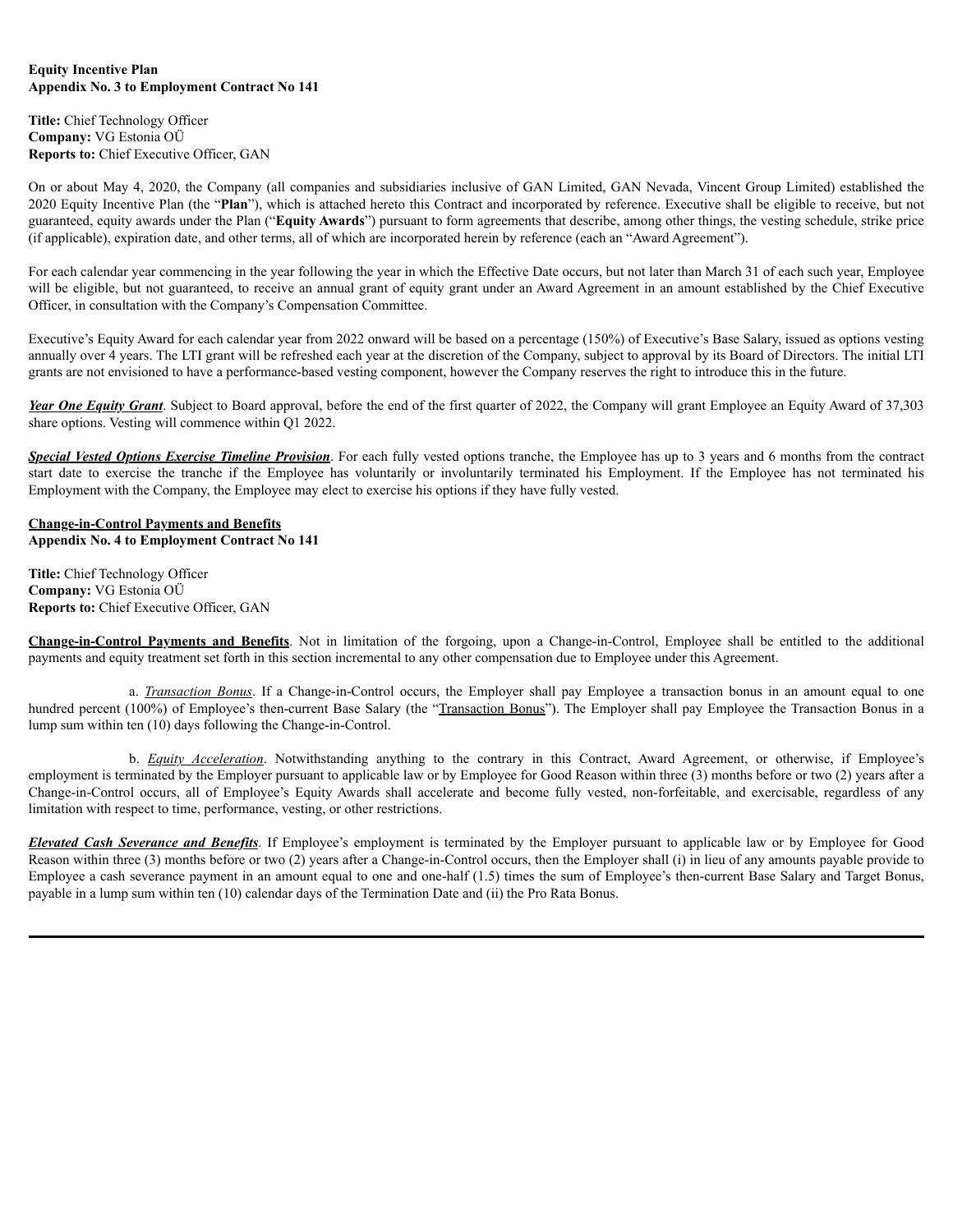**Equity Incentive Plan**
**Appendix No. 3 to Employment Contract No 141**

**Title:** Chief Technology Officer
**Company:** VG Estonia OÜ
**Reports to:** Chief Executive Officer, GAN

On or about May 4, 2020, the Company (all companies and subsidiaries inclusive of GAN Limited, GAN Nevada, Vincent Group Limited) established the 2020 Equity Incentive Plan (the "**Plan**"), which is attached hereto this Contract and incorporated by reference. Executive shall be eligible to receive, but not guaranteed, equity awards under the Plan ("**Equity Awards**") pursuant to form agreements that describe, among other things, the vesting schedule, strike price (if applicable), expiration date, and other terms, all of which are incorporated herein by reference (each an "Award Agreement").

For each calendar year commencing in the year following the year in which the Effective Date occurs, but not later than March 31 of each such year, Employee will be eligible, but not guaranteed, to receive an annual grant of equity grant under an Award Agreement in an amount established by the Chief Executive Officer, in consultation with the Company's Compensation Committee.

Executive's Equity Award for each calendar year from 2022 onward will be based on a percentage (150%) of Executive's Base Salary, issued as options vesting annually over 4 years. The LTI grant will be refreshed each year at the discretion of the Company, subject to approval by its Board of Directors. The initial LTI grants are not envisioned to have a performance-based vesting component, however the Company reserves the right to introduce this in the future.

***Year One Equity Grant***. Subject to Board approval, before the end of the first quarter of 2022, the Company will grant Employee an Equity Award of 37,303 share options. Vesting will commence within Q1 2022.

***Special Vested Options Exercise Timeline Provision***. For each fully vested options tranche, the Employee has up to 3 years and 6 months from the contract start date to exercise the tranche if the Employee has voluntarily or involuntarily terminated his Employment. If the Employee has not terminated his Employment with the Company, the Employee may elect to exercise his options if they have fully vested.

**Change-in-Control Payments and Benefits**
**Appendix No. 4 to Employment Contract No 141**

**Title:** Chief Technology Officer
**Company:** VG Estonia OÜ
**Reports to:** Chief Executive Officer, GAN

**Change-in-Control Payments and Benefits**. Not in limitation of the forgoing, upon a Change-in-Control, Employee shall be entitled to the additional payments and equity treatment set forth in this section incremental to any other compensation due to Employee under this Agreement.

a. *Transaction Bonus*. If a Change-in-Control occurs, the Employer shall pay Employee a transaction bonus in an amount equal to one hundred percent (100%) of Employee's then-current Base Salary (the "Transaction Bonus"). The Employer shall pay Employee the Transaction Bonus in a lump sum within ten (10) days following the Change-in-Control.

b. *Equity Acceleration*. Notwithstanding anything to the contrary in this Contract, Award Agreement, or otherwise, if Employee's employment is terminated by the Employer pursuant to applicable law or by Employee for Good Reason within three (3) months before or two (2) years after a Change-in-Control occurs, all of Employee's Equity Awards shall accelerate and become fully vested, non-forfeitable, and exercisable, regardless of any limitation with respect to time, performance, vesting, or other restrictions.

***Elevated Cash Severance and Benefits***. If Employee's employment is terminated by the Employer pursuant to applicable law or by Employee for Good Reason within three (3) months before or two (2) years after a Change-in-Control occurs, then the Employer shall (i) in lieu of any amounts payable provide to Employee a cash severance payment in an amount equal to one and one-half (1.5) times the sum of Employee's then-current Base Salary and Target Bonus, payable in a lump sum within ten (10) calendar days of the Termination Date and (ii) the Pro Rata Bonus.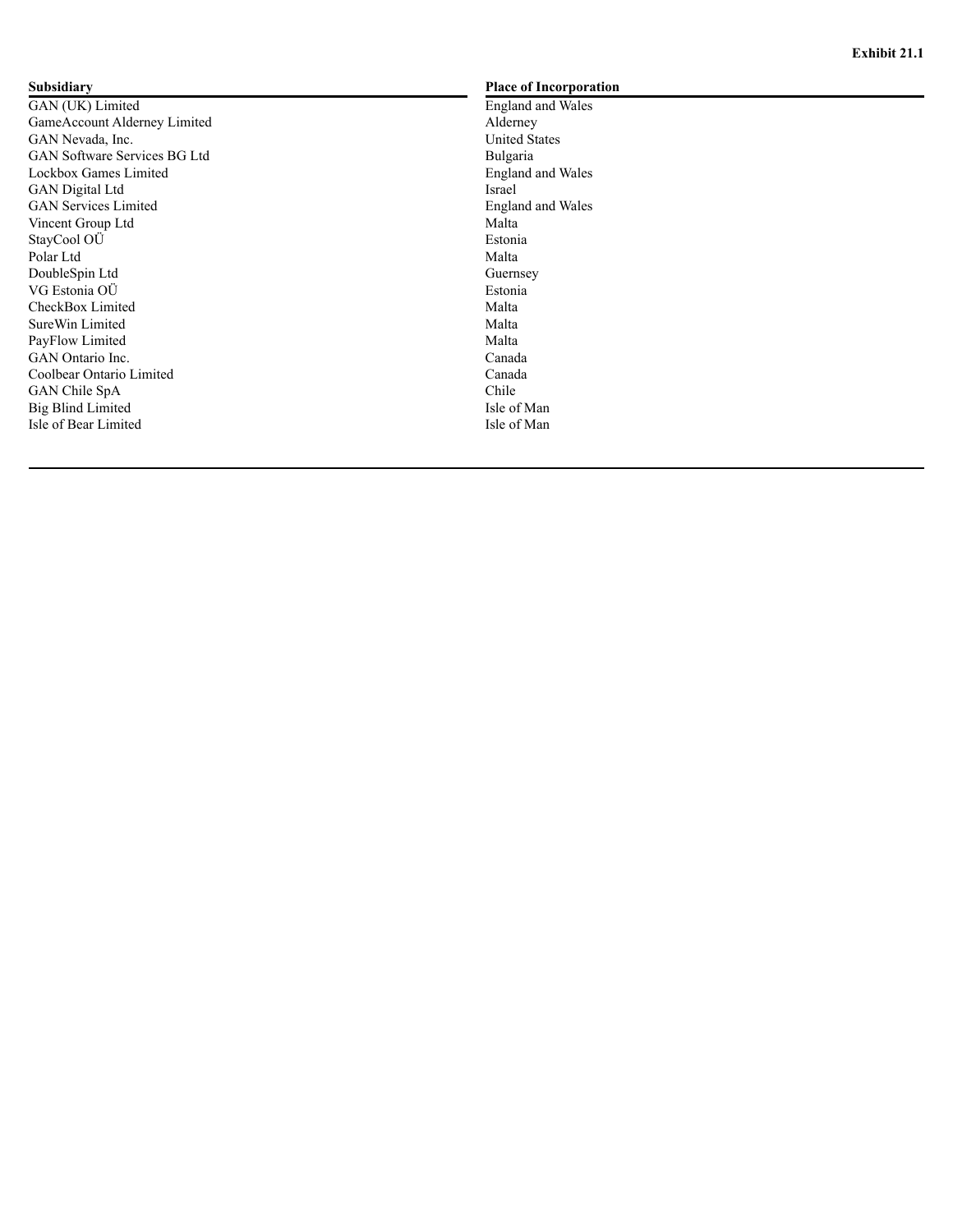**Exhibit 21.1**

| Subsidiary | Place of Incorporation |
| --- | --- |
| GAN (UK) Limited | England and Wales |
| GameAccount Alderney Limited | Alderney |
| GAN Nevada, Inc. | United States |
| GAN Software Services BG Ltd | Bulgaria |
| Lockbox Games Limited | England and Wales |
| GAN Digital Ltd | Israel |
| GAN Services Limited | England and Wales |
| Vincent Group Ltd | Malta |
| StayCool OÜ | Estonia |
| Polar Ltd | Malta |
| DoubleSpin Ltd | Guernsey |
| VG Estonia OÜ | Estonia |
| CheckBox Limited | Malta |
| SureWin Limited | Malta |
| PayFlow Limited | Malta |
| GAN Ontario Inc. | Canada |
| Coolbear Ontario Limited | Canada |
| GAN Chile SpA | Chile |
| Big Blind Limited | Isle of Man |
| Isle of Bear Limited | Isle of Man |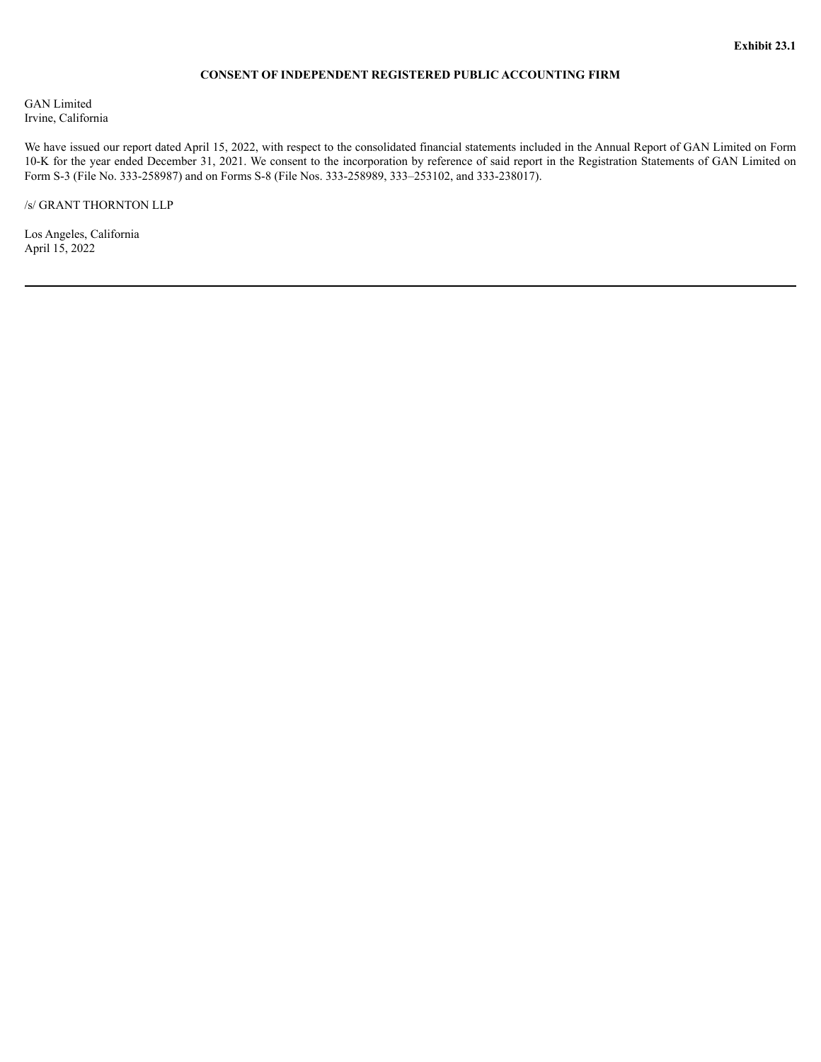**Exhibit 23.1**

**CONSENT OF INDEPENDENT REGISTERED PUBLIC ACCOUNTING FIRM**

GAN Limited
Irvine, California

We have issued our report dated April 15, 2022, with respect to the consolidated financial statements included in the Annual Report of GAN Limited on Form 10-K for the year ended December 31, 2021. We consent to the incorporation by reference of said report in the Registration Statements of GAN Limited on Form S-3 (File No. 333-258987) and on Forms S-8 (File Nos. 333-258989, 333–253102, and 333-238017).

/s/ GRANT THORNTON LLP

Los Angeles, California
April 15, 2022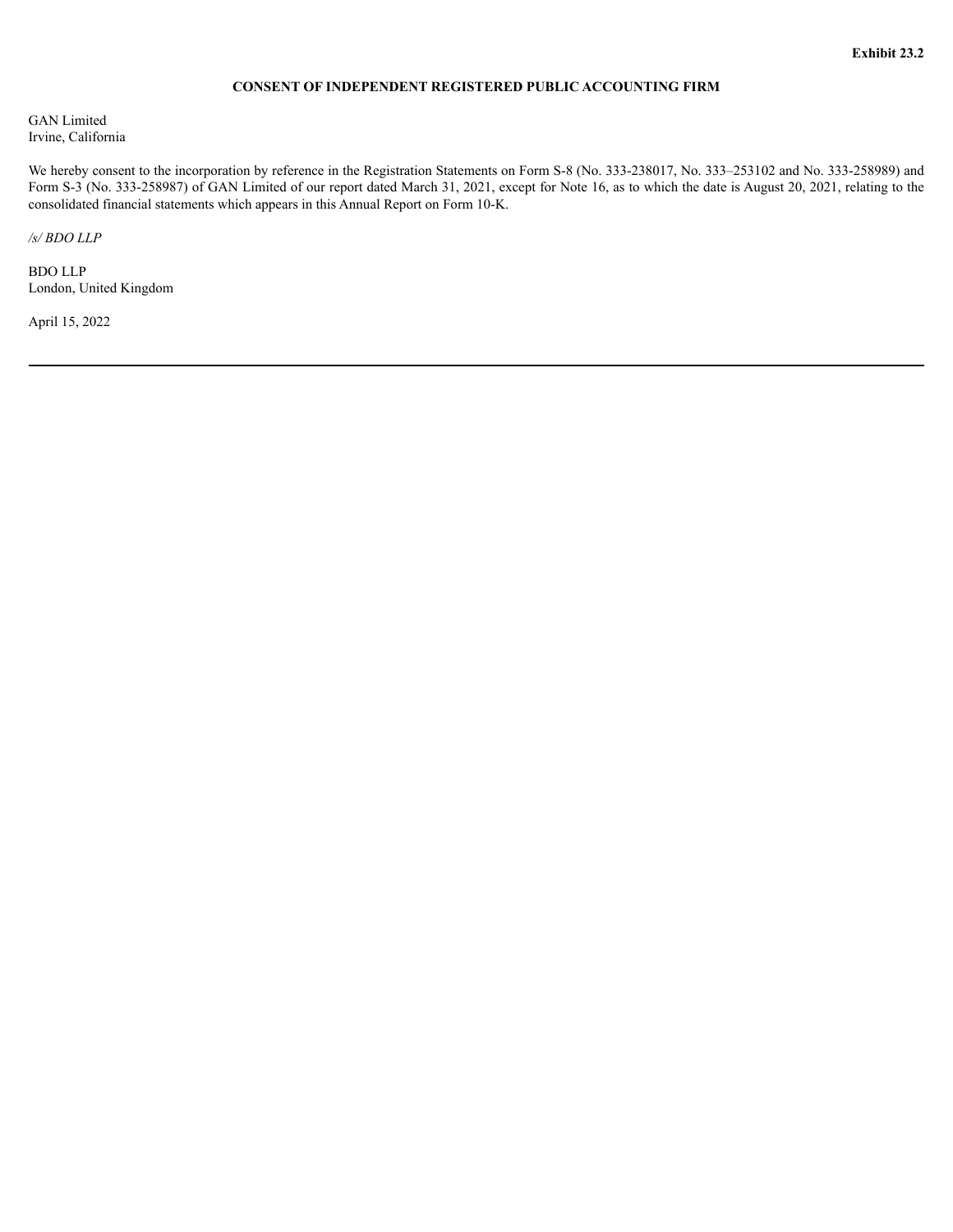**Exhibit 23.2**

**CONSENT OF INDEPENDENT REGISTERED PUBLIC ACCOUNTING FIRM**

GAN Limited
Irvine, California

We hereby consent to the incorporation by reference in the Registration Statements on Form S-8 (No. 333-238017, No. 333–253102 and No. 333-258989) and Form S-3 (No. 333-258987) of GAN Limited of our report dated March 31, 2021, except for Note 16, as to which the date is August 20, 2021, relating to the consolidated financial statements which appears in this Annual Report on Form 10-K.

*/s/ BDO LLP*

BDO LLP
London, United Kingdom

April 15, 2022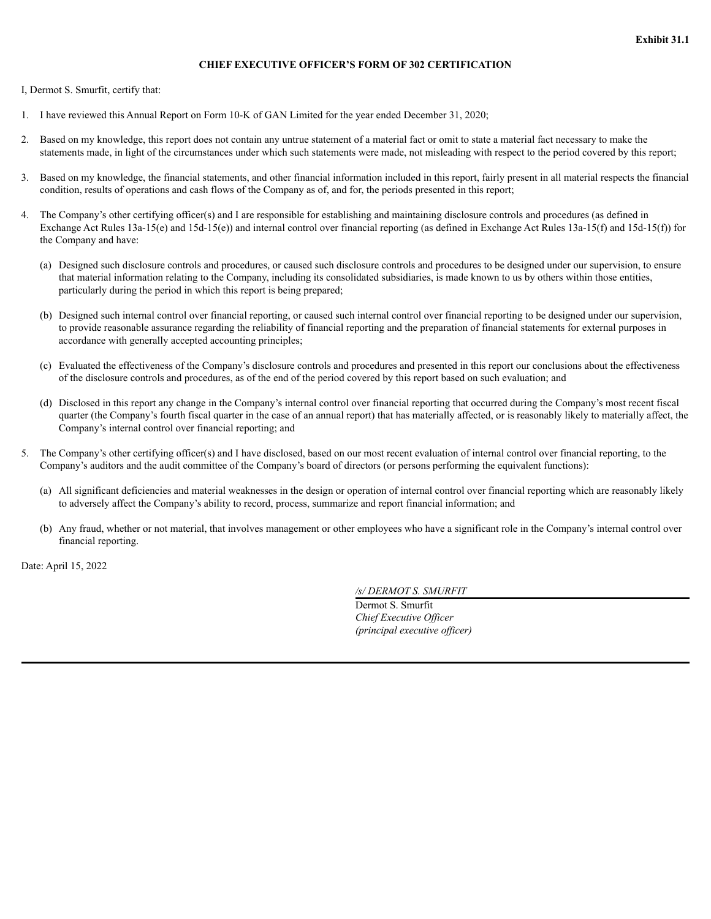**Exhibit 31.1**

**CHIEF EXECUTIVE OFFICER'S FORM OF 302 CERTIFICATION**

I, Dermot S. Smurfit, certify that:

1. I have reviewed this Annual Report on Form 10-K of GAN Limited for the year ended December 31, 2020;
2. Based on my knowledge, this report does not contain any untrue statement of a material fact or omit to state a material fact necessary to make the statements made, in light of the circumstances under which such statements were made, not misleading with respect to the period covered by this report;
3. Based on my knowledge, the financial statements, and other financial information included in this report, fairly present in all material respects the financial condition, results of operations and cash flows of the Company as of, and for, the periods presented in this report;
4. The Company's other certifying officer(s) and I are responsible for establishing and maintaining disclosure controls and procedures (as defined in Exchange Act Rules 13a-15(e) and 15d-15(e)) and internal control over financial reporting (as defined in Exchange Act Rules 13a-15(f) and 15d-15(f)) for the Company and have:
   (a) Designed such disclosure controls and procedures, or caused such disclosure controls and procedures to be designed under our supervision, to ensure that material information relating to the Company, including its consolidated subsidiaries, is made known to us by others within those entities, particularly during the period in which this report is being prepared;

   (b) Designed such internal control over financial reporting, or caused such internal control over financial reporting to be designed under our supervision, to provide reasonable assurance regarding the reliability of financial reporting and the preparation of financial statements for external purposes in accordance with generally accepted accounting principles;

   (c) Evaluated the effectiveness of the Company's disclosure controls and procedures and presented in this report our conclusions about the effectiveness of the disclosure controls and procedures, as of the end of the period covered by this report based on such evaluation; and

   (d) Disclosed in this report any change in the Company's internal control over financial reporting that occurred during the Company's most recent fiscal quarter (the Company's fourth fiscal quarter in the case of an annual report) that has materially affected, or is reasonably likely to materially affect, the Company's internal control over financial reporting; and
5. The Company's other certifying officer(s) and I have disclosed, based on our most recent evaluation of internal control over financial reporting, to the Company's auditors and the audit committee of the Company's board of directors (or persons performing the equivalent functions):
   (a) All significant deficiencies and material weaknesses in the design or operation of internal control over financial reporting which are reasonably likely to adversely affect the Company's ability to record, process, summarize and report financial information; and

   (b) Any fraud, whether or not material, that involves management or other employees who have a significant role in the Company's internal control over financial reporting.

Date: April 15, 2022

*/s/ DERMOT S. SMURFIT*

Dermot S. Smurfit
*Chief Executive Officer*
*(principal executive officer)*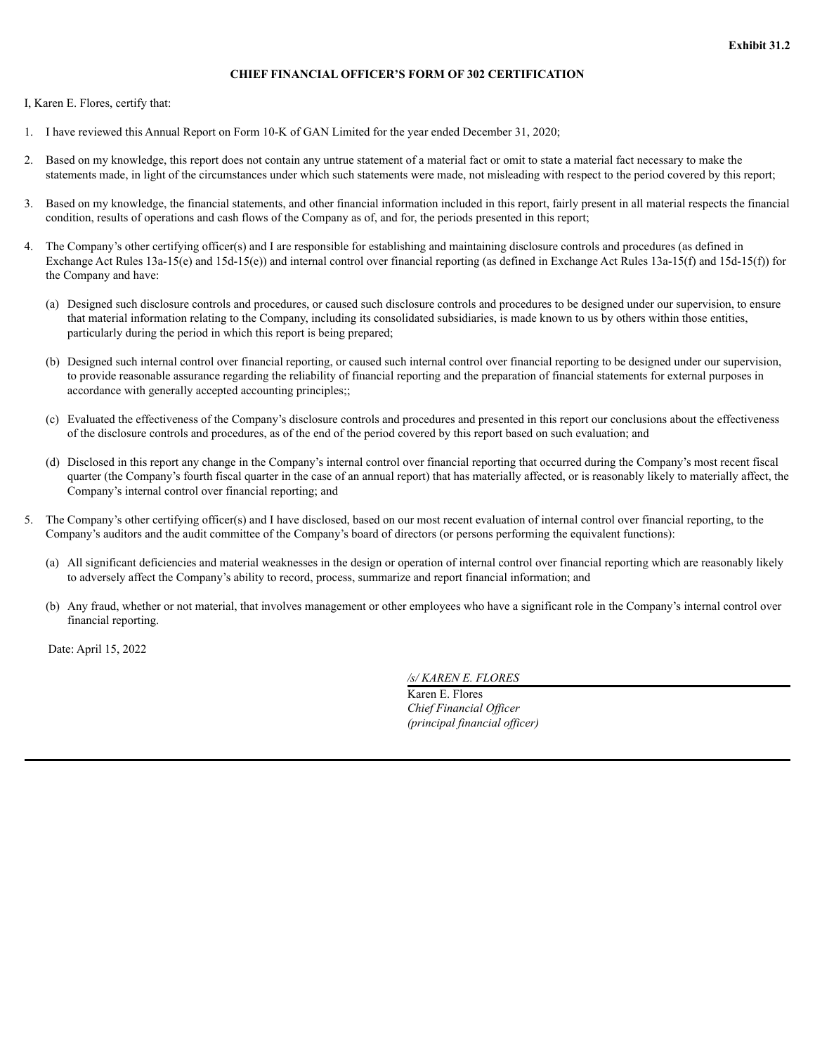**Exhibit 31.2**

**CHIEF FINANCIAL OFFICER'S FORM OF 302 CERTIFICATION**

I, Karen E. Flores, certify that:

1. I have reviewed this Annual Report on Form 10-K of GAN Limited for the year ended December 31, 2020;

2. Based on my knowledge, this report does not contain any untrue statement of a material fact or omit to state a material fact necessary to make the statements made, in light of the circumstances under which such statements were made, not misleading with respect to the period covered by this report;

3. Based on my knowledge, the financial statements, and other financial information included in this report, fairly present in all material respects the financial condition, results of operations and cash flows of the Company as of, and for, the periods presented in this report;

4. The Company's other certifying officer(s) and I are responsible for establishing and maintaining disclosure controls and procedures (as defined in Exchange Act Rules 13a-15(e) and 15d-15(e)) and internal control over financial reporting (as defined in Exchange Act Rules 13a-15(f) and 15d-15(f)) for the Company and have:

   (a) Designed such disclosure controls and procedures, or caused such disclosure controls and procedures to be designed under our supervision, to ensure that material information relating to the Company, including its consolidated subsidiaries, is made known to us by others within those entities, particularly during the period in which this report is being prepared;

   (b) Designed such internal control over financial reporting, or caused such internal control over financial reporting to be designed under our supervision, to provide reasonable assurance regarding the reliability of financial reporting and the preparation of financial statements for external purposes in accordance with generally accepted accounting principles;;

   (c) Evaluated the effectiveness of the Company's disclosure controls and procedures and presented in this report our conclusions about the effectiveness of the disclosure controls and procedures, as of the end of the period covered by this report based on such evaluation; and

   (d) Disclosed in this report any change in the Company's internal control over financial reporting that occurred during the Company's most recent fiscal quarter (the Company's fourth fiscal quarter in the case of an annual report) that has materially affected, or is reasonably likely to materially affect, the Company's internal control over financial reporting; and

5. The Company's other certifying officer(s) and I have disclosed, based on our most recent evaluation of internal control over financial reporting, to the Company's auditors and the audit committee of the Company's board of directors (or persons performing the equivalent functions):

   (a) All significant deficiencies and material weaknesses in the design or operation of internal control over financial reporting which are reasonably likely to adversely affect the Company's ability to record, process, summarize and report financial information; and

   (b) Any fraud, whether or not material, that involves management or other employees who have a significant role in the Company's internal control over financial reporting.

Date: April 15, 2022

*/s/ KAREN E. FLORES*
Karen E. Flores
*Chief Financial Officer*
*(principal financial officer)*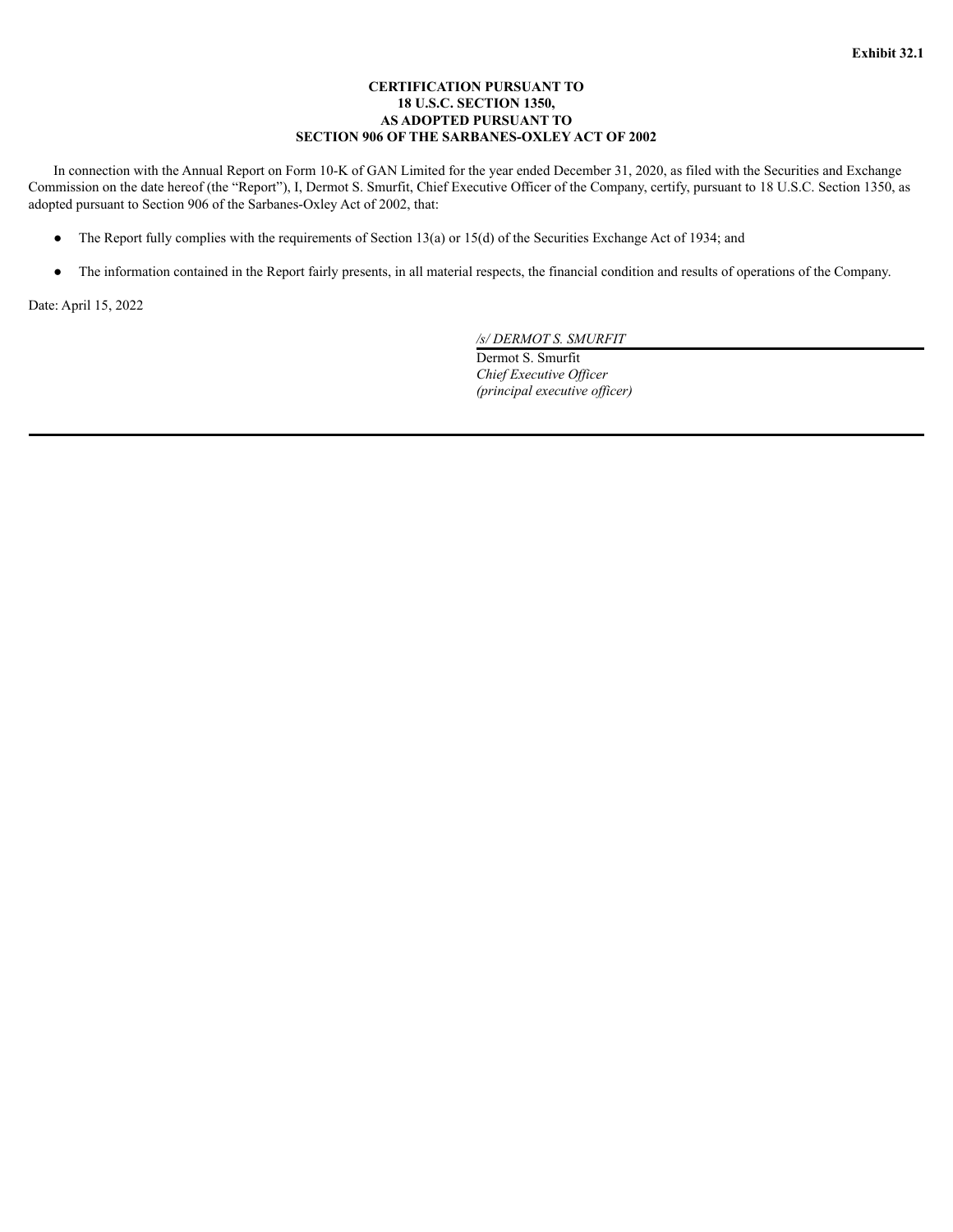**Exhibit 32.1**

**CERTIFICATION PURSUANT TO**
**18 U.S.C. SECTION 1350,**
**AS ADOPTED PURSUANT TO**
**SECTION 906 OF THE SARBANES-OXLEY ACT OF 2002**

In connection with the Annual Report on Form 10-K of GAN Limited for the year ended December 31, 2020, as filed with the Securities and Exchange Commission on the date hereof (the "Report"), I, Dermot S. Smurfit, Chief Executive Officer of the Company, certify, pursuant to 18 U.S.C. Section 1350, as adopted pursuant to Section 906 of the Sarbanes-Oxley Act of 2002, that:

- The Report fully complies with the requirements of Section 13(a) or 15(d) of the Securities Exchange Act of 1934; and
- The information contained in the Report fairly presents, in all material respects, the financial condition and results of operations of the Company.

Date: April 15, 2022

*/s/ DERMOT S. SMURFIT*
Dermot S. Smurfit
*Chief Executive Officer*
*(principal executive officer)*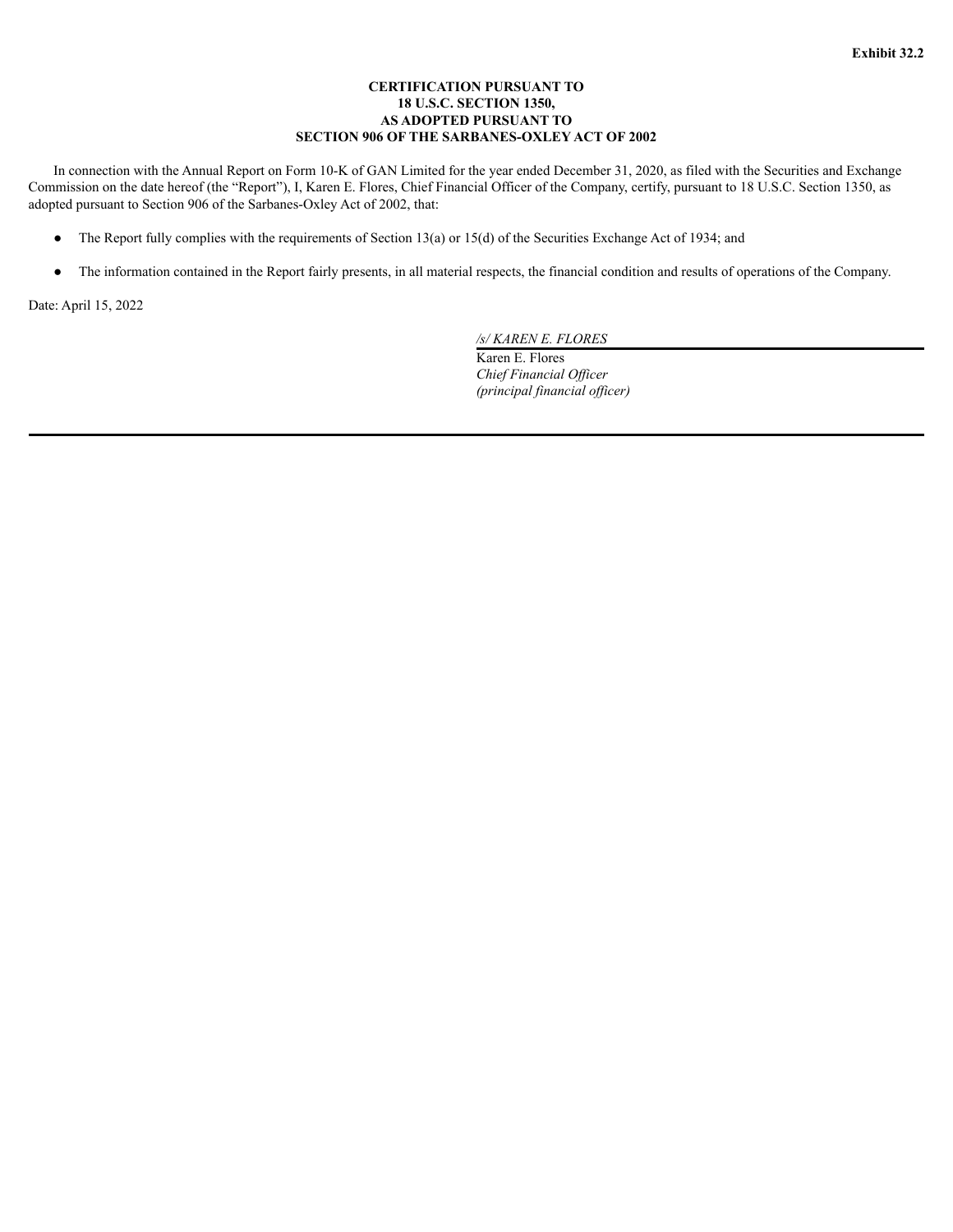**Exhibit 32.2**

**CERTIFICATION PURSUANT TO**
**18 U.S.C. SECTION 1350,**
**AS ADOPTED PURSUANT TO**
**SECTION 906 OF THE SARBANES-OXLEY ACT OF 2002**

In connection with the Annual Report on Form 10-K of GAN Limited for the year ended December 31, 2020, as filed with the Securities and Exchange Commission on the date hereof (the "Report"), I, Karen E. Flores, Chief Financial Officer of the Company, certify, pursuant to 18 U.S.C. Section 1350, as adopted pursuant to Section 906 of the Sarbanes-Oxley Act of 2002, that:

- The Report fully complies with the requirements of Section 13(a) or 15(d) of the Securities Exchange Act of 1934; and
- The information contained in the Report fairly presents, in all material respects, the financial condition and results of operations of the Company.

Date: April 15, 2022

*/s/ KAREN E. FLORES*
Karen E. Flores
*Chief Financial Officer*
*(principal financial officer)*